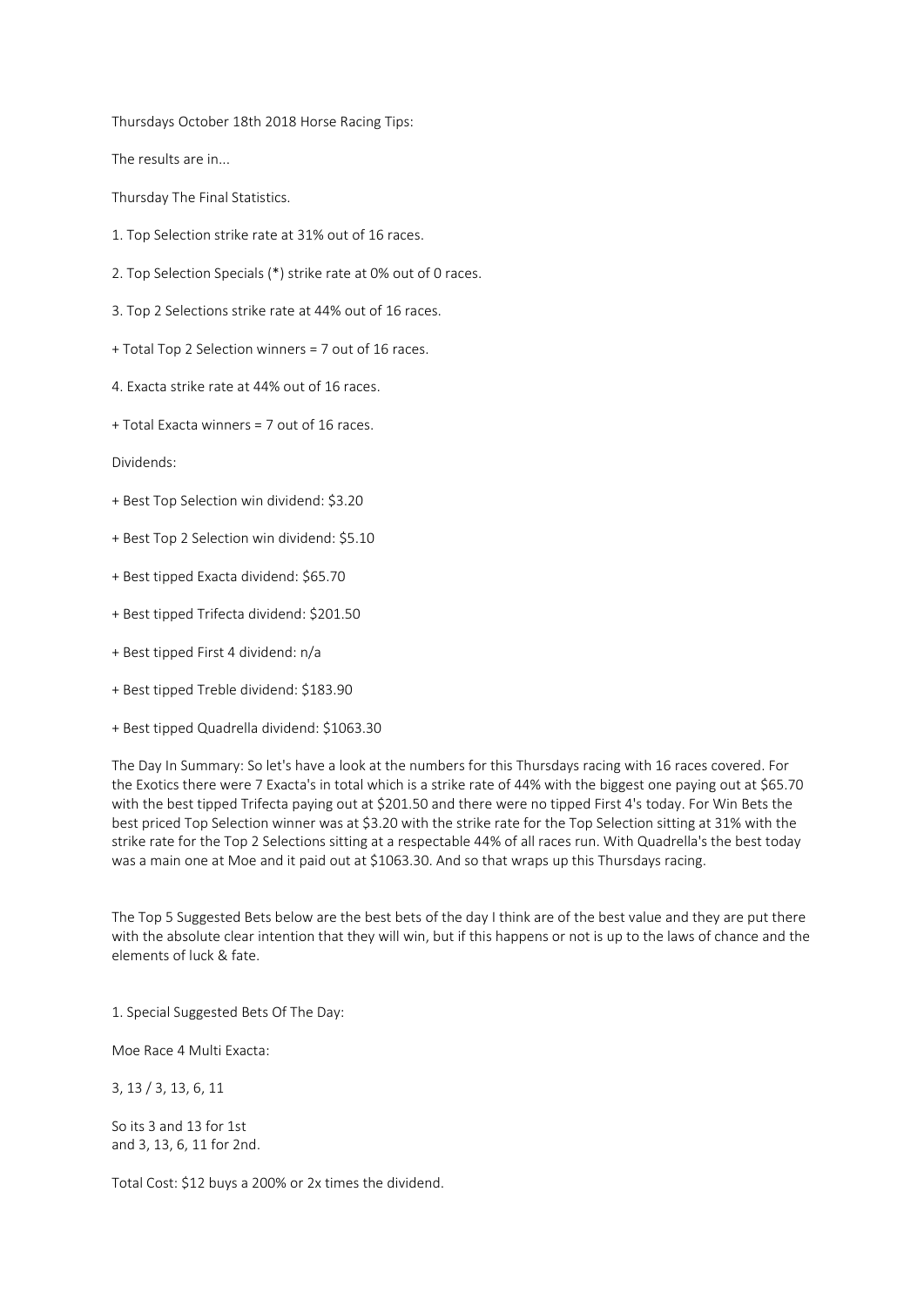Thursdays October 18th 2018 Horse Racing Tips:

The results are in...

Thursday The Final Statistics.

1. Top Selection strike rate at 31% out of 16 races.

2. Top Selection Specials (*) strike rate at 0% out of 0 races.

3. Top 2 Selections strike rate at 44% out of 16 races.

+ Total Top 2 Selection winners = 7 out of 16 races.

4. Exacta strike rate at 44% out of 16 races.

+ Total Exacta winners = 7 out of 16 races.

Dividends:

+ Best Top Selection win dividend: $3.20

+ Best Top 2 Selection win dividend: $5.10

+ Best tipped Exacta dividend: $65.70

+ Best tipped Trifecta dividend: $201.50

+ Best tipped First 4 dividend: n/a

+ Best tipped Treble dividend: $183.90

+ Best tipped Quadrella dividend: $1063.30

The Day In Summary: So let's have a look at the numbers for this Thursdays racing with 16 races covered. For the Exotics there were 7 Exacta's in total which is a strike rate of 44% with the biggest one paying out at $65.70 with the best tipped Trifecta paying out at $201.50 and there were no tipped First 4's today. For Win Bets the best priced Top Selection winner was at $3.20 with the strike rate for the Top Selection sitting at 31% with the strike rate for the Top 2 Selections sitting at a respectable 44% of all races run. With Quadrella's the best today was a main one at Moe and it paid out at $1063.30. And so that wraps up this Thursdays racing.

The Top 5 Suggested Bets below are the best bets of the day I think are of the best value and they are put there with the absolute clear intention that they will win, but if this happens or not is up to the laws of chance and the elements of luck & fate.

1. Special Suggested Bets Of The Day:

Moe Race 4 Multi Exacta:

3, 13 / 3, 13, 6, 11

So its 3 and 13 for 1st
and 3, 13, 6, 11 for 2nd.

Total Cost: $12 buys a 200% or 2x times the dividend.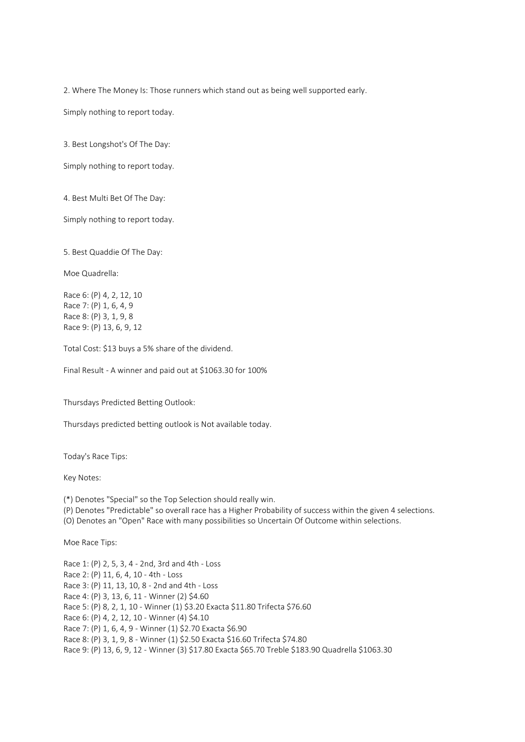2. Where The Money Is: Those runners which stand out as being well supported early.

Simply nothing to report today.

3. Best Longshot's Of The Day:

Simply nothing to report today.

4. Best Multi Bet Of The Day:

Simply nothing to report today.

5. Best Quaddie Of The Day:

Moe Quadrella:

Race 6: (P) 4, 2, 12, 10
Race 7: (P) 1, 6, 4, 9
Race 8: (P) 3, 1, 9, 8
Race 9: (P) 13, 6, 9, 12

Total Cost: $13 buys a 5% share of the dividend.

Final Result - A winner and paid out at $1063.30 for 100%

Thursdays Predicted Betting Outlook:

Thursdays predicted betting outlook is Not available today.

Today's Race Tips:

Key Notes:

(*) Denotes "Special" so the Top Selection should really win.
(P) Denotes "Predictable" so overall race has a Higher Probability of success within the given 4 selections.
(O) Denotes an "Open" Race with many possibilities so Uncertain Of Outcome within selections.

Moe Race Tips:

Race 1: (P) 2, 5, 3, 4 - 2nd, 3rd and 4th - Loss
Race 2: (P) 11, 6, 4, 10 - 4th - Loss
Race 3: (P) 11, 13, 10, 8 - 2nd and 4th - Loss
Race 4: (P) 3, 13, 6, 11 - Winner (2) $4.60
Race 5: (P) 8, 2, 1, 10 - Winner (1) $3.20 Exacta $11.80 Trifecta $76.60
Race 6: (P) 4, 2, 12, 10 - Winner (4) $4.10
Race 7: (P) 1, 6, 4, 9 - Winner (1) $2.70 Exacta $6.90
Race 8: (P) 3, 1, 9, 8 - Winner (1) $2.50 Exacta $16.60 Trifecta $74.80
Race 9: (P) 13, 6, 9, 12 - Winner (3) $17.80 Exacta $65.70 Treble $183.90 Quadrella $1063.30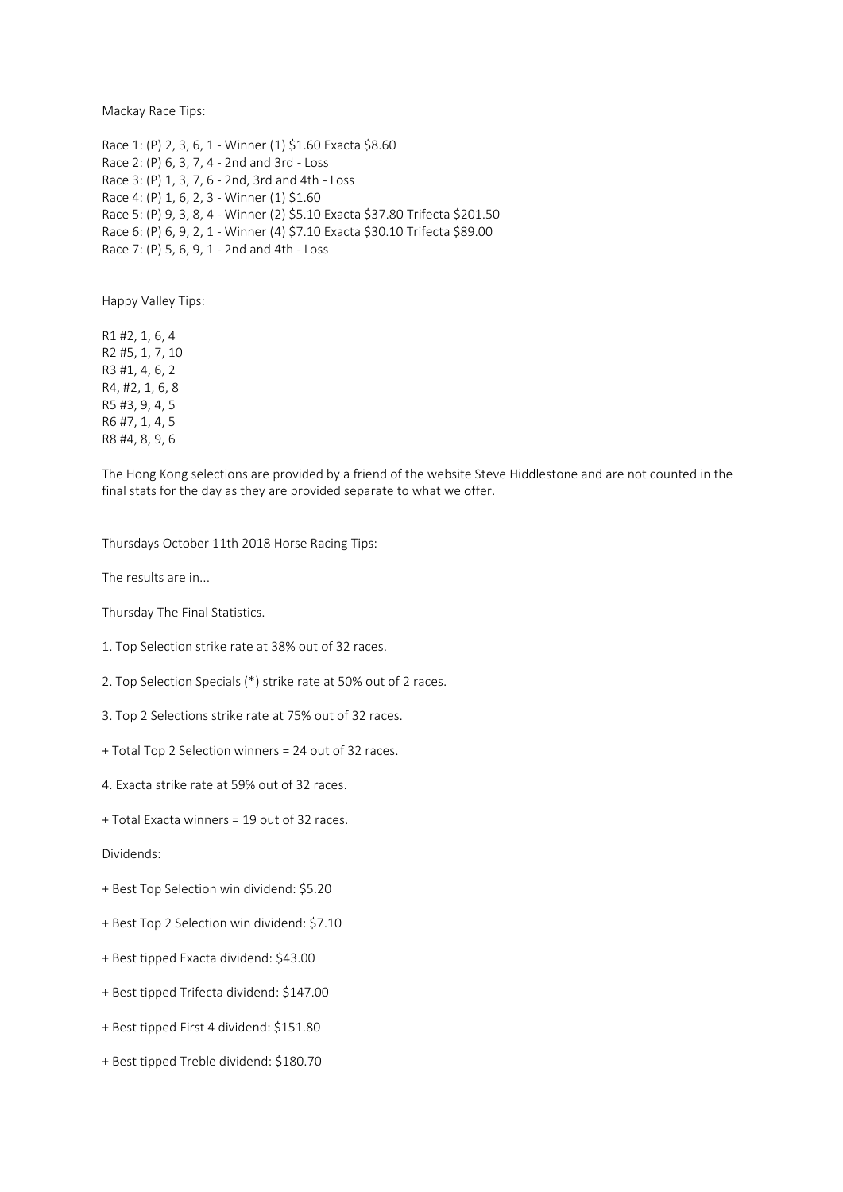Mackay Race Tips:

Race 1: (P) 2, 3, 6, 1 - Winner (1) $1.60 Exacta $8.60
Race 2: (P) 6, 3, 7, 4 - 2nd and 3rd - Loss
Race 3: (P) 1, 3, 7, 6 - 2nd, 3rd and 4th - Loss
Race 4: (P) 1, 6, 2, 3 - Winner (1) $1.60
Race 5: (P) 9, 3, 8, 4 - Winner (2) $5.10 Exacta $37.80 Trifecta $201.50
Race 6: (P) 6, 9, 2, 1 - Winner (4) $7.10 Exacta $30.10 Trifecta $89.00
Race 7: (P) 5, 6, 9, 1 - 2nd and 4th - Loss

Happy Valley Tips:

R1 #2, 1, 6, 4
R2 #5, 1, 7, 10
R3 #1, 4, 6, 2
R4, #2, 1, 6, 8
R5 #3, 9, 4, 5
R6 #7, 1, 4, 5
R8 #4, 8, 9, 6

The Hong Kong selections are provided by a friend of the website Steve Hiddlestone and are not counted in the final stats for the day as they are provided separate to what we offer.

Thursdays October 11th 2018 Horse Racing Tips:

The results are in...

Thursday The Final Statistics.

1. Top Selection strike rate at 38% out of 32 races.

2. Top Selection Specials (*) strike rate at 50% out of 2 races.

3. Top 2 Selections strike rate at 75% out of 32 races.

+ Total Top 2 Selection winners = 24 out of 32 races.

4. Exacta strike rate at 59% out of 32 races.

+ Total Exacta winners = 19 out of 32 races.

Dividends:

+ Best Top Selection win dividend: $5.20

+ Best Top 2 Selection win dividend: $7.10

+ Best tipped Exacta dividend: $43.00

+ Best tipped Trifecta dividend: $147.00

+ Best tipped First 4 dividend: $151.80

+ Best tipped Treble dividend: $180.70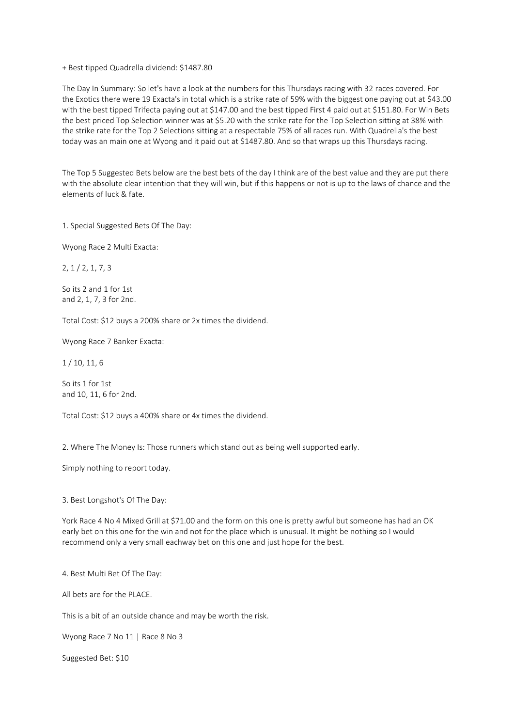+ Best tipped Quadrella dividend: $1487.80

The Day In Summary: So let's have a look at the numbers for this Thursdays racing with 32 races covered. For the Exotics there were 19 Exacta's in total which is a strike rate of 59% with the biggest one paying out at $43.00 with the best tipped Trifecta paying out at $147.00 and the best tipped First 4 paid out at $151.80. For Win Bets the best priced Top Selection winner was at $5.20 with the strike rate for the Top Selection sitting at 38% with the strike rate for the Top 2 Selections sitting at a respectable 75% of all races run. With Quadrella's the best today was an main one at Wyong and it paid out at $1487.80. And so that wraps up this Thursdays racing.

The Top 5 Suggested Bets below are the best bets of the day I think are of the best value and they are put there with the absolute clear intention that they will win, but if this happens or not is up to the laws of chance and the elements of luck & fate.

1. Special Suggested Bets Of The Day:

Wyong Race 2 Multi Exacta:

2, 1 / 2, 1, 7, 3

So its 2 and 1 for 1st
and 2, 1, 7, 3 for 2nd.

Total Cost: $12 buys a 200% share or 2x times the dividend.

Wyong Race 7 Banker Exacta:

1 / 10, 11, 6

So its 1 for 1st
and 10, 11, 6 for 2nd.

Total Cost: $12 buys a 400% share or 4x times the dividend.

2. Where The Money Is: Those runners which stand out as being well supported early.

Simply nothing to report today.

3. Best Longshot's Of The Day:

York Race 4 No 4 Mixed Grill at $71.00 and the form on this one is pretty awful but someone has had an OK early bet on this one for the win and not for the place which is unusual. It might be nothing so I would recommend only a very small eachway bet on this one and just hope for the best.

4. Best Multi Bet Of The Day:

All bets are for the PLACE.

This is a bit of an outside chance and may be worth the risk.

Wyong Race 7 No 11 | Race 8 No 3

Suggested Bet: $10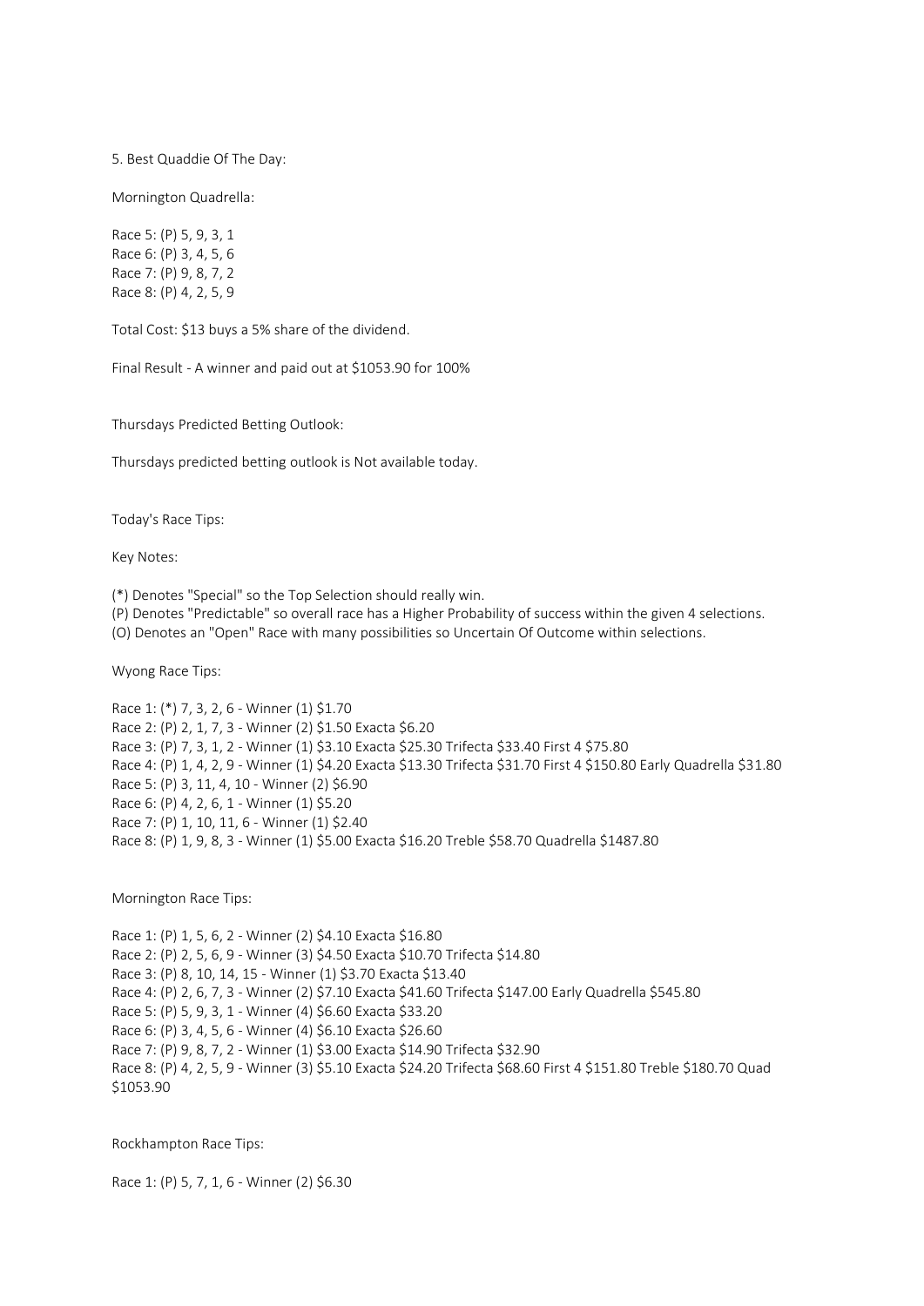5. Best Quaddie Of The Day:

Mornington Quadrella:

Race 5: (P) 5, 9, 3, 1
Race 6: (P) 3, 4, 5, 6
Race 7: (P) 9, 8, 7, 2
Race 8: (P) 4, 2, 5, 9

Total Cost: $13 buys a 5% share of the dividend.

Final Result - A winner and paid out at $1053.90 for 100%

Thursdays Predicted Betting Outlook:

Thursdays predicted betting outlook is Not available today.

Today's Race Tips:

Key Notes:

(*) Denotes "Special" so the Top Selection should really win.
(P) Denotes "Predictable" so overall race has a Higher Probability of success within the given 4 selections.
(O) Denotes an "Open" Race with many possibilities so Uncertain Of Outcome within selections.

Wyong Race Tips:

Race 1: (*) 7, 3, 2, 6 - Winner (1) $1.70
Race 2: (P) 2, 1, 7, 3 - Winner (2) $1.50 Exacta $6.20
Race 3: (P) 7, 3, 1, 2 - Winner (1) $3.10 Exacta $25.30 Trifecta $33.40 First 4 $75.80
Race 4: (P) 1, 4, 2, 9 - Winner (1) $4.20 Exacta $13.30 Trifecta $31.70 First 4 $150.80 Early Quadrella $31.80
Race 5: (P) 3, 11, 4, 10 - Winner (2) $6.90
Race 6: (P) 4, 2, 6, 1 - Winner (1) $5.20
Race 7: (P) 1, 10, 11, 6 - Winner (1) $2.40
Race 8: (P) 1, 9, 8, 3 - Winner (1) $5.00 Exacta $16.20 Treble $58.70 Quadrella $1487.80

Mornington Race Tips:

Race 1: (P) 1, 5, 6, 2 - Winner (2) $4.10 Exacta $16.80
Race 2: (P) 2, 5, 6, 9 - Winner (3) $4.50 Exacta $10.70 Trifecta $14.80
Race 3: (P) 8, 10, 14, 15 - Winner (1) $3.70 Exacta $13.40
Race 4: (P) 2, 6, 7, 3 - Winner (2) $7.10 Exacta $41.60 Trifecta $147.00 Early Quadrella $545.80
Race 5: (P) 5, 9, 3, 1 - Winner (4) $6.60 Exacta $33.20
Race 6: (P) 3, 4, 5, 6 - Winner (4) $6.10 Exacta $26.60
Race 7: (P) 9, 8, 7, 2 - Winner (1) $3.00 Exacta $14.90 Trifecta $32.90
Race 8: (P) 4, 2, 5, 9 - Winner (3) $5.10 Exacta $24.20 Trifecta $68.60 First 4 $151.80 Treble $180.70 Quad $1053.90

Rockhampton Race Tips:

Race 1: (P) 5, 7, 1, 6 - Winner (2) $6.30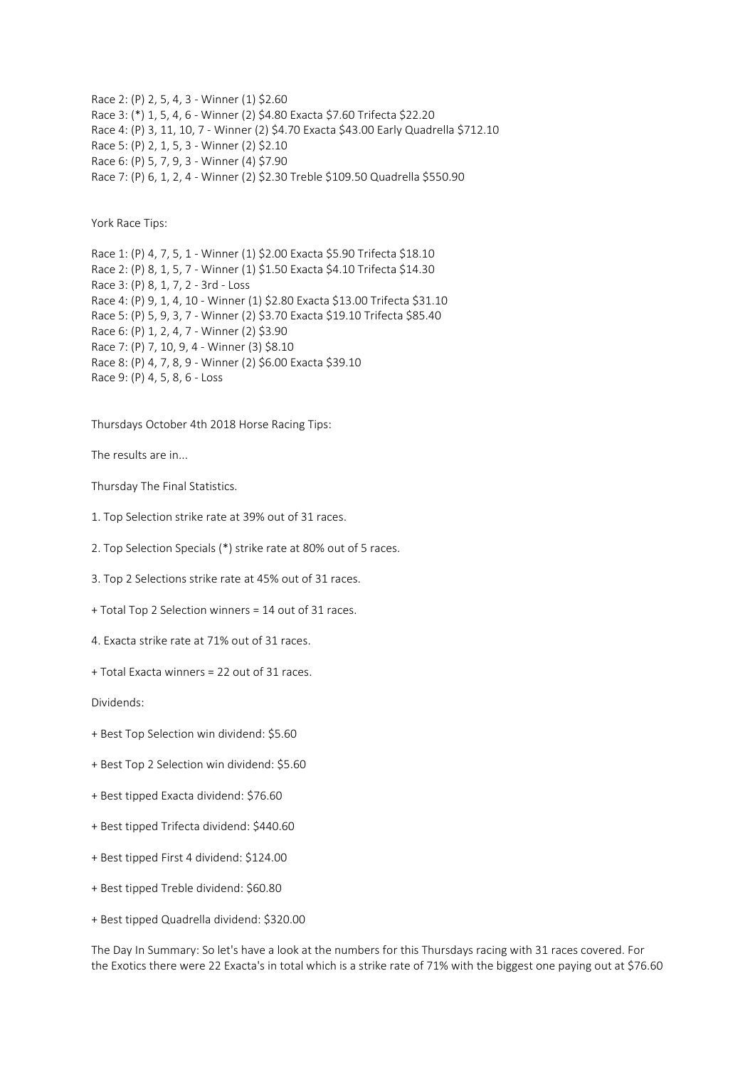Race 2: (P) 2, 5, 4, 3 - Winner (1) $2.60

Race 3: (*) 1, 5, 4, 6 - Winner (2) $4.80 Exacta $7.60 Trifecta $22.20

Race 4: (P) 3, 11, 10, 7 - Winner (2) $4.70 Exacta $43.00 Early Quadrella $712.10

Race 5: (P) 2, 1, 5, 3 - Winner (2) $2.10

Race 6: (P) 5, 7, 9, 3 - Winner (4) $7.90

Race 7: (P) 6, 1, 2, 4 - Winner (2) $2.30 Treble $109.50 Quadrella $550.90

York Race Tips:

Race 1: (P) 4, 7, 5, 1 - Winner (1) $2.00 Exacta $5.90 Trifecta $18.10

Race 2: (P) 8, 1, 5, 7 - Winner (1) $1.50 Exacta $4.10 Trifecta $14.30

Race 3: (P) 8, 1, 7, 2 - 3rd - Loss

Race 4: (P) 9, 1, 4, 10 - Winner (1) $2.80 Exacta $13.00 Trifecta $31.10

Race 5: (P) 5, 9, 3, 7 - Winner (2) $3.70 Exacta $19.10 Trifecta $85.40

Race 6: (P) 1, 2, 4, 7 - Winner (2) $3.90

Race 7: (P) 7, 10, 9, 4 - Winner (3) $8.10

Race 8: (P) 4, 7, 8, 9 - Winner (2) $6.00 Exacta $39.10

Race 9: (P) 4, 5, 8, 6 - Loss

Thursdays October 4th 2018 Horse Racing Tips:

The results are in...

Thursday The Final Statistics.

1. Top Selection strike rate at 39% out of 31 races.

2. Top Selection Specials (*) strike rate at 80% out of 5 races.

3. Top 2 Selections strike rate at 45% out of 31 races.

+ Total Top 2 Selection winners = 14 out of 31 races.

4. Exacta strike rate at 71% out of 31 races.

+ Total Exacta winners = 22 out of 31 races.

Dividends:

+ Best Top Selection win dividend: $5.60

+ Best Top 2 Selection win dividend: $5.60

+ Best tipped Exacta dividend: $76.60

+ Best tipped Trifecta dividend: $440.60

+ Best tipped First 4 dividend: $124.00

+ Best tipped Treble dividend: $60.80

+ Best tipped Quadrella dividend: $320.00

The Day In Summary: So let's have a look at the numbers for this Thursdays racing with 31 races covered. For the Exotics there were 22 Exacta's in total which is a strike rate of 71% with the biggest one paying out at $76.60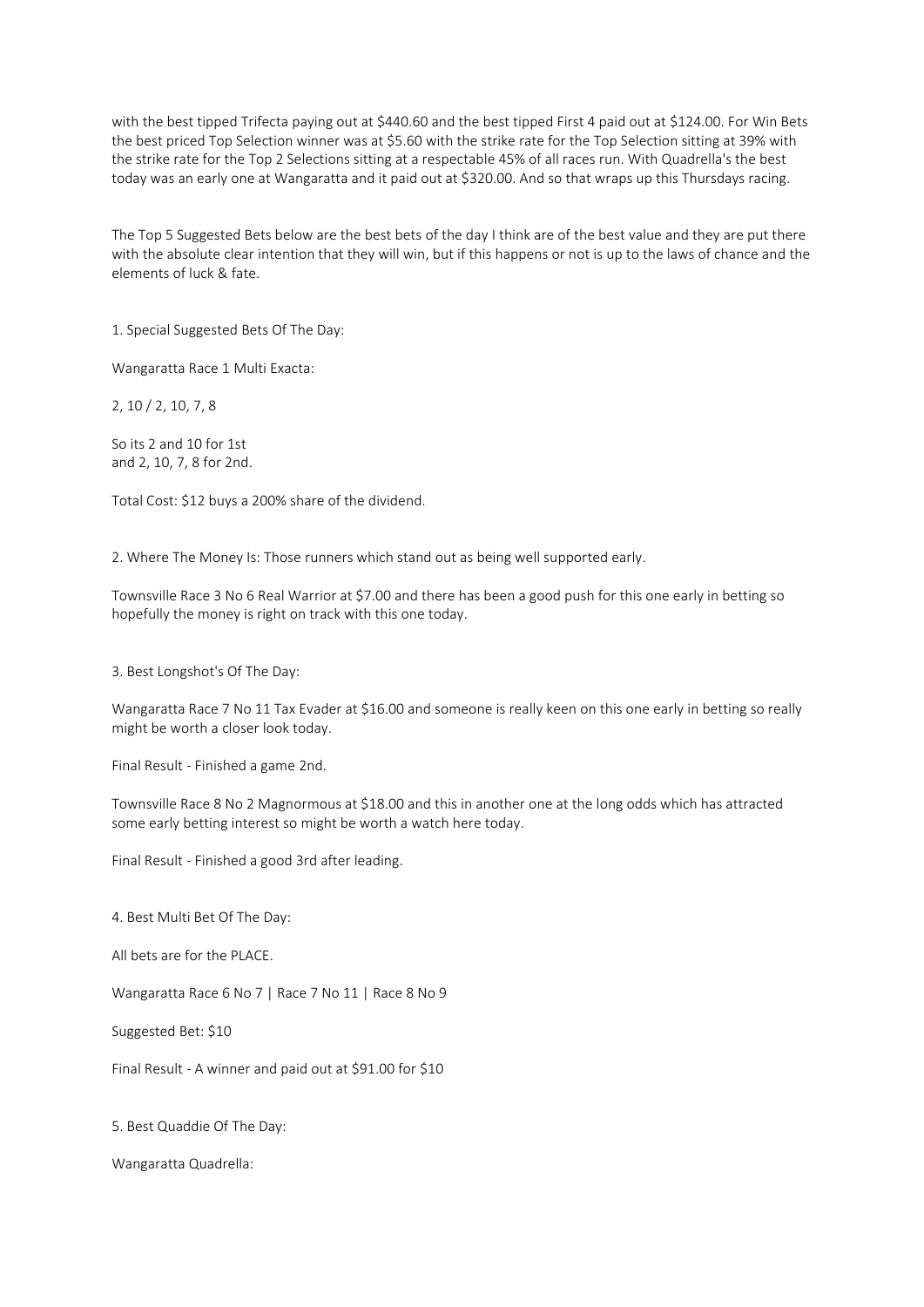with the best tipped Trifecta paying out at $440.60 and the best tipped First 4 paid out at $124.00. For Win Bets the best priced Top Selection winner was at $5.60 with the strike rate for the Top Selection sitting at 39% with the strike rate for the Top 2 Selections sitting at a respectable 45% of all races run. With Quadrella's the best today was an early one at Wangaratta and it paid out at $320.00. And so that wraps up this Thursdays racing.

The Top 5 Suggested Bets below are the best bets of the day I think are of the best value and they are put there with the absolute clear intention that they will win, but if this happens or not is up to the laws of chance and the elements of luck & fate.

1. Special Suggested Bets Of The Day:

Wangaratta Race 1 Multi Exacta:

2, 10 / 2, 10, 7, 8

So its 2 and 10 for 1st
and 2, 10, 7, 8 for 2nd.

Total Cost: $12 buys a 200% share of the dividend.

2. Where The Money Is: Those runners which stand out as being well supported early.

Townsville Race 3 No 6 Real Warrior at $7.00 and there has been a good push for this one early in betting so hopefully the money is right on track with this one today.

3. Best Longshot's Of The Day:

Wangaratta Race 7 No 11 Tax Evader at $16.00 and someone is really keen on this one early in betting so really might be worth a closer look today.

Final Result - Finished a game 2nd.

Townsville Race 8 No 2 Magnormous at $18.00 and this in another one at the long odds which has attracted some early betting interest so might be worth a watch here today.

Final Result - Finished a good 3rd after leading.

4. Best Multi Bet Of The Day:

All bets are for the PLACE.

Wangaratta Race 6 No 7 | Race 7 No 11 | Race 8 No 9

Suggested Bet: $10

Final Result - A winner and paid out at $91.00 for $10

5. Best Quaddie Of The Day:

Wangaratta Quadrella: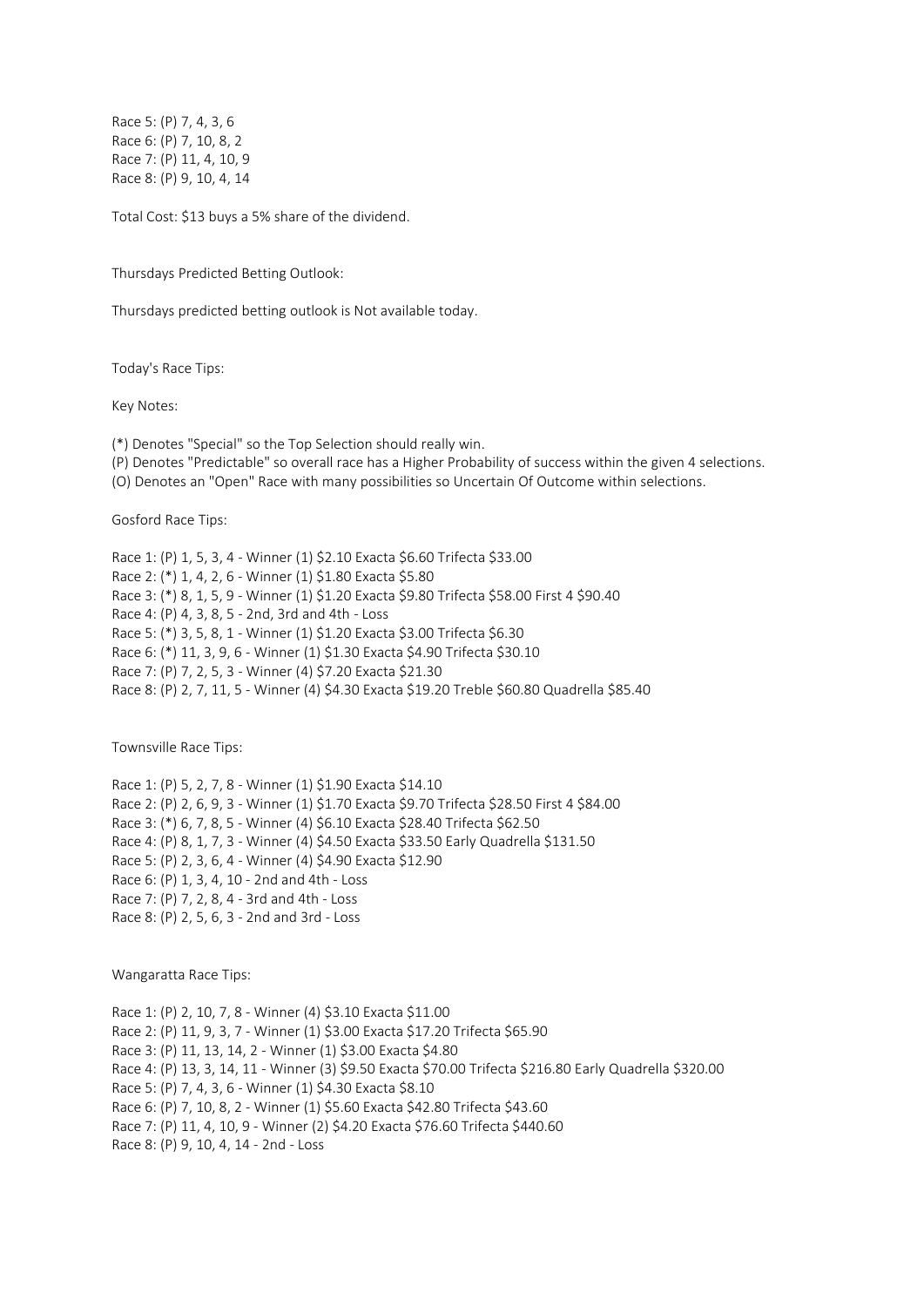Race 5: (P) 7, 4, 3, 6
Race 6: (P) 7, 10, 8, 2
Race 7: (P) 11, 4, 10, 9
Race 8: (P) 9, 10, 4, 14

Total Cost: $13 buys a 5% share of the dividend.

Thursdays Predicted Betting Outlook:

Thursdays predicted betting outlook is Not available today.

Today's Race Tips:

Key Notes:

(*) Denotes "Special" so the Top Selection should really win.
(P) Denotes "Predictable" so overall race has a Higher Probability of success within the given 4 selections.
(O) Denotes an "Open" Race with many possibilities so Uncertain Of Outcome within selections.

Gosford Race Tips:

Race 1: (P) 1, 5, 3, 4 - Winner (1) $2.10 Exacta $6.60 Trifecta $33.00
Race 2: (*) 1, 4, 2, 6 - Winner (1) $1.80 Exacta $5.80
Race 3: (*) 8, 1, 5, 9 - Winner (1) $1.20 Exacta $9.80 Trifecta $58.00 First 4 $90.40
Race 4: (P) 4, 3, 8, 5 - 2nd, 3rd and 4th - Loss
Race 5: (*) 3, 5, 8, 1 - Winner (1) $1.20 Exacta $3.00 Trifecta $6.30
Race 6: (*) 11, 3, 9, 6 - Winner (1) $1.30 Exacta $4.90 Trifecta $30.10
Race 7: (P) 7, 2, 5, 3 - Winner (4) $7.20 Exacta $21.30
Race 8: (P) 2, 7, 11, 5 - Winner (4) $4.30 Exacta $19.20 Treble $60.80 Quadrella $85.40

Townsville Race Tips:

Race 1: (P) 5, 2, 7, 8 - Winner (1) $1.90 Exacta $14.10
Race 2: (P) 2, 6, 9, 3 - Winner (1) $1.70 Exacta $9.70 Trifecta $28.50 First 4 $84.00
Race 3: (*) 6, 7, 8, 5 - Winner (4) $6.10 Exacta $28.40 Trifecta $62.50
Race 4: (P) 8, 1, 7, 3 - Winner (4) $4.50 Exacta $33.50 Early Quadrella $131.50
Race 5: (P) 2, 3, 6, 4 - Winner (4) $4.90 Exacta $12.90
Race 6: (P) 1, 3, 4, 10 - 2nd and 4th - Loss
Race 7: (P) 7, 2, 8, 4 - 3rd and 4th - Loss
Race 8: (P) 2, 5, 6, 3 - 2nd and 3rd - Loss

Wangaratta Race Tips:

Race 1: (P) 2, 10, 7, 8 - Winner (4) $3.10 Exacta $11.00
Race 2: (P) 11, 9, 3, 7 - Winner (1) $3.00 Exacta $17.20 Trifecta $65.90
Race 3: (P) 11, 13, 14, 2 - Winner (1) $3.00 Exacta $4.80
Race 4: (P) 13, 3, 14, 11 - Winner (3) $9.50 Exacta $70.00 Trifecta $216.80 Early Quadrella $320.00
Race 5: (P) 7, 4, 3, 6 - Winner (1) $4.30 Exacta $8.10
Race 6: (P) 7, 10, 8, 2 - Winner (1) $5.60 Exacta $42.80 Trifecta $43.60
Race 7: (P) 11, 4, 10, 9 - Winner (2) $4.20 Exacta $76.60 Trifecta $440.60
Race 8: (P) 9, 10, 4, 14 - 2nd - Loss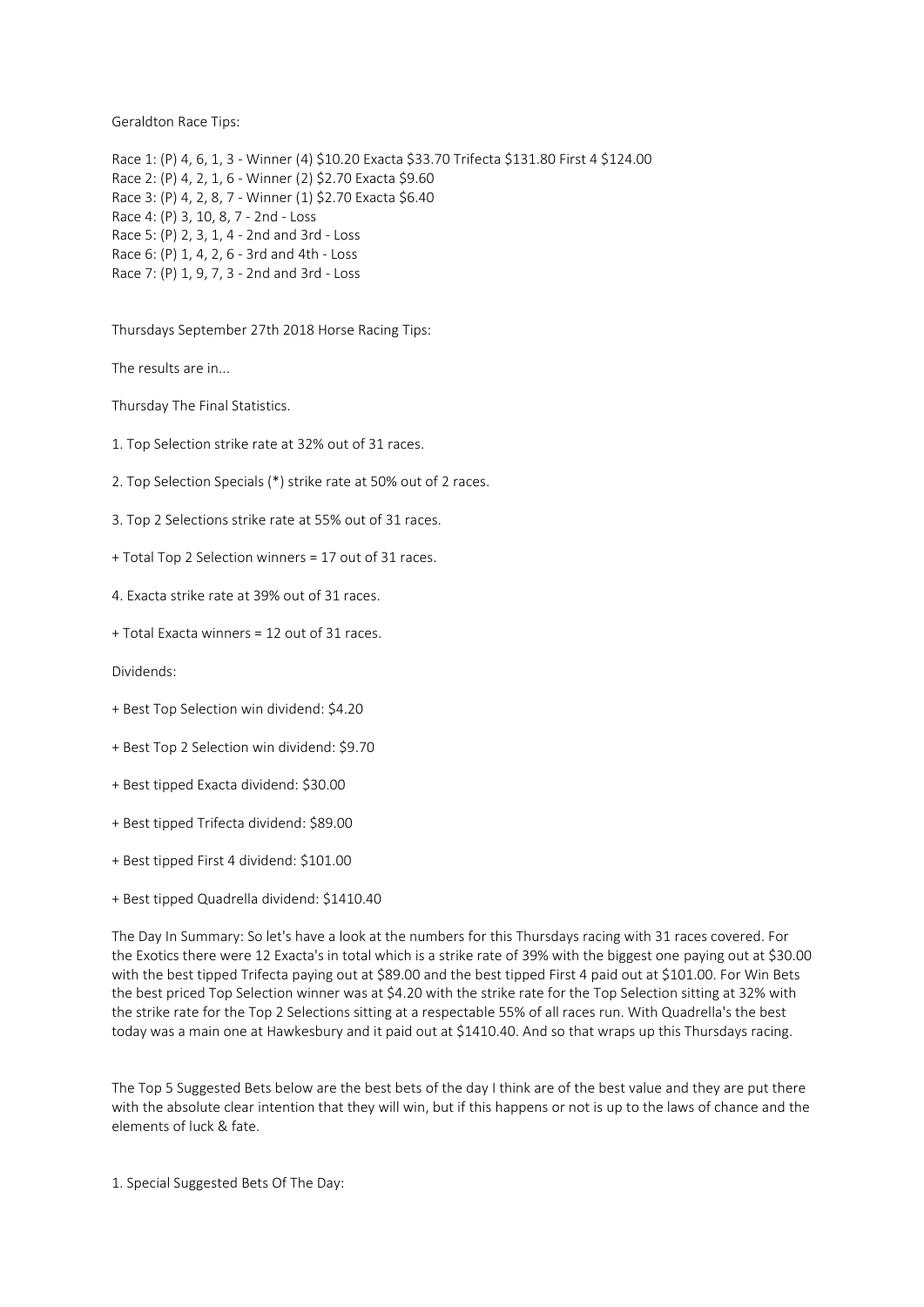Geraldton Race Tips:

Race 1: (P) 4, 6, 1, 3 - Winner (4) $10.20 Exacta $33.70 Trifecta $131.80 First 4 $124.00
Race 2: (P) 4, 2, 1, 6 - Winner (2) $2.70 Exacta $9.60
Race 3: (P) 4, 2, 8, 7 - Winner (1) $2.70 Exacta $6.40
Race 4: (P) 3, 10, 8, 7 - 2nd - Loss
Race 5: (P) 2, 3, 1, 4 - 2nd and 3rd - Loss
Race 6: (P) 1, 4, 2, 6 - 3rd and 4th - Loss
Race 7: (P) 1, 9, 7, 3 - 2nd and 3rd - Loss

Thursdays September 27th 2018 Horse Racing Tips:

The results are in...

Thursday The Final Statistics.

1. Top Selection strike rate at 32% out of 31 races.

2. Top Selection Specials (*) strike rate at 50% out of 2 races.

3. Top 2 Selections strike rate at 55% out of 31 races.

+ Total Top 2 Selection winners = 17 out of 31 races.

4. Exacta strike rate at 39% out of 31 races.

+ Total Exacta winners = 12 out of 31 races.

Dividends:

+ Best Top Selection win dividend: $4.20

+ Best Top 2 Selection win dividend: $9.70

+ Best tipped Exacta dividend: $30.00

+ Best tipped Trifecta dividend: $89.00

+ Best tipped First 4 dividend: $101.00

+ Best tipped Quadrella dividend: $1410.40

The Day In Summary: So let's have a look at the numbers for this Thursdays racing with 31 races covered. For the Exotics there were 12 Exacta's in total which is a strike rate of 39% with the biggest one paying out at $30.00 with the best tipped Trifecta paying out at $89.00 and the best tipped First 4 paid out at $101.00. For Win Bets the best priced Top Selection winner was at $4.20 with the strike rate for the Top Selection sitting at 32% with the strike rate for the Top 2 Selections sitting at a respectable 55% of all races run. With Quadrella's the best today was a main one at Hawkesbury and it paid out at $1410.40. And so that wraps up this Thursdays racing.

The Top 5 Suggested Bets below are the best bets of the day I think are of the best value and they are put there with the absolute clear intention that they will win, but if this happens or not is up to the laws of chance and the elements of luck & fate.

1. Special Suggested Bets Of The Day: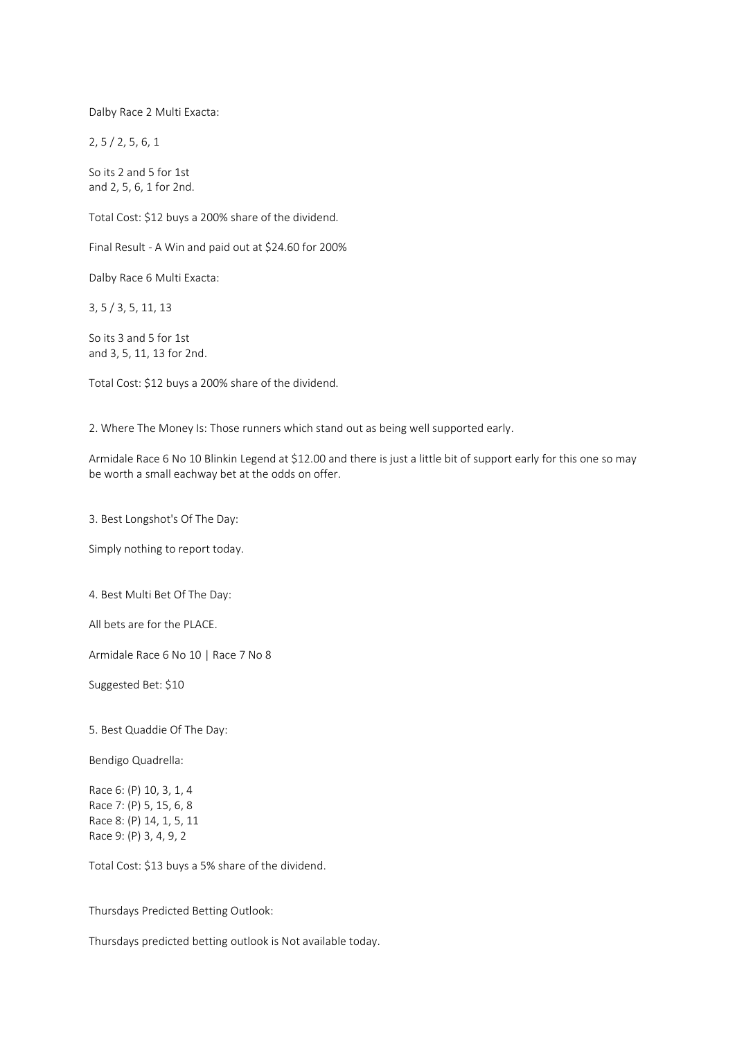Dalby Race 2 Multi Exacta:

2, 5 / 2, 5, 6, 1

So its 2 and 5 for 1st
and 2, 5, 6, 1 for 2nd.

Total Cost: $12 buys a 200% share of the dividend.

Final Result - A Win and paid out at $24.60 for 200%

Dalby Race 6 Multi Exacta:

3, 5 / 3, 5, 11, 13

So its 3 and 5 for 1st
and 3, 5, 11, 13 for 2nd.

Total Cost: $12 buys a 200% share of the dividend.

2. Where The Money Is: Those runners which stand out as being well supported early.

Armidale Race 6 No 10 Blinkin Legend at $12.00 and there is just a little bit of support early for this one so may be worth a small eachway bet at the odds on offer.

3. Best Longshot's Of The Day:

Simply nothing to report today.

4. Best Multi Bet Of The Day:

All bets are for the PLACE.

Armidale Race 6 No 10 | Race 7 No 8

Suggested Bet: $10

5. Best Quaddie Of The Day:

Bendigo Quadrella:

Race 6: (P) 10, 3, 1, 4
Race 7: (P) 5, 15, 6, 8
Race 8: (P) 14, 1, 5, 11
Race 9: (P) 3, 4, 9, 2

Total Cost: $13 buys a 5% share of the dividend.

Thursdays Predicted Betting Outlook:

Thursdays predicted betting outlook is Not available today.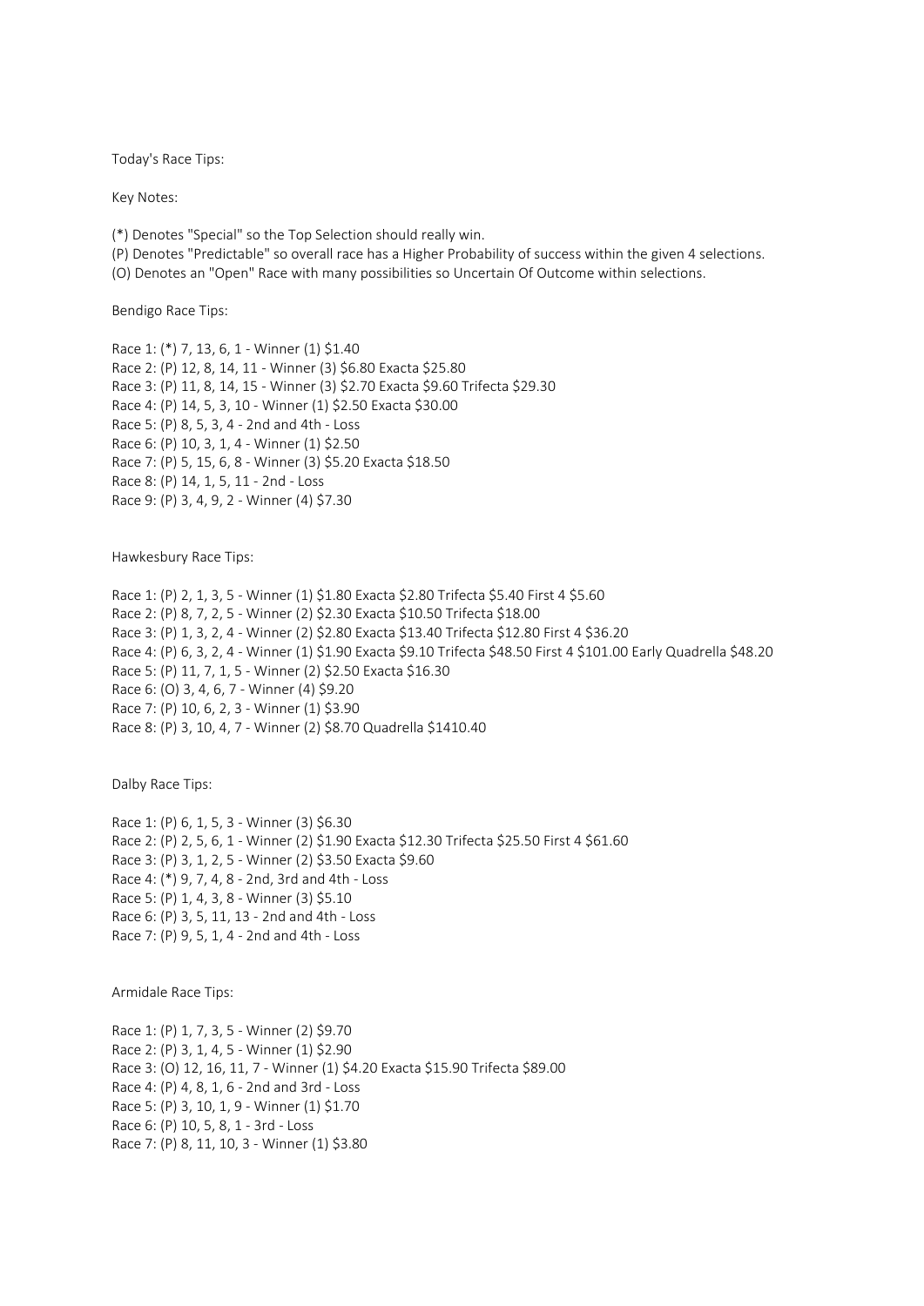Today's Race Tips:

Key Notes:

(*) Denotes "Special" so the Top Selection should really win.
(P) Denotes "Predictable" so overall race has a Higher Probability of success within the given 4 selections.
(O) Denotes an "Open" Race with many possibilities so Uncertain Of Outcome within selections.

Bendigo Race Tips:

Race 1: (*) 7, 13, 6, 1 - Winner (1) $1.40
Race 2: (P) 12, 8, 14, 11 - Winner (3) $6.80 Exacta $25.80
Race 3: (P) 11, 8, 14, 15 - Winner (3) $2.70 Exacta $9.60 Trifecta $29.30
Race 4: (P) 14, 5, 3, 10 - Winner (1) $2.50 Exacta $30.00
Race 5: (P) 8, 5, 3, 4 - 2nd and 4th - Loss
Race 6: (P) 10, 3, 1, 4 - Winner (1) $2.50
Race 7: (P) 5, 15, 6, 8 - Winner (3) $5.20 Exacta $18.50
Race 8: (P) 14, 1, 5, 11 - 2nd - Loss
Race 9: (P) 3, 4, 9, 2 - Winner (4) $7.30

Hawkesbury Race Tips:

Race 1: (P) 2, 1, 3, 5 - Winner (1) $1.80 Exacta $2.80 Trifecta $5.40 First 4 $5.60
Race 2: (P) 8, 7, 2, 5 - Winner (2) $2.30 Exacta $10.50 Trifecta $18.00
Race 3: (P) 1, 3, 2, 4 - Winner (2) $2.80 Exacta $13.40 Trifecta $12.80 First 4 $36.20
Race 4: (P) 6, 3, 2, 4 - Winner (1) $1.90 Exacta $9.10 Trifecta $48.50 First 4 $101.00 Early Quadrella $48.20
Race 5: (P) 11, 7, 1, 5 - Winner (2) $2.50 Exacta $16.30
Race 6: (O) 3, 4, 6, 7 - Winner (4) $9.20
Race 7: (P) 10, 6, 2, 3 - Winner (1) $3.90
Race 8: (P) 3, 10, 4, 7 - Winner (2) $8.70 Quadrella $1410.40

Dalby Race Tips:

Race 1: (P) 6, 1, 5, 3 - Winner (3) $6.30
Race 2: (P) 2, 5, 6, 1 - Winner (2) $1.90 Exacta $12.30 Trifecta $25.50 First 4 $61.60
Race 3: (P) 3, 1, 2, 5 - Winner (2) $3.50 Exacta $9.60
Race 4: (*) 9, 7, 4, 8 - 2nd, 3rd and 4th - Loss
Race 5: (P) 1, 4, 3, 8 - Winner (3) $5.10
Race 6: (P) 3, 5, 11, 13 - 2nd and 4th - Loss
Race 7: (P) 9, 5, 1, 4 - 2nd and 4th - Loss

Armidale Race Tips:

Race 1: (P) 1, 7, 3, 5 - Winner (2) $9.70
Race 2: (P) 3, 1, 4, 5 - Winner (1) $2.90
Race 3: (O) 12, 16, 11, 7 - Winner (1) $4.20 Exacta $15.90 Trifecta $89.00
Race 4: (P) 4, 8, 1, 6 - 2nd and 3rd - Loss
Race 5: (P) 3, 10, 1, 9 - Winner (1) $1.70
Race 6: (P) 10, 5, 8, 1 - 3rd - Loss
Race 7: (P) 8, 11, 10, 3 - Winner (1) $3.80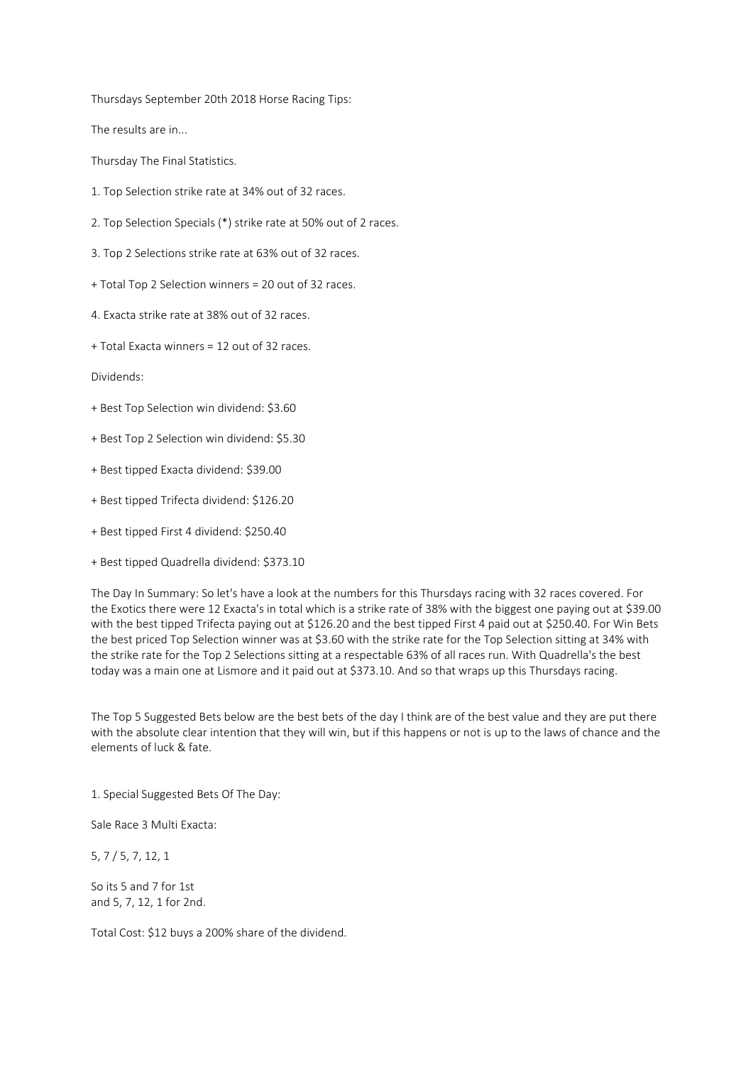Thursdays September 20th 2018 Horse Racing Tips:

The results are in...

Thursday The Final Statistics.

1. Top Selection strike rate at 34% out of 32 races.

2. Top Selection Specials (*) strike rate at 50% out of 2 races.

3. Top 2 Selections strike rate at 63% out of 32 races.

+ Total Top 2 Selection winners = 20 out of 32 races.

4. Exacta strike rate at 38% out of 32 races.

+ Total Exacta winners = 12 out of 32 races.

Dividends:

+ Best Top Selection win dividend: $3.60

+ Best Top 2 Selection win dividend: $5.30

+ Best tipped Exacta dividend: $39.00

+ Best tipped Trifecta dividend: $126.20

+ Best tipped First 4 dividend: $250.40

+ Best tipped Quadrella dividend: $373.10

The Day In Summary: So let's have a look at the numbers for this Thursdays racing with 32 races covered. For the Exotics there were 12 Exacta's in total which is a strike rate of 38% with the biggest one paying out at $39.00 with the best tipped Trifecta paying out at $126.20 and the best tipped First 4 paid out at $250.40. For Win Bets the best priced Top Selection winner was at $3.60 with the strike rate for the Top Selection sitting at 34% with the strike rate for the Top 2 Selections sitting at a respectable 63% of all races run. With Quadrella's the best today was a main one at Lismore and it paid out at $373.10. And so that wraps up this Thursdays racing.

The Top 5 Suggested Bets below are the best bets of the day I think are of the best value and they are put there with the absolute clear intention that they will win, but if this happens or not is up to the laws of chance and the elements of luck & fate.

1. Special Suggested Bets Of The Day:

Sale Race 3 Multi Exacta:

5, 7 / 5, 7, 12, 1

So its 5 and 7 for 1st
and 5, 7, 12, 1 for 2nd.

Total Cost: $12 buys a 200% share of the dividend.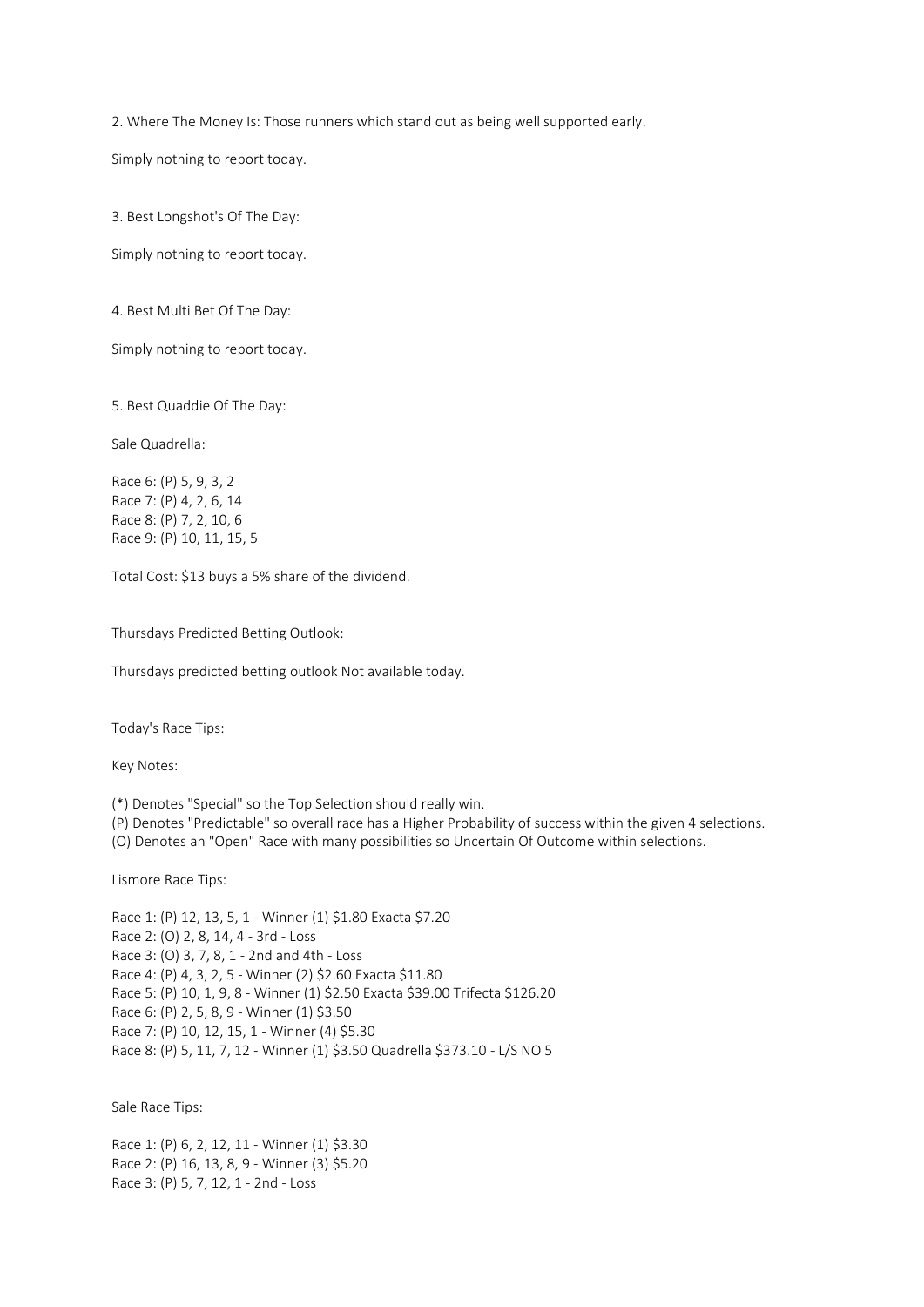2. Where The Money Is: Those runners which stand out as being well supported early.

Simply nothing to report today.

3. Best Longshot's Of The Day:

Simply nothing to report today.

4. Best Multi Bet Of The Day:

Simply nothing to report today.

5. Best Quaddie Of The Day:

Sale Quadrella:

Race 6: (P) 5, 9, 3, 2
Race 7: (P) 4, 2, 6, 14
Race 8: (P) 7, 2, 10, 6
Race 9: (P) 10, 11, 15, 5

Total Cost: $13 buys a 5% share of the dividend.

Thursdays Predicted Betting Outlook:

Thursdays predicted betting outlook Not available today.

Today's Race Tips:

Key Notes:

(*) Denotes "Special" so the Top Selection should really win.
(P) Denotes "Predictable" so overall race has a Higher Probability of success within the given 4 selections.
(O) Denotes an "Open" Race with many possibilities so Uncertain Of Outcome within selections.

Lismore Race Tips:

Race 1: (P) 12, 13, 5, 1 - Winner (1) $1.80 Exacta $7.20
Race 2: (O) 2, 8, 14, 4 - 3rd - Loss
Race 3: (O) 3, 7, 8, 1 - 2nd and 4th - Loss
Race 4: (P) 4, 3, 2, 5 - Winner (2) $2.60 Exacta $11.80
Race 5: (P) 10, 1, 9, 8 - Winner (1) $2.50 Exacta $39.00 Trifecta $126.20
Race 6: (P) 2, 5, 8, 9 - Winner (1) $3.50
Race 7: (P) 10, 12, 15, 1 - Winner (4) $5.30
Race 8: (P) 5, 11, 7, 12 - Winner (1) $3.50 Quadrella $373.10 - L/S NO 5

Sale Race Tips:

Race 1: (P) 6, 2, 12, 11 - Winner (1) $3.30
Race 2: (P) 16, 13, 8, 9 - Winner (3) $5.20
Race 3: (P) 5, 7, 12, 1 - 2nd - Loss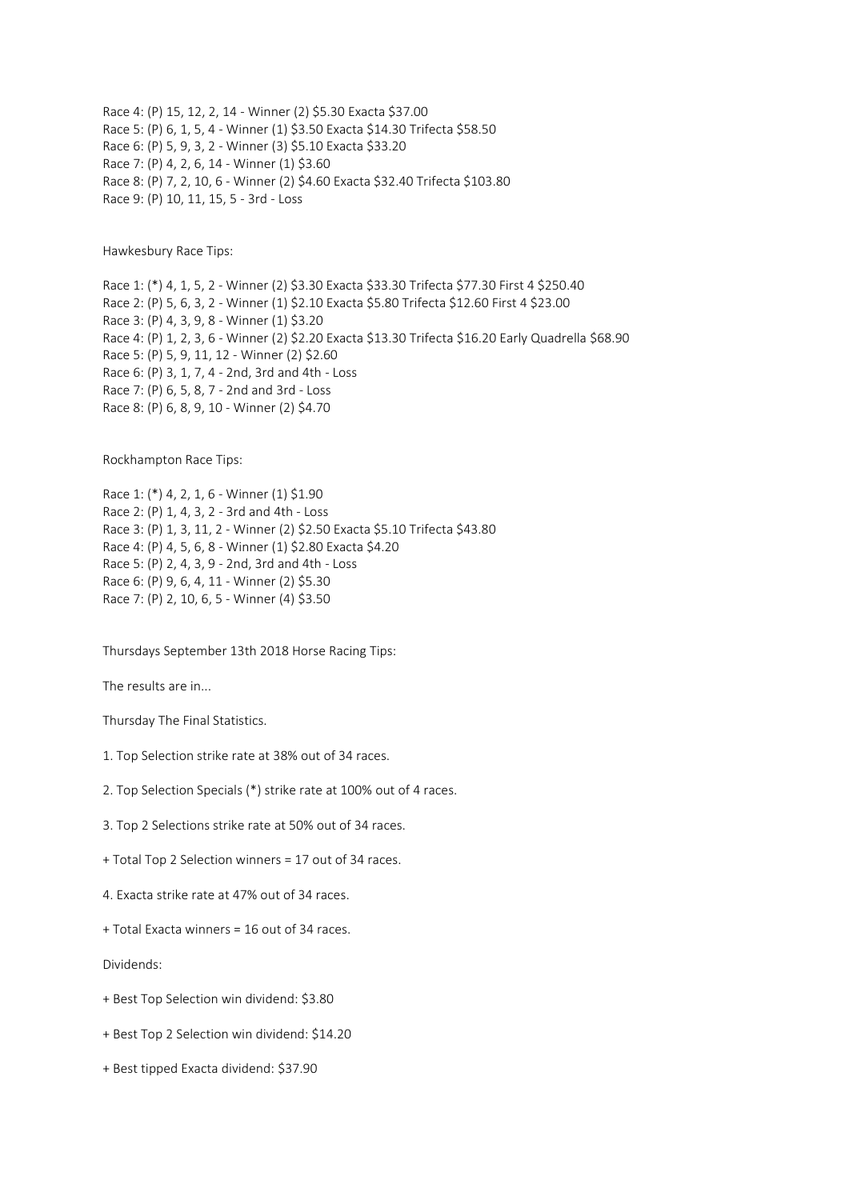Race 4: (P) 15, 12, 2, 14 - Winner (2) $5.30 Exacta $37.00

Race 5: (P) 6, 1, 5, 4 - Winner (1) $3.50 Exacta $14.30 Trifecta $58.50

Race 6: (P) 5, 9, 3, 2 - Winner (3) $5.10 Exacta $33.20

Race 7: (P) 4, 2, 6, 14 - Winner (1) $3.60

Race 8: (P) 7, 2, 10, 6 - Winner (2) $4.60 Exacta $32.40 Trifecta $103.80

Race 9: (P) 10, 11, 15, 5 - 3rd - Loss

Hawkesbury Race Tips:

Race 1: (*) 4, 1, 5, 2 - Winner (2) $3.30 Exacta $33.30 Trifecta $77.30 First 4 $250.40

Race 2: (P) 5, 6, 3, 2 - Winner (1) $2.10 Exacta $5.80 Trifecta $12.60 First 4 $23.00

Race 3: (P) 4, 3, 9, 8 - Winner (1) $3.20

Race 4: (P) 1, 2, 3, 6 - Winner (2) $2.20 Exacta $13.30 Trifecta $16.20 Early Quadrella $68.90

Race 5: (P) 5, 9, 11, 12 - Winner (2) $2.60

Race 6: (P) 3, 1, 7, 4 - 2nd, 3rd and 4th - Loss

Race 7: (P) 6, 5, 8, 7 - 2nd and 3rd - Loss

Race 8: (P) 6, 8, 9, 10 - Winner (2) $4.70

Rockhampton Race Tips:

Race 1: (*) 4, 2, 1, 6 - Winner (1) $1.90

Race 2: (P) 1, 4, 3, 2 - 3rd and 4th - Loss

Race 3: (P) 1, 3, 11, 2 - Winner (2) $2.50 Exacta $5.10 Trifecta $43.80

Race 4: (P) 4, 5, 6, 8 - Winner (1) $2.80 Exacta $4.20

Race 5: (P) 2, 4, 3, 9 - 2nd, 3rd and 4th - Loss

Race 6: (P) 9, 6, 4, 11 - Winner (2) $5.30

Race 7: (P) 2, 10, 6, 5 - Winner (4) $3.50

Thursdays September 13th 2018 Horse Racing Tips:

The results are in...

Thursday The Final Statistics.

1. Top Selection strike rate at 38% out of 34 races.

2. Top Selection Specials (*) strike rate at 100% out of 4 races.

3. Top 2 Selections strike rate at 50% out of 34 races.

+ Total Top 2 Selection winners = 17 out of 34 races.

4. Exacta strike rate at 47% out of 34 races.

+ Total Exacta winners = 16 out of 34 races.

Dividends:

+ Best Top Selection win dividend: $3.80

+ Best Top 2 Selection win dividend: $14.20

+ Best tipped Exacta dividend: $37.90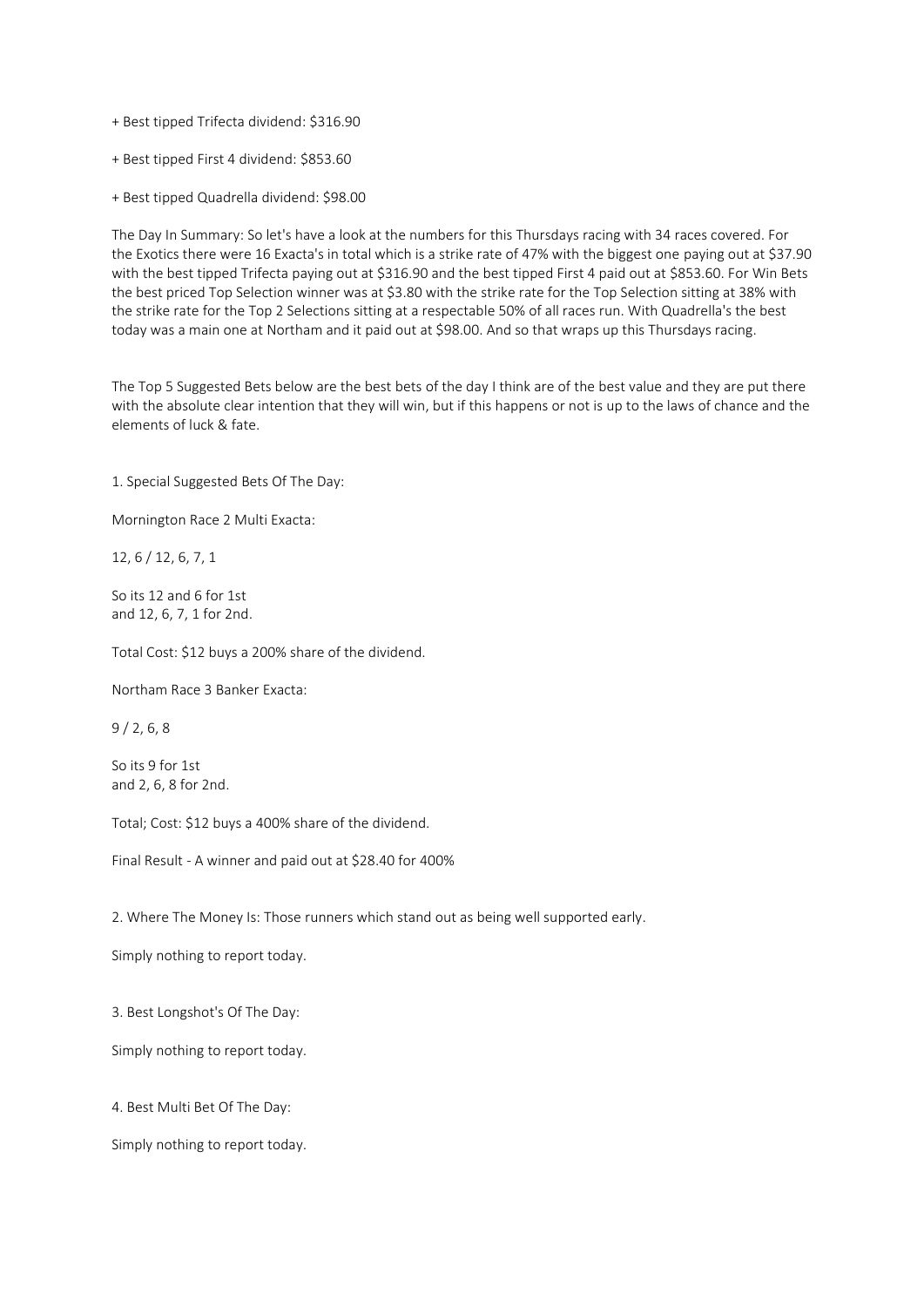+ Best tipped Trifecta dividend: $316.90

+ Best tipped First 4 dividend: $853.60

+ Best tipped Quadrella dividend: $98.00

The Day In Summary: So let's have a look at the numbers for this Thursdays racing with 34 races covered. For the Exotics there were 16 Exacta's in total which is a strike rate of 47% with the biggest one paying out at $37.90 with the best tipped Trifecta paying out at $316.90 and the best tipped First 4 paid out at $853.60. For Win Bets the best priced Top Selection winner was at $3.80 with the strike rate for the Top Selection sitting at 38% with the strike rate for the Top 2 Selections sitting at a respectable 50% of all races run. With Quadrella's the best today was a main one at Northam and it paid out at $98.00. And so that wraps up this Thursdays racing.

The Top 5 Suggested Bets below are the best bets of the day I think are of the best value and they are put there with the absolute clear intention that they will win, but if this happens or not is up to the laws of chance and the elements of luck & fate.

1. Special Suggested Bets Of The Day:

Mornington Race 2 Multi Exacta:

12, 6 / 12, 6, 7, 1

So its 12 and 6 for 1st
and 12, 6, 7, 1 for 2nd.

Total Cost: $12 buys a 200% share of the dividend.

Northam Race 3 Banker Exacta:

9 / 2, 6, 8

So its 9 for 1st
and 2, 6, 8 for 2nd.

Total; Cost: $12 buys a 400% share of the dividend.

Final Result - A winner and paid out at $28.40 for 400%

2. Where The Money Is: Those runners which stand out as being well supported early.

Simply nothing to report today.

3. Best Longshot's Of The Day:

Simply nothing to report today.

4. Best Multi Bet Of The Day:

Simply nothing to report today.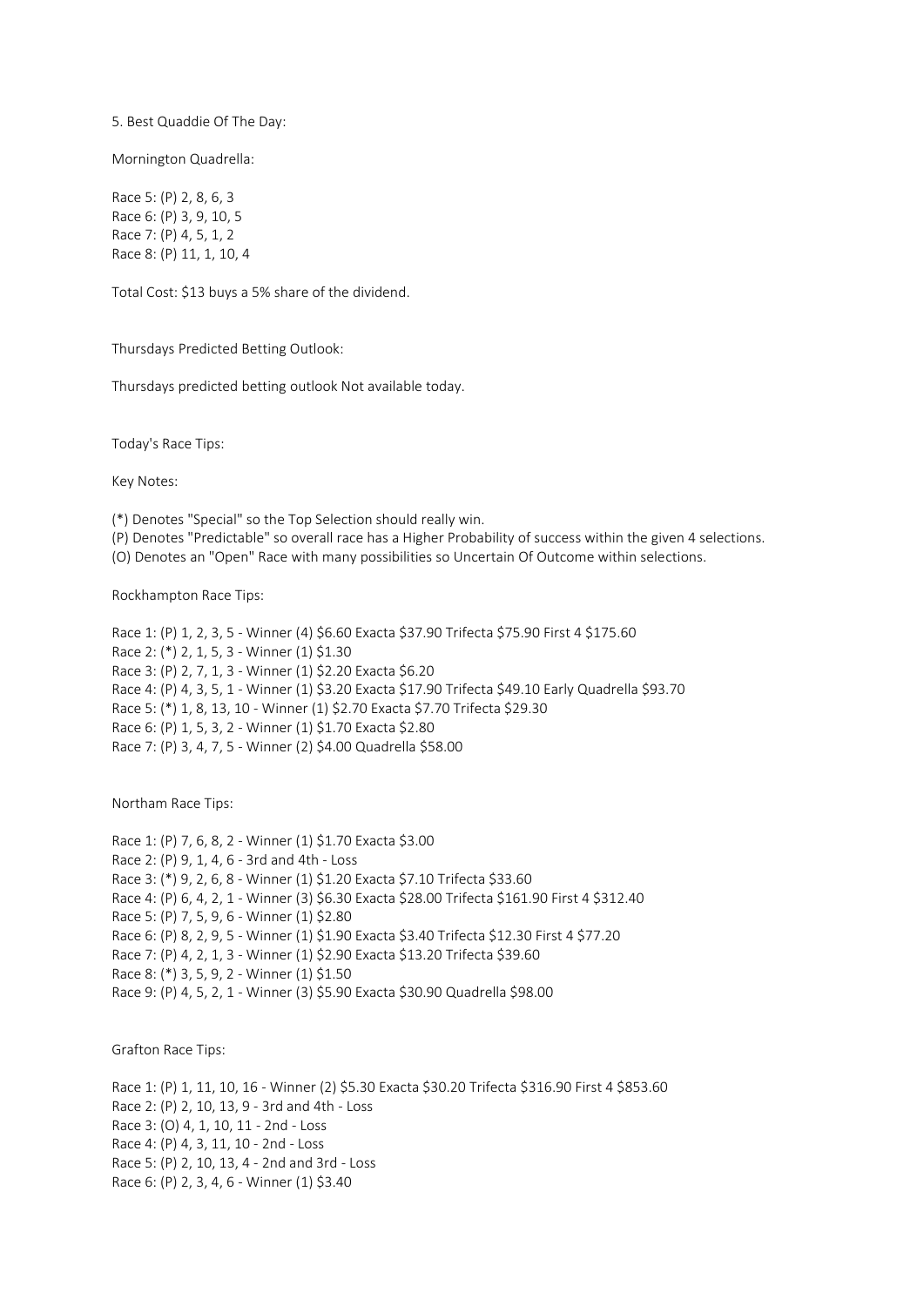5. Best Quaddie Of The Day:

Mornington Quadrella:

Race 5: (P) 2, 8, 6, 3
Race 6: (P) 3, 9, 10, 5
Race 7: (P) 4, 5, 1, 2
Race 8: (P) 11, 1, 10, 4

Total Cost: $13 buys a 5% share of the dividend.

Thursdays Predicted Betting Outlook:

Thursdays predicted betting outlook Not available today.

Today's Race Tips:

Key Notes:

(*) Denotes "Special" so the Top Selection should really win.
(P) Denotes "Predictable" so overall race has a Higher Probability of success within the given 4 selections.
(O) Denotes an "Open" Race with many possibilities so Uncertain Of Outcome within selections.

Rockhampton Race Tips:

Race 1: (P) 1, 2, 3, 5 - Winner (4) $6.60 Exacta $37.90 Trifecta $75.90 First 4 $175.60
Race 2: (*) 2, 1, 5, 3 - Winner (1) $1.30
Race 3: (P) 2, 7, 1, 3 - Winner (1) $2.20 Exacta $6.20
Race 4: (P) 4, 3, 5, 1 - Winner (1) $3.20 Exacta $17.90 Trifecta $49.10 Early Quadrella $93.70
Race 5: (*) 1, 8, 13, 10 - Winner (1) $2.70 Exacta $7.70 Trifecta $29.30
Race 6: (P) 1, 5, 3, 2 - Winner (1) $1.70 Exacta $2.80
Race 7: (P) 3, 4, 7, 5 - Winner (2) $4.00 Quadrella $58.00

Northam Race Tips:

Race 1: (P) 7, 6, 8, 2 - Winner (1) $1.70 Exacta $3.00
Race 2: (P) 9, 1, 4, 6 - 3rd and 4th - Loss
Race 3: (*) 9, 2, 6, 8 - Winner (1) $1.20 Exacta $7.10 Trifecta $33.60
Race 4: (P) 6, 4, 2, 1 - Winner (3) $6.30 Exacta $28.00 Trifecta $161.90 First 4 $312.40
Race 5: (P) 7, 5, 9, 6 - Winner (1) $2.80
Race 6: (P) 8, 2, 9, 5 - Winner (1) $1.90 Exacta $3.40 Trifecta $12.30 First 4 $77.20
Race 7: (P) 4, 2, 1, 3 - Winner (1) $2.90 Exacta $13.20 Trifecta $39.60
Race 8: (*) 3, 5, 9, 2 - Winner (1) $1.50
Race 9: (P) 4, 5, 2, 1 - Winner (3) $5.90 Exacta $30.90 Quadrella $98.00

Grafton Race Tips:

Race 1: (P) 1, 11, 10, 16 - Winner (2) $5.30 Exacta $30.20 Trifecta $316.90 First 4 $853.60
Race 2: (P) 2, 10, 13, 9 - 3rd and 4th - Loss
Race 3: (O) 4, 1, 10, 11 - 2nd - Loss
Race 4: (P) 4, 3, 11, 10 - 2nd - Loss
Race 5: (P) 2, 10, 13, 4 - 2nd and 3rd - Loss
Race 6: (P) 2, 3, 4, 6 - Winner (1) $3.40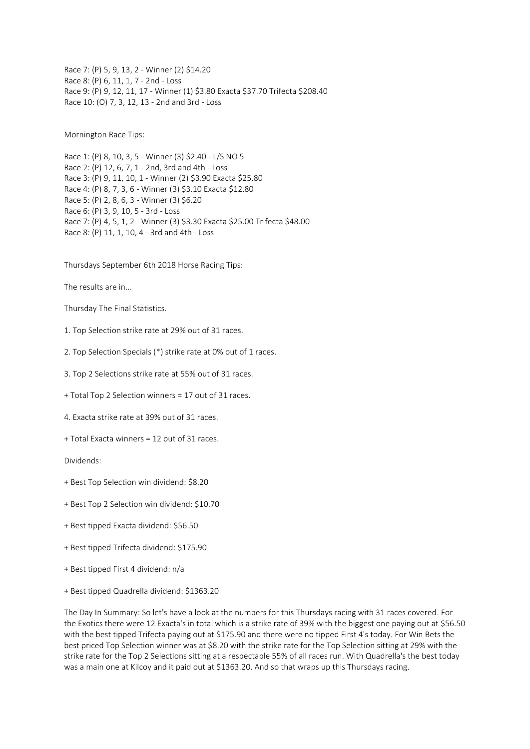Race 7: (P) 5, 9, 13, 2 - Winner (2) $14.20
Race 8: (P) 6, 11, 1, 7 - 2nd - Loss
Race 9: (P) 9, 12, 11, 17 - Winner (1) $3.80 Exacta $37.70 Trifecta $208.40
Race 10: (O) 7, 3, 12, 13 - 2nd and 3rd - Loss

Mornington Race Tips:

Race 1: (P) 8, 10, 3, 5 - Winner (3) $2.40 - L/S NO 5
Race 2: (P) 12, 6, 7, 1 - 2nd, 3rd and 4th - Loss
Race 3: (P) 9, 11, 10, 1 - Winner (2) $3.90 Exacta $25.80
Race 4: (P) 8, 7, 3, 6 - Winner (3) $3.10 Exacta $12.80
Race 5: (P) 2, 8, 6, 3 - Winner (3) $6.20
Race 6: (P) 3, 9, 10, 5 - 3rd - Loss
Race 7: (P) 4, 5, 1, 2 - Winner (3) $3.30 Exacta $25.00 Trifecta $48.00
Race 8: (P) 11, 1, 10, 4 - 3rd and 4th - Loss

Thursdays September 6th 2018 Horse Racing Tips:

The results are in...

Thursday The Final Statistics.

1. Top Selection strike rate at 29% out of 31 races.

2. Top Selection Specials (*) strike rate at 0% out of 1 races.

3. Top 2 Selections strike rate at 55% out of 31 races.

+ Total Top 2 Selection winners = 17 out of 31 races.

4. Exacta strike rate at 39% out of 31 races.

+ Total Exacta winners = 12 out of 31 races.

Dividends:

+ Best Top Selection win dividend: $8.20

+ Best Top 2 Selection win dividend: $10.70

+ Best tipped Exacta dividend: $56.50

+ Best tipped Trifecta dividend: $175.90

+ Best tipped First 4 dividend: n/a

+ Best tipped Quadrella dividend: $1363.20

The Day In Summary: So let's have a look at the numbers for this Thursdays racing with 31 races covered. For the Exotics there were 12 Exacta's in total which is a strike rate of 39% with the biggest one paying out at $56.50 with the best tipped Trifecta paying out at $175.90 and there were no tipped First 4's today. For Win Bets the best priced Top Selection winner was at $8.20 with the strike rate for the Top Selection sitting at 29% with the strike rate for the Top 2 Selections sitting at a respectable 55% of all races run. With Quadrella's the best today was a main one at Kilcoy and it paid out at $1363.20. And so that wraps up this Thursdays racing.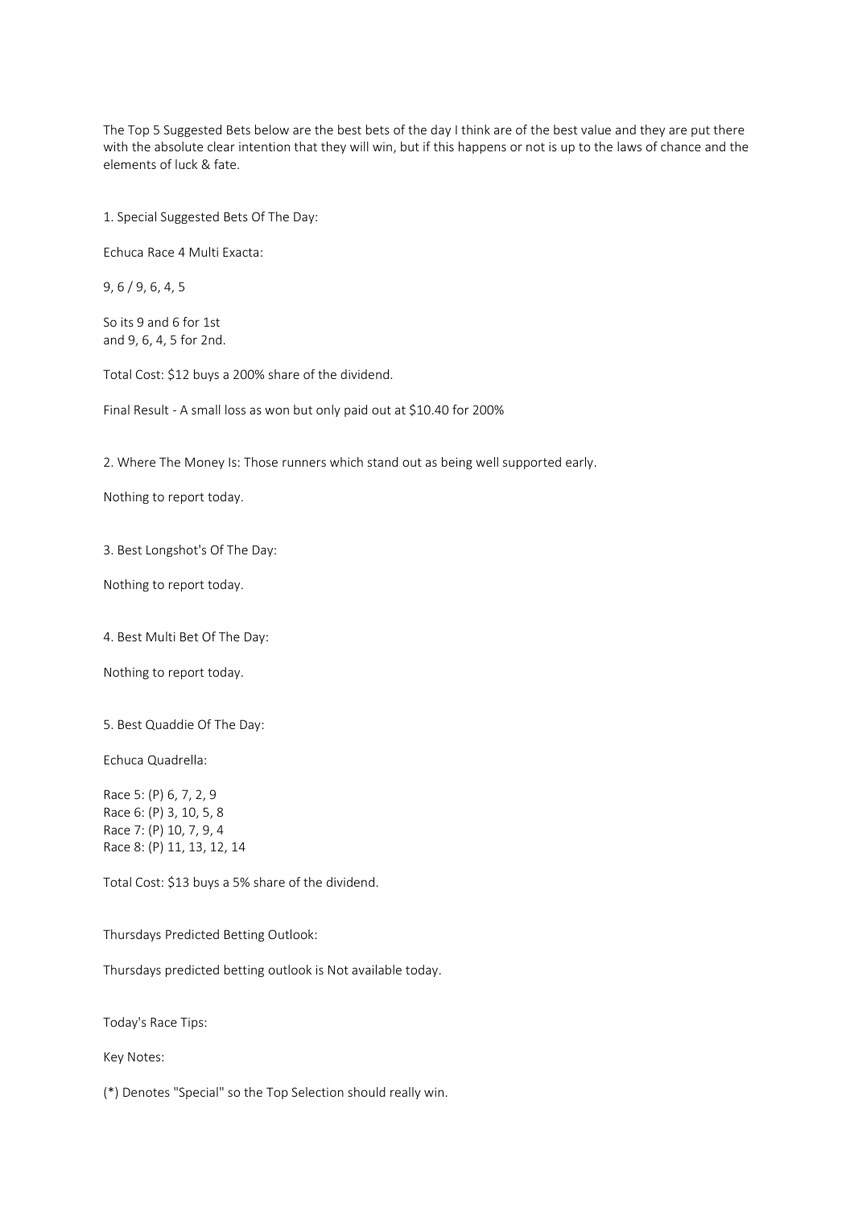The Top 5 Suggested Bets below are the best bets of the day I think are of the best value and they are put there with the absolute clear intention that they will win, but if this happens or not is up to the laws of chance and the elements of luck & fate.

1. Special Suggested Bets Of The Day:

Echuca Race 4 Multi Exacta:

9, 6 / 9, 6, 4, 5

So its 9 and 6 for 1st
and 9, 6, 4, 5 for 2nd.

Total Cost: $12 buys a 200% share of the dividend.

Final Result - A small loss as won but only paid out at $10.40 for 200%

2. Where The Money Is: Those runners which stand out as being well supported early.

Nothing to report today.

3. Best Longshot's Of The Day:

Nothing to report today.

4. Best Multi Bet Of The Day:

Nothing to report today.

5. Best Quaddie Of The Day:

Echuca Quadrella:

Race 5: (P) 6, 7, 2, 9
Race 6: (P) 3, 10, 5, 8
Race 7: (P) 10, 7, 9, 4
Race 8: (P) 11, 13, 12, 14

Total Cost: $13 buys a 5% share of the dividend.

Thursdays Predicted Betting Outlook:

Thursdays predicted betting outlook is Not available today.

Today's Race Tips:

Key Notes:

(*) Denotes "Special" so the Top Selection should really win.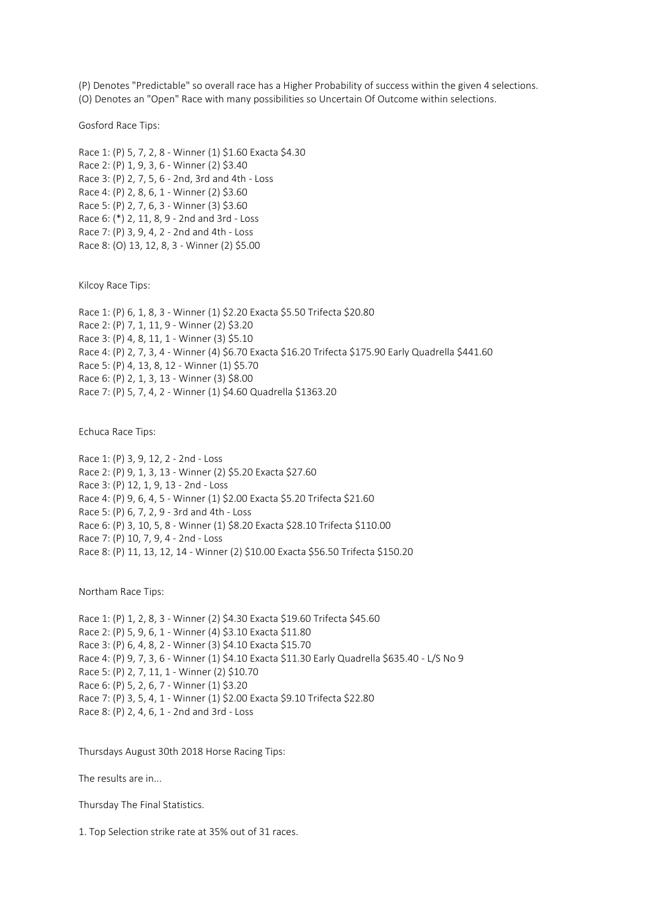(P) Denotes "Predictable" so overall race has a Higher Probability of success within the given 4 selections.
(O) Denotes an "Open" Race with many possibilities so Uncertain Of Outcome within selections.

Gosford Race Tips:

Race 1: (P) 5, 7, 2, 8 - Winner (1) $1.60 Exacta $4.30
Race 2: (P) 1, 9, 3, 6 - Winner (2) $3.40
Race 3: (P) 2, 7, 5, 6 - 2nd, 3rd and 4th - Loss
Race 4: (P) 2, 8, 6, 1 - Winner (2) $3.60
Race 5: (P) 2, 7, 6, 3 - Winner (3) $3.60
Race 6: (*) 2, 11, 8, 9 - 2nd and 3rd - Loss
Race 7: (P) 3, 9, 4, 2 - 2nd and 4th - Loss
Race 8: (O) 13, 12, 8, 3 - Winner (2) $5.00

Kilcoy Race Tips:

Race 1: (P) 6, 1, 8, 3 - Winner (1) $2.20 Exacta $5.50 Trifecta $20.80
Race 2: (P) 7, 1, 11, 9 - Winner (2) $3.20
Race 3: (P) 4, 8, 11, 1 - Winner (3) $5.10
Race 4: (P) 2, 7, 3, 4 - Winner (4) $6.70 Exacta $16.20 Trifecta $175.90 Early Quadrella $441.60
Race 5: (P) 4, 13, 8, 12 - Winner (1) $5.70
Race 6: (P) 2, 1, 3, 13 - Winner (3) $8.00
Race 7: (P) 5, 7, 4, 2 - Winner (1) $4.60 Quadrella $1363.20

Echuca Race Tips:

Race 1: (P) 3, 9, 12, 2 - 2nd - Loss
Race 2: (P) 9, 1, 3, 13 - Winner (2) $5.20 Exacta $27.60
Race 3: (P) 12, 1, 9, 13 - 2nd - Loss
Race 4: (P) 9, 6, 4, 5 - Winner (1) $2.00 Exacta $5.20 Trifecta $21.60
Race 5: (P) 6, 7, 2, 9 - 3rd and 4th - Loss
Race 6: (P) 3, 10, 5, 8 - Winner (1) $8.20 Exacta $28.10 Trifecta $110.00
Race 7: (P) 10, 7, 9, 4 - 2nd - Loss
Race 8: (P) 11, 13, 12, 14 - Winner (2) $10.00 Exacta $56.50 Trifecta $150.20

Northam Race Tips:

Race 1: (P) 1, 2, 8, 3 - Winner (2) $4.30 Exacta $19.60 Trifecta $45.60
Race 2: (P) 5, 9, 6, 1 - Winner (4) $3.10 Exacta $11.80
Race 3: (P) 6, 4, 8, 2 - Winner (3) $4.10 Exacta $15.70
Race 4: (P) 9, 7, 3, 6 - Winner (1) $4.10 Exacta $11.30 Early Quadrella $635.40 - L/S No 9
Race 5: (P) 2, 7, 11, 1 - Winner (2) $10.70
Race 6: (P) 5, 2, 6, 7 - Winner (1) $3.20
Race 7: (P) 3, 5, 4, 1 - Winner (1) $2.00 Exacta $9.10 Trifecta $22.80
Race 8: (P) 2, 4, 6, 1 - 2nd and 3rd - Loss

Thursdays August 30th 2018 Horse Racing Tips:

The results are in...

Thursday The Final Statistics.

1. Top Selection strike rate at 35% out of 31 races.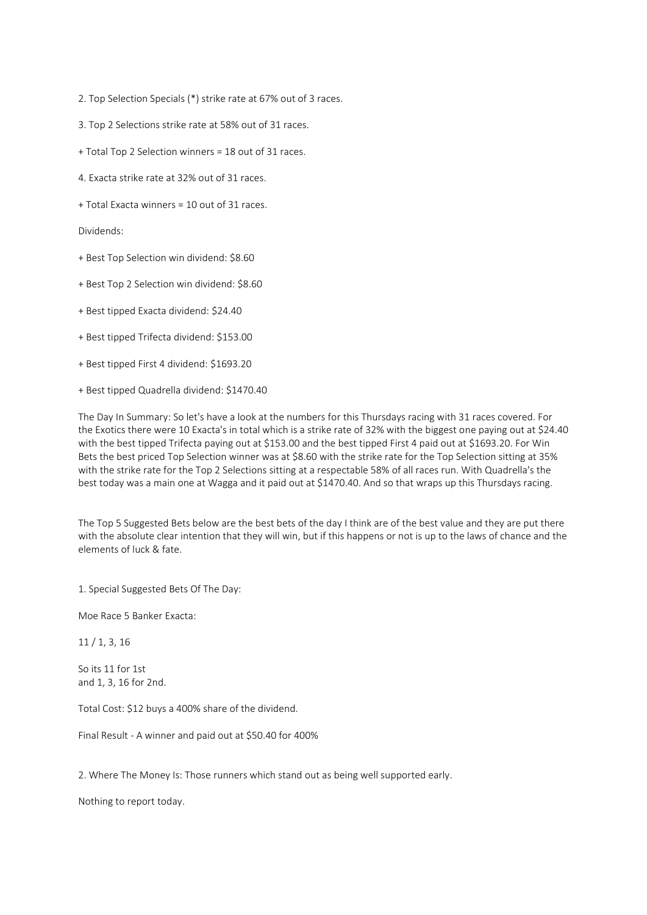2. Top Selection Specials (*) strike rate at 67% out of 3 races.

3. Top 2 Selections strike rate at 58% out of 31 races.

+ Total Top 2 Selection winners = 18 out of 31 races.

4. Exacta strike rate at 32% out of 31 races.

+ Total Exacta winners = 10 out of 31 races.

Dividends:

+ Best Top Selection win dividend: $8.60

+ Best Top 2 Selection win dividend: $8.60

+ Best tipped Exacta dividend: $24.40

+ Best tipped Trifecta dividend: $153.00

+ Best tipped First 4 dividend: $1693.20

+ Best tipped Quadrella dividend: $1470.40

The Day In Summary: So let's have a look at the numbers for this Thursdays racing with 31 races covered. For the Exotics there were 10 Exacta's in total which is a strike rate of 32% with the biggest one paying out at $24.40 with the best tipped Trifecta paying out at $153.00 and the best tipped First 4 paid out at $1693.20. For Win Bets the best priced Top Selection winner was at $8.60 with the strike rate for the Top Selection sitting at 35% with the strike rate for the Top 2 Selections sitting at a respectable 58% of all races run. With Quadrella's the best today was a main one at Wagga and it paid out at $1470.40. And so that wraps up this Thursdays racing.

The Top 5 Suggested Bets below are the best bets of the day I think are of the best value and they are put there with the absolute clear intention that they will win, but if this happens or not is up to the laws of chance and the elements of luck & fate.

1. Special Suggested Bets Of The Day:

Moe Race 5 Banker Exacta:

11 / 1, 3, 16

So its 11 for 1st
and 1, 3, 16 for 2nd.

Total Cost: $12 buys a 400% share of the dividend.

Final Result - A winner and paid out at $50.40 for 400%

2. Where The Money Is: Those runners which stand out as being well supported early.

Nothing to report today.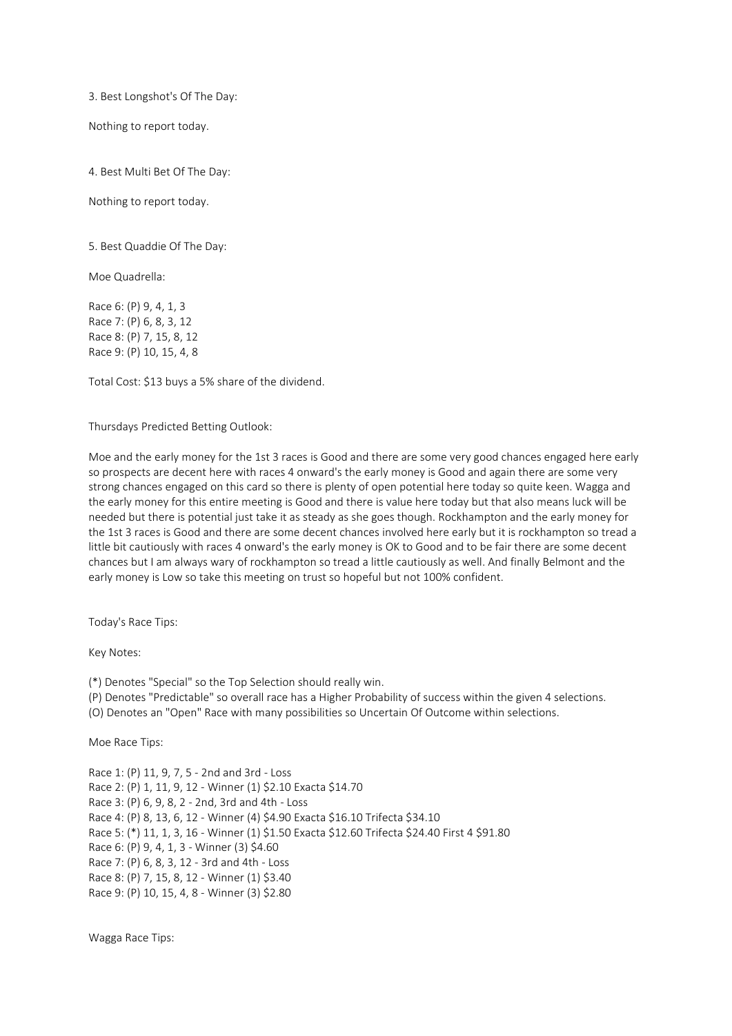3. Best Longshot's Of The Day:

Nothing to report today.

4. Best Multi Bet Of The Day:

Nothing to report today.

5. Best Quaddie Of The Day:

Moe Quadrella:

Race 6: (P) 9, 4, 1, 3
Race 7: (P) 6, 8, 3, 12
Race 8: (P) 7, 15, 8, 12
Race 9: (P) 10, 15, 4, 8

Total Cost: $13 buys a 5% share of the dividend.

Thursdays Predicted Betting Outlook:

Moe and the early money for the 1st 3 races is Good and there are some very good chances engaged here early so prospects are decent here with races 4 onward's the early money is Good and again there are some very strong chances engaged on this card so there is plenty of open potential here today so quite keen. Wagga and the early money for this entire meeting is Good and there is value here today but that also means luck will be needed but there is potential just take it as steady as she goes though. Rockhampton and the early money for the 1st 3 races is Good and there are some decent chances involved here early but it is rockhampton so tread a little bit cautiously with races 4 onward's the early money is OK to Good and to be fair there are some decent chances but I am always wary of rockhampton so tread a little cautiously as well. And finally Belmont and the early money is Low so take this meeting on trust so hopeful but not 100% confident.

Today's Race Tips:

Key Notes:

(*) Denotes "Special" so the Top Selection should really win.
(P) Denotes "Predictable" so overall race has a Higher Probability of success within the given 4 selections.
(O) Denotes an "Open" Race with many possibilities so Uncertain Of Outcome within selections.

Moe Race Tips:

Race 1: (P) 11, 9, 7, 5 - 2nd and 3rd - Loss
Race 2: (P) 1, 11, 9, 12 - Winner (1) $2.10 Exacta $14.70
Race 3: (P) 6, 9, 8, 2 - 2nd, 3rd and 4th - Loss
Race 4: (P) 8, 13, 6, 12 - Winner (4) $4.90 Exacta $16.10 Trifecta $34.10
Race 5: (*) 11, 1, 3, 16 - Winner (1) $1.50 Exacta $12.60 Trifecta $24.40 First 4 $91.80
Race 6: (P) 9, 4, 1, 3 - Winner (3) $4.60
Race 7: (P) 6, 8, 3, 12 - 3rd and 4th - Loss
Race 8: (P) 7, 15, 8, 12 - Winner (1) $3.40
Race 9: (P) 10, 15, 4, 8 - Winner (3) $2.80

Wagga Race Tips: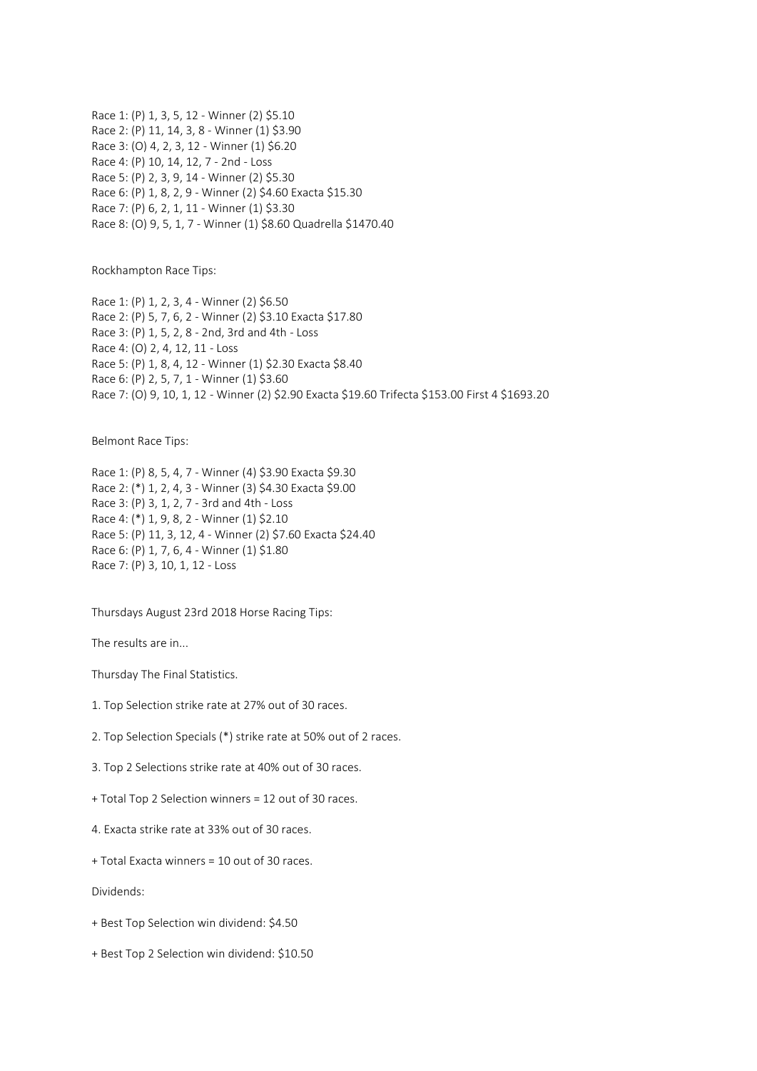Race 1: (P) 1, 3, 5, 12 - Winner (2) $5.10
Race 2: (P) 11, 14, 3, 8 - Winner (1) $3.90
Race 3: (O) 4, 2, 3, 12 - Winner (1) $6.20
Race 4: (P) 10, 14, 12, 7 - 2nd - Loss
Race 5: (P) 2, 3, 9, 14 - Winner (2) $5.30
Race 6: (P) 1, 8, 2, 9 - Winner (2) $4.60 Exacta $15.30
Race 7: (P) 6, 2, 1, 11 - Winner (1) $3.30
Race 8: (O) 9, 5, 1, 7 - Winner (1) $8.60 Quadrella $1470.40

Rockhampton Race Tips:

Race 1: (P) 1, 2, 3, 4 - Winner (2) $6.50
Race 2: (P) 5, 7, 6, 2 - Winner (2) $3.10 Exacta $17.80
Race 3: (P) 1, 5, 2, 8 - 2nd, 3rd and 4th - Loss
Race 4: (O) 2, 4, 12, 11 - Loss
Race 5: (P) 1, 8, 4, 12 - Winner (1) $2.30 Exacta $8.40
Race 6: (P) 2, 5, 7, 1 - Winner (1) $3.60
Race 7: (O) 9, 10, 1, 12 - Winner (2) $2.90 Exacta $19.60 Trifecta $153.00 First 4 $1693.20

Belmont Race Tips:

Race 1: (P) 8, 5, 4, 7 - Winner (4) $3.90 Exacta $9.30
Race 2: (*) 1, 2, 4, 3 - Winner (3) $4.30 Exacta $9.00
Race 3: (P) 3, 1, 2, 7 - 3rd and 4th - Loss
Race 4: (*) 1, 9, 8, 2 - Winner (1) $2.10
Race 5: (P) 11, 3, 12, 4 - Winner (2) $7.60 Exacta $24.40
Race 6: (P) 1, 7, 6, 4 - Winner (1) $1.80
Race 7: (P) 3, 10, 1, 12 - Loss

Thursdays August 23rd 2018 Horse Racing Tips:

The results are in...

Thursday The Final Statistics.

1. Top Selection strike rate at 27% out of 30 races.

2. Top Selection Specials (*) strike rate at 50% out of 2 races.

3. Top 2 Selections strike rate at 40% out of 30 races.

+ Total Top 2 Selection winners = 12 out of 30 races.

4. Exacta strike rate at 33% out of 30 races.

+ Total Exacta winners = 10 out of 30 races.

Dividends:

+ Best Top Selection win dividend: $4.50

+ Best Top 2 Selection win dividend: $10.50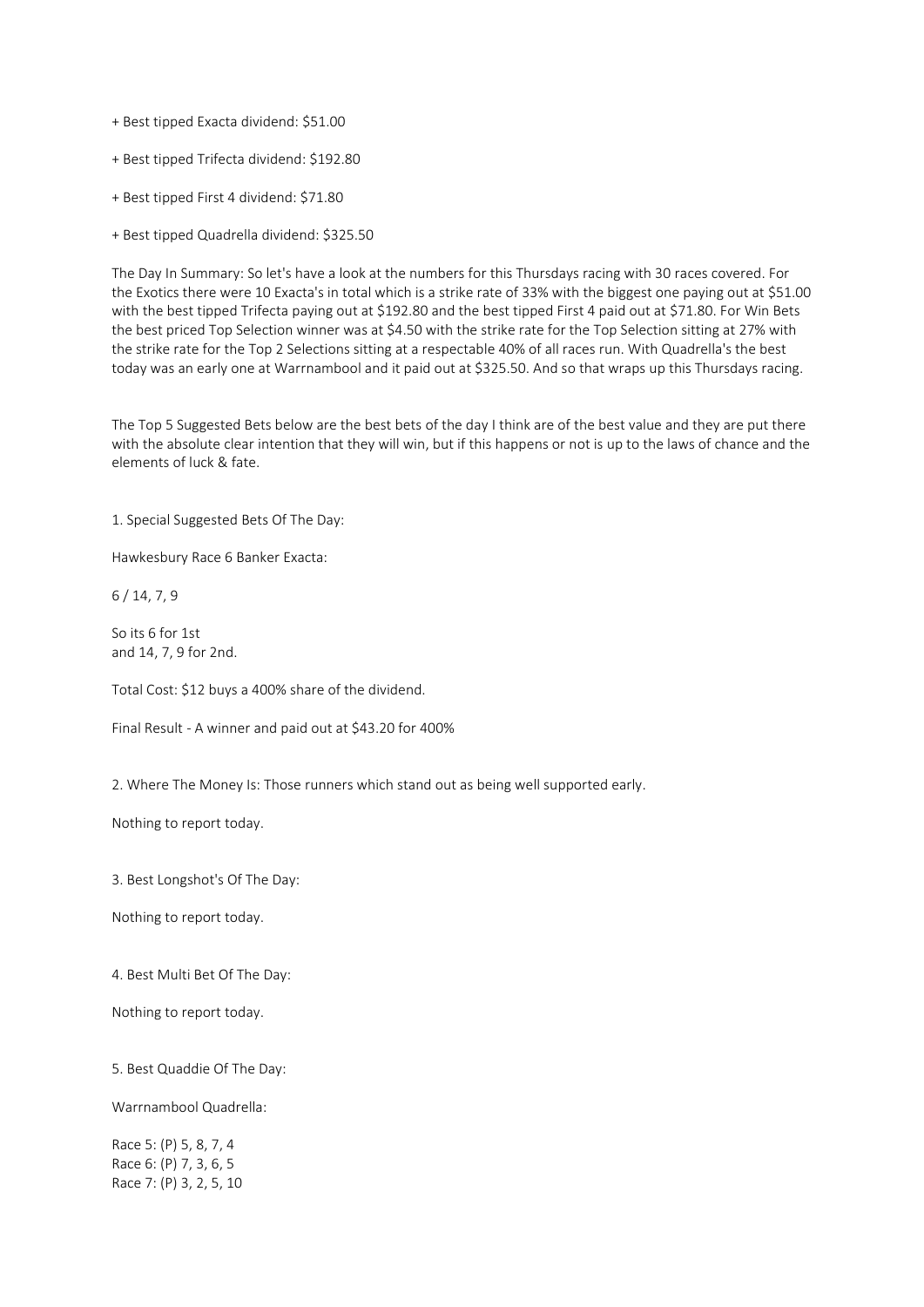+ Best tipped Exacta dividend: $51.00

+ Best tipped Trifecta dividend: $192.80

+ Best tipped First 4 dividend: $71.80

+ Best tipped Quadrella dividend: $325.50

The Day In Summary: So let's have a look at the numbers for this Thursdays racing with 30 races covered. For the Exotics there were 10 Exacta's in total which is a strike rate of 33% with the biggest one paying out at $51.00 with the best tipped Trifecta paying out at $192.80 and the best tipped First 4 paid out at $71.80. For Win Bets the best priced Top Selection winner was at $4.50 with the strike rate for the Top Selection sitting at 27% with the strike rate for the Top 2 Selections sitting at a respectable 40% of all races run. With Quadrella's the best today was an early one at Warrnambool and it paid out at $325.50. And so that wraps up this Thursdays racing.

The Top 5 Suggested Bets below are the best bets of the day I think are of the best value and they are put there with the absolute clear intention that they will win, but if this happens or not is up to the laws of chance and the elements of luck & fate.

1. Special Suggested Bets Of The Day:

Hawkesbury Race 6 Banker Exacta:

6 / 14, 7, 9

So its 6 for 1st
and 14, 7, 9 for 2nd.

Total Cost: $12 buys a 400% share of the dividend.

Final Result - A winner and paid out at $43.20 for 400%

2. Where The Money Is: Those runners which stand out as being well supported early.

Nothing to report today.

3. Best Longshot's Of The Day:

Nothing to report today.

4. Best Multi Bet Of The Day:

Nothing to report today.

5. Best Quaddie Of The Day:

Warrnambool Quadrella:

Race 5: (P) 5, 8, 7, 4
Race 6: (P) 7, 3, 6, 5
Race 7: (P) 3, 2, 5, 10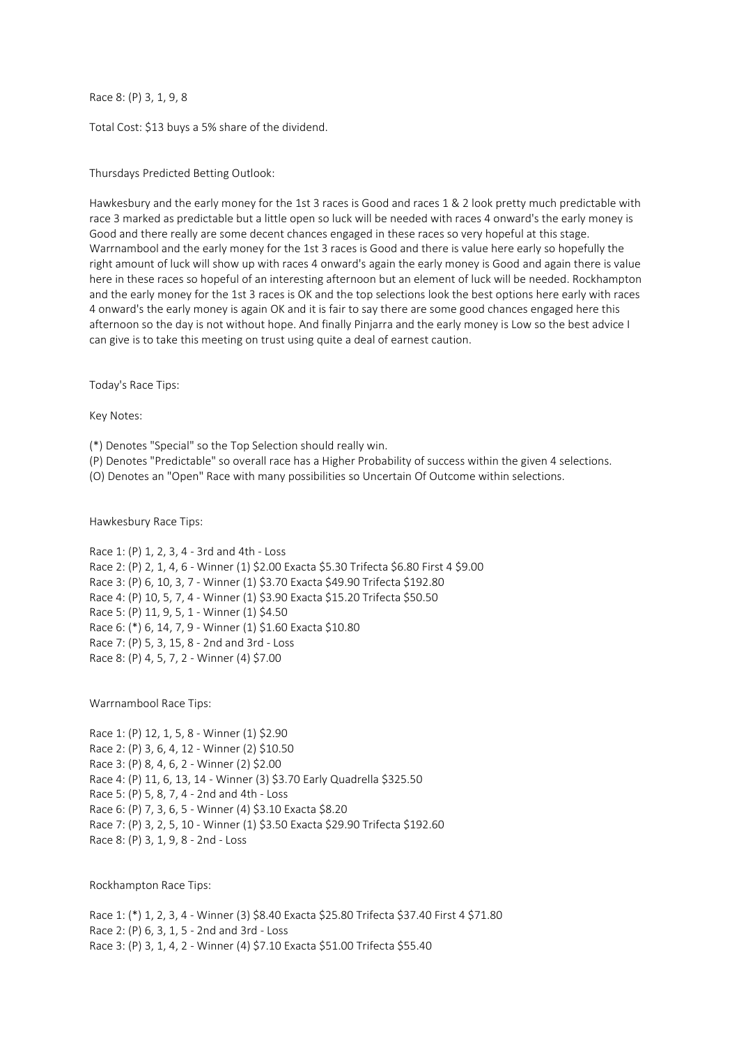Race 8: (P) 3, 1, 9, 8

Total Cost: $13 buys a 5% share of the dividend.

Thursdays Predicted Betting Outlook:

Hawkesbury and the early money for the 1st 3 races is Good and races 1 & 2 look pretty much predictable with race 3 marked as predictable but a little open so luck will be needed with races 4 onward's the early money is Good and there really are some decent chances engaged in these races so very hopeful at this stage. Warrnambool and the early money for the 1st 3 races is Good and there is value here early so hopefully the right amount of luck will show up with races 4 onward's again the early money is Good and again there is value here in these races so hopeful of an interesting afternoon but an element of luck will be needed. Rockhampton and the early money for the 1st 3 races is OK and the top selections look the best options here early with races 4 onward's the early money is again OK and it is fair to say there are some good chances engaged here this afternoon so the day is not without hope. And finally Pinjarra and the early money is Low so the best advice I can give is to take this meeting on trust using quite a deal of earnest caution.

Today's Race Tips:

Key Notes:

(*) Denotes "Special" so the Top Selection should really win.
(P) Denotes "Predictable" so overall race has a Higher Probability of success within the given 4 selections.
(O) Denotes an "Open" Race with many possibilities so Uncertain Of Outcome within selections.

Hawkesbury Race Tips:

Race 1: (P) 1, 2, 3, 4 - 3rd and 4th - Loss
Race 2: (P) 2, 1, 4, 6 - Winner (1) $2.00 Exacta $5.30 Trifecta $6.80 First 4 $9.00
Race 3: (P) 6, 10, 3, 7 - Winner (1) $3.70 Exacta $49.90 Trifecta $192.80
Race 4: (P) 10, 5, 7, 4 - Winner (1) $3.90 Exacta $15.20 Trifecta $50.50
Race 5: (P) 11, 9, 5, 1 - Winner (1) $4.50
Race 6: (*) 6, 14, 7, 9 - Winner (1) $1.60 Exacta $10.80
Race 7: (P) 5, 3, 15, 8 - 2nd and 3rd - Loss
Race 8: (P) 4, 5, 7, 2 - Winner (4) $7.00

Warrnambool Race Tips:

Race 1: (P) 12, 1, 5, 8 - Winner (1) $2.90
Race 2: (P) 3, 6, 4, 12 - Winner (2) $10.50
Race 3: (P) 8, 4, 6, 2 - Winner (2) $2.00
Race 4: (P) 11, 6, 13, 14 - Winner (3) $3.70 Early Quadrella $325.50
Race 5: (P) 5, 8, 7, 4 - 2nd and 4th - Loss
Race 6: (P) 7, 3, 6, 5 - Winner (4) $3.10 Exacta $8.20
Race 7: (P) 3, 2, 5, 10 - Winner (1) $3.50 Exacta $29.90 Trifecta $192.60
Race 8: (P) 3, 1, 9, 8 - 2nd - Loss

Rockhampton Race Tips:

Race 1: (*) 1, 2, 3, 4 - Winner (3) $8.40 Exacta $25.80 Trifecta $37.40 First 4 $71.80
Race 2: (P) 6, 3, 1, 5 - 2nd and 3rd - Loss
Race 3: (P) 3, 1, 4, 2 - Winner (4) $7.10 Exacta $51.00 Trifecta $55.40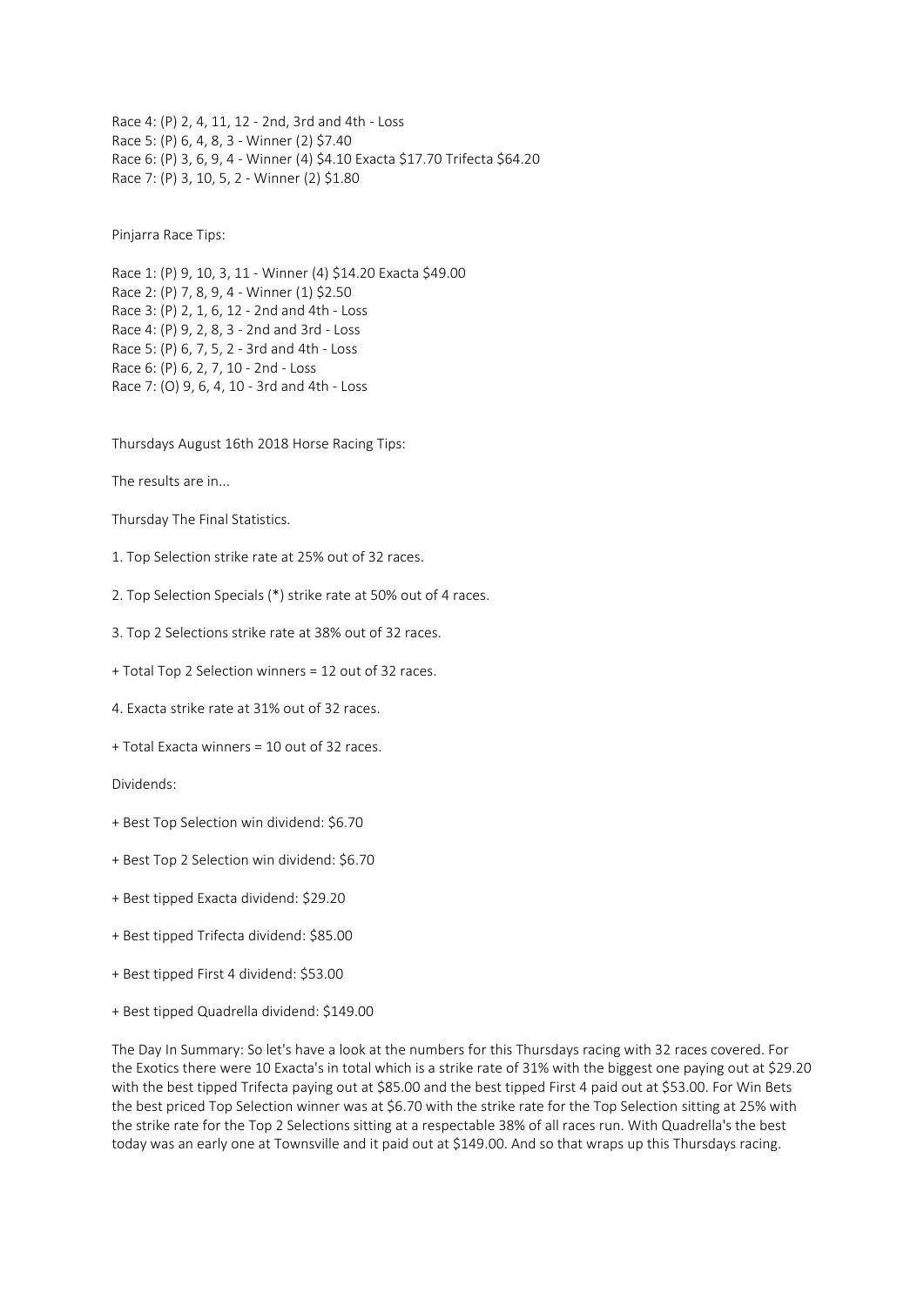Race 4: (P) 2, 4, 11, 12 - 2nd, 3rd and 4th - Loss
Race 5: (P) 6, 4, 8, 3 - Winner (2) $7.40
Race 6: (P) 3, 6, 9, 4 - Winner (4) $4.10 Exacta $17.70 Trifecta $64.20
Race 7: (P) 3, 10, 5, 2 - Winner (2) $1.80

Pinjarra Race Tips:

Race 1: (P) 9, 10, 3, 11 - Winner (4) $14.20 Exacta $49.00
Race 2: (P) 7, 8, 9, 4 - Winner (1) $2.50
Race 3: (P) 2, 1, 6, 12 - 2nd and 4th - Loss
Race 4: (P) 9, 2, 8, 3 - 2nd and 3rd - Loss
Race 5: (P) 6, 7, 5, 2 - 3rd and 4th - Loss
Race 6: (P) 6, 2, 7, 10 - 2nd - Loss
Race 7: (O) 9, 6, 4, 10 - 3rd and 4th - Loss

Thursdays August 16th 2018 Horse Racing Tips:

The results are in...

Thursday The Final Statistics.

1. Top Selection strike rate at 25% out of 32 races.

2. Top Selection Specials (*) strike rate at 50% out of 4 races.

3. Top 2 Selections strike rate at 38% out of 32 races.

+ Total Top 2 Selection winners = 12 out of 32 races.

4. Exacta strike rate at 31% out of 32 races.

+ Total Exacta winners = 10 out of 32 races.

Dividends:

+ Best Top Selection win dividend: $6.70

+ Best Top 2 Selection win dividend: $6.70

+ Best tipped Exacta dividend: $29.20

+ Best tipped Trifecta dividend: $85.00

+ Best tipped First 4 dividend: $53.00

+ Best tipped Quadrella dividend: $149.00

The Day In Summary: So let's have a look at the numbers for this Thursdays racing with 32 races covered. For the Exotics there were 10 Exacta's in total which is a strike rate of 31% with the biggest one paying out at $29.20 with the best tipped Trifecta paying out at $85.00 and the best tipped First 4 paid out at $53.00. For Win Bets the best priced Top Selection winner was at $6.70 with the strike rate for the Top Selection sitting at 25% with the strike rate for the Top 2 Selections sitting at a respectable 38% of all races run. With Quadrella's the best today was an early one at Townsville and it paid out at $149.00. And so that wraps up this Thursdays racing.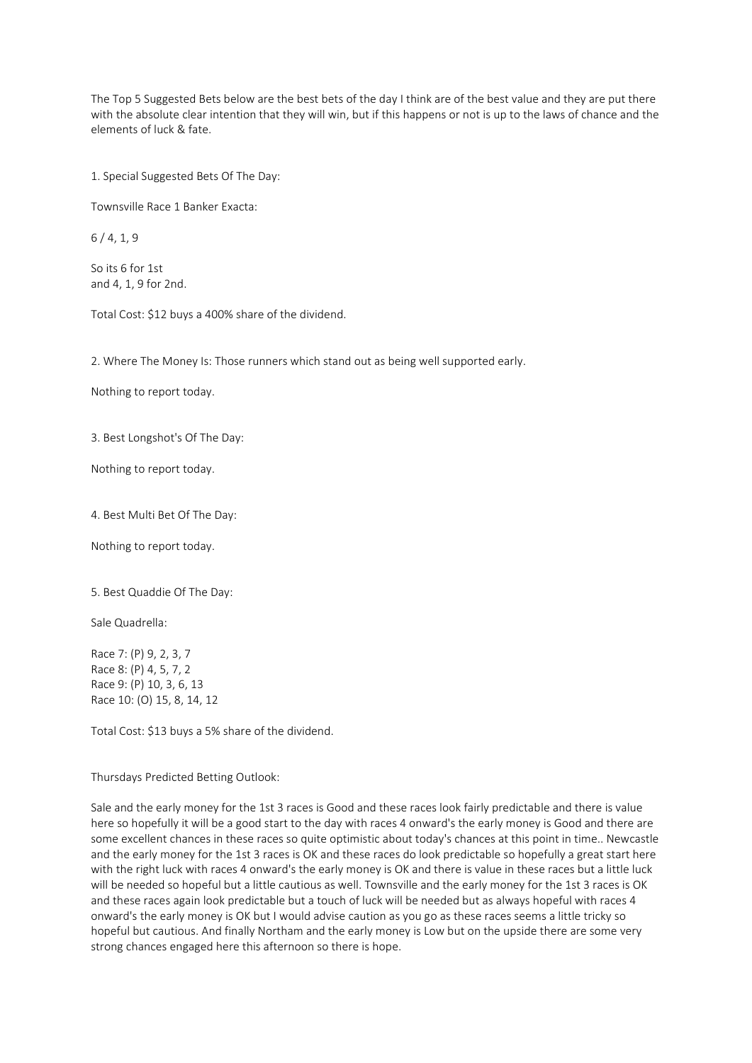The Top 5 Suggested Bets below are the best bets of the day I think are of the best value and they are put there with the absolute clear intention that they will win, but if this happens or not is up to the laws of chance and the elements of luck & fate.

1. Special Suggested Bets Of The Day:

Townsville Race 1 Banker Exacta:

6 / 4, 1, 9

So its 6 for 1st
and 4, 1, 9 for 2nd.

Total Cost: $12 buys a 400% share of the dividend.

2. Where The Money Is: Those runners which stand out as being well supported early.

Nothing to report today.

3. Best Longshot's Of The Day:

Nothing to report today.

4. Best Multi Bet Of The Day:

Nothing to report today.

5. Best Quaddie Of The Day:

Sale Quadrella:

Race 7: (P) 9, 2, 3, 7
Race 8: (P) 4, 5, 7, 2
Race 9: (P) 10, 3, 6, 13
Race 10: (O) 15, 8, 14, 12

Total Cost: $13 buys a 5% share of the dividend.

Thursdays Predicted Betting Outlook:

Sale and the early money for the 1st 3 races is Good and these races look fairly predictable and there is value here so hopefully it will be a good start to the day with races 4 onward's the early money is Good and there are some excellent chances in these races so quite optimistic about today's chances at this point in time.. Newcastle and the early money for the 1st 3 races is OK and these races do look predictable so hopefully a great start here with the right luck with races 4 onward's the early money is OK and there is value in these races but a little luck will be needed so hopeful but a little cautious as well. Townsville and the early money for the 1st 3 races is OK and these races again look predictable but a touch of luck will be needed but as always hopeful with races 4 onward's the early money is OK but I would advise caution as you go as these races seems a little tricky so hopeful but cautious. And finally Northam and the early money is Low but on the upside there are some very strong chances engaged here this afternoon so there is hope.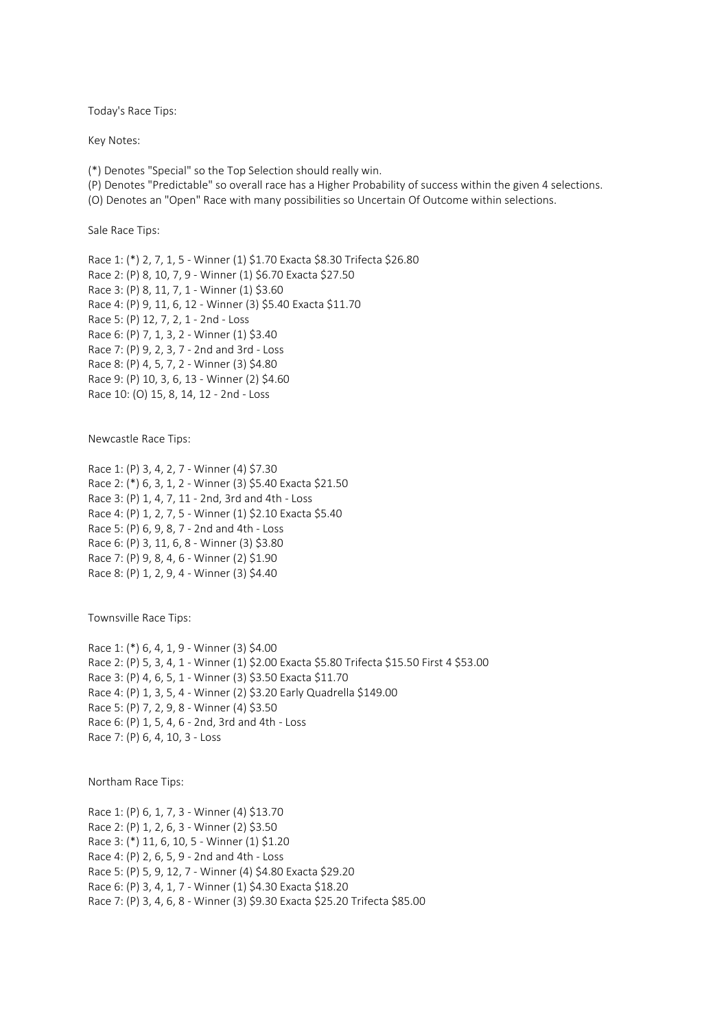Today's Race Tips:

Key Notes:

(*) Denotes "Special" so the Top Selection should really win.
(P) Denotes "Predictable" so overall race has a Higher Probability of success within the given 4 selections.
(O) Denotes an "Open" Race with many possibilities so Uncertain Of Outcome within selections.

Sale Race Tips:

Race 1: (*) 2, 7, 1, 5 - Winner (1) $1.70 Exacta $8.30 Trifecta $26.80
Race 2: (P) 8, 10, 7, 9 - Winner (1) $6.70 Exacta $27.50
Race 3: (P) 8, 11, 7, 1 - Winner (1) $3.60
Race 4: (P) 9, 11, 6, 12 - Winner (3) $5.40 Exacta $11.70
Race 5: (P) 12, 7, 2, 1 - 2nd - Loss
Race 6: (P) 7, 1, 3, 2 - Winner (1) $3.40
Race 7: (P) 9, 2, 3, 7 - 2nd and 3rd - Loss
Race 8: (P) 4, 5, 7, 2 - Winner (3) $4.80
Race 9: (P) 10, 3, 6, 13 - Winner (2) $4.60
Race 10: (O) 15, 8, 14, 12 - 2nd - Loss

Newcastle Race Tips:

Race 1: (P) 3, 4, 2, 7 - Winner (4) $7.30
Race 2: (*) 6, 3, 1, 2 - Winner (3) $5.40 Exacta $21.50
Race 3: (P) 1, 4, 7, 11 - 2nd, 3rd and 4th - Loss
Race 4: (P) 1, 2, 7, 5 - Winner (1) $2.10 Exacta $5.40
Race 5: (P) 6, 9, 8, 7 - 2nd and 4th - Loss
Race 6: (P) 3, 11, 6, 8 - Winner (3) $3.80
Race 7: (P) 9, 8, 4, 6 - Winner (2) $1.90
Race 8: (P) 1, 2, 9, 4 - Winner (3) $4.40

Townsville Race Tips:

Race 1: (*) 6, 4, 1, 9 - Winner (3) $4.00
Race 2: (P) 5, 3, 4, 1 - Winner (1) $2.00 Exacta $5.80 Trifecta $15.50 First 4 $53.00
Race 3: (P) 4, 6, 5, 1 - Winner (3) $3.50 Exacta $11.70
Race 4: (P) 1, 3, 5, 4 - Winner (2) $3.20 Early Quadrella $149.00
Race 5: (P) 7, 2, 9, 8 - Winner (4) $3.50
Race 6: (P) 1, 5, 4, 6 - 2nd, 3rd and 4th - Loss
Race 7: (P) 6, 4, 10, 3 - Loss

Northam Race Tips:

Race 1: (P) 6, 1, 7, 3 - Winner (4) $13.70
Race 2: (P) 1, 2, 6, 3 - Winner (2) $3.50
Race 3: (*) 11, 6, 10, 5 - Winner (1) $1.20
Race 4: (P) 2, 6, 5, 9 - 2nd and 4th - Loss
Race 5: (P) 5, 9, 12, 7 - Winner (4) $4.80 Exacta $29.20
Race 6: (P) 3, 4, 1, 7 - Winner (1) $4.30 Exacta $18.20
Race 7: (P) 3, 4, 6, 8 - Winner (3) $9.30 Exacta $25.20 Trifecta $85.00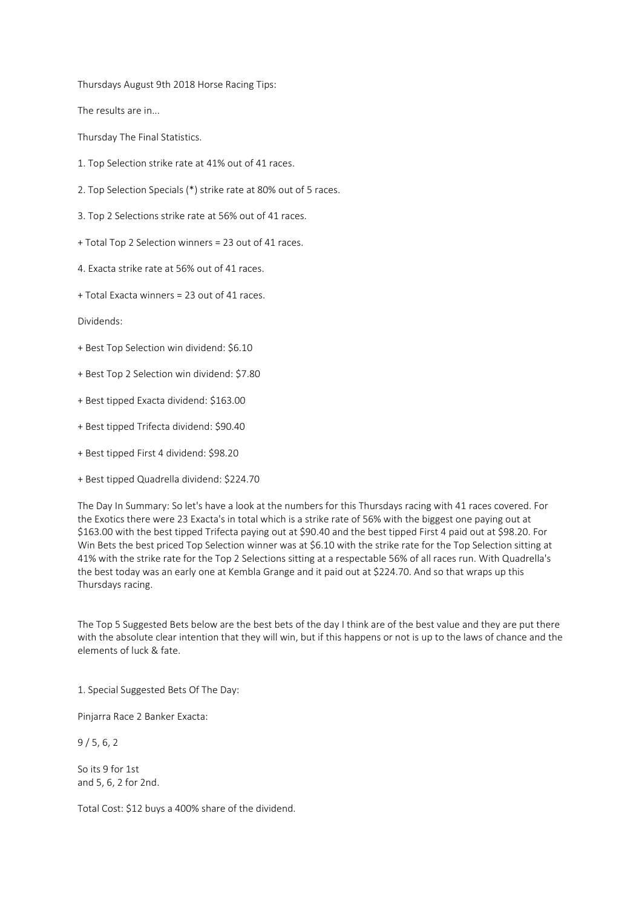Thursdays August 9th 2018 Horse Racing Tips:

The results are in...

Thursday The Final Statistics.

1. Top Selection strike rate at 41% out of 41 races.

2. Top Selection Specials (*) strike rate at 80% out of 5 races.

3. Top 2 Selections strike rate at 56% out of 41 races.

+ Total Top 2 Selection winners = 23 out of 41 races.

4. Exacta strike rate at 56% out of 41 races.

+ Total Exacta winners = 23 out of 41 races.

Dividends:

+ Best Top Selection win dividend: $6.10

+ Best Top 2 Selection win dividend: $7.80

+ Best tipped Exacta dividend: $163.00

+ Best tipped Trifecta dividend: $90.40

+ Best tipped First 4 dividend: $98.20

+ Best tipped Quadrella dividend: $224.70

The Day In Summary: So let's have a look at the numbers for this Thursdays racing with 41 races covered. For the Exotics there were 23 Exacta's in total which is a strike rate of 56% with the biggest one paying out at $163.00 with the best tipped Trifecta paying out at $90.40 and the best tipped First 4 paid out at $98.20. For Win Bets the best priced Top Selection winner was at $6.10 with the strike rate for the Top Selection sitting at 41% with the strike rate for the Top 2 Selections sitting at a respectable 56% of all races run. With Quadrella's the best today was an early one at Kembla Grange and it paid out at $224.70. And so that wraps up this Thursdays racing.

The Top 5 Suggested Bets below are the best bets of the day I think are of the best value and they are put there with the absolute clear intention that they will win, but if this happens or not is up to the laws of chance and the elements of luck & fate.

1. Special Suggested Bets Of The Day:

Pinjarra Race 2 Banker Exacta:

9 / 5, 6, 2

So its 9 for 1st
and 5, 6, 2 for 2nd.

Total Cost: $12 buys a 400% share of the dividend.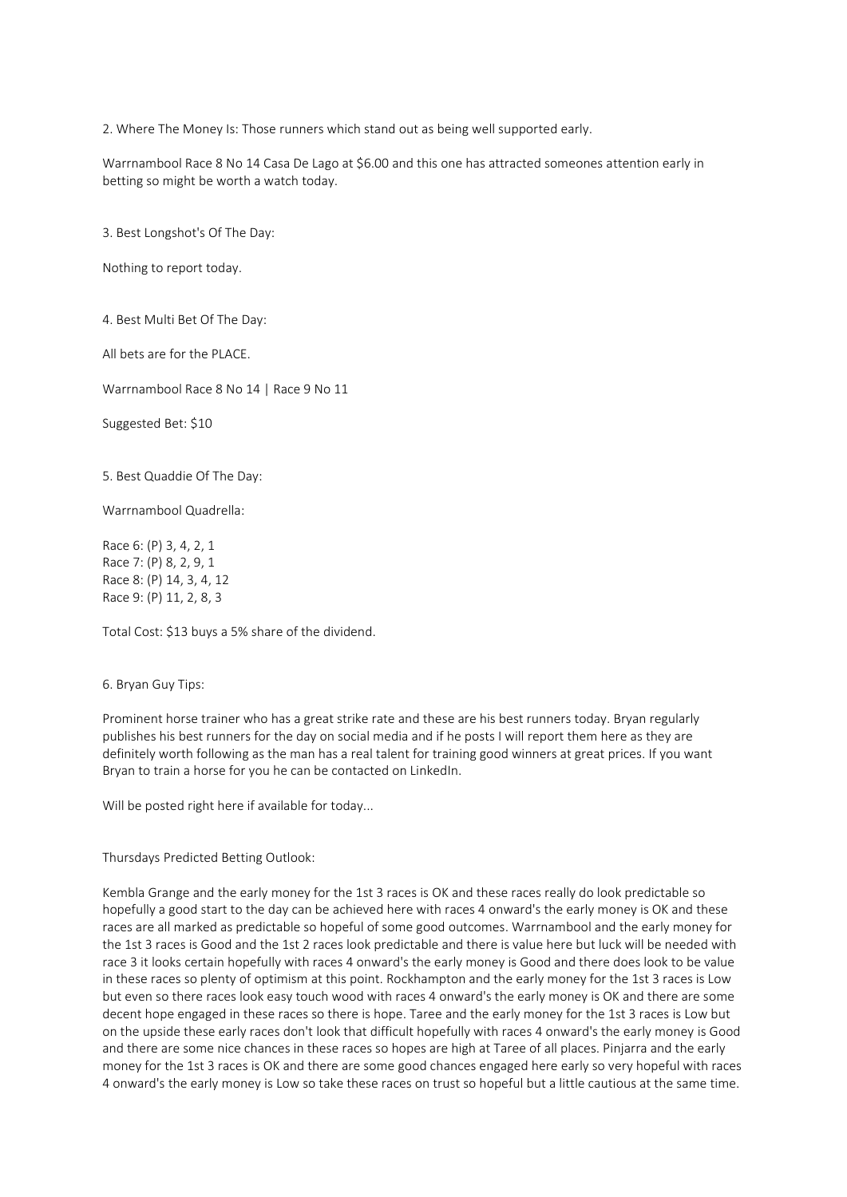2. Where The Money Is: Those runners which stand out as being well supported early.

Warrnambool Race 8 No 14 Casa De Lago at $6.00 and this one has attracted someones attention early in betting so might be worth a watch today.

3. Best Longshot's Of The Day:

Nothing to report today.

4. Best Multi Bet Of The Day:

All bets are for the PLACE.

Warrnambool Race 8 No 14 | Race 9 No 11

Suggested Bet: $10

5. Best Quaddie Of The Day:

Warrnambool Quadrella:

Race 6: (P) 3, 4, 2, 1
Race 7: (P) 8, 2, 9, 1
Race 8: (P) 14, 3, 4, 12
Race 9: (P) 11, 2, 8, 3

Total Cost: $13 buys a 5% share of the dividend.

6. Bryan Guy Tips:

Prominent horse trainer who has a great strike rate and these are his best runners today. Bryan regularly publishes his best runners for the day on social media and if he posts I will report them here as they are definitely worth following as the man has a real talent for training good winners at great prices. If you want Bryan to train a horse for you he can be contacted on LinkedIn.

Will be posted right here if available for today...

Thursdays Predicted Betting Outlook:

Kembla Grange and the early money for the 1st 3 races is OK and these races really do look predictable so hopefully a good start to the day can be achieved here with races 4 onward's the early money is OK and these races are all marked as predictable so hopeful of some good outcomes. Warrnambool and the early money for the 1st 3 races is Good and the 1st 2 races look predictable and there is value here but luck will be needed with race 3 it looks certain hopefully with races 4 onward's the early money is Good and there does look to be value in these races so plenty of optimism at this point. Rockhampton and the early money for the 1st 3 races is Low but even so there races look easy touch wood with races 4 onward's the early money is OK and there are some decent hope engaged in these races so there is hope. Taree and the early money for the 1st 3 races is Low but on the upside these early races don't look that difficult hopefully with races 4 onward's the early money is Good and there are some nice chances in these races so hopes are high at Taree of all places. Pinjarra and the early money for the 1st 3 races is OK and there are some good chances engaged here early so very hopeful with races 4 onward's the early money is Low so take these races on trust so hopeful but a little cautious at the same time.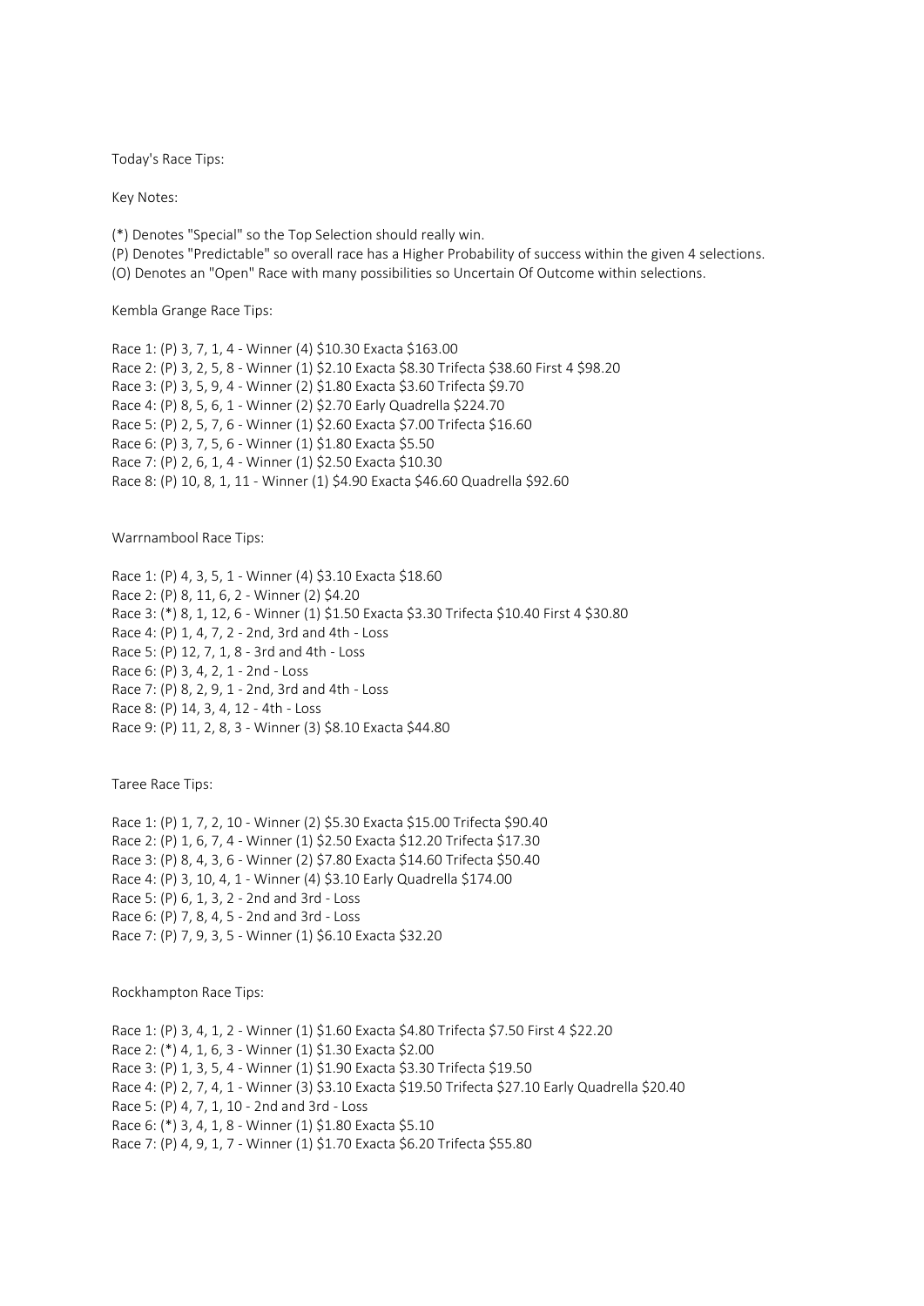Today's Race Tips:

Key Notes:

(*) Denotes "Special" so the Top Selection should really win.
(P) Denotes "Predictable" so overall race has a Higher Probability of success within the given 4 selections.
(O) Denotes an "Open" Race with many possibilities so Uncertain Of Outcome within selections.

Kembla Grange Race Tips:

Race 1: (P) 3, 7, 1, 4 - Winner (4) $10.30 Exacta $163.00
Race 2: (P) 3, 2, 5, 8 - Winner (1) $2.10 Exacta $8.30 Trifecta $38.60 First 4 $98.20
Race 3: (P) 3, 5, 9, 4 - Winner (2) $1.80 Exacta $3.60 Trifecta $9.70
Race 4: (P) 8, 5, 6, 1 - Winner (2) $2.70 Early Quadrella $224.70
Race 5: (P) 2, 5, 7, 6 - Winner (1) $2.60 Exacta $7.00 Trifecta $16.60
Race 6: (P) 3, 7, 5, 6 - Winner (1) $1.80 Exacta $5.50
Race 7: (P) 2, 6, 1, 4 - Winner (1) $2.50 Exacta $10.30
Race 8: (P) 10, 8, 1, 11 - Winner (1) $4.90 Exacta $46.60 Quadrella $92.60

Warrnambool Race Tips:

Race 1: (P) 4, 3, 5, 1 - Winner (4) $3.10 Exacta $18.60
Race 2: (P) 8, 11, 6, 2 - Winner (2) $4.20
Race 3: (*) 8, 1, 12, 6 - Winner (1) $1.50 Exacta $3.30 Trifecta $10.40 First 4 $30.80
Race 4: (P) 1, 4, 7, 2 - 2nd, 3rd and 4th - Loss
Race 5: (P) 12, 7, 1, 8 - 3rd and 4th - Loss
Race 6: (P) 3, 4, 2, 1 - 2nd - Loss
Race 7: (P) 8, 2, 9, 1 - 2nd, 3rd and 4th - Loss
Race 8: (P) 14, 3, 4, 12 - 4th - Loss
Race 9: (P) 11, 2, 8, 3 - Winner (3) $8.10 Exacta $44.80

Taree Race Tips:

Race 1: (P) 1, 7, 2, 10 - Winner (2) $5.30 Exacta $15.00 Trifecta $90.40
Race 2: (P) 1, 6, 7, 4 - Winner (1) $2.50 Exacta $12.20 Trifecta $17.30
Race 3: (P) 8, 4, 3, 6 - Winner (2) $7.80 Exacta $14.60 Trifecta $50.40
Race 4: (P) 3, 10, 4, 1 - Winner (4) $3.10 Early Quadrella $174.00
Race 5: (P) 6, 1, 3, 2 - 2nd and 3rd - Loss
Race 6: (P) 7, 8, 4, 5 - 2nd and 3rd - Loss
Race 7: (P) 7, 9, 3, 5 - Winner (1) $6.10 Exacta $32.20

Rockhampton Race Tips:

Race 1: (P) 3, 4, 1, 2 - Winner (1) $1.60 Exacta $4.80 Trifecta $7.50 First 4 $22.20
Race 2: (*) 4, 1, 6, 3 - Winner (1) $1.30 Exacta $2.00
Race 3: (P) 1, 3, 5, 4 - Winner (1) $1.90 Exacta $3.30 Trifecta $19.50
Race 4: (P) 2, 7, 4, 1 - Winner (3) $3.10 Exacta $19.50 Trifecta $27.10 Early Quadrella $20.40
Race 5: (P) 4, 7, 1, 10 - 2nd and 3rd - Loss
Race 6: (*) 3, 4, 1, 8 - Winner (1) $1.80 Exacta $5.10
Race 7: (P) 4, 9, 1, 7 - Winner (1) $1.70 Exacta $6.20 Trifecta $55.80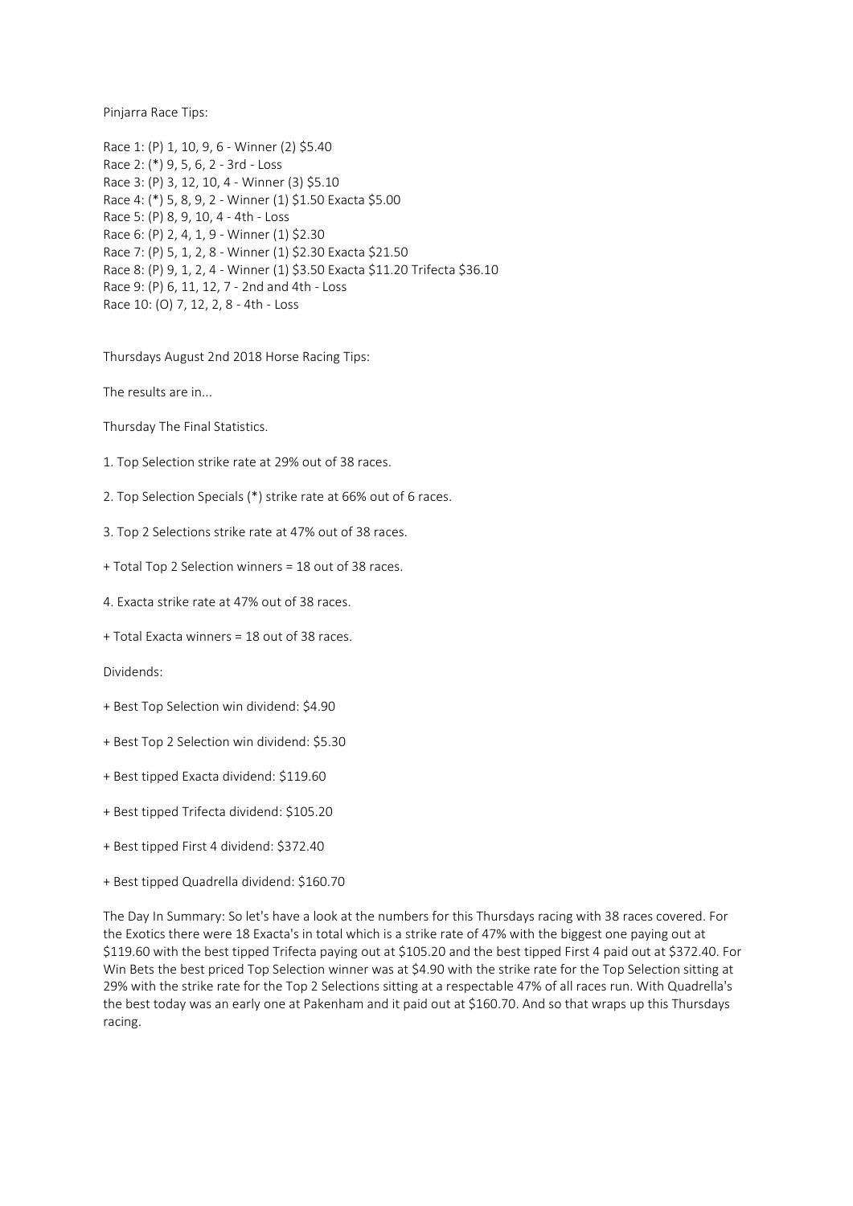Pinjarra Race Tips:

Race 1: (P) 1, 10, 9, 6 - Winner (2) $5.40
Race 2: (*) 9, 5, 6, 2 - 3rd - Loss
Race 3: (P) 3, 12, 10, 4 - Winner (3) $5.10
Race 4: (*) 5, 8, 9, 2 - Winner (1) $1.50 Exacta $5.00
Race 5: (P) 8, 9, 10, 4 - 4th - Loss
Race 6: (P) 2, 4, 1, 9 - Winner (1) $2.30
Race 7: (P) 5, 1, 2, 8 - Winner (1) $2.30 Exacta $21.50
Race 8: (P) 9, 1, 2, 4 - Winner (1) $3.50 Exacta $11.20 Trifecta $36.10
Race 9: (P) 6, 11, 12, 7 - 2nd and 4th - Loss
Race 10: (O) 7, 12, 2, 8 - 4th - Loss

Thursdays August 2nd 2018 Horse Racing Tips:

The results are in...

Thursday The Final Statistics.

1. Top Selection strike rate at 29% out of 38 races.

2. Top Selection Specials (*) strike rate at 66% out of 6 races.

3. Top 2 Selections strike rate at 47% out of 38 races.

+ Total Top 2 Selection winners = 18 out of 38 races.

4. Exacta strike rate at 47% out of 38 races.

+ Total Exacta winners = 18 out of 38 races.

Dividends:

+ Best Top Selection win dividend: $4.90

+ Best Top 2 Selection win dividend: $5.30

+ Best tipped Exacta dividend: $119.60

+ Best tipped Trifecta dividend: $105.20

+ Best tipped First 4 dividend: $372.40

+ Best tipped Quadrella dividend: $160.70

The Day In Summary: So let's have a look at the numbers for this Thursdays racing with 38 races covered. For the Exotics there were 18 Exacta's in total which is a strike rate of 47% with the biggest one paying out at $119.60 with the best tipped Trifecta paying out at $105.20 and the best tipped First 4 paid out at $372.40. For Win Bets the best priced Top Selection winner was at $4.90 with the strike rate for the Top Selection sitting at 29% with the strike rate for the Top 2 Selections sitting at a respectable 47% of all races run. With Quadrella's the best today was an early one at Pakenham and it paid out at $160.70. And so that wraps up this Thursdays racing.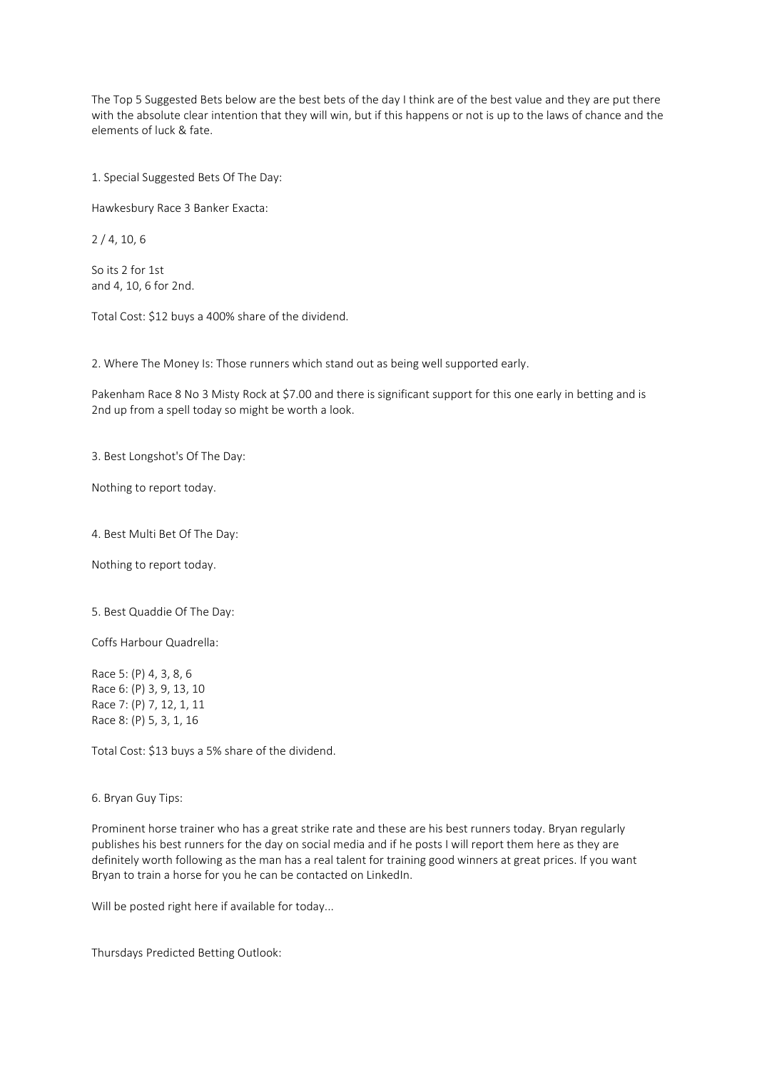The Top 5 Suggested Bets below are the best bets of the day I think are of the best value and they are put there with the absolute clear intention that they will win, but if this happens or not is up to the laws of chance and the elements of luck & fate.

1. Special Suggested Bets Of The Day:

Hawkesbury Race 3 Banker Exacta:

2 / 4, 10, 6

So its 2 for 1st
and 4, 10, 6 for 2nd.

Total Cost: $12 buys a 400% share of the dividend.

2. Where The Money Is: Those runners which stand out as being well supported early.

Pakenham Race 8 No 3 Misty Rock at $7.00 and there is significant support for this one early in betting and is 2nd up from a spell today so might be worth a look.

3. Best Longshot's Of The Day:

Nothing to report today.

4. Best Multi Bet Of The Day:

Nothing to report today.

5. Best Quaddie Of The Day:

Coffs Harbour Quadrella:

Race 5: (P) 4, 3, 8, 6
Race 6: (P) 3, 9, 13, 10
Race 7: (P) 7, 12, 1, 11
Race 8: (P) 5, 3, 1, 16

Total Cost: $13 buys a 5% share of the dividend.

6. Bryan Guy Tips:

Prominent horse trainer who has a great strike rate and these are his best runners today. Bryan regularly publishes his best runners for the day on social media and if he posts I will report them here as they are definitely worth following as the man has a real talent for training good winners at great prices. If you want Bryan to train a horse for you he can be contacted on LinkedIn.

Will be posted right here if available for today...

Thursdays Predicted Betting Outlook: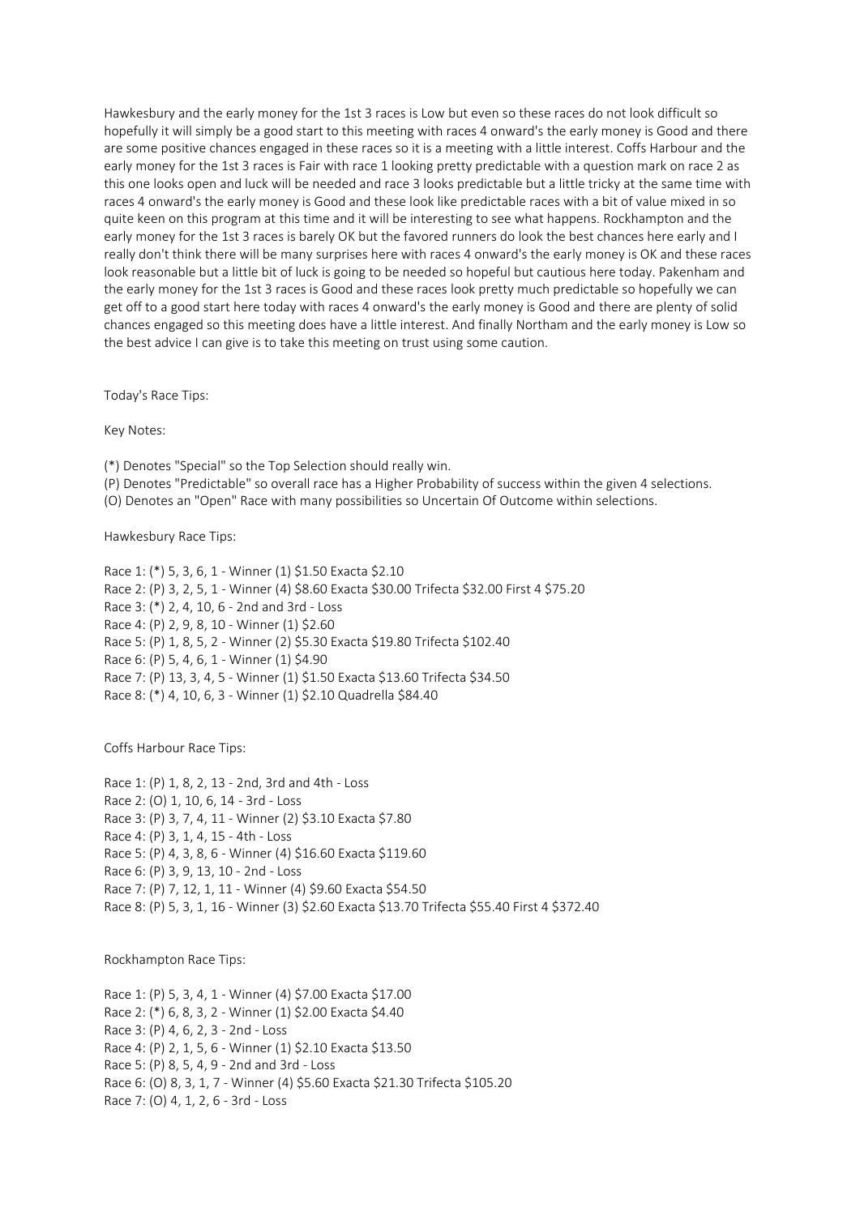Hawkesbury and the early money for the 1st 3 races is Low but even so these races do not look difficult so hopefully it will simply be a good start to this meeting with races 4 onward's the early money is Good and there are some positive chances engaged in these races so it is a meeting with a little interest. Coffs Harbour and the early money for the 1st 3 races is Fair with race 1 looking pretty predictable with a question mark on race 2 as this one looks open and luck will be needed and race 3 looks predictable but a little tricky at the same time with races 4 onward's the early money is Good and these look like predictable races with a bit of value mixed in so quite keen on this program at this time and it will be interesting to see what happens. Rockhampton and the early money for the 1st 3 races is barely OK but the favored runners do look the best chances here early and I really don't think there will be many surprises here with races 4 onward's the early money is OK and these races look reasonable but a little bit of luck is going to be needed so hopeful but cautious here today. Pakenham and the early money for the 1st 3 races is Good and these races look pretty much predictable so hopefully we can get off to a good start here today with races 4 onward's the early money is Good and there are plenty of solid chances engaged so this meeting does have a little interest. And finally Northam and the early money is Low so the best advice I can give is to take this meeting on trust using some caution.

Today's Race Tips:

Key Notes:

(*) Denotes "Special" so the Top Selection should really win.
(P) Denotes "Predictable" so overall race has a Higher Probability of success within the given 4 selections.
(O) Denotes an "Open" Race with many possibilities so Uncertain Of Outcome within selections.

Hawkesbury Race Tips:

Race 1: (*) 5, 3, 6, 1 - Winner (1) $1.50 Exacta $2.10
Race 2: (P) 3, 2, 5, 1 - Winner (4) $8.60 Exacta $30.00 Trifecta $32.00 First 4 $75.20
Race 3: (*) 2, 4, 10, 6 - 2nd and 3rd - Loss
Race 4: (P) 2, 9, 8, 10 - Winner (1) $2.60
Race 5: (P) 1, 8, 5, 2 - Winner (2) $5.30 Exacta $19.80 Trifecta $102.40
Race 6: (P) 5, 4, 6, 1 - Winner (1) $4.90
Race 7: (P) 13, 3, 4, 5 - Winner (1) $1.50 Exacta $13.60 Trifecta $34.50
Race 8: (*) 4, 10, 6, 3 - Winner (1) $2.10 Quadrella $84.40

Coffs Harbour Race Tips:

Race 1: (P) 1, 8, 2, 13 - 2nd, 3rd and 4th - Loss
Race 2: (O) 1, 10, 6, 14 - 3rd - Loss
Race 3: (P) 3, 7, 4, 11 - Winner (2) $3.10 Exacta $7.80
Race 4: (P) 3, 1, 4, 15 - 4th - Loss
Race 5: (P) 4, 3, 8, 6 - Winner (4) $16.60 Exacta $119.60
Race 6: (P) 3, 9, 13, 10 - 2nd - Loss
Race 7: (P) 7, 12, 1, 11 - Winner (4) $9.60 Exacta $54.50
Race 8: (P) 5, 3, 1, 16 - Winner (3) $2.60 Exacta $13.70 Trifecta $55.40 First 4 $372.40

Rockhampton Race Tips:

Race 1: (P) 5, 3, 4, 1 - Winner (4) $7.00 Exacta $17.00
Race 2: (*) 6, 8, 3, 2 - Winner (1) $2.00 Exacta $4.40
Race 3: (P) 4, 6, 2, 3 - 2nd - Loss
Race 4: (P) 2, 1, 5, 6 - Winner (1) $2.10 Exacta $13.50
Race 5: (P) 8, 5, 4, 9 - 2nd and 3rd - Loss
Race 6: (O) 8, 3, 1, 7 - Winner (4) $5.60 Exacta $21.30 Trifecta $105.20
Race 7: (O) 4, 1, 2, 6 - 3rd - Loss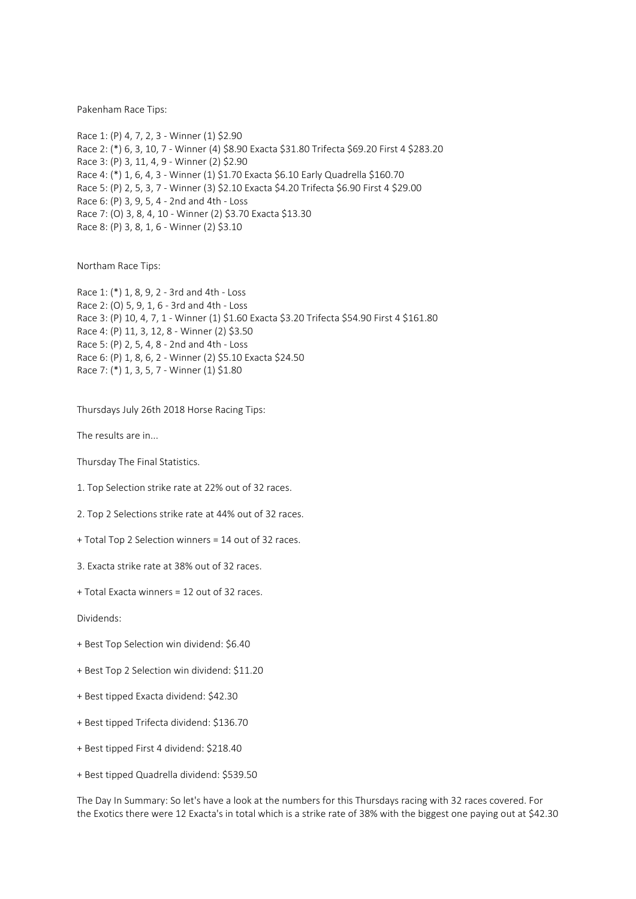Pakenham Race Tips:

Race 1: (P) 4, 7, 2, 3 - Winner (1) $2.90
Race 2: (*) 6, 3, 10, 7 - Winner (4) $8.90 Exacta $31.80 Trifecta $69.20 First 4 $283.20
Race 3: (P) 3, 11, 4, 9 - Winner (2) $2.90
Race 4: (*) 1, 6, 4, 3 - Winner (1) $1.70 Exacta $6.10 Early Quadrella $160.70
Race 5: (P) 2, 5, 3, 7 - Winner (3) $2.10 Exacta $4.20 Trifecta $6.90 First 4 $29.00
Race 6: (P) 3, 9, 5, 4 - 2nd and 4th - Loss
Race 7: (O) 3, 8, 4, 10 - Winner (2) $3.70 Exacta $13.30
Race 8: (P) 3, 8, 1, 6 - Winner (2) $3.10

Northam Race Tips:

Race 1: (*) 1, 8, 9, 2 - 3rd and 4th - Loss
Race 2: (O) 5, 9, 1, 6 - 3rd and 4th - Loss
Race 3: (P) 10, 4, 7, 1 - Winner (1) $1.60 Exacta $3.20 Trifecta $54.90 First 4 $161.80
Race 4: (P) 11, 3, 12, 8 - Winner (2) $3.50
Race 5: (P) 2, 5, 4, 8 - 2nd and 4th - Loss
Race 6: (P) 1, 8, 6, 2 - Winner (2) $5.10 Exacta $24.50
Race 7: (*) 1, 3, 5, 7 - Winner (1) $1.80

Thursdays July 26th 2018 Horse Racing Tips:

The results are in...

Thursday The Final Statistics.

1. Top Selection strike rate at 22% out of 32 races.

2. Top 2 Selections strike rate at 44% out of 32 races.

+ Total Top 2 Selection winners = 14 out of 32 races.

3. Exacta strike rate at 38% out of 32 races.

+ Total Exacta winners = 12 out of 32 races.

Dividends:

+ Best Top Selection win dividend: $6.40

+ Best Top 2 Selection win dividend: $11.20

+ Best tipped Exacta dividend: $42.30

+ Best tipped Trifecta dividend: $136.70

+ Best tipped First 4 dividend: $218.40

+ Best tipped Quadrella dividend: $539.50

The Day In Summary: So let's have a look at the numbers for this Thursdays racing with 32 races covered. For the Exotics there were 12 Exacta's in total which is a strike rate of 38% with the biggest one paying out at $42.30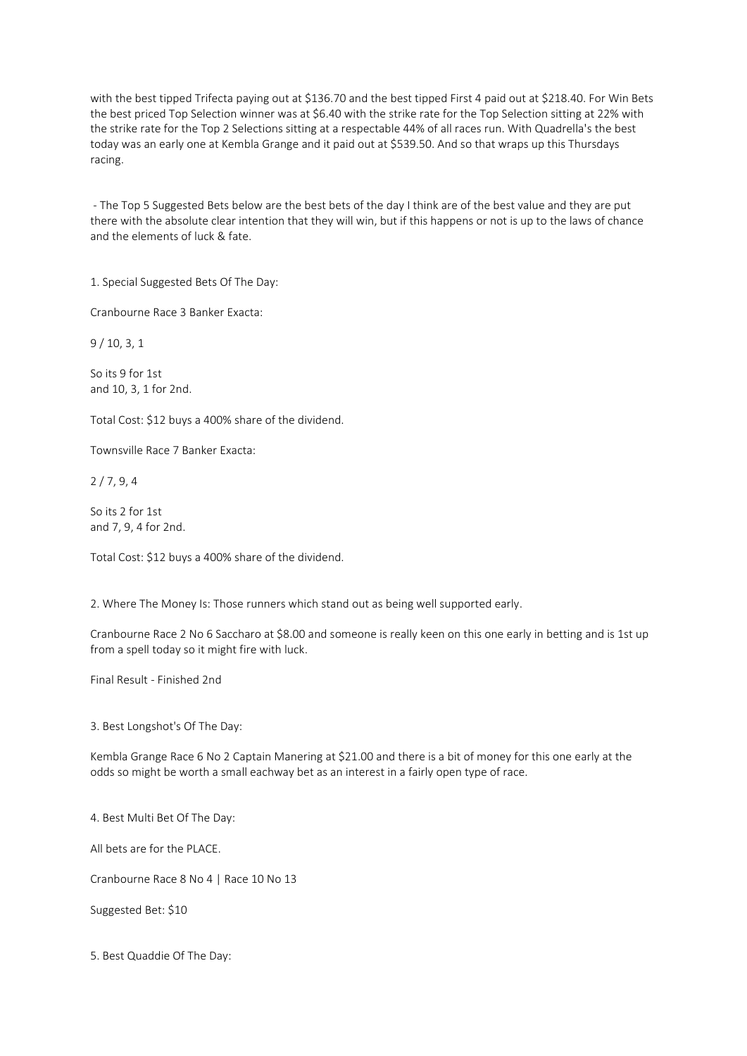with the best tipped Trifecta paying out at $136.70 and the best tipped First 4 paid out at $218.40. For Win Bets the best priced Top Selection winner was at $6.40 with the strike rate for the Top Selection sitting at 22% with the strike rate for the Top 2 Selections sitting at a respectable 44% of all races run. With Quadrella's the best today was an early one at Kembla Grange and it paid out at $539.50. And so that wraps up this Thursdays racing.

- The Top 5 Suggested Bets below are the best bets of the day I think are of the best value and they are put there with the absolute clear intention that they will win, but if this happens or not is up to the laws of chance and the elements of luck & fate.

1. Special Suggested Bets Of The Day:

Cranbourne Race 3 Banker Exacta:

9 / 10, 3, 1

So its 9 for 1st
and 10, 3, 1 for 2nd.

Total Cost: $12 buys a 400% share of the dividend.

Townsville Race 7 Banker Exacta:

2 / 7, 9, 4

So its 2 for 1st
and 7, 9, 4 for 2nd.

Total Cost: $12 buys a 400% share of the dividend.

2. Where The Money Is: Those runners which stand out as being well supported early.

Cranbourne Race 2 No 6 Saccharo at $8.00 and someone is really keen on this one early in betting and is 1st up from a spell today so it might fire with luck.

Final Result - Finished 2nd

3. Best Longshot's Of The Day:

Kembla Grange Race 6 No 2 Captain Manering at $21.00 and there is a bit of money for this one early at the odds so might be worth a small eachway bet as an interest in a fairly open type of race.

4. Best Multi Bet Of The Day:

All bets are for the PLACE.

Cranbourne Race 8 No 4 | Race 10 No 13

Suggested Bet: $10

5. Best Quaddie Of The Day: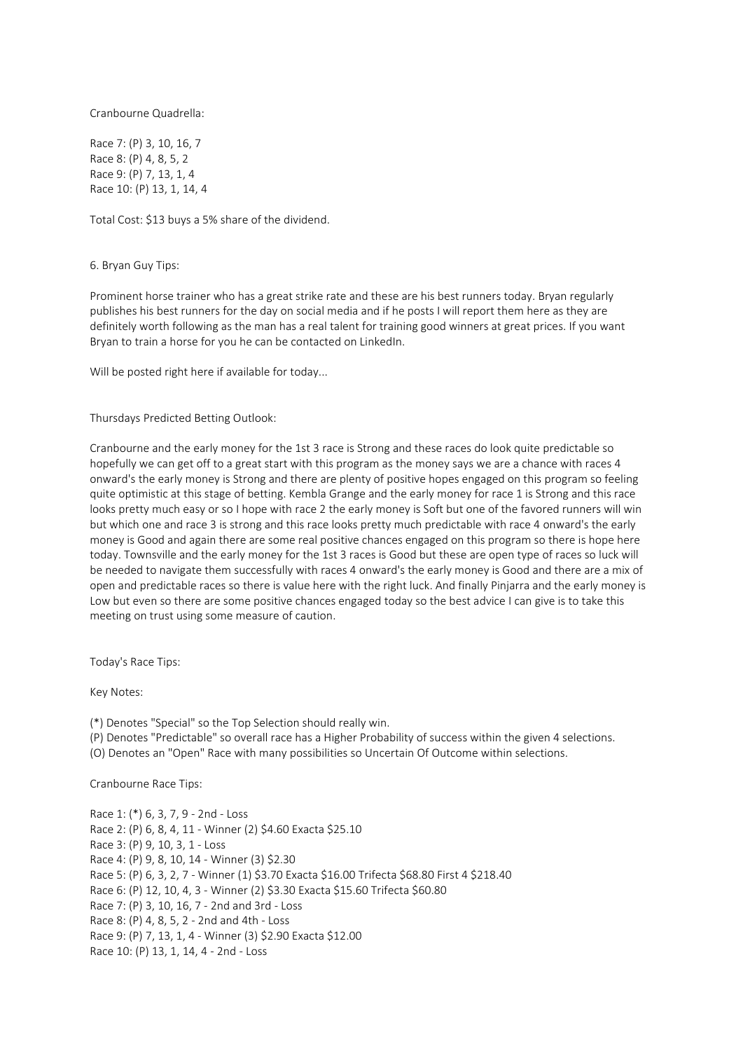Cranbourne Quadrella:

Race 7: (P) 3, 10, 16, 7
Race 8: (P) 4, 8, 5, 2
Race 9: (P) 7, 13, 1, 4
Race 10: (P) 13, 1, 14, 4

Total Cost: $13 buys a 5% share of the dividend.

6. Bryan Guy Tips:

Prominent horse trainer who has a great strike rate and these are his best runners today. Bryan regularly publishes his best runners for the day on social media and if he posts I will report them here as they are definitely worth following as the man has a real talent for training good winners at great prices. If you want Bryan to train a horse for you he can be contacted on LinkedIn.

Will be posted right here if available for today...

Thursdays Predicted Betting Outlook:

Cranbourne and the early money for the 1st 3 race is Strong and these races do look quite predictable so hopefully we can get off to a great start with this program as the money says we are a chance with races 4 onward's the early money is Strong and there are plenty of positive hopes engaged on this program so feeling quite optimistic at this stage of betting. Kembla Grange and the early money for race 1 is Strong and this race looks pretty much easy or so I hope with race 2 the early money is Soft but one of the favored runners will win but which one and race 3 is strong and this race looks pretty much predictable with race 4 onward's the early money is Good and again there are some real positive chances engaged on this program so there is hope here today. Townsville and the early money for the 1st 3 races is Good but these are open type of races so luck will be needed to navigate them successfully with races 4 onward's the early money is Good and there are a mix of open and predictable races so there is value here with the right luck. And finally Pinjarra and the early money is Low but even so there are some positive chances engaged today so the best advice I can give is to take this meeting on trust using some measure of caution.

Today's Race Tips:

Key Notes:

(*) Denotes "Special" so the Top Selection should really win.
(P) Denotes "Predictable" so overall race has a Higher Probability of success within the given 4 selections.
(O) Denotes an "Open" Race with many possibilities so Uncertain Of Outcome within selections.

Cranbourne Race Tips:

Race 1: (*) 6, 3, 7, 9 - 2nd - Loss
Race 2: (P) 6, 8, 4, 11 - Winner (2) $4.60 Exacta $25.10
Race 3: (P) 9, 10, 3, 1 - Loss
Race 4: (P) 9, 8, 10, 14 - Winner (3) $2.30
Race 5: (P) 6, 3, 2, 7 - Winner (1) $3.70 Exacta $16.00 Trifecta $68.80 First 4 $218.40
Race 6: (P) 12, 10, 4, 3 - Winner (2) $3.30 Exacta $15.60 Trifecta $60.80
Race 7: (P) 3, 10, 16, 7 - 2nd and 3rd - Loss
Race 8: (P) 4, 8, 5, 2 - 2nd and 4th - Loss
Race 9: (P) 7, 13, 1, 4 - Winner (3) $2.90 Exacta $12.00
Race 10: (P) 13, 1, 14, 4 - 2nd - Loss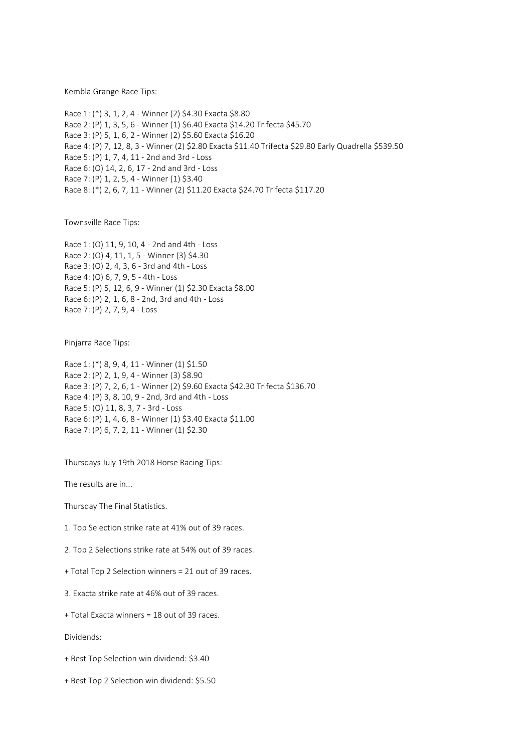Kembla Grange Race Tips:

Race 1: (*) 3, 1, 2, 4 - Winner (2) $4.30 Exacta $8.80
Race 2: (P) 1, 3, 5, 6 - Winner (1) $6.40 Exacta $14.20 Trifecta $45.70
Race 3: (P) 5, 1, 6, 2 - Winner (2) $5.60 Exacta $16.20
Race 4: (P) 7, 12, 8, 3 - Winner (2) $2.80 Exacta $11.40 Trifecta $29.80 Early Quadrella $539.50
Race 5: (P) 1, 7, 4, 11 - 2nd and 3rd - Loss
Race 6: (O) 14, 2, 6, 17 - 2nd and 3rd - Loss
Race 7: (P) 1, 2, 5, 4 - Winner (1) $3.40
Race 8: (*) 2, 6, 7, 11 - Winner (2) $11.20 Exacta $24.70 Trifecta $117.20

Townsville Race Tips:

Race 1: (O) 11, 9, 10, 4 - 2nd and 4th - Loss
Race 2: (O) 4, 11, 1, 5 - Winner (3) $4.30
Race 3: (O) 2, 4, 3, 6 - 3rd and 4th - Loss
Race 4: (O) 6, 7, 9, 5 - 4th - Loss
Race 5: (P) 5, 12, 6, 9 - Winner (1) $2.30 Exacta $8.00
Race 6: (P) 2, 1, 6, 8 - 2nd, 3rd and 4th - Loss
Race 7: (P) 2, 7, 9, 4 - Loss

Pinjarra Race Tips:

Race 1: (*) 8, 9, 4, 11 - Winner (1) $1.50
Race 2: (P) 2, 1, 9, 4 - Winner (3) $8.90
Race 3: (P) 7, 2, 6, 1 - Winner (2) $9.60 Exacta $42.30 Trifecta $136.70
Race 4: (P) 3, 8, 10, 9 - 2nd, 3rd and 4th - Loss
Race 5: (O) 11, 8, 3, 7 - 3rd - Loss
Race 6: (P) 1, 4, 6, 8 - Winner (1) $3.40 Exacta $11.00
Race 7: (P) 6, 7, 2, 11 - Winner (1) $2.30

Thursdays July 19th 2018 Horse Racing Tips:

The results are in...

Thursday The Final Statistics.

1. Top Selection strike rate at 41% out of 39 races.

2. Top 2 Selections strike rate at 54% out of 39 races.

+ Total Top 2 Selection winners = 21 out of 39 races.

3. Exacta strike rate at 46% out of 39 races.

+ Total Exacta winners = 18 out of 39 races.

Dividends:

+ Best Top Selection win dividend: $3.40

+ Best Top 2 Selection win dividend: $5.50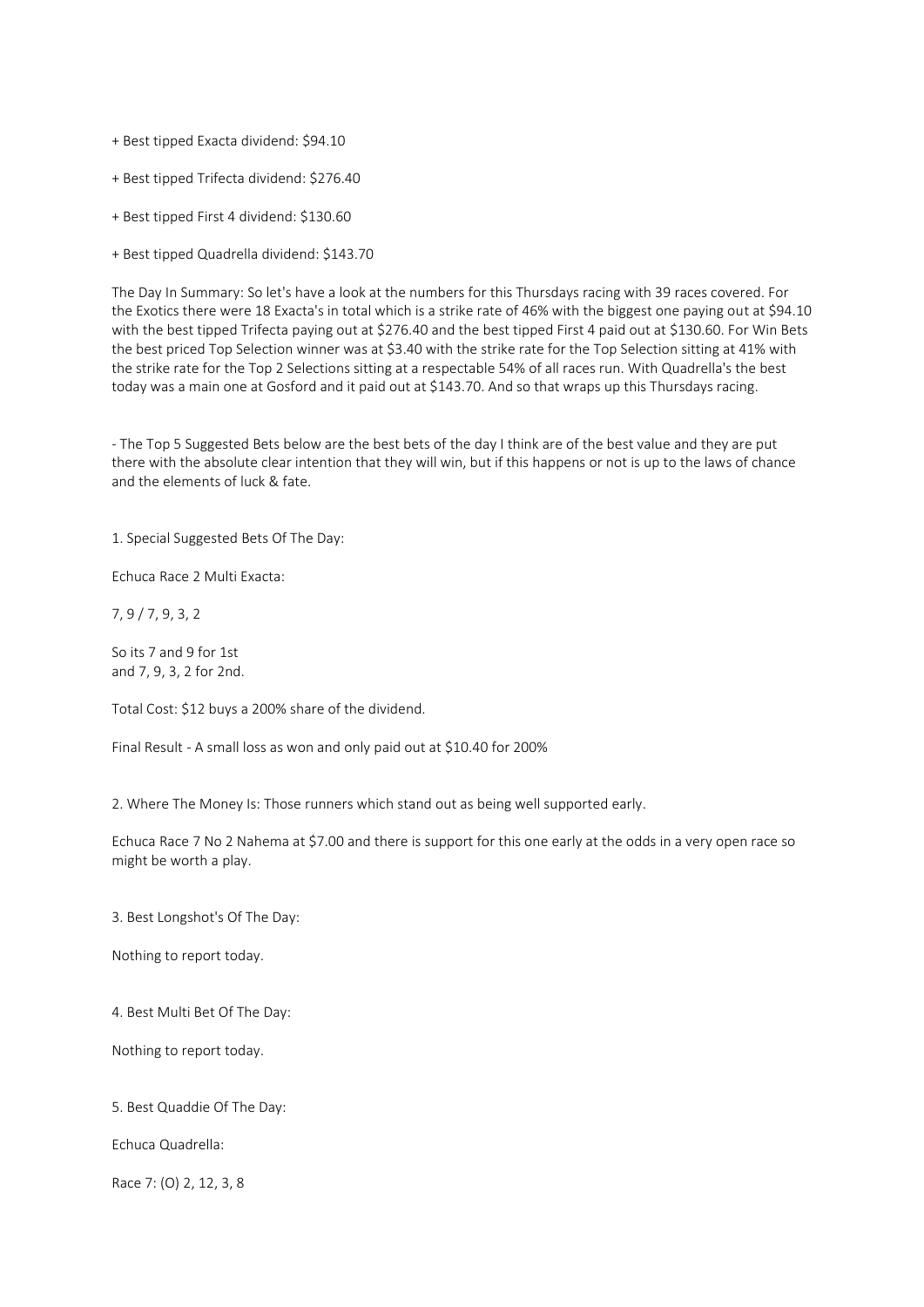+ Best tipped Exacta dividend: $94.10

+ Best tipped Trifecta dividend: $276.40

+ Best tipped First 4 dividend: $130.60

+ Best tipped Quadrella dividend: $143.70

The Day In Summary: So let's have a look at the numbers for this Thursdays racing with 39 races covered. For the Exotics there were 18 Exacta's in total which is a strike rate of 46% with the biggest one paying out at $94.10 with the best tipped Trifecta paying out at $276.40 and the best tipped First 4 paid out at $130.60. For Win Bets the best priced Top Selection winner was at $3.40 with the strike rate for the Top Selection sitting at 41% with the strike rate for the Top 2 Selections sitting at a respectable 54% of all races run. With Quadrella's the best today was a main one at Gosford and it paid out at $143.70. And so that wraps up this Thursdays racing.

- The Top 5 Suggested Bets below are the best bets of the day I think are of the best value and they are put there with the absolute clear intention that they will win, but if this happens or not is up to the laws of chance and the elements of luck & fate.

1. Special Suggested Bets Of The Day:

Echuca Race 2 Multi Exacta:

7, 9 / 7, 9, 3, 2

So its 7 and 9 for 1st
and 7, 9, 3, 2 for 2nd.

Total Cost: $12 buys a 200% share of the dividend.

Final Result - A small loss as won and only paid out at $10.40 for 200%

2. Where The Money Is: Those runners which stand out as being well supported early.

Echuca Race 7 No 2 Nahema at $7.00 and there is support for this one early at the odds in a very open race so might be worth a play.

3. Best Longshot's Of The Day:

Nothing to report today.

4. Best Multi Bet Of The Day:

Nothing to report today.

5. Best Quaddie Of The Day:

Echuca Quadrella:

Race 7: (O) 2, 12, 3, 8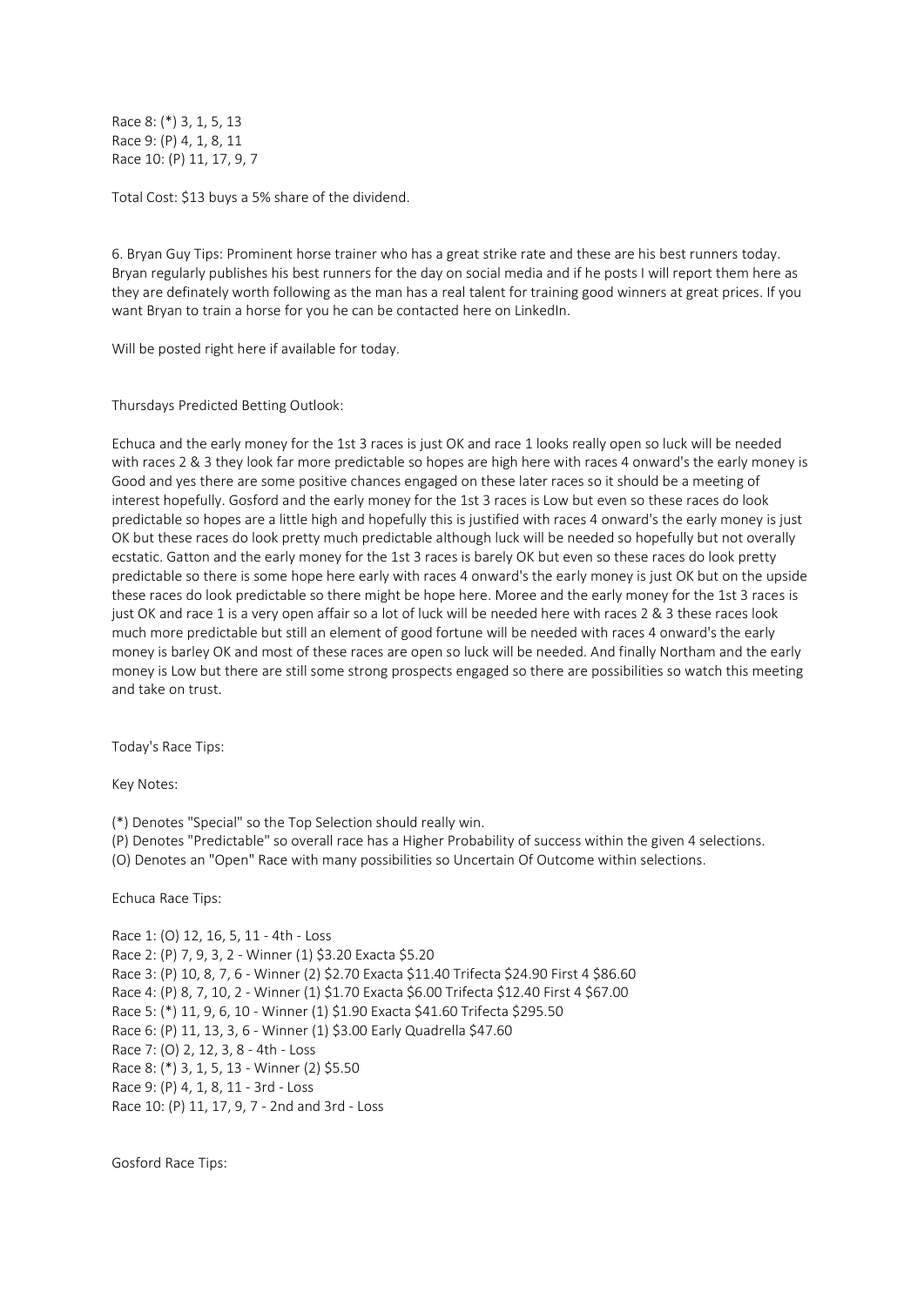Race 8: (*) 3, 1, 5, 13
Race 9: (P) 4, 1, 8, 11
Race 10: (P) 11, 17, 9, 7

Total Cost: $13 buys a 5% share of the dividend.

6. Bryan Guy Tips: Prominent horse trainer who has a great strike rate and these are his best runners today. Bryan regularly publishes his best runners for the day on social media and if he posts I will report them here as they are definately worth following as the man has a real talent for training good winners at great prices. If you want Bryan to train a horse for you he can be contacted here on LinkedIn.

Will be posted right here if available for today.

Thursdays Predicted Betting Outlook:

Echuca and the early money for the 1st 3 races is just OK and race 1 looks really open so luck will be needed with races 2 & 3 they look far more predictable so hopes are high here with races 4 onward's the early money is Good and yes there are some positive chances engaged on these later races so it should be a meeting of interest hopefully. Gosford and the early money for the 1st 3 races is Low but even so these races do look predictable so hopes are a little high and hopefully this is justified with races 4 onward's the early money is just OK but these races do look pretty much predictable although luck will be needed so hopefully but not overally ecstatic. Gatton and the early money for the 1st 3 races is barely OK but even so these races do look pretty predictable so there is some hope here early with races 4 onward's the early money is just OK but on the upside these races do look predictable so there might be hope here. Moree and the early money for the 1st 3 races is just OK and race 1 is a very open affair so a lot of luck will be needed here with races 2 & 3 these races look much more predictable but still an element of good fortune will be needed with races 4 onward's the early money is barley OK and most of these races are open so luck will be needed. And finally Northam and the early money is Low but there are still some strong prospects engaged so there are possibilities so watch this meeting and take on trust.

Today's Race Tips:

Key Notes:

(*) Denotes "Special" so the Top Selection should really win.
(P) Denotes "Predictable" so overall race has a Higher Probability of success within the given 4 selections.
(O) Denotes an "Open" Race with many possibilities so Uncertain Of Outcome within selections.

Echuca Race Tips:

Race 1: (O) 12, 16, 5, 11 - 4th - Loss
Race 2: (P) 7, 9, 3, 2 - Winner (1) $3.20 Exacta $5.20
Race 3: (P) 10, 8, 7, 6 - Winner (2) $2.70 Exacta $11.40 Trifecta $24.90 First 4 $86.60
Race 4: (P) 8, 7, 10, 2 - Winner (1) $1.70 Exacta $6.00 Trifecta $12.40 First 4 $67.00
Race 5: (*) 11, 9, 6, 10 - Winner (1) $1.90 Exacta $41.60 Trifecta $295.50
Race 6: (P) 11, 13, 3, 6 - Winner (1) $3.00 Early Quadrella $47.60
Race 7: (O) 2, 12, 3, 8 - 4th - Loss
Race 8: (*) 3, 1, 5, 13 - Winner (2) $5.50
Race 9: (P) 4, 1, 8, 11 - 3rd - Loss
Race 10: (P) 11, 17, 9, 7 - 2nd and 3rd - Loss

Gosford Race Tips: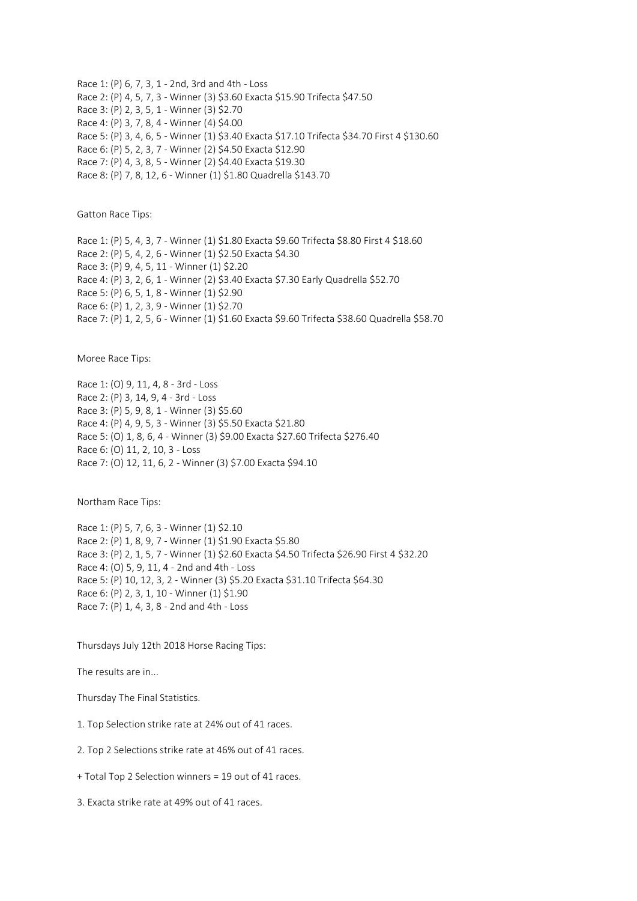Race 1: (P) 6, 7, 3, 1 - 2nd, 3rd and 4th - Loss
Race 2: (P) 4, 5, 7, 3 - Winner (3) $3.60 Exacta $15.90 Trifecta $47.50
Race 3: (P) 2, 3, 5, 1 - Winner (3) $2.70
Race 4: (P) 3, 7, 8, 4 - Winner (4) $4.00
Race 5: (P) 3, 4, 6, 5 - Winner (1) $3.40 Exacta $17.10 Trifecta $34.70 First 4 $130.60
Race 6: (P) 5, 2, 3, 7 - Winner (2) $4.50 Exacta $12.90
Race 7: (P) 4, 3, 8, 5 - Winner (2) $4.40 Exacta $19.30
Race 8: (P) 7, 8, 12, 6 - Winner (1) $1.80 Quadrella $143.70

Gatton Race Tips:

Race 1: (P) 5, 4, 3, 7 - Winner (1) $1.80 Exacta $9.60 Trifecta $8.80 First 4 $18.60
Race 2: (P) 5, 4, 2, 6 - Winner (1) $2.50 Exacta $4.30
Race 3: (P) 9, 4, 5, 11 - Winner (1) $2.20
Race 4: (P) 3, 2, 6, 1 - Winner (2) $3.40 Exacta $7.30 Early Quadrella $52.70
Race 5: (P) 6, 5, 1, 8 - Winner (1) $2.90
Race 6: (P) 1, 2, 3, 9 - Winner (1) $2.70
Race 7: (P) 1, 2, 5, 6 - Winner (1) $1.60 Exacta $9.60 Trifecta $38.60 Quadrella $58.70

Moree Race Tips:

Race 1: (O) 9, 11, 4, 8 - 3rd - Loss
Race 2: (P) 3, 14, 9, 4 - 3rd - Loss
Race 3: (P) 5, 9, 8, 1 - Winner (3) $5.60
Race 4: (P) 4, 9, 5, 3 - Winner (3) $5.50 Exacta $21.80
Race 5: (O) 1, 8, 6, 4 - Winner (3) $9.00 Exacta $27.60 Trifecta $276.40
Race 6: (O) 11, 2, 10, 3 - Loss
Race 7: (O) 12, 11, 6, 2 - Winner (3) $7.00 Exacta $94.10

Northam Race Tips:

Race 1: (P) 5, 7, 6, 3 - Winner (1) $2.10
Race 2: (P) 1, 8, 9, 7 - Winner (1) $1.90 Exacta $5.80
Race 3: (P) 2, 1, 5, 7 - Winner (1) $2.60 Exacta $4.50 Trifecta $26.90 First 4 $32.20
Race 4: (O) 5, 9, 11, 4 - 2nd and 4th - Loss
Race 5: (P) 10, 12, 3, 2 - Winner (3) $5.20 Exacta $31.10 Trifecta $64.30
Race 6: (P) 2, 3, 1, 10 - Winner (1) $1.90
Race 7: (P) 1, 4, 3, 8 - 2nd and 4th - Loss

Thursdays July 12th 2018 Horse Racing Tips:

The results are in...

Thursday The Final Statistics.

1. Top Selection strike rate at 24% out of 41 races.

2. Top 2 Selections strike rate at 46% out of 41 races.

+ Total Top 2 Selection winners = 19 out of 41 races.

3. Exacta strike rate at 49% out of 41 races.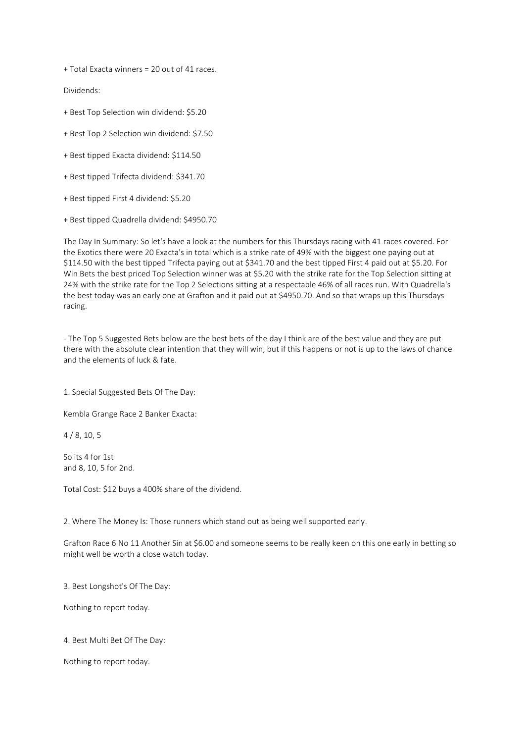+ Total Exacta winners = 20 out of 41 races.

Dividends:

+ Best Top Selection win dividend: $5.20

+ Best Top 2 Selection win dividend: $7.50

+ Best tipped Exacta dividend: $114.50

+ Best tipped Trifecta dividend: $341.70

+ Best tipped First 4 dividend: $5.20

+ Best tipped Quadrella dividend: $4950.70

The Day In Summary: So let's have a look at the numbers for this Thursdays racing with 41 races covered. For the Exotics there were 20 Exacta's in total which is a strike rate of 49% with the biggest one paying out at $114.50 with the best tipped Trifecta paying out at $341.70 and the best tipped First 4 paid out at $5.20. For Win Bets the best priced Top Selection winner was at $5.20 with the strike rate for the Top Selection sitting at 24% with the strike rate for the Top 2 Selections sitting at a respectable 46% of all races run. With Quadrella's the best today was an early one at Grafton and it paid out at $4950.70. And so that wraps up this Thursdays racing.

- The Top 5 Suggested Bets below are the best bets of the day I think are of the best value and they are put there with the absolute clear intention that they will win, but if this happens or not is up to the laws of chance and the elements of luck & fate.

1. Special Suggested Bets Of The Day:

Kembla Grange Race 2 Banker Exacta:

4 / 8, 10, 5

So its 4 for 1st
and 8, 10, 5 for 2nd.

Total Cost: $12 buys a 400% share of the dividend.

2. Where The Money Is: Those runners which stand out as being well supported early.

Grafton Race 6 No 11 Another Sin at $6.00 and someone seems to be really keen on this one early in betting so might well be worth a close watch today.

3. Best Longshot's Of The Day:

Nothing to report today.

4. Best Multi Bet Of The Day:

Nothing to report today.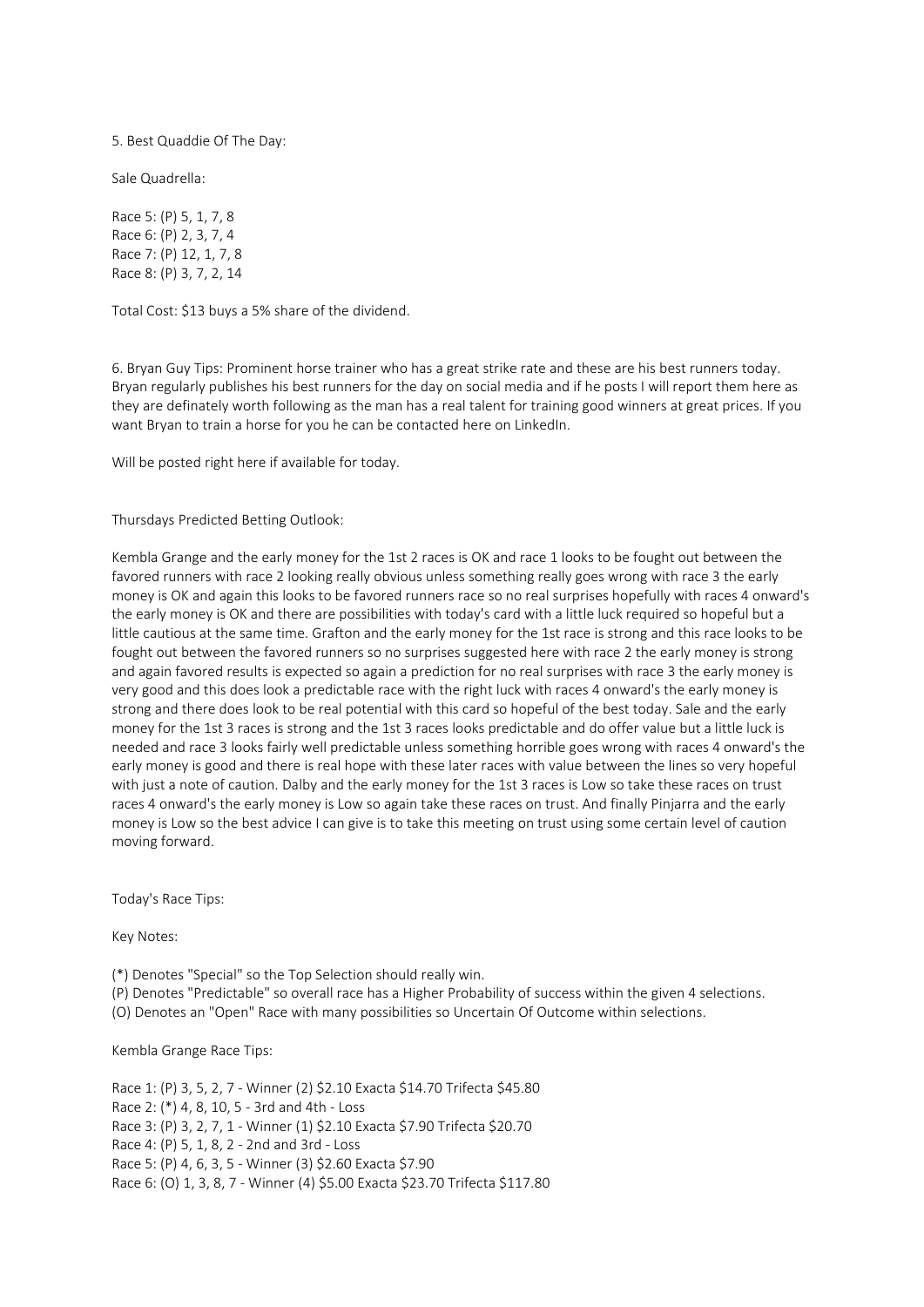5. Best Quaddie Of The Day:

Sale Quadrella:

Race 5: (P) 5, 1, 7, 8
Race 6: (P) 2, 3, 7, 4
Race 7: (P) 12, 1, 7, 8
Race 8: (P) 3, 7, 2, 14

Total Cost: $13 buys a 5% share of the dividend.

6. Bryan Guy Tips: Prominent horse trainer who has a great strike rate and these are his best runners today. Bryan regularly publishes his best runners for the day on social media and if he posts I will report them here as they are definately worth following as the man has a real talent for training good winners at great prices. If you want Bryan to train a horse for you he can be contacted here on LinkedIn.

Will be posted right here if available for today.

Thursdays Predicted Betting Outlook:

Kembla Grange and the early money for the 1st 2 races is OK and race 1 looks to be fought out between the favored runners with race 2 looking really obvious unless something really goes wrong with race 3 the early money is OK and again this looks to be favored runners race so no real surprises hopefully with races 4 onward's the early money is OK and there are possibilities with today's card with a little luck required so hopeful but a little cautious at the same time. Grafton and the early money for the 1st race is strong and this race looks to be fought out between the favored runners so no surprises suggested here with race 2 the early money is strong and again favored results is expected so again a prediction for no real surprises with race 3 the early money is very good and this does look a predictable race with the right luck with races 4 onward's the early money is strong and there does look to be real potential with this card so hopeful of the best today. Sale and the early money for the 1st 3 races is strong and the 1st 3 races looks predictable and do offer value but a little luck is needed and race 3 looks fairly well predictable unless something horrible goes wrong with races 4 onward's the early money is good and there is real hope with these later races with value between the lines so very hopeful with just a note of caution. Dalby and the early money for the 1st 3 races is Low so take these races on trust races 4 onward's the early money is Low so again take these races on trust. And finally Pinjarra and the early money is Low so the best advice I can give is to take this meeting on trust using some certain level of caution moving forward.

Today's Race Tips:

Key Notes:

(*) Denotes "Special" so the Top Selection should really win.
(P) Denotes "Predictable" so overall race has a Higher Probability of success within the given 4 selections.
(O) Denotes an "Open" Race with many possibilities so Uncertain Of Outcome within selections.

Kembla Grange Race Tips:

Race 1: (P) 3, 5, 2, 7 - Winner (2) $2.10 Exacta $14.70 Trifecta $45.80
Race 2: (*) 4, 8, 10, 5 - 3rd and 4th - Loss
Race 3: (P) 3, 2, 7, 1 - Winner (1) $2.10 Exacta $7.90 Trifecta $20.70
Race 4: (P) 5, 1, 8, 2 - 2nd and 3rd - Loss
Race 5: (P) 4, 6, 3, 5 - Winner (3) $2.60 Exacta $7.90
Race 6: (O) 1, 3, 8, 7 - Winner (4) $5.00 Exacta $23.70 Trifecta $117.80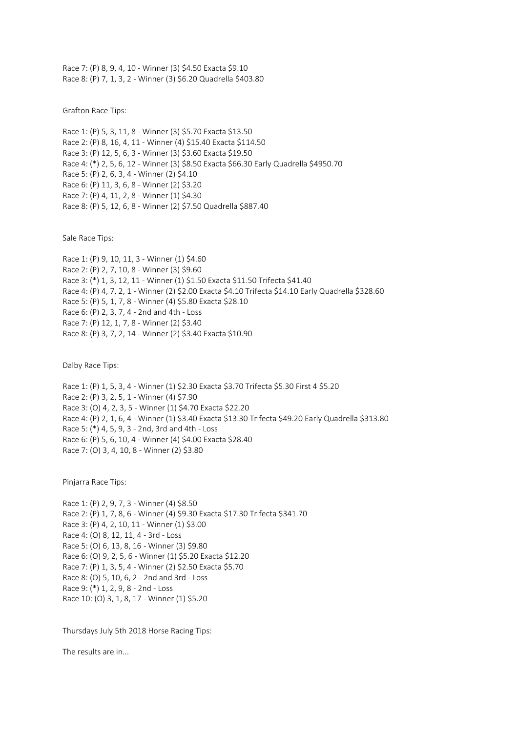Race 7: (P) 8, 9, 4, 10 - Winner (3) $4.50 Exacta $9.10
Race 8: (P) 7, 1, 3, 2 - Winner (3) $6.20 Quadrella $403.80

Grafton Race Tips:

Race 1: (P) 5, 3, 11, 8 - Winner (3) $5.70 Exacta $13.50
Race 2: (P) 8, 16, 4, 11 - Winner (4) $15.40 Exacta $114.50
Race 3: (P) 12, 5, 6, 3 - Winner (3) $3.60 Exacta $19.50
Race 4: (*) 2, 5, 6, 12 - Winner (3) $8.50 Exacta $66.30 Early Quadrella $4950.70
Race 5: (P) 2, 6, 3, 4 - Winner (2) $4.10
Race 6: (P) 11, 3, 6, 8 - Winner (2) $3.20
Race 7: (P) 4, 11, 2, 8 - Winner (1) $4.30
Race 8: (P) 5, 12, 6, 8 - Winner (2) $7.50 Quadrella $887.40

Sale Race Tips:

Race 1: (P) 9, 10, 11, 3 - Winner (1) $4.60
Race 2: (P) 2, 7, 10, 8 - Winner (3) $9.60
Race 3: (*) 1, 3, 12, 11 - Winner (1) $1.50 Exacta $11.50 Trifecta $41.40
Race 4: (P) 4, 7, 2, 1 - Winner (2) $2.00 Exacta $4.10 Trifecta $14.10 Early Quadrella $328.60
Race 5: (P) 5, 1, 7, 8 - Winner (4) $5.80 Exacta $28.10
Race 6: (P) 2, 3, 7, 4 - 2nd and 4th - Loss
Race 7: (P) 12, 1, 7, 8 - Winner (2) $3.40
Race 8: (P) 3, 7, 2, 14 - Winner (2) $3.40 Exacta $10.90

Dalby Race Tips:

Race 1: (P) 1, 5, 3, 4 - Winner (1) $2.30 Exacta $3.70 Trifecta $5.30 First 4 $5.20
Race 2: (P) 3, 2, 5, 1 - Winner (4) $7.90
Race 3: (O) 4, 2, 3, 5 - Winner (1) $4.70 Exacta $22.20
Race 4: (P) 2, 1, 6, 4 - Winner (1) $3.40 Exacta $13.30 Trifecta $49.20 Early Quadrella $313.80
Race 5: (*) 4, 5, 9, 3 - 2nd, 3rd and 4th - Loss
Race 6: (P) 5, 6, 10, 4 - Winner (4) $4.00 Exacta $28.40
Race 7: (O) 3, 4, 10, 8 - Winner (2) $3.80

Pinjarra Race Tips:

Race 1: (P) 2, 9, 7, 3 - Winner (4) $8.50
Race 2: (P) 1, 7, 8, 6 - Winner (4) $9.30 Exacta $17.30 Trifecta $341.70
Race 3: (P) 4, 2, 10, 11 - Winner (1) $3.00
Race 4: (O) 8, 12, 11, 4 - 3rd - Loss
Race 5: (O) 6, 13, 8, 16 - Winner (3) $9.80
Race 6: (O) 9, 2, 5, 6 - Winner (1) $5.20 Exacta $12.20
Race 7: (P) 1, 3, 5, 4 - Winner (2) $2.50 Exacta $5.70
Race 8: (O) 5, 10, 6, 2 - 2nd and 3rd - Loss
Race 9: (*) 1, 2, 9, 8 - 2nd - Loss
Race 10: (O) 3, 1, 8, 17 - Winner (1) $5.20

Thursdays July 5th 2018 Horse Racing Tips:

The results are in...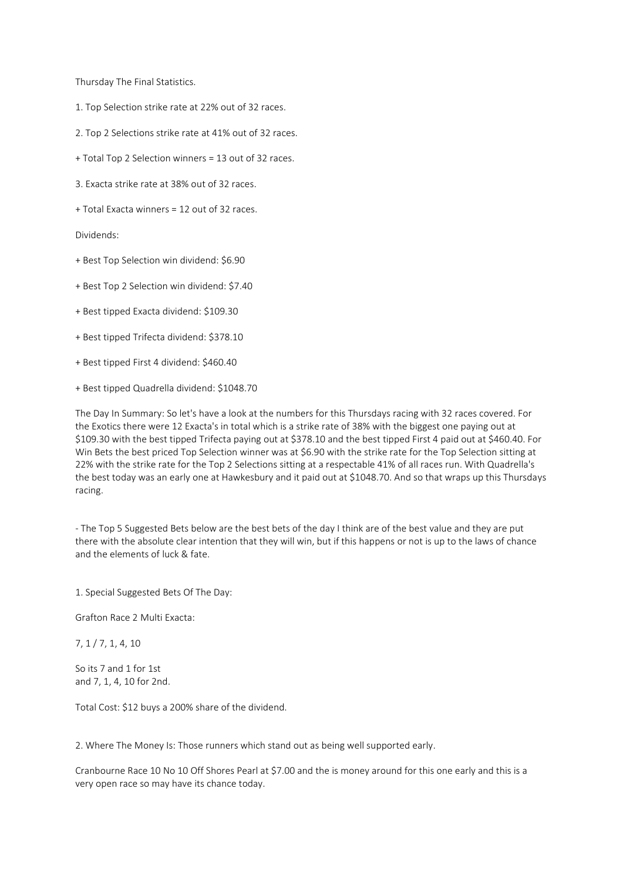Thursday The Final Statistics.

1. Top Selection strike rate at 22% out of 32 races.

2. Top 2 Selections strike rate at 41% out of 32 races.

+ Total Top 2 Selection winners = 13 out of 32 races.

3. Exacta strike rate at 38% out of 32 races.

+ Total Exacta winners = 12 out of 32 races.

Dividends:

+ Best Top Selection win dividend: $6.90

+ Best Top 2 Selection win dividend: $7.40

+ Best tipped Exacta dividend: $109.30

+ Best tipped Trifecta dividend: $378.10

+ Best tipped First 4 dividend: $460.40

+ Best tipped Quadrella dividend: $1048.70

The Day In Summary: So let's have a look at the numbers for this Thursdays racing with 32 races covered. For the Exotics there were 12 Exacta's in total which is a strike rate of 38% with the biggest one paying out at $109.30 with the best tipped Trifecta paying out at $378.10 and the best tipped First 4 paid out at $460.40. For Win Bets the best priced Top Selection winner was at $6.90 with the strike rate for the Top Selection sitting at 22% with the strike rate for the Top 2 Selections sitting at a respectable 41% of all races run. With Quadrella's the best today was an early one at Hawkesbury and it paid out at $1048.70. And so that wraps up this Thursdays racing.

- The Top 5 Suggested Bets below are the best bets of the day I think are of the best value and they are put there with the absolute clear intention that they will win, but if this happens or not is up to the laws of chance and the elements of luck & fate.

1. Special Suggested Bets Of The Day:

Grafton Race 2 Multi Exacta:

7, 1 / 7, 1, 4, 10

So its 7 and 1 for 1st
and 7, 1, 4, 10 for 2nd.

Total Cost: $12 buys a 200% share of the dividend.

2. Where The Money Is: Those runners which stand out as being well supported early.

Cranbourne Race 10 No 10 Off Shores Pearl at $7.00 and the is money around for this one early and this is a very open race so may have its chance today.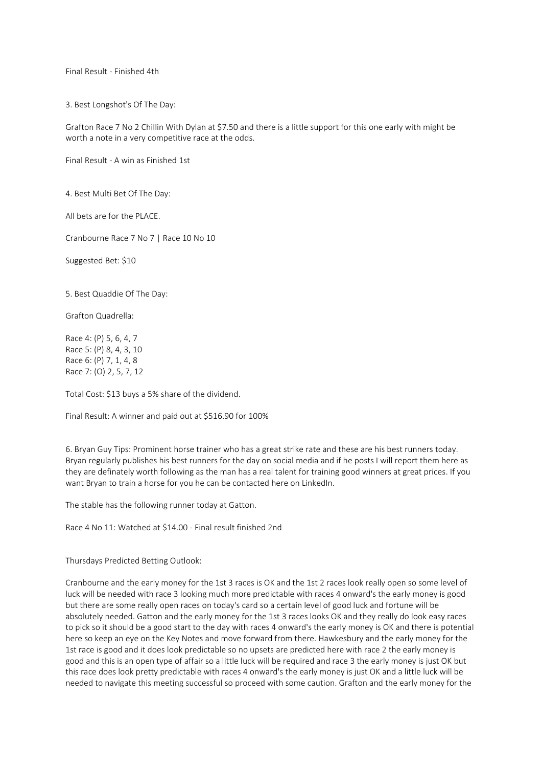Final Result - Finished 4th

3. Best Longshot's Of The Day:

Grafton Race 7 No 2 Chillin With Dylan at $7.50 and there is a little support for this one early with might be worth a note in a very competitive race at the odds.

Final Result - A win as Finished 1st

4. Best Multi Bet Of The Day:

All bets are for the PLACE.

Cranbourne Race 7 No 7 | Race 10 No 10

Suggested Bet: $10

5. Best Quaddie Of The Day:

Grafton Quadrella:

Race 4: (P) 5, 6, 4, 7
Race 5: (P) 8, 4, 3, 10
Race 6: (P) 7, 1, 4, 8
Race 7: (O) 2, 5, 7, 12

Total Cost: $13 buys a 5% share of the dividend.

Final Result: A winner and paid out at $516.90 for 100%

6. Bryan Guy Tips: Prominent horse trainer who has a great strike rate and these are his best runners today. Bryan regularly publishes his best runners for the day on social media and if he posts I will report them here as they are definately worth following as the man has a real talent for training good winners at great prices. If you want Bryan to train a horse for you he can be contacted here on LinkedIn.

The stable has the following runner today at Gatton.

Race 4 No 11: Watched at $14.00 - Final result finished 2nd

Thursdays Predicted Betting Outlook:

Cranbourne and the early money for the 1st 3 races is OK and the 1st 2 races look really open so some level of luck will be needed with race 3 looking much more predictable with races 4 onward's the early money is good but there are some really open races on today's card so a certain level of good luck and fortune will be absolutely needed. Gatton and the early money for the 1st 3 races looks OK and they really do look easy races to pick so it should be a good start to the day with races 4 onward's the early money is OK and there is potential here so keep an eye on the Key Notes and move forward from there. Hawkesbury and the early money for the 1st race is good and it does look predictable so no upsets are predicted here with race 2 the early money is good and this is an open type of affair so a little luck will be required and race 3 the early money is just OK but this race does look pretty predictable with races 4 onward's the early money is just OK and a little luck will be needed to navigate this meeting successful so proceed with some caution. Grafton and the early money for the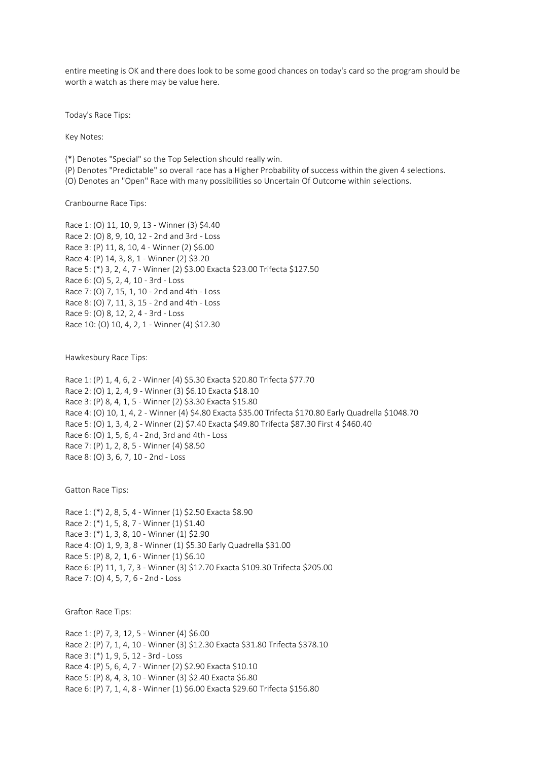entire meeting is OK and there does look to be some good chances on today's card so the program should be worth a watch as there may be value here.

Today's Race Tips:

Key Notes:

(*) Denotes "Special" so the Top Selection should really win.
(P) Denotes "Predictable" so overall race has a Higher Probability of success within the given 4 selections.
(O) Denotes an "Open" Race with many possibilities so Uncertain Of Outcome within selections.

Cranbourne Race Tips:

Race 1: (O) 11, 10, 9, 13 - Winner (3) $4.40
Race 2: (O) 8, 9, 10, 12 - 2nd and 3rd - Loss
Race 3: (P) 11, 8, 10, 4 - Winner (2) $6.00
Race 4: (P) 14, 3, 8, 1 - Winner (2) $3.20
Race 5: (*) 3, 2, 4, 7 - Winner (2) $3.00 Exacta $23.00 Trifecta $127.50
Race 6: (O) 5, 2, 4, 10 - 3rd - Loss
Race 7: (O) 7, 15, 1, 10 - 2nd and 4th - Loss
Race 8: (O) 7, 11, 3, 15 - 2nd and 4th - Loss
Race 9: (O) 8, 12, 2, 4 - 3rd - Loss
Race 10: (O) 10, 4, 2, 1 - Winner (4) $12.30

Hawkesbury Race Tips:

Race 1: (P) 1, 4, 6, 2 - Winner (4) $5.30 Exacta $20.80 Trifecta $77.70
Race 2: (O) 1, 2, 4, 9 - Winner (3) $6.10 Exacta $18.10
Race 3: (P) 8, 4, 1, 5 - Winner (2) $3.30 Exacta $15.80
Race 4: (O) 10, 1, 4, 2 - Winner (4) $4.80 Exacta $35.00 Trifecta $170.80 Early Quadrella $1048.70
Race 5: (O) 1, 3, 4, 2 - Winner (2) $7.40 Exacta $49.80 Trifecta $87.30 First 4 $460.40
Race 6: (O) 1, 5, 6, 4 - 2nd, 3rd and 4th - Loss
Race 7: (P) 1, 2, 8, 5 - Winner (4) $8.50
Race 8: (O) 3, 6, 7, 10 - 2nd - Loss

Gatton Race Tips:

Race 1: (*) 2, 8, 5, 4 - Winner (1) $2.50 Exacta $8.90
Race 2: (*) 1, 5, 8, 7 - Winner (1) $1.40
Race 3: (*) 1, 3, 8, 10 - Winner (1) $2.90
Race 4: (O) 1, 9, 3, 8 - Winner (1) $5.30 Early Quadrella $31.00
Race 5: (P) 8, 2, 1, 6 - Winner (1) $6.10
Race 6: (P) 11, 1, 7, 3 - Winner (3) $12.70 Exacta $109.30 Trifecta $205.00
Race 7: (O) 4, 5, 7, 6 - 2nd - Loss

Grafton Race Tips:

Race 1: (P) 7, 3, 12, 5 - Winner (4) $6.00
Race 2: (P) 7, 1, 4, 10 - Winner (3) $12.30 Exacta $31.80 Trifecta $378.10
Race 3: (*) 1, 9, 5, 12 - 3rd - Loss
Race 4: (P) 5, 6, 4, 7 - Winner (2) $2.90 Exacta $10.10
Race 5: (P) 8, 4, 3, 10 - Winner (3) $2.40 Exacta $6.80
Race 6: (P) 7, 1, 4, 8 - Winner (1) $6.00 Exacta $29.60 Trifecta $156.80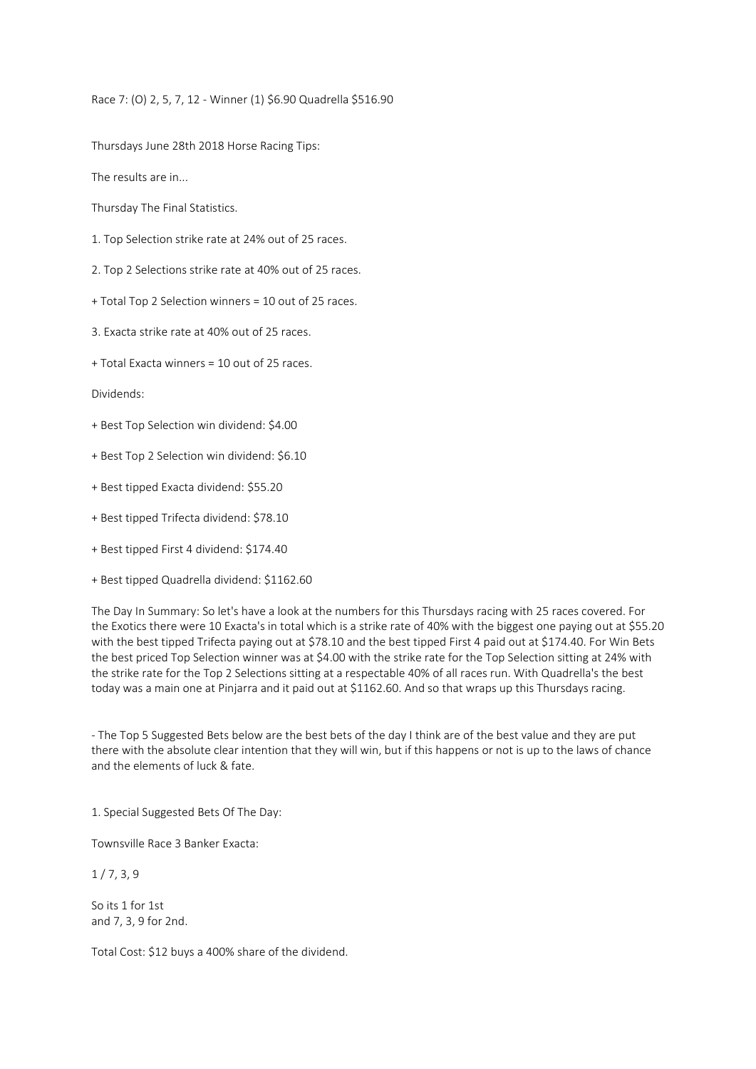Race 7: (O) 2, 5, 7, 12 - Winner (1) $6.90 Quadrella $516.90

Thursdays June 28th 2018 Horse Racing Tips:

The results are in...

Thursday The Final Statistics.

1. Top Selection strike rate at 24% out of 25 races.

2. Top 2 Selections strike rate at 40% out of 25 races.

+ Total Top 2 Selection winners = 10 out of 25 races.

3. Exacta strike rate at 40% out of 25 races.

+ Total Exacta winners = 10 out of 25 races.

Dividends:

+ Best Top Selection win dividend: $4.00

+ Best Top 2 Selection win dividend: $6.10

+ Best tipped Exacta dividend: $55.20

+ Best tipped Trifecta dividend: $78.10

+ Best tipped First 4 dividend: $174.40

+ Best tipped Quadrella dividend: $1162.60

The Day In Summary: So let's have a look at the numbers for this Thursdays racing with 25 races covered. For the Exotics there were 10 Exacta's in total which is a strike rate of 40% with the biggest one paying out at $55.20 with the best tipped Trifecta paying out at $78.10 and the best tipped First 4 paid out at $174.40. For Win Bets the best priced Top Selection winner was at $4.00 with the strike rate for the Top Selection sitting at 24% with the strike rate for the Top 2 Selections sitting at a respectable 40% of all races run. With Quadrella's the best today was a main one at Pinjarra and it paid out at $1162.60. And so that wraps up this Thursdays racing.

- The Top 5 Suggested Bets below are the best bets of the day I think are of the best value and they are put there with the absolute clear intention that they will win, but if this happens or not is up to the laws of chance and the elements of luck & fate.

1. Special Suggested Bets Of The Day:

Townsville Race 3 Banker Exacta:

1 / 7, 3, 9

So its 1 for 1st
and 7, 3, 9 for 2nd.

Total Cost: $12 buys a 400% share of the dividend.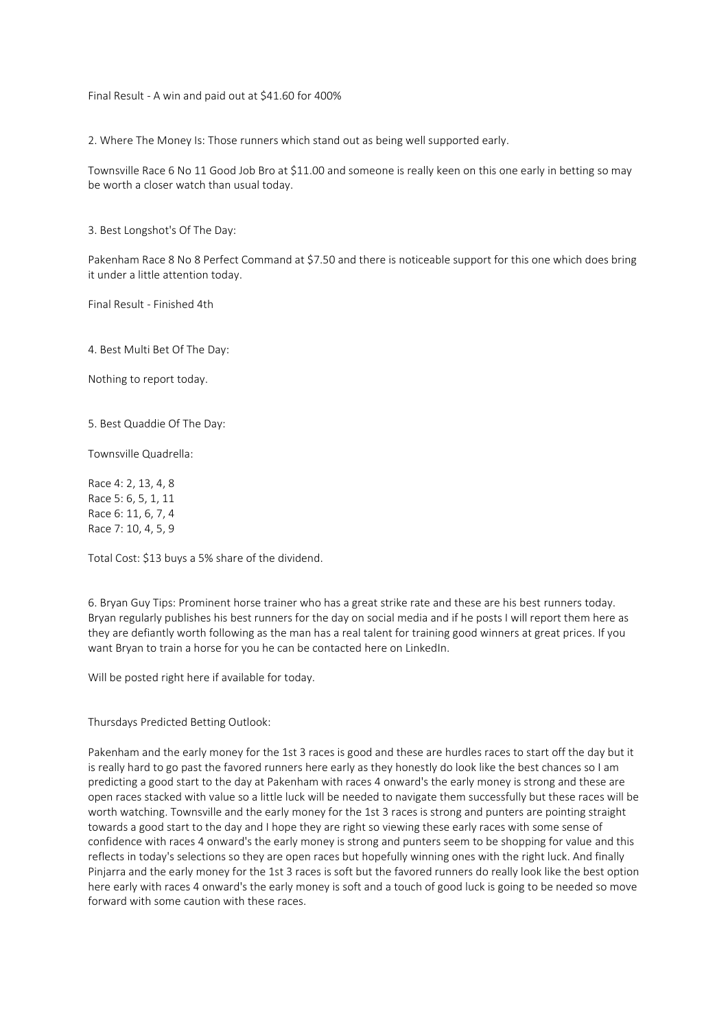Final Result - A win and paid out at $41.60 for 400%

2. Where The Money Is: Those runners which stand out as being well supported early.

Townsville Race 6 No 11 Good Job Bro at $11.00 and someone is really keen on this one early in betting so may be worth a closer watch than usual today.

3. Best Longshot's Of The Day:

Pakenham Race 8 No 8 Perfect Command at $7.50 and there is noticeable support for this one which does bring it under a little attention today.

Final Result - Finished 4th

4. Best Multi Bet Of The Day:

Nothing to report today.

5. Best Quaddie Of The Day:

Townsville Quadrella:

Race 4: 2, 13, 4, 8
Race 5: 6, 5, 1, 11
Race 6: 11, 6, 7, 4
Race 7: 10, 4, 5, 9

Total Cost: $13 buys a 5% share of the dividend.

6. Bryan Guy Tips: Prominent horse trainer who has a great strike rate and these are his best runners today. Bryan regularly publishes his best runners for the day on social media and if he posts I will report them here as they are defiantly worth following as the man has a real talent for training good winners at great prices. If you want Bryan to train a horse for you he can be contacted here on LinkedIn.

Will be posted right here if available for today.

Thursdays Predicted Betting Outlook:

Pakenham and the early money for the 1st 3 races is good and these are hurdles races to start off the day but it is really hard to go past the favored runners here early as they honestly do look like the best chances so I am predicting a good start to the day at Pakenham with races 4 onward's the early money is strong and these are open races stacked with value so a little luck will be needed to navigate them successfully but these races will be worth watching. Townsville and the early money for the 1st 3 races is strong and punters are pointing straight towards a good start to the day and I hope they are right so viewing these early races with some sense of confidence with races 4 onward's the early money is strong and punters seem to be shopping for value and this reflects in today's selections so they are open races but hopefully winning ones with the right luck. And finally Pinjarra and the early money for the 1st 3 races is soft but the favored runners do really look like the best option here early with races 4 onward's the early money is soft and a touch of good luck is going to be needed so move forward with some caution with these races.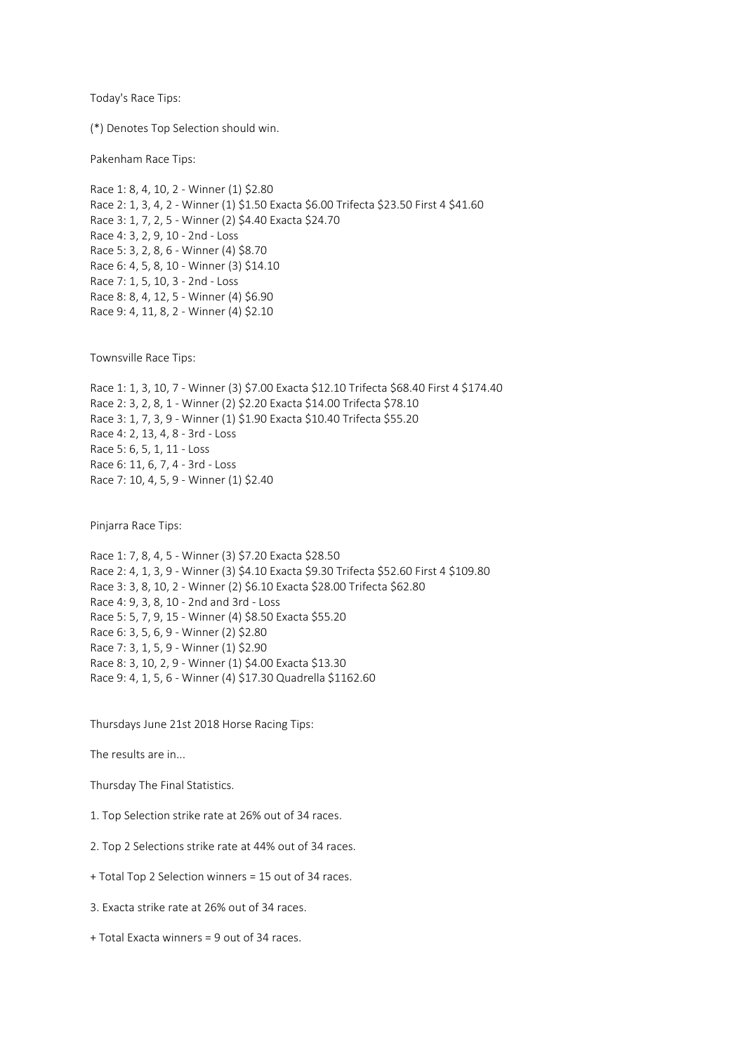Today's Race Tips:

(*) Denotes Top Selection should win.

Pakenham Race Tips:

Race 1: 8, 4, 10, 2 - Winner (1) $2.80
Race 2: 1, 3, 4, 2 - Winner (1) $1.50 Exacta $6.00 Trifecta $23.50 First 4 $41.60
Race 3: 1, 7, 2, 5 - Winner (2) $4.40 Exacta $24.70
Race 4: 3, 2, 9, 10 - 2nd - Loss
Race 5: 3, 2, 8, 6 - Winner (4) $8.70
Race 6: 4, 5, 8, 10 - Winner (3) $14.10
Race 7: 1, 5, 10, 3 - 2nd - Loss
Race 8: 8, 4, 12, 5 - Winner (4) $6.90
Race 9: 4, 11, 8, 2 - Winner (4) $2.10

Townsville Race Tips:

Race 1: 1, 3, 10, 7 - Winner (3) $7.00 Exacta $12.10 Trifecta $68.40 First 4 $174.40
Race 2: 3, 2, 8, 1 - Winner (2) $2.20 Exacta $14.00 Trifecta $78.10
Race 3: 1, 7, 3, 9 - Winner (1) $1.90 Exacta $10.40 Trifecta $55.20
Race 4: 2, 13, 4, 8 - 3rd - Loss
Race 5: 6, 5, 1, 11 - Loss
Race 6: 11, 6, 7, 4 - 3rd - Loss
Race 7: 10, 4, 5, 9 - Winner (1) $2.40

Pinjarra Race Tips:

Race 1: 7, 8, 4, 5 - Winner (3) $7.20 Exacta $28.50
Race 2: 4, 1, 3, 9 - Winner (3) $4.10 Exacta $9.30 Trifecta $52.60 First 4 $109.80
Race 3: 3, 8, 10, 2 - Winner (2) $6.10 Exacta $28.00 Trifecta $62.80
Race 4: 9, 3, 8, 10 - 2nd and 3rd - Loss
Race 5: 5, 7, 9, 15 - Winner (4) $8.50 Exacta $55.20
Race 6: 3, 5, 6, 9 - Winner (2) $2.80
Race 7: 3, 1, 5, 9 - Winner (1) $2.90
Race 8: 3, 10, 2, 9 - Winner (1) $4.00 Exacta $13.30
Race 9: 4, 1, 5, 6 - Winner (4) $17.30 Quadrella $1162.60

Thursdays June 21st 2018 Horse Racing Tips:

The results are in...

Thursday The Final Statistics.

1. Top Selection strike rate at 26% out of 34 races.

2. Top 2 Selections strike rate at 44% out of 34 races.

+ Total Top 2 Selection winners = 15 out of 34 races.

3. Exacta strike rate at 26% out of 34 races.

+ Total Exacta winners = 9 out of 34 races.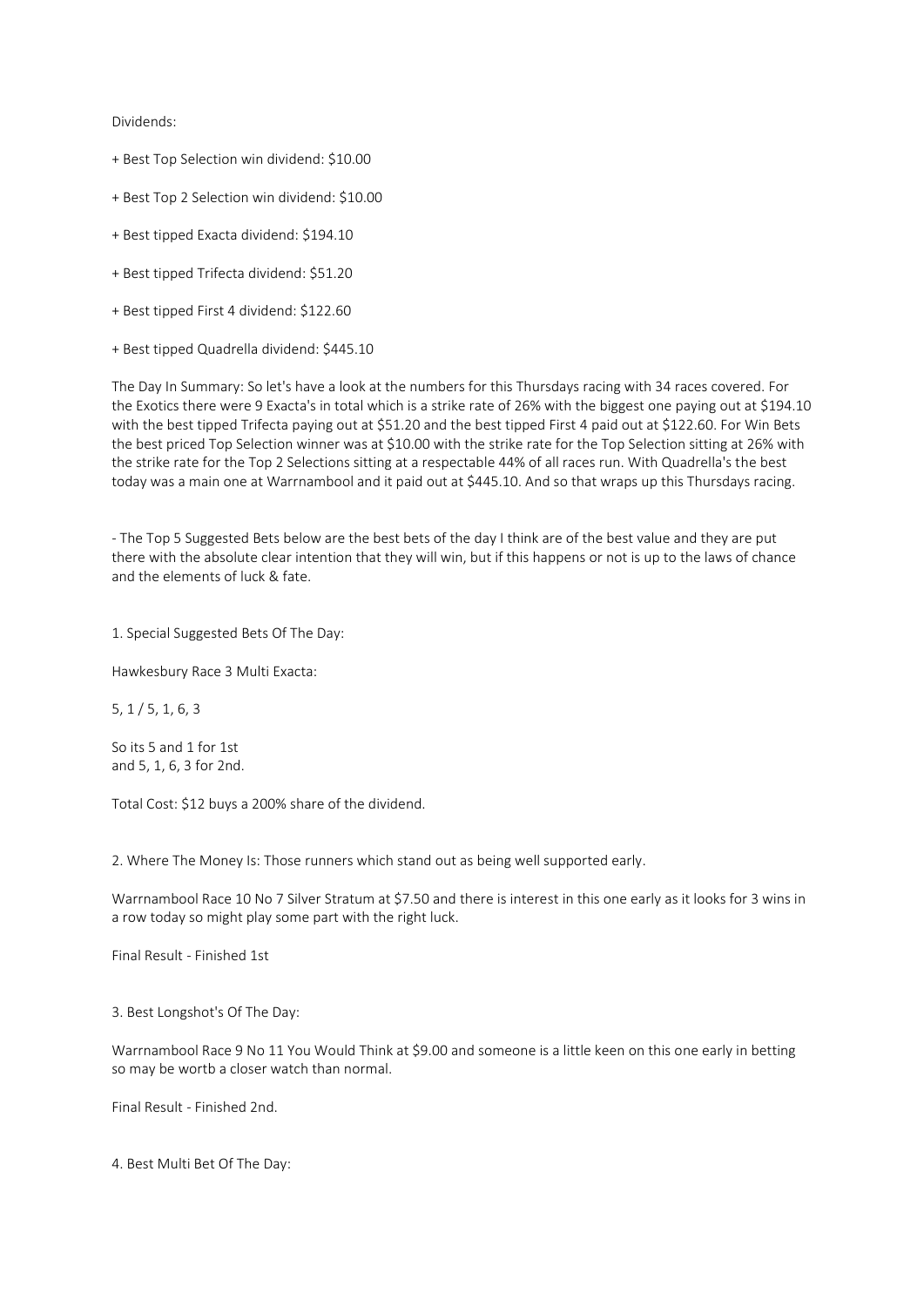Dividends:

+ Best Top Selection win dividend: $10.00

+ Best Top 2 Selection win dividend: $10.00

+ Best tipped Exacta dividend: $194.10

+ Best tipped Trifecta dividend: $51.20

+ Best tipped First 4 dividend: $122.60

+ Best tipped Quadrella dividend: $445.10

The Day In Summary: So let's have a look at the numbers for this Thursdays racing with 34 races covered. For the Exotics there were 9 Exacta's in total which is a strike rate of 26% with the biggest one paying out at $194.10 with the best tipped Trifecta paying out at $51.20 and the best tipped First 4 paid out at $122.60. For Win Bets the best priced Top Selection winner was at $10.00 with the strike rate for the Top Selection sitting at 26% with the strike rate for the Top 2 Selections sitting at a respectable 44% of all races run. With Quadrella's the best today was a main one at Warrnambool and it paid out at $445.10. And so that wraps up this Thursdays racing.

- The Top 5 Suggested Bets below are the best bets of the day I think are of the best value and they are put there with the absolute clear intention that they will win, but if this happens or not is up to the laws of chance and the elements of luck & fate.

1. Special Suggested Bets Of The Day:

Hawkesbury Race 3 Multi Exacta:

5, 1 / 5, 1, 6, 3

So its 5 and 1 for 1st
and 5, 1, 6, 3 for 2nd.

Total Cost: $12 buys a 200% share of the dividend.

2. Where The Money Is: Those runners which stand out as being well supported early.

Warrnambool Race 10 No 7 Silver Stratum at $7.50 and there is interest in this one early as it looks for 3 wins in a row today so might play some part with the right luck.

Final Result - Finished 1st

3. Best Longshot's Of The Day:

Warrnambool Race 9 No 11 You Would Think at $9.00 and someone is a little keen on this one early in betting so may be wortb a closer watch than normal.

Final Result - Finished 2nd.

4. Best Multi Bet Of The Day: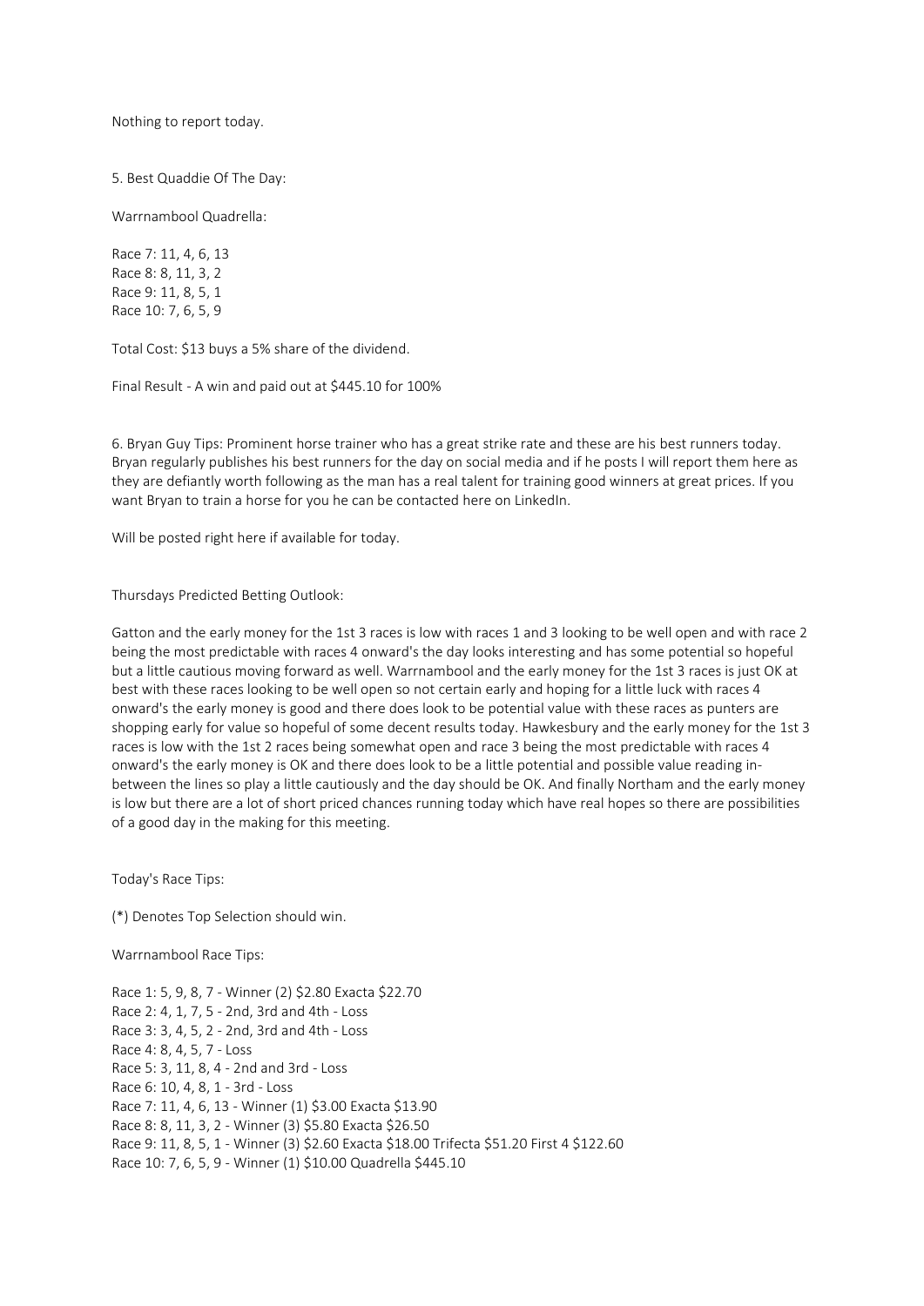Nothing to report today.

5. Best Quaddie Of The Day:

Warrnambool Quadrella:

Race 7: 11, 4, 6, 13
Race 8: 8, 11, 3, 2
Race 9: 11, 8, 5, 1
Race 10: 7, 6, 5, 9

Total Cost: $13 buys a 5% share of the dividend.

Final Result - A win and paid out at $445.10 for 100%

6. Bryan Guy Tips: Prominent horse trainer who has a great strike rate and these are his best runners today. Bryan regularly publishes his best runners for the day on social media and if he posts I will report them here as they are defiantly worth following as the man has a real talent for training good winners at great prices. If you want Bryan to train a horse for you he can be contacted here on LinkedIn.

Will be posted right here if available for today.

Thursdays Predicted Betting Outlook:

Gatton and the early money for the 1st 3 races is low with races 1 and 3 looking to be well open and with race 2 being the most predictable with races 4 onward's the day looks interesting and has some potential so hopeful but a little cautious moving forward as well. Warrnambool and the early money for the 1st 3 races is just OK at best with these races looking to be well open so not certain early and hoping for a little luck with races 4 onward's the early money is good and there does look to be potential value with these races as punters are shopping early for value so hopeful of some decent results today. Hawkesbury and the early money for the 1st 3 races is low with the 1st 2 races being somewhat open and race 3 being the most predictable with races 4 onward's the early money is OK and there does look to be a little potential and possible value reading in-between the lines so play a little cautiously and the day should be OK. And finally Northam and the early money is low but there are a lot of short priced chances running today which have real hopes so there are possibilities of a good day in the making for this meeting.

Today's Race Tips:

(*) Denotes Top Selection should win.

Warrnambool Race Tips:

Race 1: 5, 9, 8, 7 - Winner (2) $2.80 Exacta $22.70
Race 2: 4, 1, 7, 5 - 2nd, 3rd and 4th - Loss
Race 3: 3, 4, 5, 2 - 2nd, 3rd and 4th - Loss
Race 4: 8, 4, 5, 7 - Loss
Race 5: 3, 11, 8, 4 - 2nd and 3rd - Loss
Race 6: 10, 4, 8, 1 - 3rd - Loss
Race 7: 11, 4, 6, 13 - Winner (1) $3.00 Exacta $13.90
Race 8: 8, 11, 3, 2 - Winner (3) $5.80 Exacta $26.50
Race 9: 11, 8, 5, 1 - Winner (3) $2.60 Exacta $18.00 Trifecta $51.20 First 4 $122.60
Race 10: 7, 6, 5, 9 - Winner (1) $10.00 Quadrella $445.10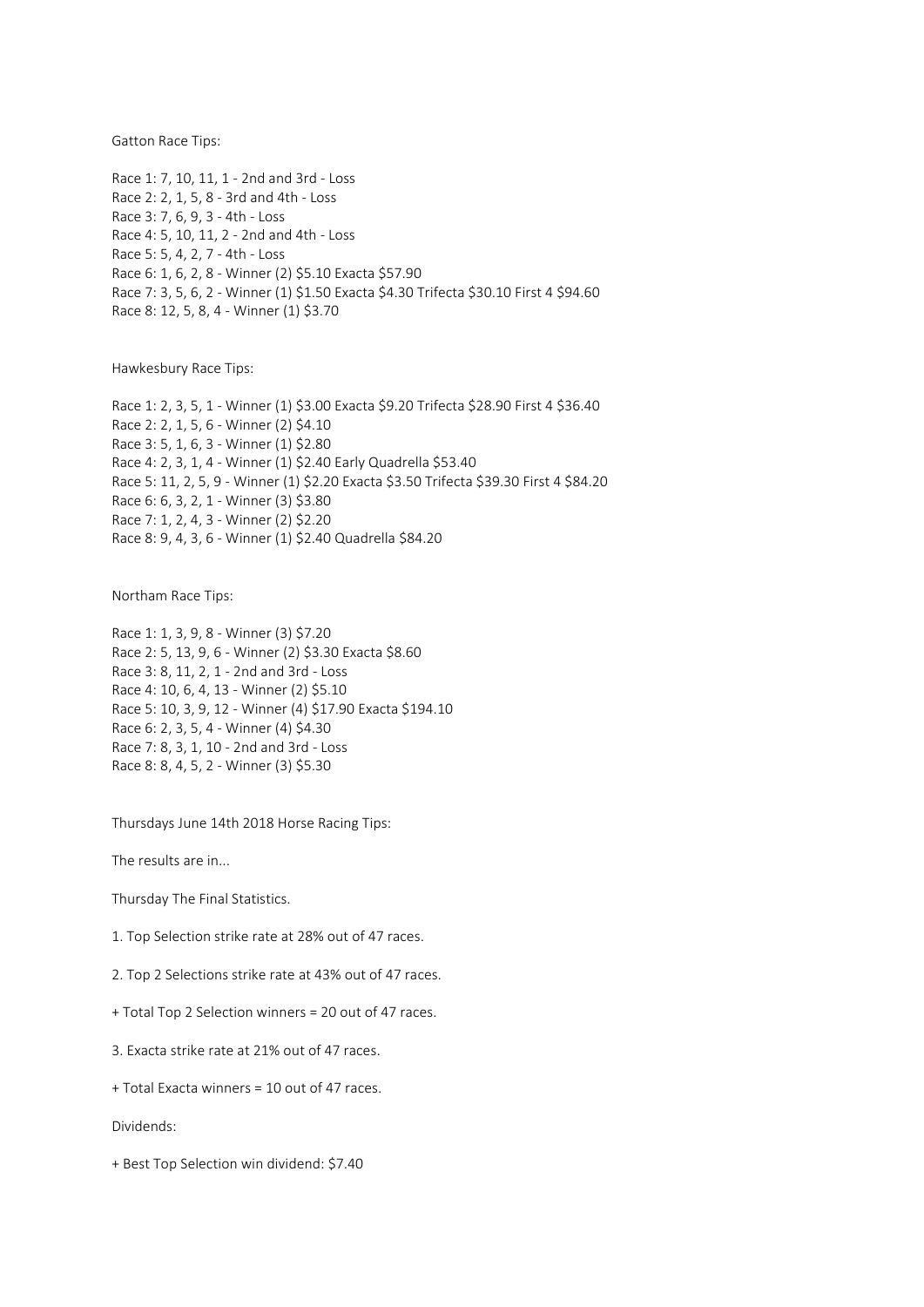Gatton Race Tips:

Race 1: 7, 10, 11, 1 - 2nd and 3rd - Loss
Race 2: 2, 1, 5, 8 - 3rd and 4th - Loss
Race 3: 7, 6, 9, 3 - 4th - Loss
Race 4: 5, 10, 11, 2 - 2nd and 4th - Loss
Race 5: 5, 4, 2, 7 - 4th - Loss
Race 6: 1, 6, 2, 8 - Winner (2) $5.10 Exacta $57.90
Race 7: 3, 5, 6, 2 - Winner (1) $1.50 Exacta $4.30 Trifecta $30.10 First 4 $94.60
Race 8: 12, 5, 8, 4 - Winner (1) $3.70

Hawkesbury Race Tips:

Race 1: 2, 3, 5, 1 - Winner (1) $3.00 Exacta $9.20 Trifecta $28.90 First 4 $36.40
Race 2: 2, 1, 5, 6 - Winner (2) $4.10
Race 3: 5, 1, 6, 3 - Winner (1) $2.80
Race 4: 2, 3, 1, 4 - Winner (1) $2.40 Early Quadrella $53.40
Race 5: 11, 2, 5, 9 - Winner (1) $2.20 Exacta $3.50 Trifecta $39.30 First 4 $84.20
Race 6: 6, 3, 2, 1 - Winner (3) $3.80
Race 7: 1, 2, 4, 3 - Winner (2) $2.20
Race 8: 9, 4, 3, 6 - Winner (1) $2.40 Quadrella $84.20

Northam Race Tips:

Race 1: 1, 3, 9, 8 - Winner (3) $7.20
Race 2: 5, 13, 9, 6 - Winner (2) $3.30 Exacta $8.60
Race 3: 8, 11, 2, 1 - 2nd and 3rd - Loss
Race 4: 10, 6, 4, 13 - Winner (2) $5.10
Race 5: 10, 3, 9, 12 - Winner (4) $17.90 Exacta $194.10
Race 6: 2, 3, 5, 4 - Winner (4) $4.30
Race 7: 8, 3, 1, 10 - 2nd and 3rd - Loss
Race 8: 8, 4, 5, 2 - Winner (3) $5.30

Thursdays June 14th 2018 Horse Racing Tips:

The results are in...

Thursday The Final Statistics.

1. Top Selection strike rate at 28% out of 47 races.

2. Top 2 Selections strike rate at 43% out of 47 races.

+ Total Top 2 Selection winners = 20 out of 47 races.

3. Exacta strike rate at 21% out of 47 races.

+ Total Exacta winners = 10 out of 47 races.

Dividends:

+ Best Top Selection win dividend: $7.40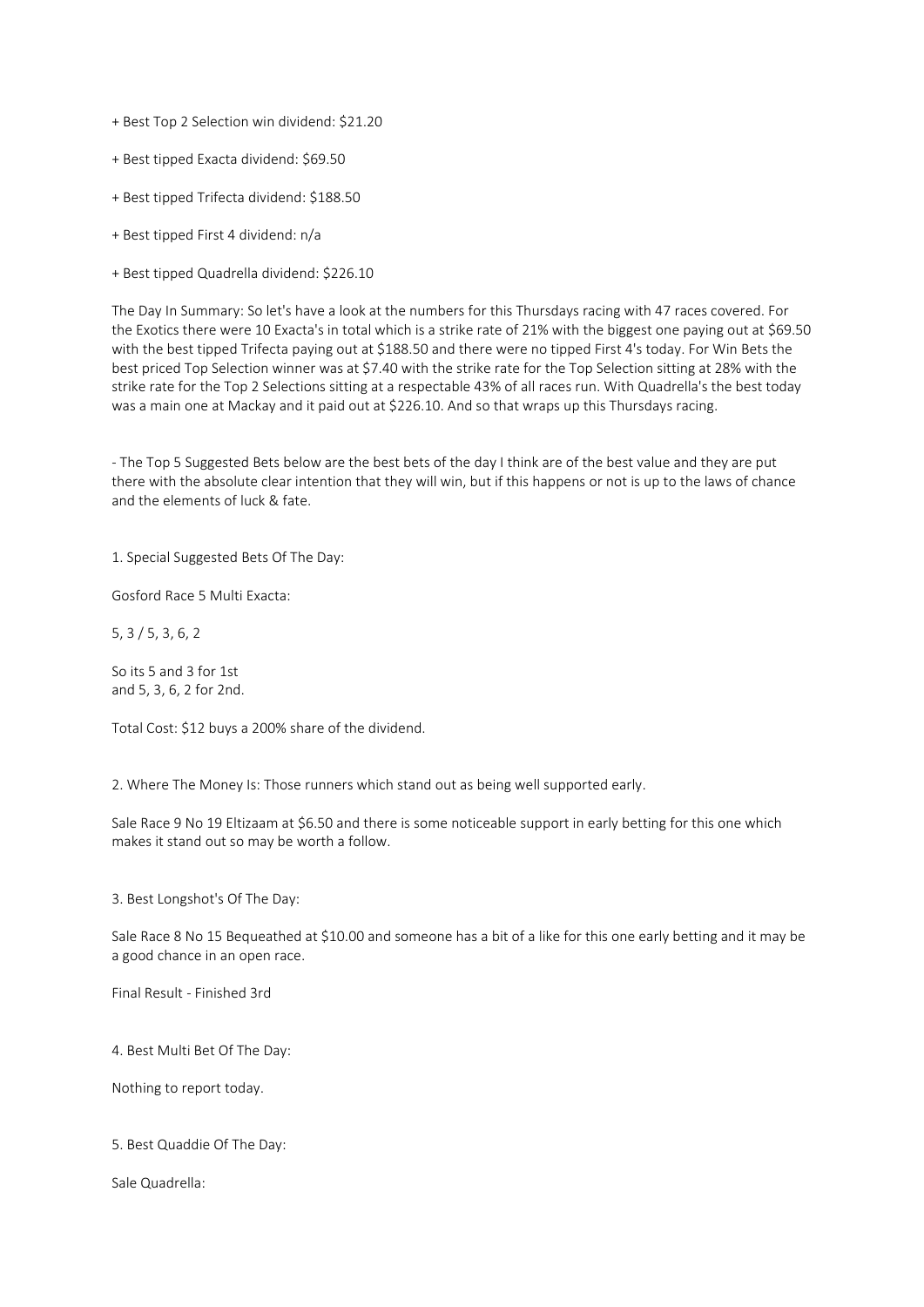+ Best Top 2 Selection win dividend: $21.20

+ Best tipped Exacta dividend: $69.50

+ Best tipped Trifecta dividend: $188.50

+ Best tipped First 4 dividend: n/a

+ Best tipped Quadrella dividend: $226.10

The Day In Summary: So let's have a look at the numbers for this Thursdays racing with 47 races covered. For the Exotics there were 10 Exacta's in total which is a strike rate of 21% with the biggest one paying out at $69.50 with the best tipped Trifecta paying out at $188.50 and there were no tipped First 4's today. For Win Bets the best priced Top Selection winner was at $7.40 with the strike rate for the Top Selection sitting at 28% with the strike rate for the Top 2 Selections sitting at a respectable 43% of all races run. With Quadrella's the best today was a main one at Mackay and it paid out at $226.10. And so that wraps up this Thursdays racing.

- The Top 5 Suggested Bets below are the best bets of the day I think are of the best value and they are put there with the absolute clear intention that they will win, but if this happens or not is up to the laws of chance and the elements of luck & fate.

1. Special Suggested Bets Of The Day:

Gosford Race 5 Multi Exacta:

5, 3 / 5, 3, 6, 2

So its 5 and 3 for 1st
and 5, 3, 6, 2 for 2nd.

Total Cost: $12 buys a 200% share of the dividend.

2. Where The Money Is: Those runners which stand out as being well supported early.

Sale Race 9 No 19 Eltizaam at $6.50 and there is some noticeable support in early betting for this one which makes it stand out so may be worth a follow.

3. Best Longshot's Of The Day:

Sale Race 8 No 15 Bequeathed at $10.00 and someone has a bit of a like for this one early betting and it may be a good chance in an open race.

Final Result - Finished 3rd

4. Best Multi Bet Of The Day:

Nothing to report today.

5. Best Quaddie Of The Day:

Sale Quadrella: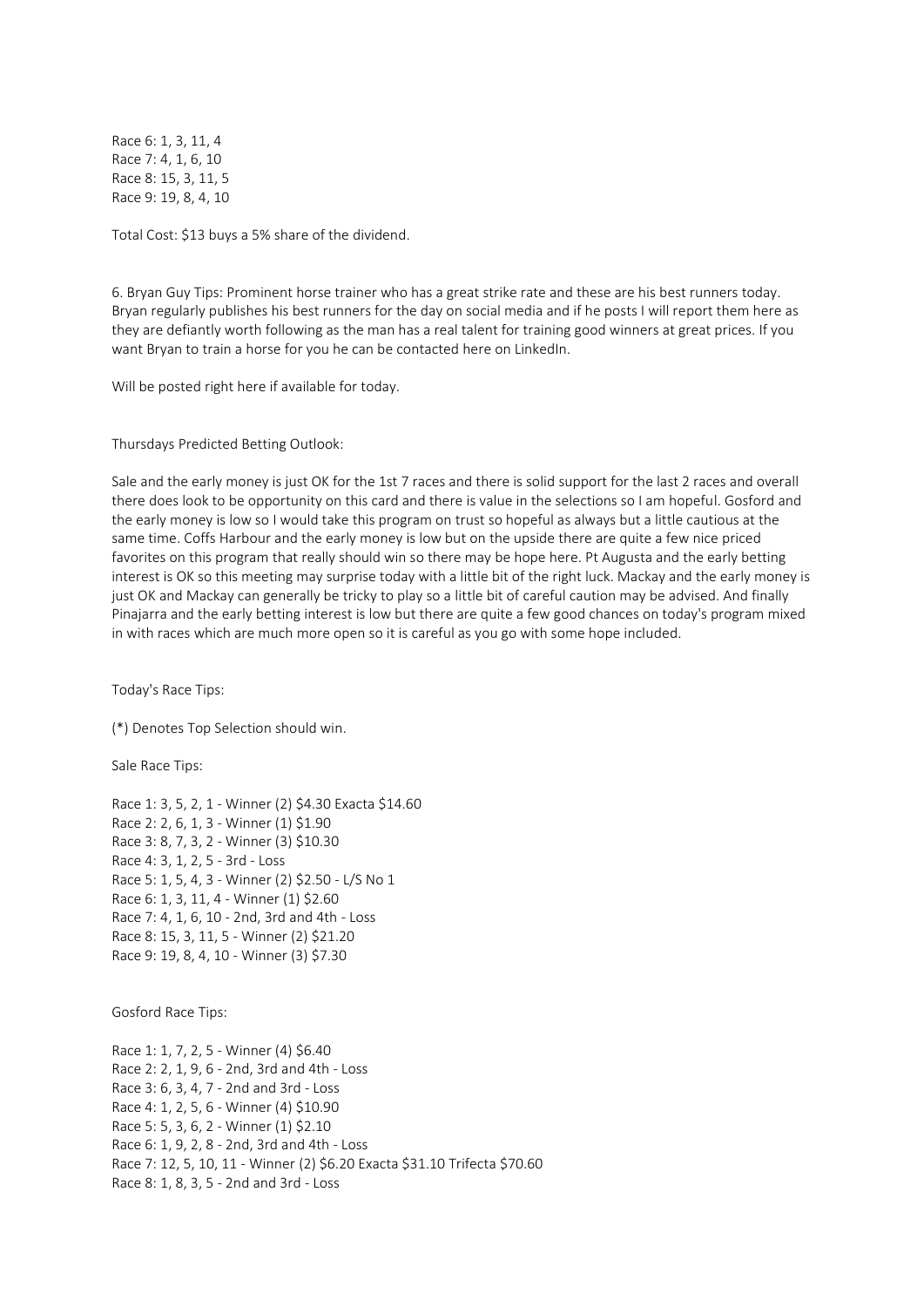Race 6: 1, 3, 11, 4
Race 7: 4, 1, 6, 10
Race 8: 15, 3, 11, 5
Race 9: 19, 8, 4, 10

Total Cost: $13 buys a 5% share of the dividend.

6. Bryan Guy Tips: Prominent horse trainer who has a great strike rate and these are his best runners today. Bryan regularly publishes his best runners for the day on social media and if he posts I will report them here as they are defiantly worth following as the man has a real talent for training good winners at great prices. If you want Bryan to train a horse for you he can be contacted here on LinkedIn.

Will be posted right here if available for today.

Thursdays Predicted Betting Outlook:

Sale and the early money is just OK for the 1st 7 races and there is solid support for the last 2 races and overall there does look to be opportunity on this card and there is value in the selections so I am hopeful. Gosford and the early money is low so I would take this program on trust so hopeful as always but a little cautious at the same time. Coffs Harbour and the early money is low but on the upside there are quite a few nice priced favorites on this program that really should win so there may be hope here. Pt Augusta and the early betting interest is OK so this meeting may surprise today with a little bit of the right luck. Mackay and the early money is just OK and Mackay can generally be tricky to play so a little bit of careful caution may be advised. And finally Pinajarra and the early betting interest is low but there are quite a few good chances on today's program mixed in with races which are much more open so it is careful as you go with some hope included.

Today's Race Tips:

(*) Denotes Top Selection should win.

Sale Race Tips:

Race 1: 3, 5, 2, 1 - Winner (2) $4.30 Exacta $14.60
Race 2: 2, 6, 1, 3 - Winner (1) $1.90
Race 3: 8, 7, 3, 2 - Winner (3) $10.30
Race 4: 3, 1, 2, 5 - 3rd - Loss
Race 5: 1, 5, 4, 3 - Winner (2) $2.50 - L/S No 1
Race 6: 1, 3, 11, 4 - Winner (1) $2.60
Race 7: 4, 1, 6, 10 - 2nd, 3rd and 4th - Loss
Race 8: 15, 3, 11, 5 - Winner (2) $21.20
Race 9: 19, 8, 4, 10 - Winner (3) $7.30

Gosford Race Tips:

Race 1: 1, 7, 2, 5 - Winner (4) $6.40
Race 2: 2, 1, 9, 6 - 2nd, 3rd and 4th - Loss
Race 3: 6, 3, 4, 7 - 2nd and 3rd - Loss
Race 4: 1, 2, 5, 6 - Winner (4) $10.90
Race 5: 5, 3, 6, 2 - Winner (1) $2.10
Race 6: 1, 9, 2, 8 - 2nd, 3rd and 4th - Loss
Race 7: 12, 5, 10, 11 - Winner (2) $6.20 Exacta $31.10 Trifecta $70.60
Race 8: 1, 8, 3, 5 - 2nd and 3rd - Loss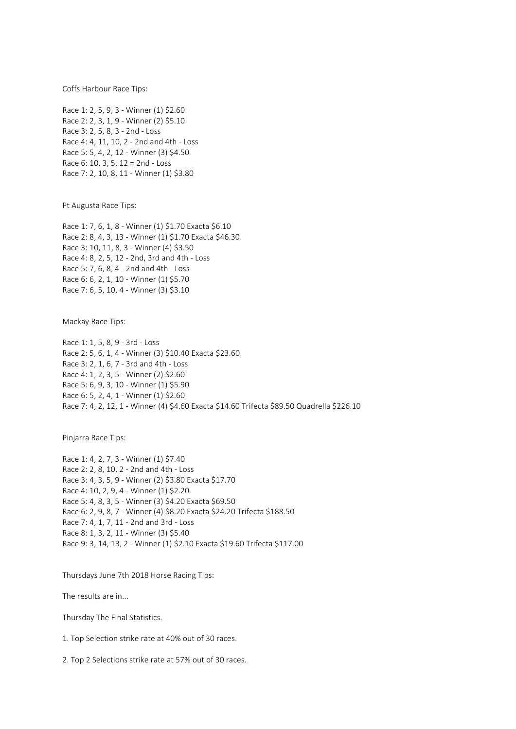Coffs Harbour Race Tips:

Race 1: 2, 5, 9, 3 - Winner (1) $2.60
Race 2: 2, 3, 1, 9 - Winner (2) $5.10
Race 3: 2, 5, 8, 3 - 2nd - Loss
Race 4: 4, 11, 10, 2 - 2nd and 4th - Loss
Race 5: 5, 4, 2, 12 - Winner (3) $4.50
Race 6: 10, 3, 5, 12 = 2nd - Loss
Race 7: 2, 10, 8, 11 - Winner (1) $3.80

Pt Augusta Race Tips:

Race 1: 7, 6, 1, 8 - Winner (1) $1.70 Exacta $6.10
Race 2: 8, 4, 3, 13 - Winner (1) $1.70 Exacta $46.30
Race 3: 10, 11, 8, 3 - Winner (4) $3.50
Race 4: 8, 2, 5, 12 - 2nd, 3rd and 4th - Loss
Race 5: 7, 6, 8, 4 - 2nd and 4th - Loss
Race 6: 6, 2, 1, 10 - Winner (1) $5.70
Race 7: 6, 5, 10, 4 - Winner (3) $3.10

Mackay Race Tips:

Race 1: 1, 5, 8, 9 - 3rd - Loss
Race 2: 5, 6, 1, 4 - Winner (3) $10.40 Exacta $23.60
Race 3: 2, 1, 6, 7 - 3rd and 4th - Loss
Race 4: 1, 2, 3, 5 - Winner (2) $2.60
Race 5: 6, 9, 3, 10 - Winner (1) $5.90
Race 6: 5, 2, 4, 1 - Winner (1) $2.60
Race 7: 4, 2, 12, 1 - Winner (4) $4.60 Exacta $14.60 Trifecta $89.50 Quadrella $226.10

Pinjarra Race Tips:

Race 1: 4, 2, 7, 3 - Winner (1) $7.40
Race 2: 2, 8, 10, 2 - 2nd and 4th - Loss
Race 3: 4, 3, 5, 9 - Winner (2) $3.80 Exacta $17.70
Race 4: 10, 2, 9, 4 - Winner (1) $2.20
Race 5: 4, 8, 3, 5 - Winner (3) $4.20 Exacta $69.50
Race 6: 2, 9, 8, 7 - Winner (4) $8.20 Exacta $24.20 Trifecta $188.50
Race 7: 4, 1, 7, 11 - 2nd and 3rd - Loss
Race 8: 1, 3, 2, 11 - Winner (3) $5.40
Race 9: 3, 14, 13, 2 - Winner (1) $2.10 Exacta $19.60 Trifecta $117.00

Thursdays June 7th 2018 Horse Racing Tips:

The results are in...

Thursday The Final Statistics.

1. Top Selection strike rate at 40% out of 30 races.

2. Top 2 Selections strike rate at 57% out of 30 races.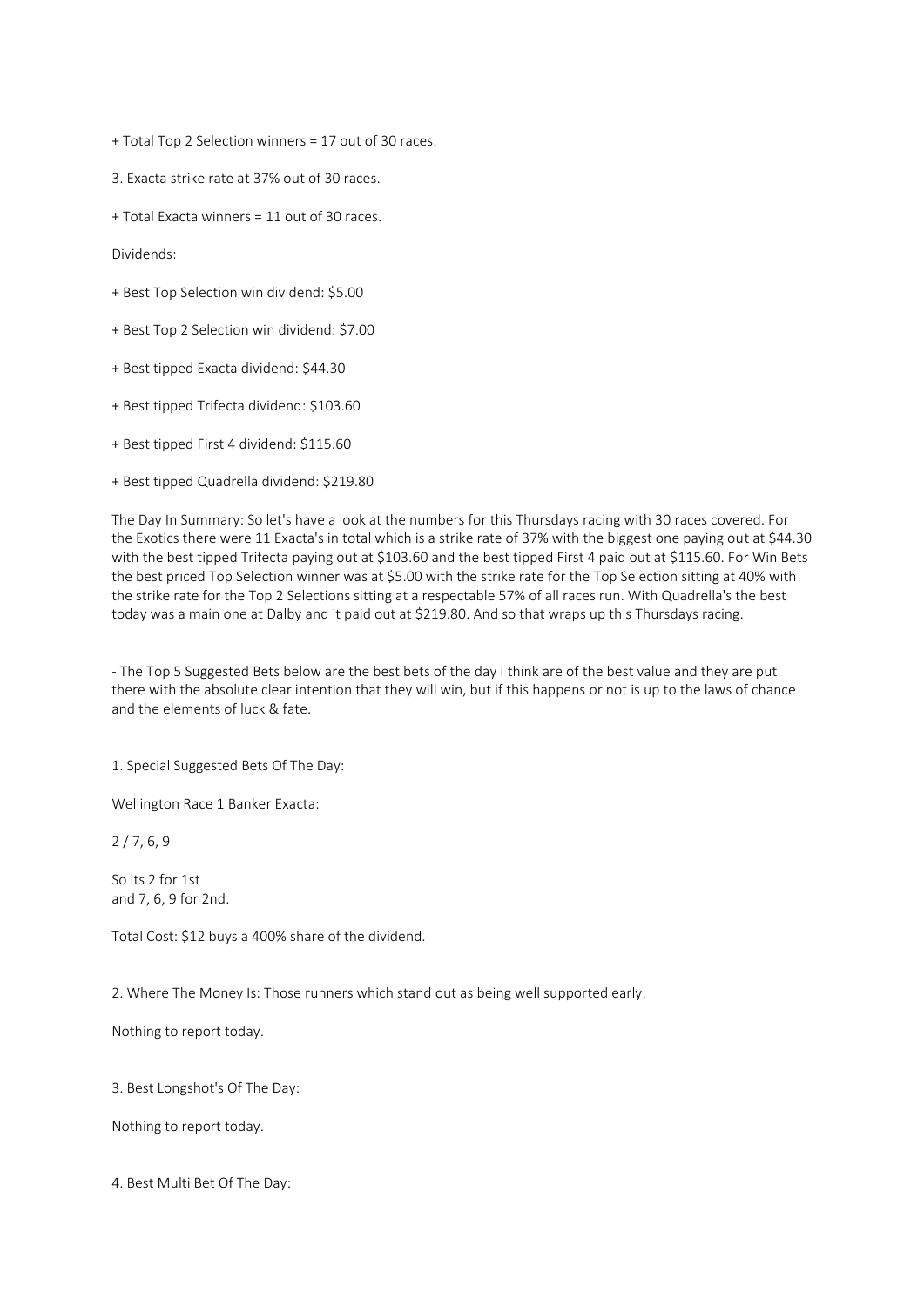+ Total Top 2 Selection winners = 17 out of 30 races.

3. Exacta strike rate at 37% out of 30 races.

+ Total Exacta winners = 11 out of 30 races.

Dividends:

+ Best Top Selection win dividend: $5.00

+ Best Top 2 Selection win dividend: $7.00

+ Best tipped Exacta dividend: $44.30

+ Best tipped Trifecta dividend: $103.60

+ Best tipped First 4 dividend: $115.60

+ Best tipped Quadrella dividend: $219.80

The Day In Summary: So let's have a look at the numbers for this Thursdays racing with 30 races covered. For the Exotics there were 11 Exacta's in total which is a strike rate of 37% with the biggest one paying out at $44.30 with the best tipped Trifecta paying out at $103.60 and the best tipped First 4 paid out at $115.60. For Win Bets the best priced Top Selection winner was at $5.00 with the strike rate for the Top Selection sitting at 40% with the strike rate for the Top 2 Selections sitting at a respectable 57% of all races run. With Quadrella's the best today was a main one at Dalby and it paid out at $219.80. And so that wraps up this Thursdays racing.

- The Top 5 Suggested Bets below are the best bets of the day I think are of the best value and they are put there with the absolute clear intention that they will win, but if this happens or not is up to the laws of chance and the elements of luck & fate.

1. Special Suggested Bets Of The Day:

Wellington Race 1 Banker Exacta:

2 / 7, 6, 9

So its 2 for 1st
and 7, 6, 9 for 2nd.

Total Cost: $12 buys a 400% share of the dividend.

2. Where The Money Is: Those runners which stand out as being well supported early.

Nothing to report today.

3. Best Longshot's Of The Day:

Nothing to report today.

4. Best Multi Bet Of The Day: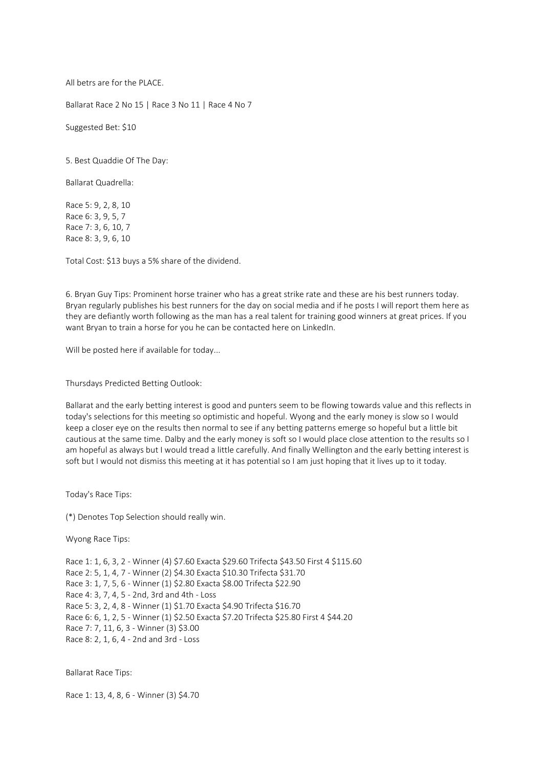All betrs are for the PLACE.

Ballarat Race 2 No 15 | Race 3 No 11 | Race 4 No 7

Suggested Bet: $10

5. Best Quaddie Of The Day:

Ballarat Quadrella:

Race 5: 9, 2, 8, 10
Race 6: 3, 9, 5, 7
Race 7: 3, 6, 10, 7
Race 8: 3, 9, 6, 10

Total Cost: $13 buys a 5% share of the dividend.

6. Bryan Guy Tips: Prominent horse trainer who has a great strike rate and these are his best runners today. Bryan regularly publishes his best runners for the day on social media and if he posts I will report them here as they are defiantly worth following as the man has a real talent for training good winners at great prices. If you want Bryan to train a horse for you he can be contacted here on LinkedIn.

Will be posted here if available for today...

Thursdays Predicted Betting Outlook:

Ballarat and the early betting interest is good and punters seem to be flowing towards value and this reflects in today's selections for this meeting so optimistic and hopeful. Wyong and the early money is slow so I would keep a closer eye on the results then normal to see if any betting patterns emerge so hopeful but a little bit cautious at the same time. Dalby and the early money is soft so I would place close attention to the results so I am hopeful as always but I would tread a little carefully. And finally Wellington and the early betting interest is soft but I would not dismiss this meeting at it has potential so I am just hoping that it lives up to it today.

Today's Race Tips:

(*) Denotes Top Selection should really win.

Wyong Race Tips:

Race 1: 1, 6, 3, 2 - Winner (4) $7.60 Exacta $29.60 Trifecta $43.50 First 4 $115.60
Race 2: 5, 1, 4, 7 - Winner (2) $4.30 Exacta $10.30 Trifecta $31.70
Race 3: 1, 7, 5, 6 - Winner (1) $2.80 Exacta $8.00 Trifecta $22.90
Race 4: 3, 7, 4, 5 - 2nd, 3rd and 4th - Loss
Race 5: 3, 2, 4, 8 - Winner (1) $1.70 Exacta $4.90 Trifecta $16.70
Race 6: 6, 1, 2, 5 - Winner (1) $2.50 Exacta $7.20 Trifecta $25.80 First 4 $44.20
Race 7: 7, 11, 6, 3 - Winner (3) $3.00
Race 8: 2, 1, 6, 4 - 2nd and 3rd - Loss

Ballarat Race Tips:

Race 1: 13, 4, 8, 6 - Winner (3) $4.70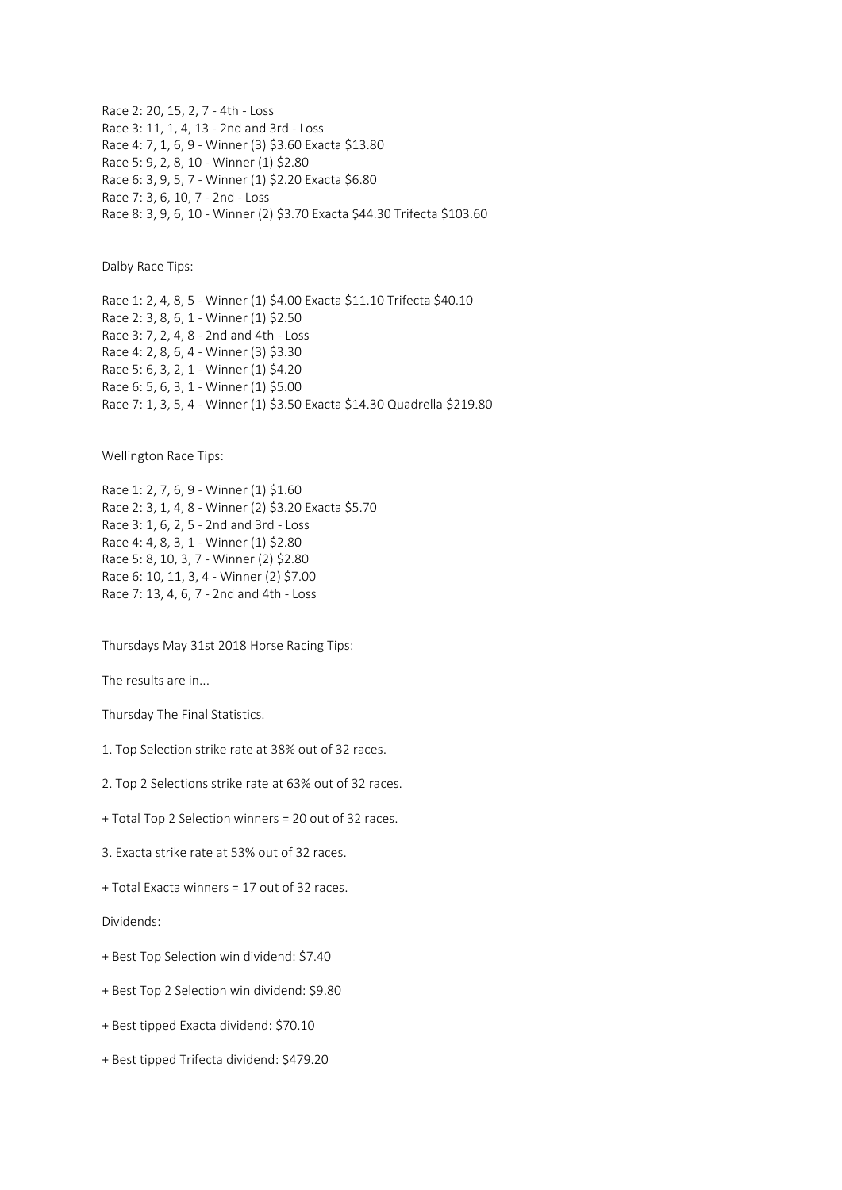Race 2: 20, 15, 2, 7 - 4th - Loss
Race 3: 11, 1, 4, 13 - 2nd and 3rd - Loss
Race 4: 7, 1, 6, 9 - Winner (3) $3.60 Exacta $13.80
Race 5: 9, 2, 8, 10 - Winner (1) $2.80
Race 6: 3, 9, 5, 7 - Winner (1) $2.20 Exacta $6.80
Race 7: 3, 6, 10, 7 - 2nd - Loss
Race 8: 3, 9, 6, 10 - Winner (2) $3.70 Exacta $44.30 Trifecta $103.60

Dalby Race Tips:

Race 1: 2, 4, 8, 5 - Winner (1) $4.00 Exacta $11.10 Trifecta $40.10
Race 2: 3, 8, 6, 1 - Winner (1) $2.50
Race 3: 7, 2, 4, 8 - 2nd and 4th - Loss
Race 4: 2, 8, 6, 4 - Winner (3) $3.30
Race 5: 6, 3, 2, 1 - Winner (1) $4.20
Race 6: 5, 6, 3, 1 - Winner (1) $5.00
Race 7: 1, 3, 5, 4 - Winner (1) $3.50 Exacta $14.30 Quadrella $219.80

Wellington Race Tips:

Race 1: 2, 7, 6, 9 - Winner (1) $1.60
Race 2: 3, 1, 4, 8 - Winner (2) $3.20 Exacta $5.70
Race 3: 1, 6, 2, 5 - 2nd and 3rd - Loss
Race 4: 4, 8, 3, 1 - Winner (1) $2.80
Race 5: 8, 10, 3, 7 - Winner (2) $2.80
Race 6: 10, 11, 3, 4 - Winner (2) $7.00
Race 7: 13, 4, 6, 7 - 2nd and 4th - Loss

Thursdays May 31st 2018 Horse Racing Tips:

The results are in...

Thursday The Final Statistics.

1. Top Selection strike rate at 38% out of 32 races.

2. Top 2 Selections strike rate at 63% out of 32 races.

+ Total Top 2 Selection winners = 20 out of 32 races.

3. Exacta strike rate at 53% out of 32 races.

+ Total Exacta winners = 17 out of 32 races.

Dividends:

+ Best Top Selection win dividend: $7.40

+ Best Top 2 Selection win dividend: $9.80

+ Best tipped Exacta dividend: $70.10

+ Best tipped Trifecta dividend: $479.20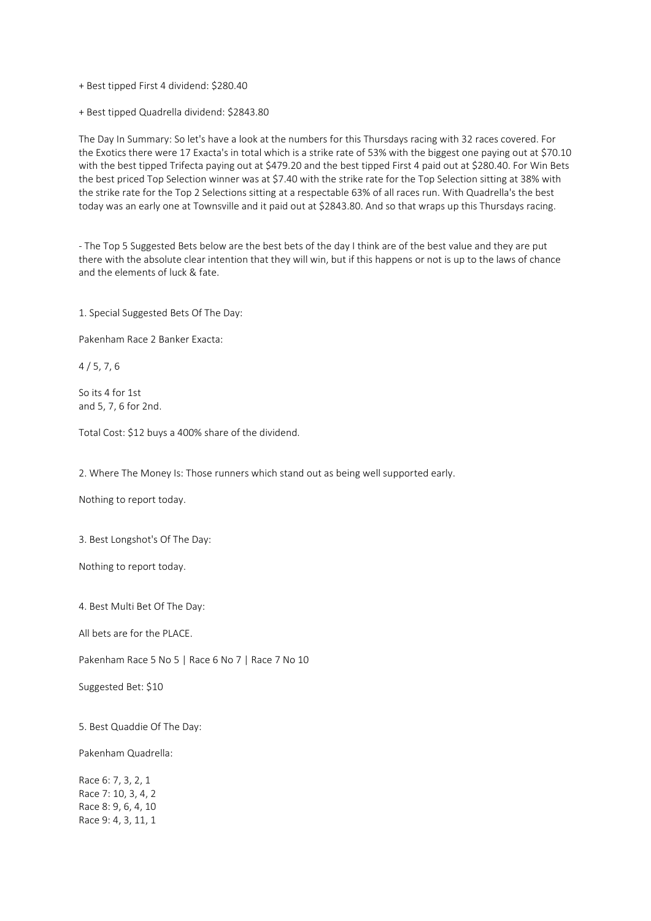+ Best tipped First 4 dividend: $280.40

+ Best tipped Quadrella dividend: $2843.80

The Day In Summary: So let's have a look at the numbers for this Thursdays racing with 32 races covered. For the Exotics there were 17 Exacta's in total which is a strike rate of 53% with the biggest one paying out at $70.10 with the best tipped Trifecta paying out at $479.20 and the best tipped First 4 paid out at $280.40. For Win Bets the best priced Top Selection winner was at $7.40 with the strike rate for the Top Selection sitting at 38% with the strike rate for the Top 2 Selections sitting at a respectable 63% of all races run. With Quadrella's the best today was an early one at Townsville and it paid out at $2843.80. And so that wraps up this Thursdays racing.

- The Top 5 Suggested Bets below are the best bets of the day I think are of the best value and they are put there with the absolute clear intention that they will win, but if this happens or not is up to the laws of chance and the elements of luck & fate.

1. Special Suggested Bets Of The Day:

Pakenham Race 2 Banker Exacta:

4 / 5, 7, 6

So its 4 for 1st
and 5, 7, 6 for 2nd.

Total Cost: $12 buys a 400% share of the dividend.

2. Where The Money Is: Those runners which stand out as being well supported early.

Nothing to report today.

3. Best Longshot's Of The Day:

Nothing to report today.

4. Best Multi Bet Of The Day:

All bets are for the PLACE.

Pakenham Race 5 No 5 | Race 6 No 7 | Race 7 No 10

Suggested Bet: $10

5. Best Quaddie Of The Day:

Pakenham Quadrella:

Race 6: 7, 3, 2, 1
Race 7: 10, 3, 4, 2
Race 8: 9, 6, 4, 10
Race 9: 4, 3, 11, 1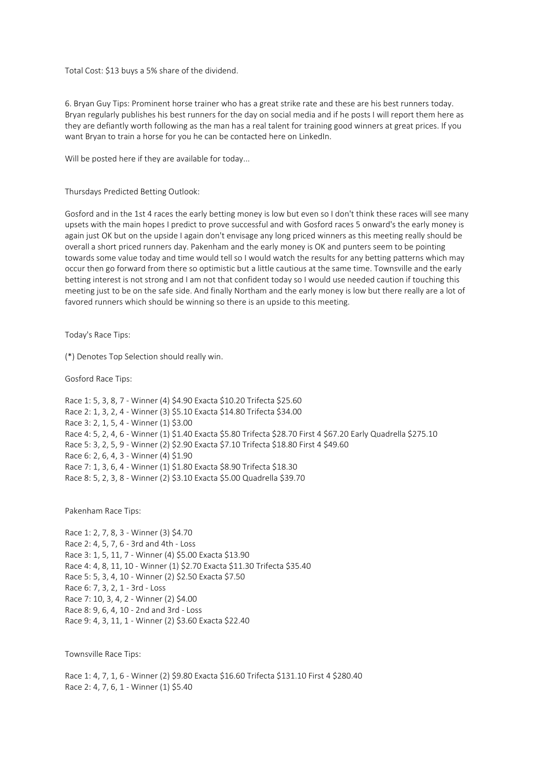Total Cost: $13 buys a 5% share of the dividend.

6. Bryan Guy Tips: Prominent horse trainer who has a great strike rate and these are his best runners today. Bryan regularly publishes his best runners for the day on social media and if he posts I will report them here as they are defiantly worth following as the man has a real talent for training good winners at great prices. If you want Bryan to train a horse for you he can be contacted here on LinkedIn.

Will be posted here if they are available for today...

Thursdays Predicted Betting Outlook:

Gosford and in the 1st 4 races the early betting money is low but even so I don't think these races will see many upsets with the main hopes I predict to prove successful and with Gosford races 5 onward's the early money is again just OK but on the upside I again don't envisage any long priced winners as this meeting really should be overall a short priced runners day. Pakenham and the early money is OK and punters seem to be pointing towards some value today and time would tell so I would watch the results for any betting patterns which may occur then go forward from there so optimistic but a little cautious at the same time. Townsville and the early betting interest is not strong and I am not that confident today so I would use needed caution if touching this meeting just to be on the safe side. And finally Northam and the early money is low but there really are a lot of favored runners which should be winning so there is an upside to this meeting.

Today's Race Tips:

(*) Denotes Top Selection should really win.

Gosford Race Tips:

Race 1: 5, 3, 8, 7 - Winner (4) $4.90 Exacta $10.20 Trifecta $25.60
Race 2: 1, 3, 2, 4 - Winner (3) $5.10 Exacta $14.80 Trifecta $34.00
Race 3: 2, 1, 5, 4 - Winner (1) $3.00
Race 4: 5, 2, 4, 6 - Winner (1) $1.40 Exacta $5.80 Trifecta $28.70 First 4 $67.20 Early Quadrella $275.10
Race 5: 3, 2, 5, 9 - Winner (2) $2.90 Exacta $7.10 Trifecta $18.80 First 4 $49.60
Race 6: 2, 6, 4, 3 - Winner (4) $1.90
Race 7: 1, 3, 6, 4 - Winner (1) $1.80 Exacta $8.90 Trifecta $18.30
Race 8: 5, 2, 3, 8 - Winner (2) $3.10 Exacta $5.00 Quadrella $39.70

Pakenham Race Tips:

Race 1: 2, 7, 8, 3 - Winner (3) $4.70
Race 2: 4, 5, 7, 6 - 3rd and 4th - Loss
Race 3: 1, 5, 11, 7 - Winner (4) $5.00 Exacta $13.90
Race 4: 4, 8, 11, 10 - Winner (1) $2.70 Exacta $11.30 Trifecta $35.40
Race 5: 5, 3, 4, 10 - Winner (2) $2.50 Exacta $7.50
Race 6: 7, 3, 2, 1 - 3rd - Loss
Race 7: 10, 3, 4, 2 - Winner (2) $4.00
Race 8: 9, 6, 4, 10 - 2nd and 3rd - Loss
Race 9: 4, 3, 11, 1 - Winner (2) $3.60 Exacta $22.40

Townsville Race Tips:

Race 1: 4, 7, 1, 6 - Winner (2) $9.80 Exacta $16.60 Trifecta $131.10 First 4 $280.40
Race 2: 4, 7, 6, 1 - Winner (1) $5.40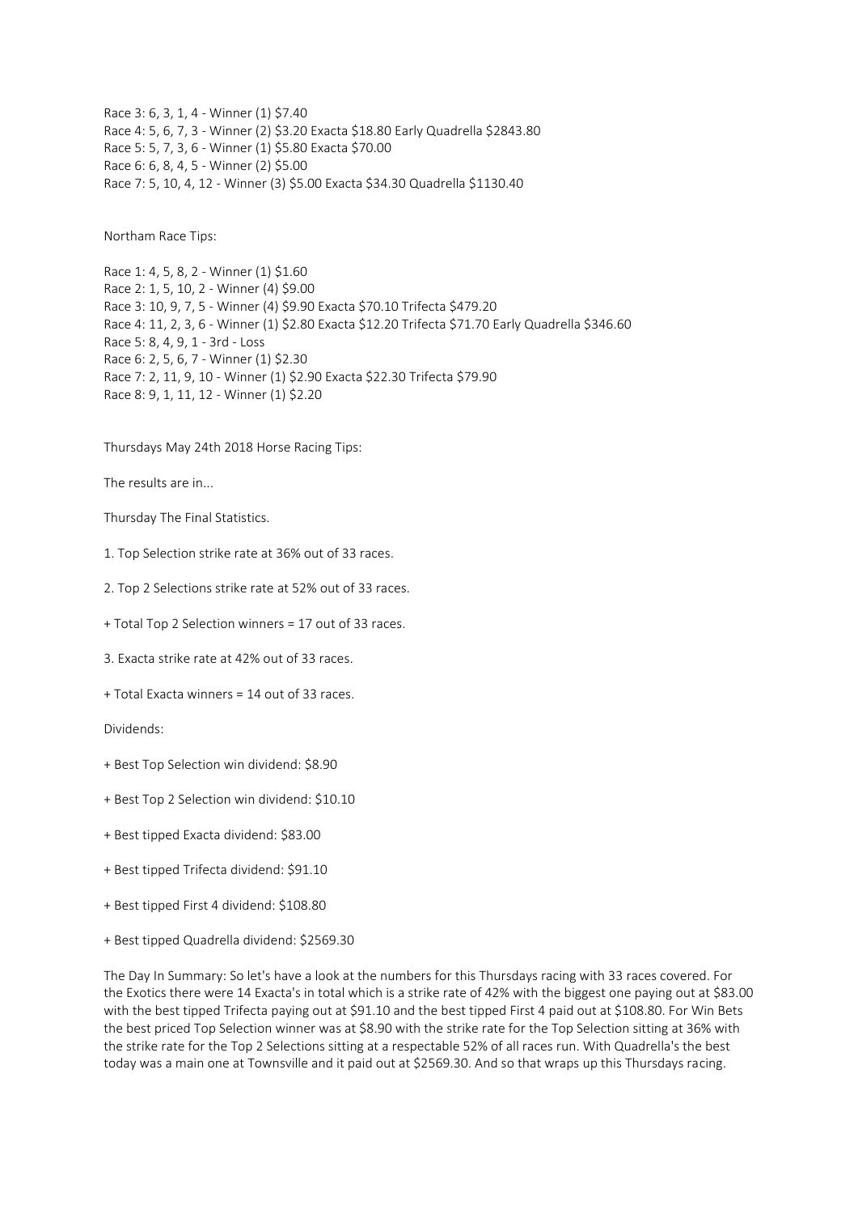Race 3: 6, 3, 1, 4 - Winner (1) $7.40
Race 4: 5, 6, 7, 3 - Winner (2) $3.20 Exacta $18.80 Early Quadrella $2843.80
Race 5: 5, 7, 3, 6 - Winner (1) $5.80 Exacta $70.00
Race 6: 6, 8, 4, 5 - Winner (2) $5.00
Race 7: 5, 10, 4, 12 - Winner (3) $5.00 Exacta $34.30 Quadrella $1130.40

Northam Race Tips:

Race 1: 4, 5, 8, 2 - Winner (1) $1.60
Race 2: 1, 5, 10, 2 - Winner (4) $9.00
Race 3: 10, 9, 7, 5 - Winner (4) $9.90 Exacta $70.10 Trifecta $479.20
Race 4: 11, 2, 3, 6 - Winner (1) $2.80 Exacta $12.20 Trifecta $71.70 Early Quadrella $346.60
Race 5: 8, 4, 9, 1 - 3rd - Loss
Race 6: 2, 5, 6, 7 - Winner (1) $2.30
Race 7: 2, 11, 9, 10 - Winner (1) $2.90 Exacta $22.30 Trifecta $79.90
Race 8: 9, 1, 11, 12 - Winner (1) $2.20

Thursdays May 24th 2018 Horse Racing Tips:

The results are in...

Thursday The Final Statistics.

1. Top Selection strike rate at 36% out of 33 races.

2. Top 2 Selections strike rate at 52% out of 33 races.

+ Total Top 2 Selection winners = 17 out of 33 races.

3. Exacta strike rate at 42% out of 33 races.

+ Total Exacta winners = 14 out of 33 races.

Dividends:

+ Best Top Selection win dividend: $8.90

+ Best Top 2 Selection win dividend: $10.10

+ Best tipped Exacta dividend: $83.00

+ Best tipped Trifecta dividend: $91.10

+ Best tipped First 4 dividend: $108.80

+ Best tipped Quadrella dividend: $2569.30

The Day In Summary: So let's have a look at the numbers for this Thursdays racing with 33 races covered. For the Exotics there were 14 Exacta's in total which is a strike rate of 42% with the biggest one paying out at $83.00 with the best tipped Trifecta paying out at $91.10 and the best tipped First 4 paid out at $108.80. For Win Bets the best priced Top Selection winner was at $8.90 with the strike rate for the Top Selection sitting at 36% with the strike rate for the Top 2 Selections sitting at a respectable 52% of all races run. With Quadrella's the best today was a main one at Townsville and it paid out at $2569.30. And so that wraps up this Thursdays racing.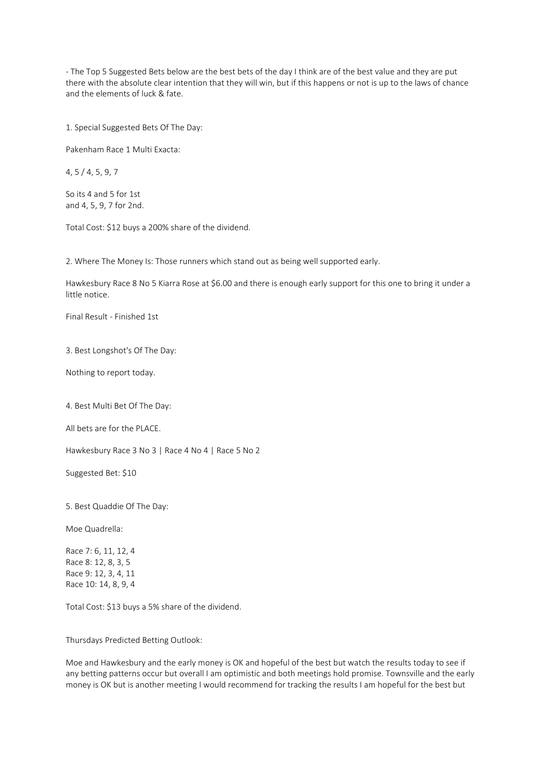- The Top 5 Suggested Bets below are the best bets of the day I think are of the best value and they are put there with the absolute clear intention that they will win, but if this happens or not is up to the laws of chance and the elements of luck & fate.

1. Special Suggested Bets Of The Day:

Pakenham Race 1 Multi Exacta:

4, 5 / 4, 5, 9, 7

So its 4 and 5 for 1st
and 4, 5, 9, 7 for 2nd.

Total Cost: $12 buys a 200% share of the dividend.

2. Where The Money Is: Those runners which stand out as being well supported early.

Hawkesbury Race 8 No 5 Kiarra Rose at $6.00 and there is enough early support for this one to bring it under a little notice.

Final Result - Finished 1st

3. Best Longshot's Of The Day:

Nothing to report today.

4. Best Multi Bet Of The Day:

All bets are for the PLACE.

Hawkesbury Race 3 No 3 | Race 4 No 4 | Race 5 No 2

Suggested Bet: $10

5. Best Quaddie Of The Day:

Moe Quadrella:

Race 7: 6, 11, 12, 4
Race 8: 12, 8, 3, 5
Race 9: 12, 3, 4, 11
Race 10: 14, 8, 9, 4

Total Cost: $13 buys a 5% share of the dividend.

Thursdays Predicted Betting Outlook:

Moe and Hawkesbury and the early money is OK and hopeful of the best but watch the results today to see if any betting patterns occur but overall I am optimistic and both meetings hold promise. Townsville and the early money is OK but is another meeting I would recommend for tracking the results I am hopeful for the best but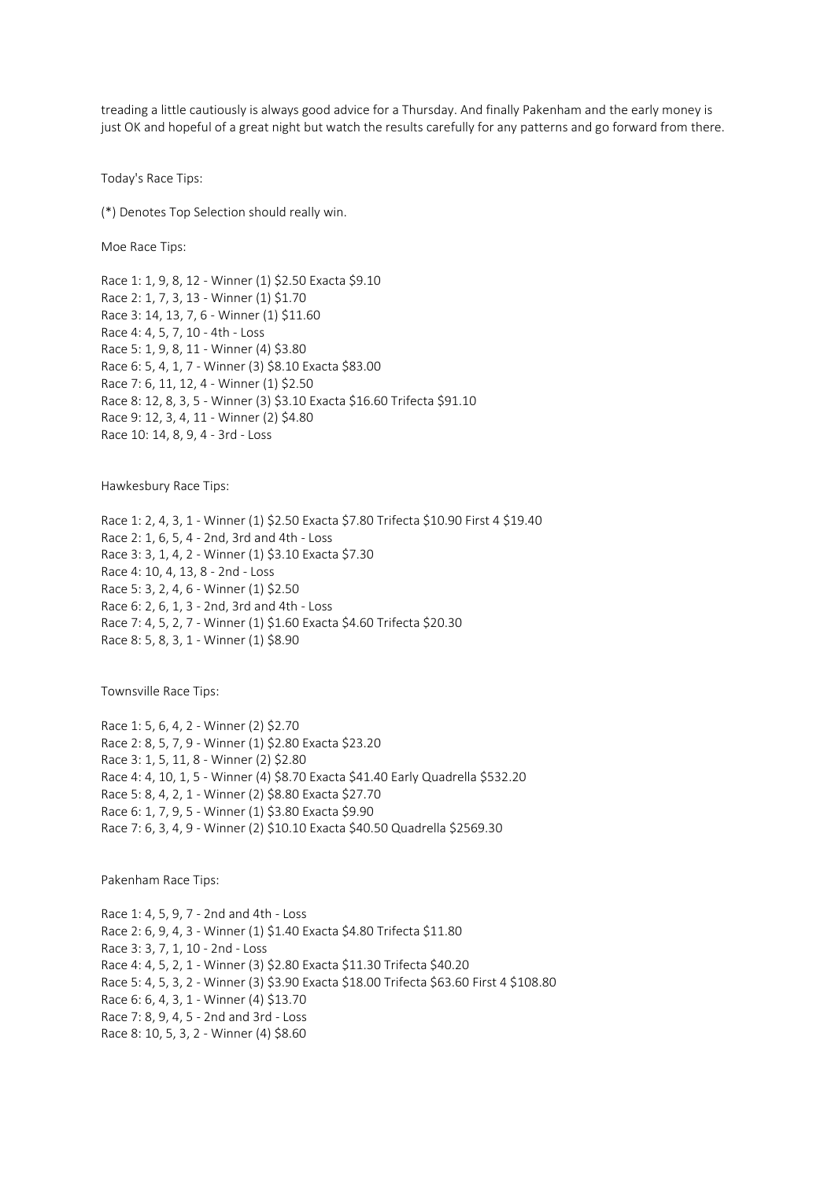treading a little cautiously is always good advice for a Thursday. And finally Pakenham and the early money is just OK and hopeful of a great night but watch the results carefully for any patterns and go forward from there.

Today's Race Tips:

(*) Denotes Top Selection should really win.

Moe Race Tips:

Race 1: 1, 9, 8, 12 - Winner (1) $2.50 Exacta $9.10
Race 2: 1, 7, 3, 13 - Winner (1) $1.70
Race 3: 14, 13, 7, 6 - Winner (1) $11.60
Race 4: 4, 5, 7, 10 - 4th - Loss
Race 5: 1, 9, 8, 11 - Winner (4) $3.80
Race 6: 5, 4, 1, 7 - Winner (3) $8.10 Exacta $83.00
Race 7: 6, 11, 12, 4 - Winner (1) $2.50
Race 8: 12, 8, 3, 5 - Winner (3) $3.10 Exacta $16.60 Trifecta $91.10
Race 9: 12, 3, 4, 11 - Winner (2) $4.80
Race 10: 14, 8, 9, 4 - 3rd - Loss

Hawkesbury Race Tips:

Race 1: 2, 4, 3, 1 - Winner (1) $2.50 Exacta $7.80 Trifecta $10.90 First 4 $19.40
Race 2: 1, 6, 5, 4 - 2nd, 3rd and 4th - Loss
Race 3: 3, 1, 4, 2 - Winner (1) $3.10 Exacta $7.30
Race 4: 10, 4, 13, 8 - 2nd - Loss
Race 5: 3, 2, 4, 6 - Winner (1) $2.50
Race 6: 2, 6, 1, 3 - 2nd, 3rd and 4th - Loss
Race 7: 4, 5, 2, 7 - Winner (1) $1.60 Exacta $4.60 Trifecta $20.30
Race 8: 5, 8, 3, 1 - Winner (1) $8.90

Townsville Race Tips:

Race 1: 5, 6, 4, 2 - Winner (2) $2.70
Race 2: 8, 5, 7, 9 - Winner (1) $2.80 Exacta $23.20
Race 3: 1, 5, 11, 8 - Winner (2) $2.80
Race 4: 4, 10, 1, 5 - Winner (4) $8.70 Exacta $41.40 Early Quadrella $532.20
Race 5: 8, 4, 2, 1 - Winner (2) $8.80 Exacta $27.70
Race 6: 1, 7, 9, 5 - Winner (1) $3.80 Exacta $9.90
Race 7: 6, 3, 4, 9 - Winner (2) $10.10 Exacta $40.50 Quadrella $2569.30

Pakenham Race Tips:

Race 1: 4, 5, 9, 7 - 2nd and 4th - Loss
Race 2: 6, 9, 4, 3 - Winner (1) $1.40 Exacta $4.80 Trifecta $11.80
Race 3: 3, 7, 1, 10 - 2nd - Loss
Race 4: 4, 5, 2, 1 - Winner (3) $2.80 Exacta $11.30 Trifecta $40.20
Race 5: 4, 5, 3, 2 - Winner (3) $3.90 Exacta $18.00 Trifecta $63.60 First 4 $108.80
Race 6: 6, 4, 3, 1 - Winner (4) $13.70
Race 7: 8, 9, 4, 5 - 2nd and 3rd - Loss
Race 8: 10, 5, 3, 2 - Winner (4) $8.60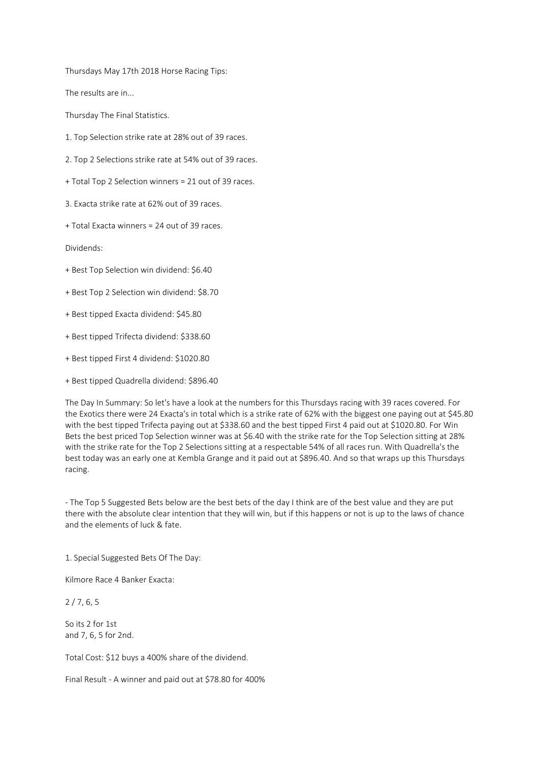Thursdays May 17th 2018 Horse Racing Tips:

The results are in...

Thursday The Final Statistics.

1. Top Selection strike rate at 28% out of 39 races.

2. Top 2 Selections strike rate at 54% out of 39 races.

+ Total Top 2 Selection winners = 21 out of 39 races.

3. Exacta strike rate at 62% out of 39 races.

+ Total Exacta winners = 24 out of 39 races.

Dividends:

+ Best Top Selection win dividend: $6.40

+ Best Top 2 Selection win dividend: $8.70

+ Best tipped Exacta dividend: $45.80

+ Best tipped Trifecta dividend: $338.60

+ Best tipped First 4 dividend: $1020.80

+ Best tipped Quadrella dividend: $896.40

The Day In Summary: So let's have a look at the numbers for this Thursdays racing with 39 races covered. For the Exotics there were 24 Exacta's in total which is a strike rate of 62% with the biggest one paying out at $45.80 with the best tipped Trifecta paying out at $338.60 and the best tipped First 4 paid out at $1020.80. For Win Bets the best priced Top Selection winner was at $6.40 with the strike rate for the Top Selection sitting at 28% with the strike rate for the Top 2 Selections sitting at a respectable 54% of all races run. With Quadrella's the best today was an early one at Kembla Grange and it paid out at $896.40. And so that wraps up this Thursdays racing.

- The Top 5 Suggested Bets below are the best bets of the day I think are of the best value and they are put there with the absolute clear intention that they will win, but if this happens or not is up to the laws of chance and the elements of luck & fate.

1. Special Suggested Bets Of The Day:

Kilmore Race 4 Banker Exacta:

2 / 7, 6, 5

So its 2 for 1st
and 7, 6, 5 for 2nd.

Total Cost: $12 buys a 400% share of the dividend.

Final Result - A winner and paid out at $78.80 for 400%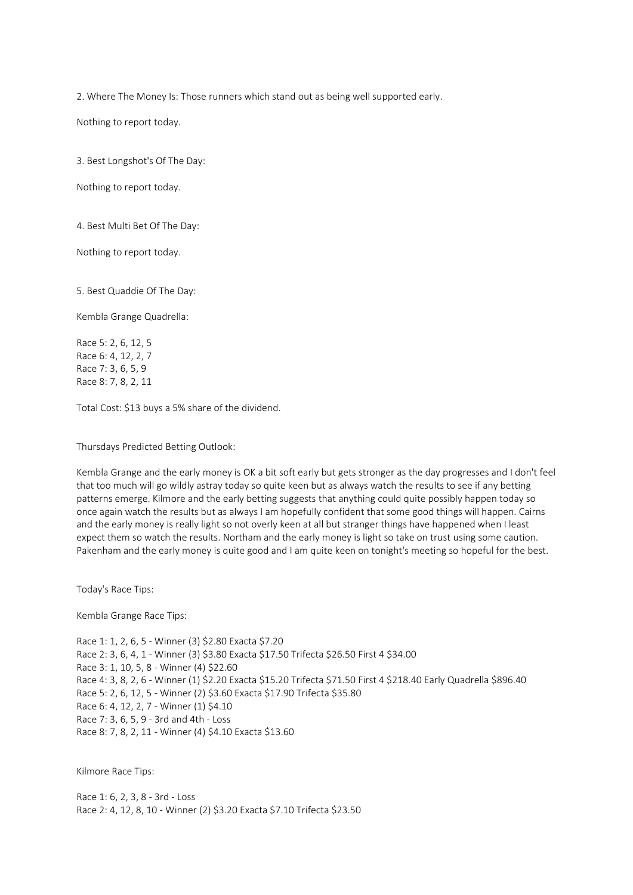2. Where The Money Is: Those runners which stand out as being well supported early.

Nothing to report today.

3. Best Longshot's Of The Day:

Nothing to report today.

4. Best Multi Bet Of The Day:

Nothing to report today.

5. Best Quaddie Of The Day:

Kembla Grange Quadrella:

Race 5: 2, 6, 12, 5
Race 6: 4, 12, 2, 7
Race 7: 3, 6, 5, 9
Race 8: 7, 8, 2, 11

Total Cost: $13 buys a 5% share of the dividend.

Thursdays Predicted Betting Outlook:

Kembla Grange and the early money is OK a bit soft early but gets stronger as the day progresses and I don't feel that too much will go wildly astray today so quite keen but as always watch the results to see if any betting patterns emerge. Kilmore and the early betting suggests that anything could quite possibly happen today so once again watch the results but as always I am hopefully confident that some good things will happen. Cairns and the early money is really light so not overly keen at all but stranger things have happened when I least expect them so watch the results. Northam and the early money is light so take on trust using some caution. Pakenham and the early money is quite good and I am quite keen on tonight's meeting so hopeful for the best.

Today's Race Tips:

Kembla Grange Race Tips:

Race 1: 1, 2, 6, 5 - Winner (3) $2.80 Exacta $7.20
Race 2: 3, 6, 4, 1 - Winner (3) $3.80 Exacta $17.50 Trifecta $26.50 First 4 $34.00
Race 3: 1, 10, 5, 8 - Winner (4) $22.60
Race 4: 3, 8, 2, 6 - Winner (1) $2.20 Exacta $15.20 Trifecta $71.50 First 4 $218.40 Early Quadrella $896.40
Race 5: 2, 6, 12, 5 - Winner (2) $3.60 Exacta $17.90 Trifecta $35.80
Race 6: 4, 12, 2, 7 - Winner (1) $4.10
Race 7: 3, 6, 5, 9 - 3rd and 4th - Loss
Race 8: 7, 8, 2, 11 - Winner (4) $4.10 Exacta $13.60

Kilmore Race Tips:

Race 1: 6, 2, 3, 8 - 3rd - Loss
Race 2: 4, 12, 8, 10 - Winner (2) $3.20 Exacta $7.10 Trifecta $23.50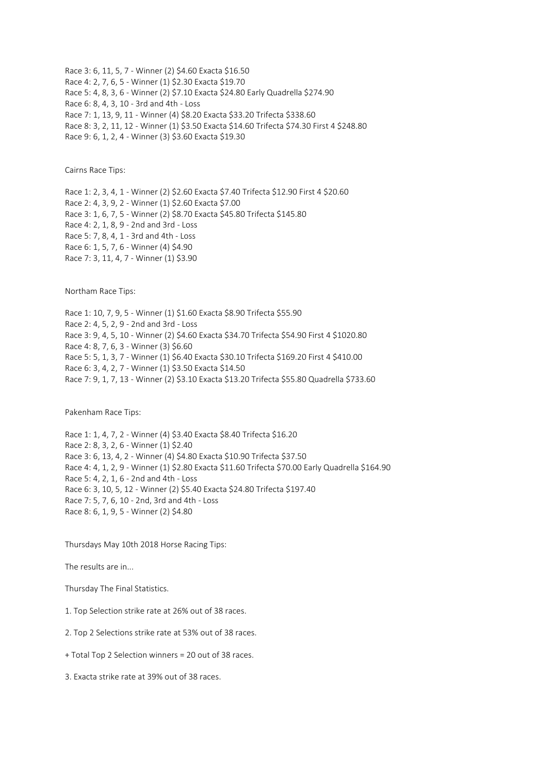Race 3: 6, 11, 5, 7 - Winner (2) $4.60 Exacta $16.50
Race 4: 2, 7, 6, 5 - Winner (1) $2.30 Exacta $19.70
Race 5: 4, 8, 3, 6 - Winner (2) $7.10 Exacta $24.80 Early Quadrella $274.90
Race 6: 8, 4, 3, 10 - 3rd and 4th - Loss
Race 7: 1, 13, 9, 11 - Winner (4) $8.20 Exacta $33.20 Trifecta $338.60
Race 8: 3, 2, 11, 12 - Winner (1) $3.50 Exacta $14.60 Trifecta $74.30 First 4 $248.80
Race 9: 6, 1, 2, 4 - Winner (3) $3.60 Exacta $19.30

Cairns Race Tips:

Race 1: 2, 3, 4, 1 - Winner (2) $2.60 Exacta $7.40 Trifecta $12.90 First 4 $20.60
Race 2: 4, 3, 9, 2 - Winner (1) $2.60 Exacta $7.00
Race 3: 1, 6, 7, 5 - Winner (2) $8.70 Exacta $45.80 Trifecta $145.80
Race 4: 2, 1, 8, 9 - 2nd and 3rd - Loss
Race 5: 7, 8, 4, 1 - 3rd and 4th - Loss
Race 6: 1, 5, 7, 6 - Winner (4) $4.90
Race 7: 3, 11, 4, 7 - Winner (1) $3.90

Northam Race Tips:

Race 1: 10, 7, 9, 5 - Winner (1) $1.60 Exacta $8.90 Trifecta $55.90
Race 2: 4, 5, 2, 9 - 2nd and 3rd - Loss
Race 3: 9, 4, 5, 10 - Winner (2) $4.60 Exacta $34.70 Trifecta $54.90 First 4 $1020.80
Race 4: 8, 7, 6, 3 - Winner (3) $6.60
Race 5: 5, 1, 3, 7 - Winner (1) $6.40 Exacta $30.10 Trifecta $169.20 First 4 $410.00
Race 6: 3, 4, 2, 7 - Winner (1) $3.50 Exacta $14.50
Race 7: 9, 1, 7, 13 - Winner (2) $3.10 Exacta $13.20 Trifecta $55.80 Quadrella $733.60

Pakenham Race Tips:

Race 1: 1, 4, 7, 2 - Winner (4) $3.40 Exacta $8.40 Trifecta $16.20
Race 2: 8, 3, 2, 6 - Winner (1) $2.40
Race 3: 6, 13, 4, 2 - Winner (4) $4.80 Exacta $10.90 Trifecta $37.50
Race 4: 4, 1, 2, 9 - Winner (1) $2.80 Exacta $11.60 Trifecta $70.00 Early Quadrella $164.90
Race 5: 4, 2, 1, 6 - 2nd and 4th - Loss
Race 6: 3, 10, 5, 12 - Winner (2) $5.40 Exacta $24.80 Trifecta $197.40
Race 7: 5, 7, 6, 10 - 2nd, 3rd and 4th - Loss
Race 8: 6, 1, 9, 5 - Winner (2) $4.80

Thursdays May 10th 2018 Horse Racing Tips:

The results are in...

Thursday The Final Statistics.

1. Top Selection strike rate at 26% out of 38 races.

2. Top 2 Selections strike rate at 53% out of 38 races.

+ Total Top 2 Selection winners = 20 out of 38 races.

3. Exacta strike rate at 39% out of 38 races.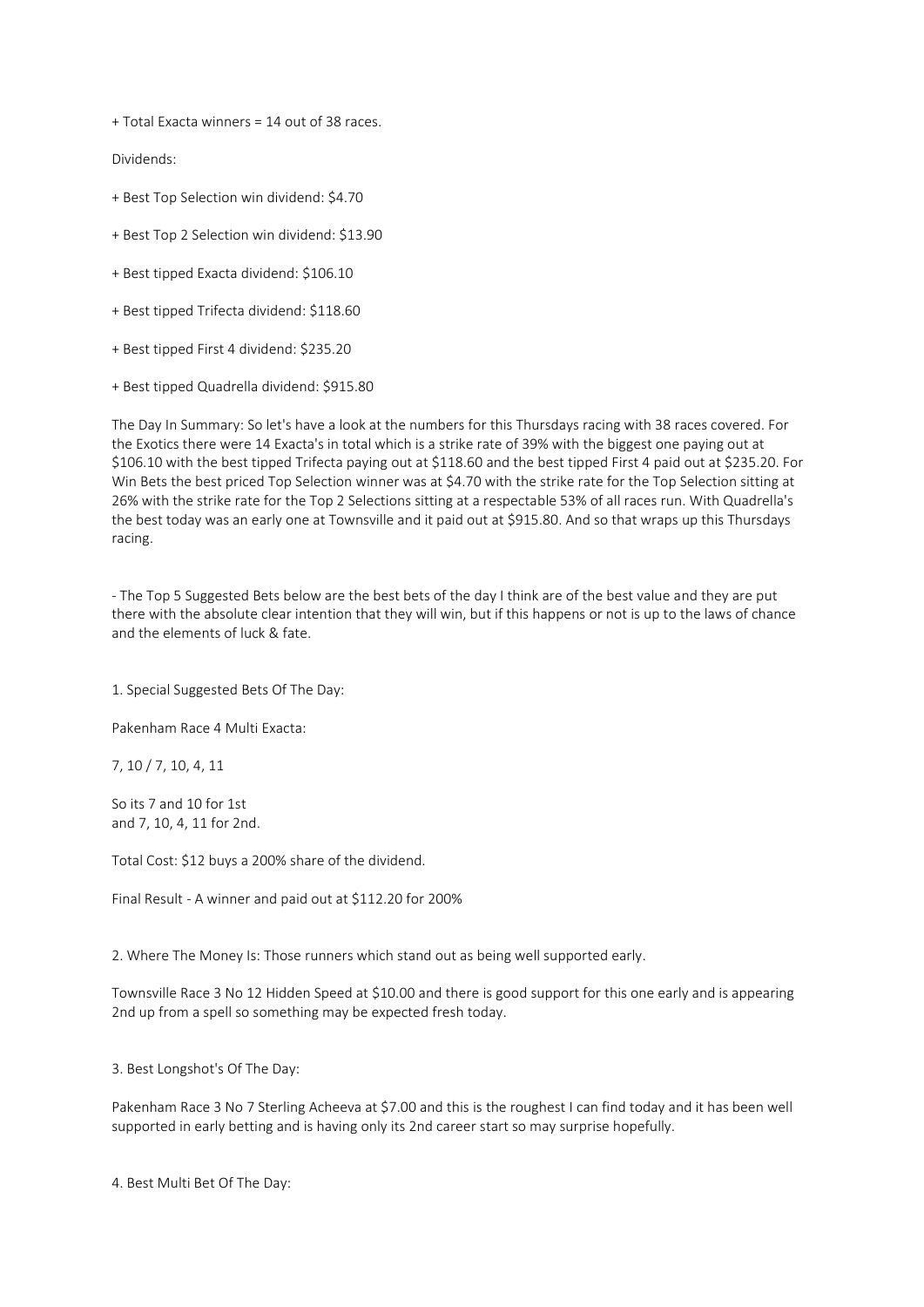+ Total Exacta winners = 14 out of 38 races.

Dividends:

+ Best Top Selection win dividend: $4.70

+ Best Top 2 Selection win dividend: $13.90

+ Best tipped Exacta dividend: $106.10

+ Best tipped Trifecta dividend: $118.60

+ Best tipped First 4 dividend: $235.20

+ Best tipped Quadrella dividend: $915.80

The Day In Summary: So let's have a look at the numbers for this Thursdays racing with 38 races covered. For the Exotics there were 14 Exacta's in total which is a strike rate of 39% with the biggest one paying out at $106.10 with the best tipped Trifecta paying out at $118.60 and the best tipped First 4 paid out at $235.20. For Win Bets the best priced Top Selection winner was at $4.70 with the strike rate for the Top Selection sitting at 26% with the strike rate for the Top 2 Selections sitting at a respectable 53% of all races run. With Quadrella's the best today was an early one at Townsville and it paid out at $915.80. And so that wraps up this Thursdays racing.

- The Top 5 Suggested Bets below are the best bets of the day I think are of the best value and they are put there with the absolute clear intention that they will win, but if this happens or not is up to the laws of chance and the elements of luck & fate.

1. Special Suggested Bets Of The Day:

Pakenham Race 4 Multi Exacta:

7, 10 / 7, 10, 4, 11

So its 7 and 10 for 1st
and 7, 10, 4, 11 for 2nd.

Total Cost: $12 buys a 200% share of the dividend.

Final Result - A winner and paid out at $112.20 for 200%

2. Where The Money Is: Those runners which stand out as being well supported early.

Townsville Race 3 No 12 Hidden Speed at $10.00 and there is good support for this one early and is appearing 2nd up from a spell so something may be expected fresh today.

3. Best Longshot's Of The Day:

Pakenham Race 3 No 7 Sterling Acheeva at $7.00 and this is the roughest I can find today and it has been well supported in early betting and is having only its 2nd career start so may surprise hopefully.

4. Best Multi Bet Of The Day: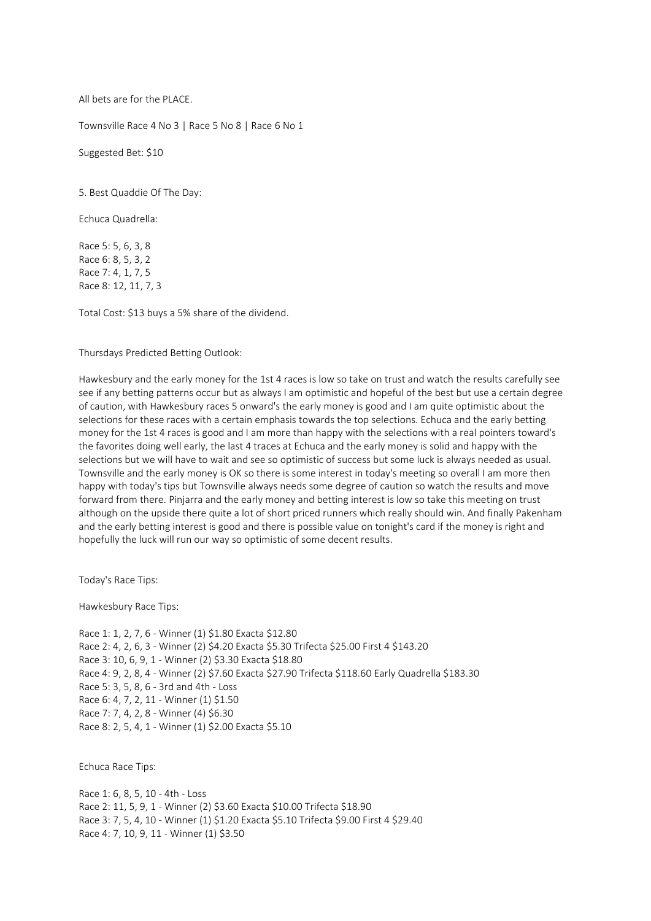All bets are for the PLACE.

Townsville Race 4 No 3 | Race 5 No 8 | Race 6 No 1

Suggested Bet: $10

5. Best Quaddie Of The Day:

Echuca Quadrella:

Race 5: 5, 6, 3, 8
Race 6: 8, 5, 3, 2
Race 7: 4, 1, 7, 5
Race 8: 12, 11, 7, 3

Total Cost: $13 buys a 5% share of the dividend.

Thursdays Predicted Betting Outlook:

Hawkesbury and the early money for the 1st 4 races is low so take on trust and watch the results carefully see see if any betting patterns occur but as always I am optimistic and hopeful of the best but use a certain degree of caution, with Hawkesbury races 5 onward's the early money is good and I am quite optimistic about the selections for these races with a certain emphasis towards the top selections. Echuca and the early betting money for the 1st 4 races is good and I am more than happy with the selections with a real pointers toward's the favorites doing well early, the last 4 traces at Echuca and the early money is solid and happy with the selections but we will have to wait and see so optimistic of success but some luck is always needed as usual. Townsville and the early money is OK so there is some interest in today's meeting so overall I am more then happy with today's tips but Townsville always needs some degree of caution so watch the results and move forward from there. Pinjarra and the early money and betting interest is low so take this meeting on trust although on the upside there quite a lot of short priced runners which really should win. And finally Pakenham and the early betting interest is good and there is possible value on tonight's card if the money is right and hopefully the luck will run our way so optimistic of some decent results.

Today's Race Tips:

Hawkesbury Race Tips:

Race 1: 1, 2, 7, 6 - Winner (1) $1.80 Exacta $12.80
Race 2: 4, 2, 6, 3 - Winner (2) $4.20 Exacta $5.30 Trifecta $25.00 First 4 $143.20
Race 3: 10, 6, 9, 1 - Winner (2) $3.30 Exacta $18.80
Race 4: 9, 2, 8, 4 - Winner (2) $7.60 Exacta $27.90 Trifecta $118.60 Early Quadrella $183.30
Race 5: 3, 5, 8, 6 - 3rd and 4th - Loss
Race 6: 4, 7, 2, 11 - Winner (1) $1.50
Race 7: 7, 4, 2, 8 - Winner (4) $6.30
Race 8: 2, 5, 4, 1 - Winner (1) $2.00 Exacta $5.10

Echuca Race Tips:

Race 1: 6, 8, 5, 10 - 4th - Loss
Race 2: 11, 5, 9, 1 - Winner (2) $3.60 Exacta $10.00 Trifecta $18.90
Race 3: 7, 5, 4, 10 - Winner (1) $1.20 Exacta $5.10 Trifecta $9.00 First 4 $29.40
Race 4: 7, 10, 9, 11 - Winner (1) $3.50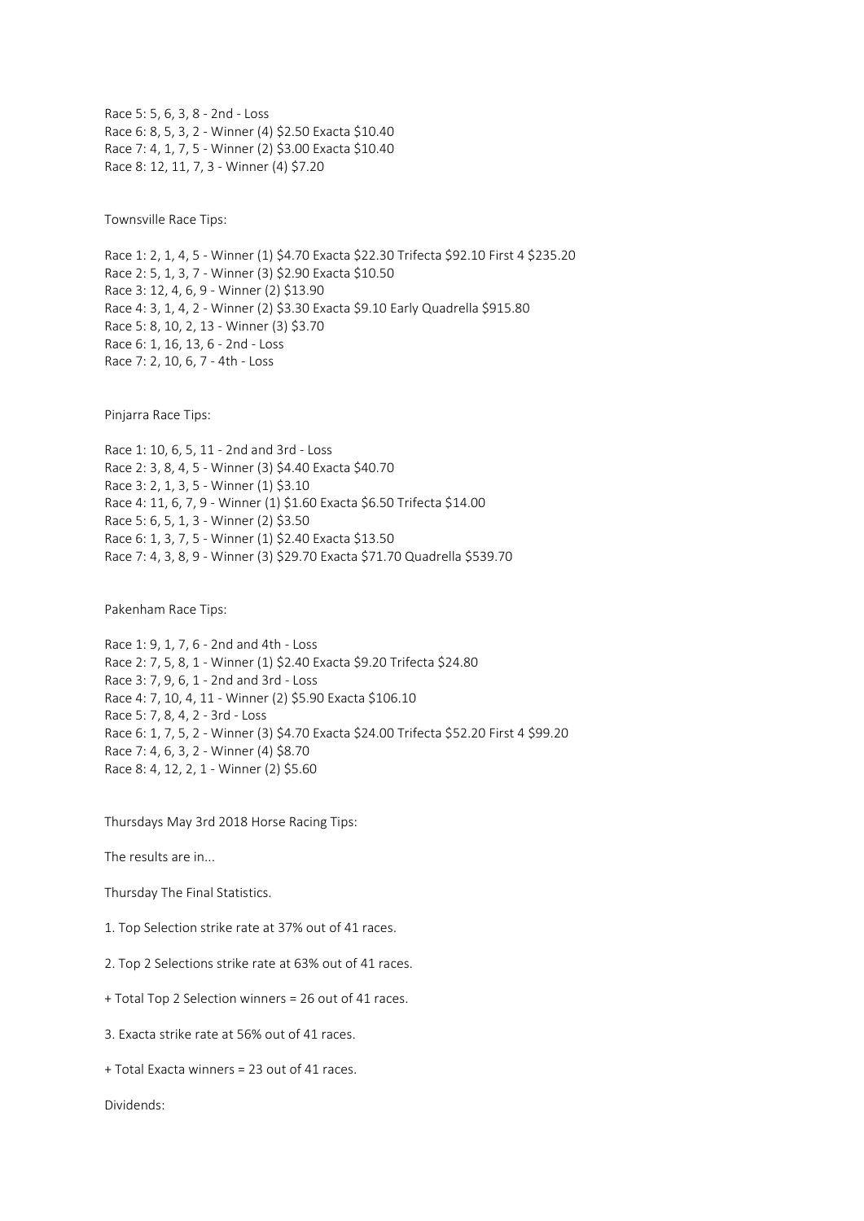Race 5: 5, 6, 3, 8 - 2nd - Loss
Race 6: 8, 5, 3, 2 - Winner (4) $2.50 Exacta $10.40
Race 7: 4, 1, 7, 5 - Winner (2) $3.00 Exacta $10.40
Race 8: 12, 11, 7, 3 - Winner (4) $7.20

Townsville Race Tips:

Race 1: 2, 1, 4, 5 - Winner (1) $4.70 Exacta $22.30 Trifecta $92.10 First 4 $235.20
Race 2: 5, 1, 3, 7 - Winner (3) $2.90 Exacta $10.50
Race 3: 12, 4, 6, 9 - Winner (2) $13.90
Race 4: 3, 1, 4, 2 - Winner (2) $3.30 Exacta $9.10 Early Quadrella $915.80
Race 5: 8, 10, 2, 13 - Winner (3) $3.70
Race 6: 1, 16, 13, 6 - 2nd - Loss
Race 7: 2, 10, 6, 7 - 4th - Loss

Pinjarra Race Tips:

Race 1: 10, 6, 5, 11 - 2nd and 3rd - Loss
Race 2: 3, 8, 4, 5 - Winner (3) $4.40 Exacta $40.70
Race 3: 2, 1, 3, 5 - Winner (1) $3.10
Race 4: 11, 6, 7, 9 - Winner (1) $1.60 Exacta $6.50 Trifecta $14.00
Race 5: 6, 5, 1, 3 - Winner (2) $3.50
Race 6: 1, 3, 7, 5 - Winner (1) $2.40 Exacta $13.50
Race 7: 4, 3, 8, 9 - Winner (3) $29.70 Exacta $71.70 Quadrella $539.70

Pakenham Race Tips:

Race 1: 9, 1, 7, 6 - 2nd and 4th - Loss
Race 2: 7, 5, 8, 1 - Winner (1) $2.40 Exacta $9.20 Trifecta $24.80
Race 3: 7, 9, 6, 1 - 2nd and 3rd - Loss
Race 4: 7, 10, 4, 11 - Winner (2) $5.90 Exacta $106.10
Race 5: 7, 8, 4, 2 - 3rd - Loss
Race 6: 1, 7, 5, 2 - Winner (3) $4.70 Exacta $24.00 Trifecta $52.20 First 4 $99.20
Race 7: 4, 6, 3, 2 - Winner (4) $8.70
Race 8: 4, 12, 2, 1 - Winner (2) $5.60

Thursdays May 3rd 2018 Horse Racing Tips:

The results are in...

Thursday The Final Statistics.

1. Top Selection strike rate at 37% out of 41 races.

2. Top 2 Selections strike rate at 63% out of 41 races.

+ Total Top 2 Selection winners = 26 out of 41 races.

3. Exacta strike rate at 56% out of 41 races.

+ Total Exacta winners = 23 out of 41 races.

Dividends: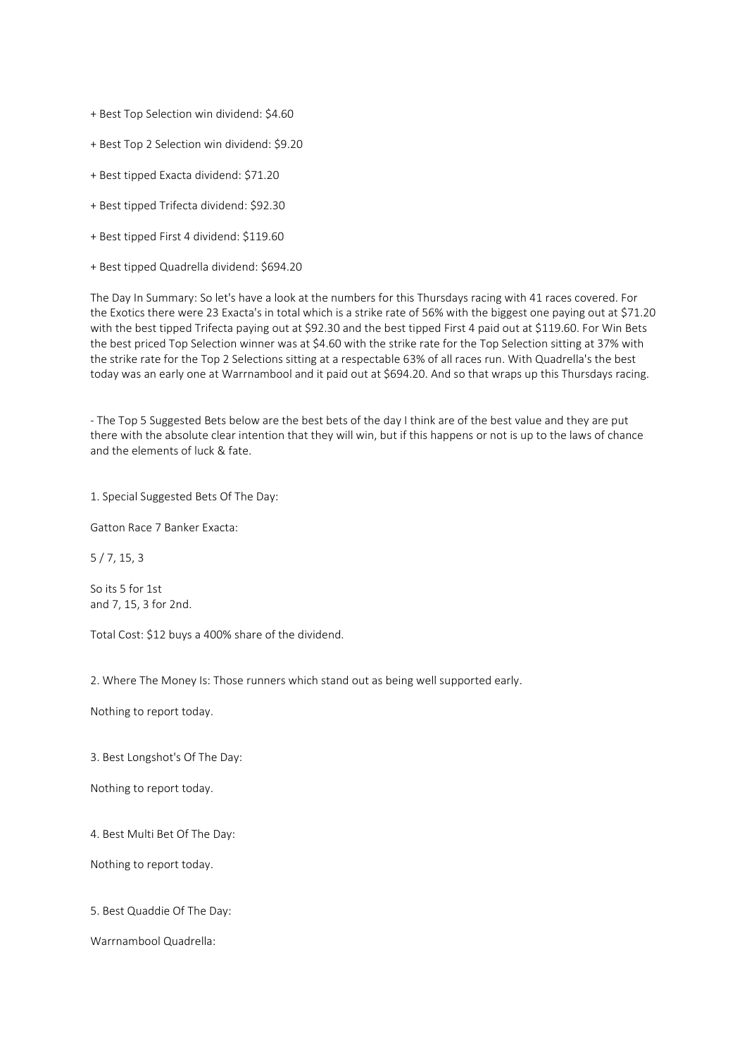+ Best Top Selection win dividend: $4.60

+ Best Top 2 Selection win dividend: $9.20

+ Best tipped Exacta dividend: $71.20

+ Best tipped Trifecta dividend: $92.30

+ Best tipped First 4 dividend: $119.60

+ Best tipped Quadrella dividend: $694.20

The Day In Summary: So let's have a look at the numbers for this Thursdays racing with 41 races covered. For the Exotics there were 23 Exacta's in total which is a strike rate of 56% with the biggest one paying out at $71.20 with the best tipped Trifecta paying out at $92.30 and the best tipped First 4 paid out at $119.60. For Win Bets the best priced Top Selection winner was at $4.60 with the strike rate for the Top Selection sitting at 37% with the strike rate for the Top 2 Selections sitting at a respectable 63% of all races run. With Quadrella's the best today was an early one at Warrnambool and it paid out at $694.20. And so that wraps up this Thursdays racing.

- The Top 5 Suggested Bets below are the best bets of the day I think are of the best value and they are put there with the absolute clear intention that they will win, but if this happens or not is up to the laws of chance and the elements of luck & fate.

1. Special Suggested Bets Of The Day:

Gatton Race 7 Banker Exacta:

5 / 7, 15, 3

So its 5 for 1st
and 7, 15, 3 for 2nd.

Total Cost: $12 buys a 400% share of the dividend.

2. Where The Money Is: Those runners which stand out as being well supported early.

Nothing to report today.

3. Best Longshot's Of The Day:

Nothing to report today.

4. Best Multi Bet Of The Day:

Nothing to report today.

5. Best Quaddie Of The Day:

Warrnambool Quadrella: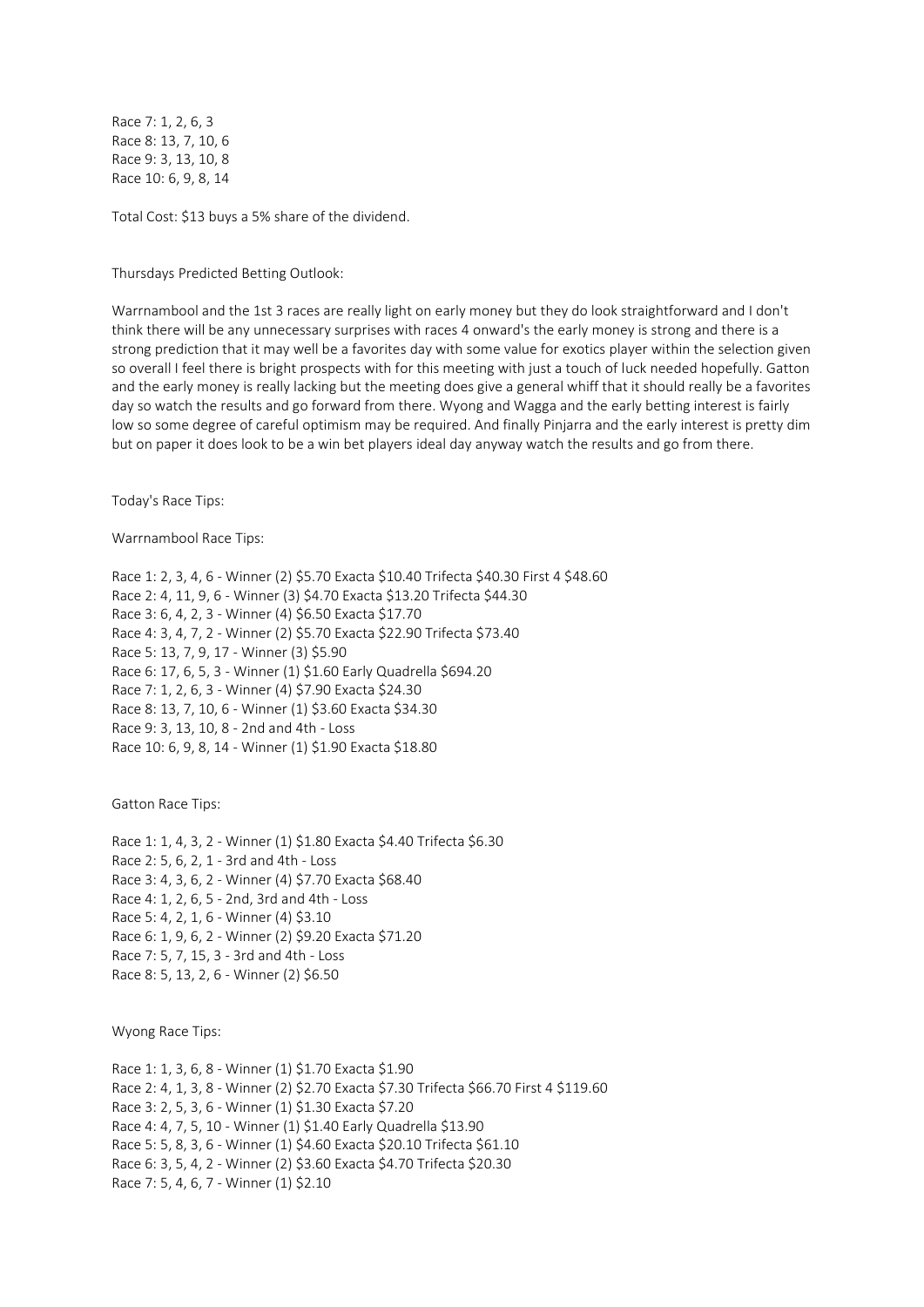Race 7: 1, 2, 6, 3
Race 8: 13, 7, 10, 6
Race 9: 3, 13, 10, 8
Race 10: 6, 9, 8, 14

Total Cost: $13 buys a 5% share of the dividend.

Thursdays Predicted Betting Outlook:

Warrnambool and the 1st 3 races are really light on early money but they do look straightforward and I don't think there will be any unnecessary surprises with races 4 onward's the early money is strong and there is a strong prediction that it may well be a favorites day with some value for exotics player within the selection given so overall I feel there is bright prospects with for this meeting with just a touch of luck needed hopefully. Gatton and the early money is really lacking but the meeting does give a general whiff that it should really be a favorites day so watch the results and go forward from there. Wyong and Wagga and the early betting interest is fairly low so some degree of careful optimism may be required. And finally Pinjarra and the early interest is pretty dim but on paper it does look to be a win bet players ideal day anyway watch the results and go from there.

Today's Race Tips:

Warrnambool Race Tips:

Race 1: 2, 3, 4, 6 - Winner (2) $5.70 Exacta $10.40 Trifecta $40.30 First 4 $48.60
Race 2: 4, 11, 9, 6 - Winner (3) $4.70 Exacta $13.20 Trifecta $44.30
Race 3: 6, 4, 2, 3 - Winner (4) $6.50 Exacta $17.70
Race 4: 3, 4, 7, 2 - Winner (2) $5.70 Exacta $22.90 Trifecta $73.40
Race 5: 13, 7, 9, 17 - Winner (3) $5.90
Race 6: 17, 6, 5, 3 - Winner (1) $1.60 Early Quadrella $694.20
Race 7: 1, 2, 6, 3 - Winner (4) $7.90 Exacta $24.30
Race 8: 13, 7, 10, 6 - Winner (1) $3.60 Exacta $34.30
Race 9: 3, 13, 10, 8 - 2nd and 4th - Loss
Race 10: 6, 9, 8, 14 - Winner (1) $1.90 Exacta $18.80

Gatton Race Tips:

Race 1: 1, 4, 3, 2 - Winner (1) $1.80 Exacta $4.40 Trifecta $6.30
Race 2: 5, 6, 2, 1 - 3rd and 4th - Loss
Race 3: 4, 3, 6, 2 - Winner (4) $7.70 Exacta $68.40
Race 4: 1, 2, 6, 5 - 2nd, 3rd and 4th - Loss
Race 5: 4, 2, 1, 6 - Winner (4) $3.10
Race 6: 1, 9, 6, 2 - Winner (2) $9.20 Exacta $71.20
Race 7: 5, 7, 15, 3 - 3rd and 4th - Loss
Race 8: 5, 13, 2, 6 - Winner (2) $6.50

Wyong Race Tips:

Race 1: 1, 3, 6, 8 - Winner (1) $1.70 Exacta $1.90
Race 2: 4, 1, 3, 8 - Winner (2) $2.70 Exacta $7.30 Trifecta $66.70 First 4 $119.60
Race 3: 2, 5, 3, 6 - Winner (1) $1.30 Exacta $7.20
Race 4: 4, 7, 5, 10 - Winner (1) $1.40 Early Quadrella $13.90
Race 5: 5, 8, 3, 6 - Winner (1) $4.60 Exacta $20.10 Trifecta $61.10
Race 6: 3, 5, 4, 2 - Winner (2) $3.60 Exacta $4.70 Trifecta $20.30
Race 7: 5, 4, 6, 7 - Winner (1) $2.10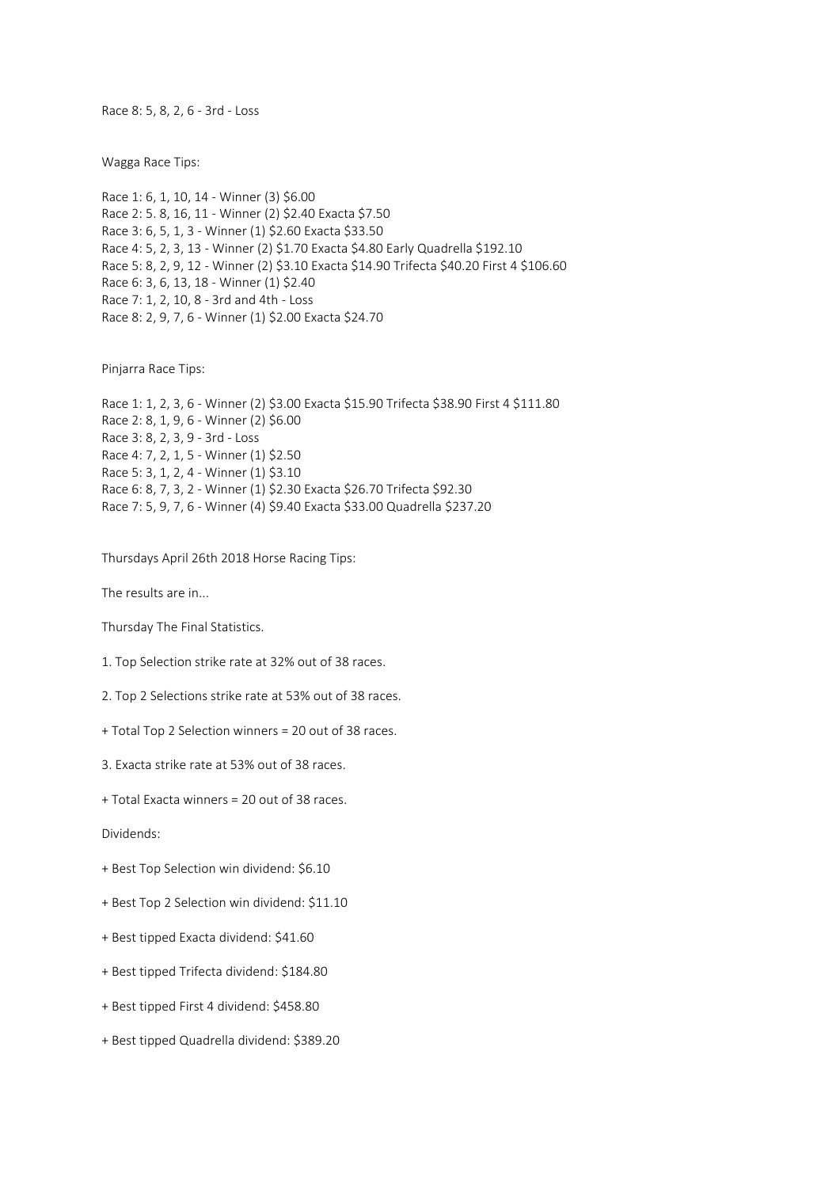Race 8: 5, 8, 2, 6 - 3rd - Loss

Wagga Race Tips:

Race 1: 6, 1, 10, 14 - Winner (3) $6.00
Race 2: 5. 8, 16, 11 - Winner (2) $2.40 Exacta $7.50
Race 3: 6, 5, 1, 3 - Winner (1) $2.60 Exacta $33.50
Race 4: 5, 2, 3, 13 - Winner (2) $1.70 Exacta $4.80 Early Quadrella $192.10
Race 5: 8, 2, 9, 12 - Winner (2) $3.10 Exacta $14.90 Trifecta $40.20 First 4 $106.60
Race 6: 3, 6, 13, 18 - Winner (1) $2.40
Race 7: 1, 2, 10, 8 - 3rd and 4th - Loss
Race 8: 2, 9, 7, 6 - Winner (1) $2.00 Exacta $24.70

Pinjarra Race Tips:

Race 1: 1, 2, 3, 6 - Winner (2) $3.00 Exacta $15.90 Trifecta $38.90 First 4 $111.80
Race 2: 8, 1, 9, 6 - Winner (2) $6.00
Race 3: 8, 2, 3, 9 - 3rd - Loss
Race 4: 7, 2, 1, 5 - Winner (1) $2.50
Race 5: 3, 1, 2, 4 - Winner (1) $3.10
Race 6: 8, 7, 3, 2 - Winner (1) $2.30 Exacta $26.70 Trifecta $92.30
Race 7: 5, 9, 7, 6 - Winner (4) $9.40 Exacta $33.00 Quadrella $237.20

Thursdays April 26th 2018 Horse Racing Tips:

The results are in...

Thursday The Final Statistics.

1. Top Selection strike rate at 32% out of 38 races.

2. Top 2 Selections strike rate at 53% out of 38 races.

+ Total Top 2 Selection winners = 20 out of 38 races.

3. Exacta strike rate at 53% out of 38 races.

+ Total Exacta winners = 20 out of 38 races.

Dividends:

+ Best Top Selection win dividend: $6.10

+ Best Top 2 Selection win dividend: $11.10

+ Best tipped Exacta dividend: $41.60

+ Best tipped Trifecta dividend: $184.80

+ Best tipped First 4 dividend: $458.80

+ Best tipped Quadrella dividend: $389.20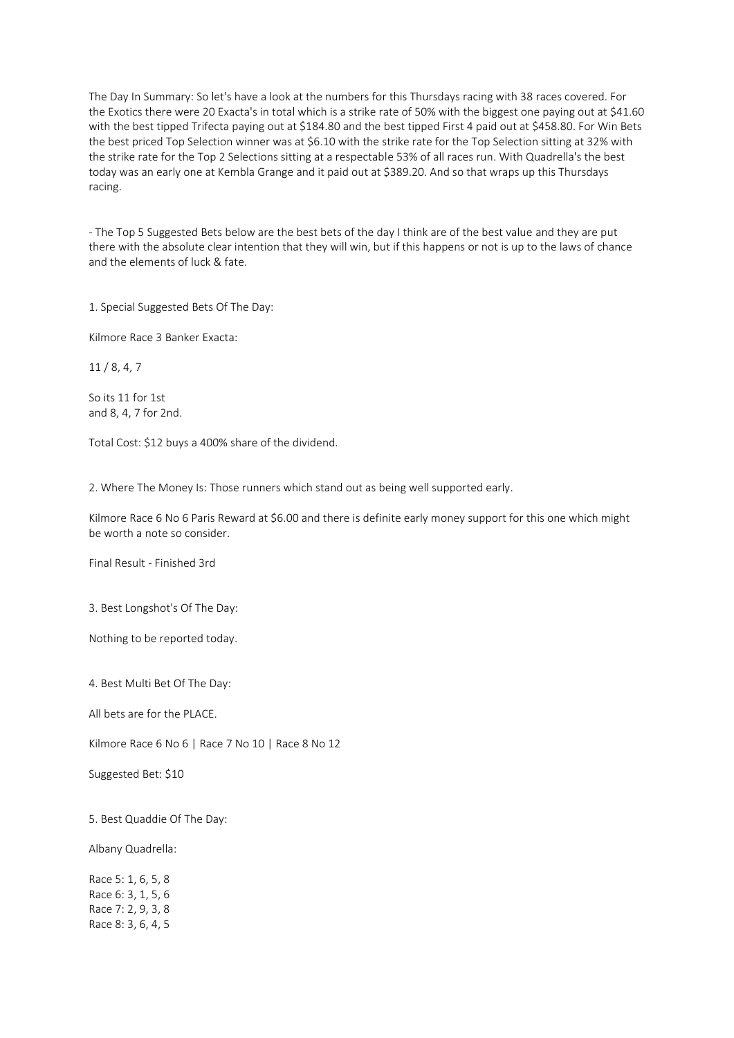The Day In Summary: So let's have a look at the numbers for this Thursdays racing with 38 races covered. For the Exotics there were 20 Exacta's in total which is a strike rate of 50% with the biggest one paying out at $41.60 with the best tipped Trifecta paying out at $184.80 and the best tipped First 4 paid out at $458.80. For Win Bets the best priced Top Selection winner was at $6.10 with the strike rate for the Top Selection sitting at 32% with the strike rate for the Top 2 Selections sitting at a respectable 53% of all races run. With Quadrella's the best today was an early one at Kembla Grange and it paid out at $389.20. And so that wraps up this Thursdays racing.

- The Top 5 Suggested Bets below are the best bets of the day I think are of the best value and they are put there with the absolute clear intention that they will win, but if this happens or not is up to the laws of chance and the elements of luck & fate.

1. Special Suggested Bets Of The Day:

Kilmore Race 3 Banker Exacta:

11 / 8, 4, 7

So its 11 for 1st
and 8, 4, 7 for 2nd.

Total Cost: $12 buys a 400% share of the dividend.

2. Where The Money Is: Those runners which stand out as being well supported early.

Kilmore Race 6 No 6 Paris Reward at $6.00 and there is definite early money support for this one which might be worth a note so consider.

Final Result - Finished 3rd

3. Best Longshot's Of The Day:

Nothing to be reported today.

4. Best Multi Bet Of The Day:

All bets are for the PLACE.

Kilmore Race 6 No 6 | Race 7 No 10 | Race 8 No 12

Suggested Bet: $10

5. Best Quaddie Of The Day:

Albany Quadrella:

Race 5: 1, 6, 5, 8
Race 6: 3, 1, 5, 6
Race 7: 2, 9, 3, 8
Race 8: 3, 6, 4, 5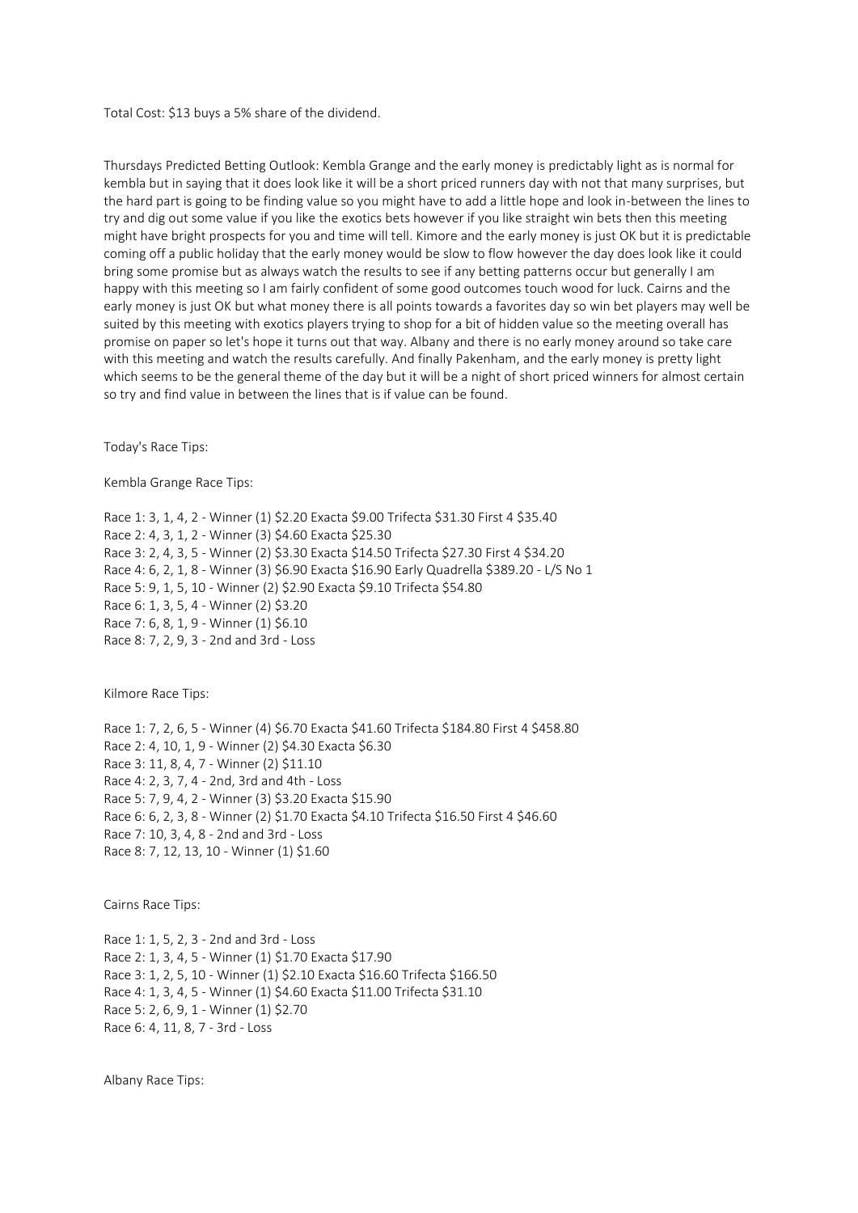Total Cost: $13 buys a 5% share of the dividend.

Thursdays Predicted Betting Outlook: Kembla Grange and the early money is predictably light as is normal for kembla but in saying that it does look like it will be a short priced runners day with not that many surprises, but the hard part is going to be finding value so you might have to add a little hope and look in-between the lines to try and dig out some value if you like the exotics bets however if you like straight win bets then this meeting might have bright prospects for you and time will tell. Kimore and the early money is just OK but it is predictable coming off a public holiday that the early money would be slow to flow however the day does look like it could bring some promise but as always watch the results to see if any betting patterns occur but generally I am happy with this meeting so I am fairly confident of some good outcomes touch wood for luck. Cairns and the early money is just OK but what money there is all points towards a favorites day so win bet players may well be suited by this meeting with exotics players trying to shop for a bit of hidden value so the meeting overall has promise on paper so let's hope it turns out that way. Albany and there is no early money around so take care with this meeting and watch the results carefully. And finally Pakenham, and the early money is pretty light which seems to be the general theme of the day but it will be a night of short priced winners for almost certain so try and find value in between the lines that is if value can be found.

Today's Race Tips:

Kembla Grange Race Tips:

Race 1: 3, 1, 4, 2 - Winner (1) $2.20 Exacta $9.00 Trifecta $31.30 First 4 $35.40
Race 2: 4, 3, 1, 2 - Winner (3) $4.60 Exacta $25.30
Race 3: 2, 4, 3, 5 - Winner (2) $3.30 Exacta $14.50 Trifecta $27.30 First 4 $34.20
Race 4: 6, 2, 1, 8 - Winner (3) $6.90 Exacta $16.90 Early Quadrella $389.20 - L/S No 1
Race 5: 9, 1, 5, 10 - Winner (2) $2.90 Exacta $9.10 Trifecta $54.80
Race 6: 1, 3, 5, 4 - Winner (2) $3.20
Race 7: 6, 8, 1, 9 - Winner (1) $6.10
Race 8: 7, 2, 9, 3 - 2nd and 3rd - Loss

Kilmore Race Tips:

Race 1: 7, 2, 6, 5 - Winner (4) $6.70 Exacta $41.60 Trifecta $184.80 First 4 $458.80
Race 2: 4, 10, 1, 9 - Winner (2) $4.30 Exacta $6.30
Race 3: 11, 8, 4, 7 - Winner (2) $11.10
Race 4: 2, 3, 7, 4 - 2nd, 3rd and 4th - Loss
Race 5: 7, 9, 4, 2 - Winner (3) $3.20 Exacta $15.90
Race 6: 6, 2, 3, 8 - Winner (2) $1.70 Exacta $4.10 Trifecta $16.50 First 4 $46.60
Race 7: 10, 3, 4, 8 - 2nd and 3rd - Loss
Race 8: 7, 12, 13, 10 - Winner (1) $1.60

Cairns Race Tips:

Race 1: 1, 5, 2, 3 - 2nd and 3rd - Loss
Race 2: 1, 3, 4, 5 - Winner (1) $1.70 Exacta $17.90
Race 3: 1, 2, 5, 10 - Winner (1) $2.10 Exacta $16.60 Trifecta $166.50
Race 4: 1, 3, 4, 5 - Winner (1) $4.60 Exacta $11.00 Trifecta $31.10
Race 5: 2, 6, 9, 1 - Winner (1) $2.70
Race 6: 4, 11, 8, 7 - 3rd - Loss

Albany Race Tips: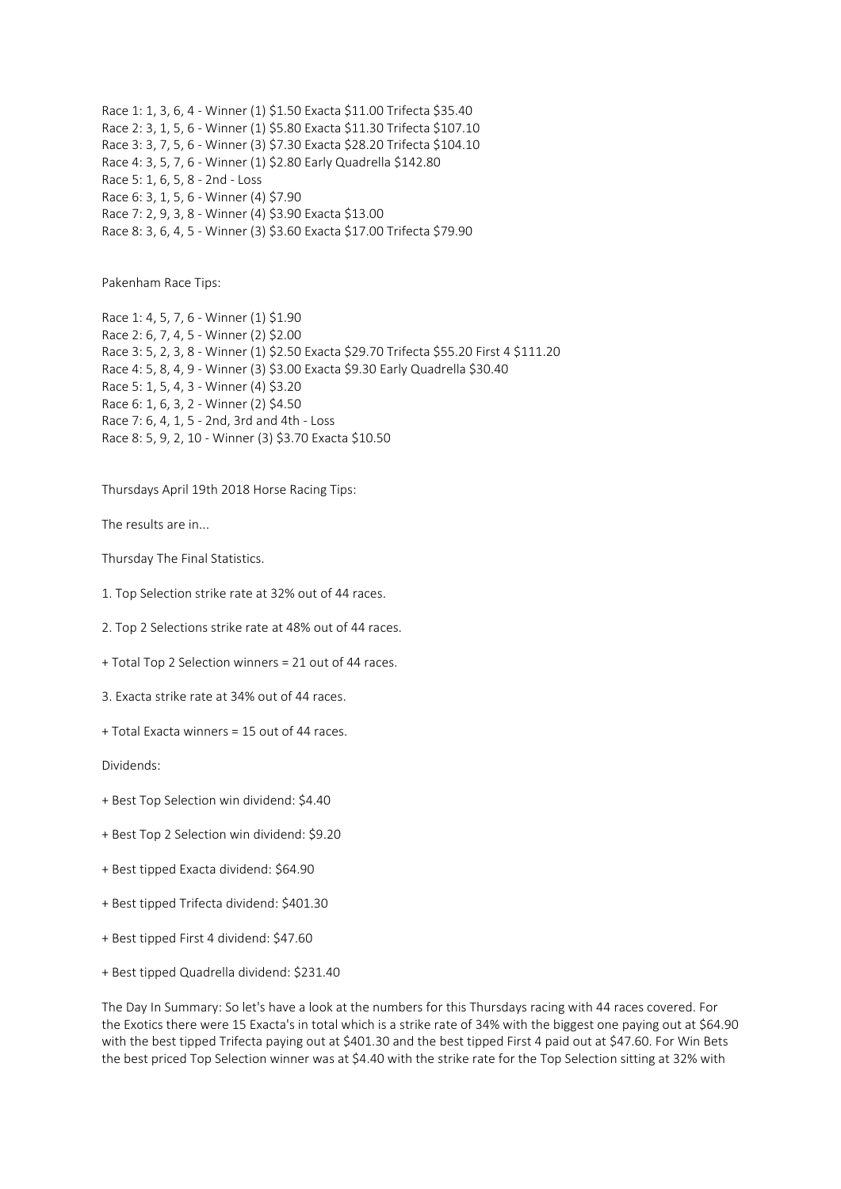Race 1: 1, 3, 6, 4 - Winner (1) $1.50 Exacta $11.00 Trifecta $35.40
Race 2: 3, 1, 5, 6 - Winner (1) $5.80 Exacta $11.30 Trifecta $107.10
Race 3: 3, 7, 5, 6 - Winner (3) $7.30 Exacta $28.20 Trifecta $104.10
Race 4: 3, 5, 7, 6 - Winner (1) $2.80 Early Quadrella $142.80
Race 5: 1, 6, 5, 8 - 2nd - Loss
Race 6: 3, 1, 5, 6 - Winner (4) $7.90
Race 7: 2, 9, 3, 8 - Winner (4) $3.90 Exacta $13.00
Race 8: 3, 6, 4, 5 - Winner (3) $3.60 Exacta $17.00 Trifecta $79.90

Pakenham Race Tips:

Race 1: 4, 5, 7, 6 - Winner (1) $1.90
Race 2: 6, 7, 4, 5 - Winner (2) $2.00
Race 3: 5, 2, 3, 8 - Winner (1) $2.50 Exacta $29.70 Trifecta $55.20 First 4 $111.20
Race 4: 5, 8, 4, 9 - Winner (3) $3.00 Exacta $9.30 Early Quadrella $30.40
Race 5: 1, 5, 4, 3 - Winner (4) $3.20
Race 6: 1, 6, 3, 2 - Winner (2) $4.50
Race 7: 6, 4, 1, 5 - 2nd, 3rd and 4th - Loss
Race 8: 5, 9, 2, 10 - Winner (3) $3.70 Exacta $10.50

Thursdays April 19th 2018 Horse Racing Tips:

The results are in...

Thursday The Final Statistics.

1. Top Selection strike rate at 32% out of 44 races.

2. Top 2 Selections strike rate at 48% out of 44 races.

+ Total Top 2 Selection winners = 21 out of 44 races.

3. Exacta strike rate at 34% out of 44 races.

+ Total Exacta winners = 15 out of 44 races.

Dividends:

+ Best Top Selection win dividend: $4.40

+ Best Top 2 Selection win dividend: $9.20

+ Best tipped Exacta dividend: $64.90

+ Best tipped Trifecta dividend: $401.30

+ Best tipped First 4 dividend: $47.60

+ Best tipped Quadrella dividend: $231.40

The Day In Summary: So let's have a look at the numbers for this Thursdays racing with 44 races covered. For the Exotics there were 15 Exacta's in total which is a strike rate of 34% with the biggest one paying out at $64.90 with the best tipped Trifecta paying out at $401.30 and the best tipped First 4 paid out at $47.60. For Win Bets the best priced Top Selection winner was at $4.40 with the strike rate for the Top Selection sitting at 32% with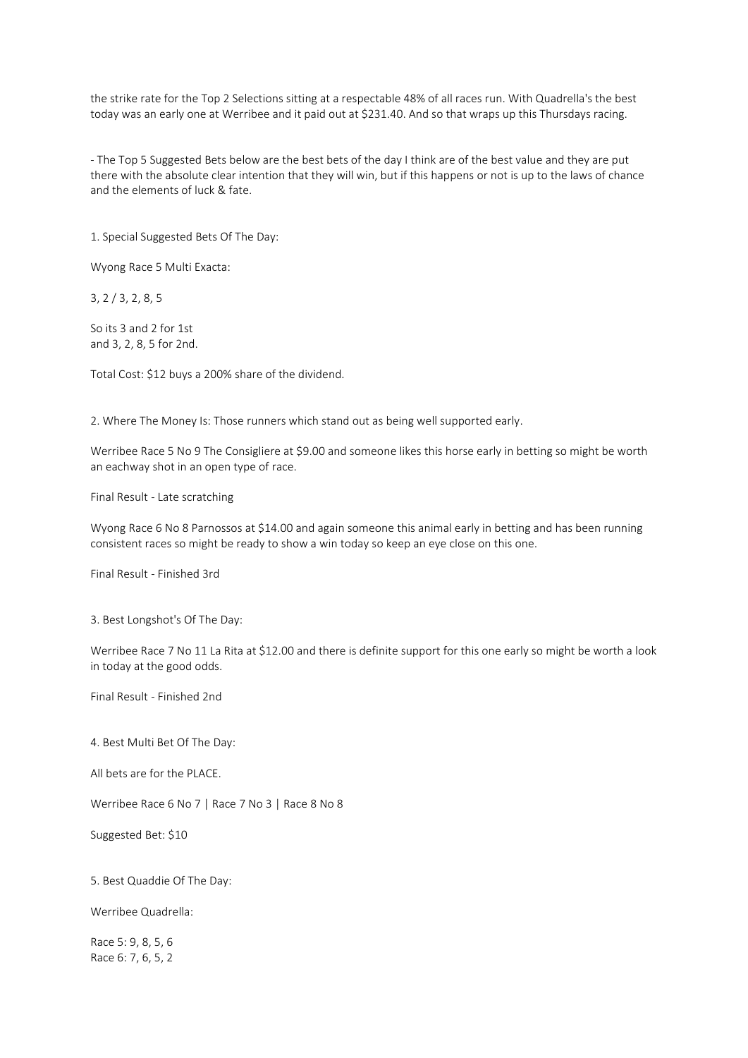the strike rate for the Top 2 Selections sitting at a respectable 48% of all races run. With Quadrella's the best today was an early one at Werribee and it paid out at $231.40. And so that wraps up this Thursdays racing.

- The Top 5 Suggested Bets below are the best bets of the day I think are of the best value and they are put there with the absolute clear intention that they will win, but if this happens or not is up to the laws of chance and the elements of luck & fate.

1. Special Suggested Bets Of The Day:

Wyong Race 5 Multi Exacta:

3, 2 / 3, 2, 8, 5

So its 3 and 2 for 1st
and 3, 2, 8, 5 for 2nd.

Total Cost: $12 buys a 200% share of the dividend.

2. Where The Money Is: Those runners which stand out as being well supported early.

Werribee Race 5 No 9 The Consigliere at $9.00 and someone likes this horse early in betting so might be worth an eachway shot in an open type of race.

Final Result - Late scratching

Wyong Race 6 No 8 Parnossos at $14.00 and again someone this animal early in betting and has been running consistent races so might be ready to show a win today so keep an eye close on this one.

Final Result - Finished 3rd

3. Best Longshot's Of The Day:

Werribee Race 7 No 11 La Rita at $12.00 and there is definite support for this one early so might be worth a look in today at the good odds.

Final Result - Finished 2nd

4. Best Multi Bet Of The Day:

All bets are for the PLACE.

Werribee Race 6 No 7 | Race 7 No 3 | Race 8 No 8

Suggested Bet: $10

5. Best Quaddie Of The Day:

Werribee Quadrella:

Race 5: 9, 8, 5, 6
Race 6: 7, 6, 5, 2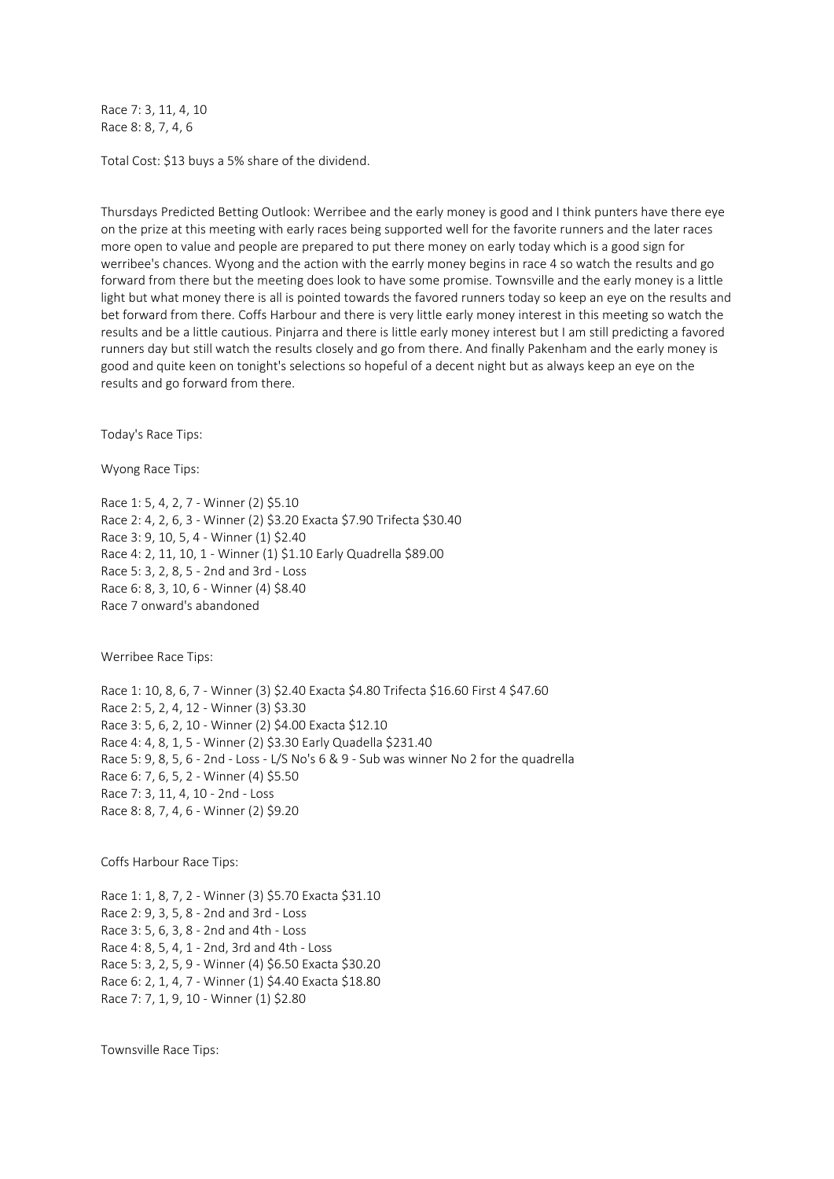Race 7: 3, 11, 4, 10
Race 8: 8, 7, 4, 6

Total Cost: $13 buys a 5% share of the dividend.

Thursdays Predicted Betting Outlook: Werribee and the early money is good and I think punters have there eye on the prize at this meeting with early races being supported well for the favorite runners and the later races more open to value and people are prepared to put there money on early today which is a good sign for werribee's chances. Wyong and the action with the earrly money begins in race 4 so watch the results and go forward from there but the meeting does look to have some promise. Townsville and the early money is a little light but what money there is all is pointed towards the favored runners today so keep an eye on the results and bet forward from there. Coffs Harbour and there is very little early money interest in this meeting so watch the results and be a little cautious. Pinjarra and there is little early money interest but I am still predicting a favored runners day but still watch the results closely and go from there. And finally Pakenham and the early money is good and quite keen on tonight's selections so hopeful of a decent night but as always keep an eye on the results and go forward from there.

Today's Race Tips:

Wyong Race Tips:

Race 1: 5, 4, 2, 7 - Winner (2) $5.10
Race 2: 4, 2, 6, 3 - Winner (2) $3.20 Exacta $7.90 Trifecta $30.40
Race 3: 9, 10, 5, 4 - Winner (1) $2.40
Race 4: 2, 11, 10, 1 - Winner (1) $1.10 Early Quadrella $89.00
Race 5: 3, 2, 8, 5 - 2nd and 3rd - Loss
Race 6: 8, 3, 10, 6 - Winner (4) $8.40
Race 7 onward's abandoned

Werribee Race Tips:

Race 1: 10, 8, 6, 7 - Winner (3) $2.40 Exacta $4.80 Trifecta $16.60 First 4 $47.60
Race 2: 5, 2, 4, 12 - Winner (3) $3.30
Race 3: 5, 6, 2, 10 - Winner (2) $4.00 Exacta $12.10
Race 4: 4, 8, 1, 5 - Winner (2) $3.30 Early Quadella $231.40
Race 5: 9, 8, 5, 6 - 2nd - Loss - L/S No's 6 & 9 - Sub was winner No 2 for the quadrella
Race 6: 7, 6, 5, 2 - Winner (4) $5.50
Race 7: 3, 11, 4, 10 - 2nd - Loss
Race 8: 8, 7, 4, 6 - Winner (2) $9.20

Coffs Harbour Race Tips:

Race 1: 1, 8, 7, 2 - Winner (3) $5.70 Exacta $31.10
Race 2: 9, 3, 5, 8 - 2nd and 3rd - Loss
Race 3: 5, 6, 3, 8 - 2nd and 4th - Loss
Race 4: 8, 5, 4, 1 - 2nd, 3rd and 4th - Loss
Race 5: 3, 2, 5, 9 - Winner (4) $6.50 Exacta $30.20
Race 6: 2, 1, 4, 7 - Winner (1) $4.40 Exacta $18.80
Race 7: 7, 1, 9, 10 - Winner (1) $2.80

Townsville Race Tips: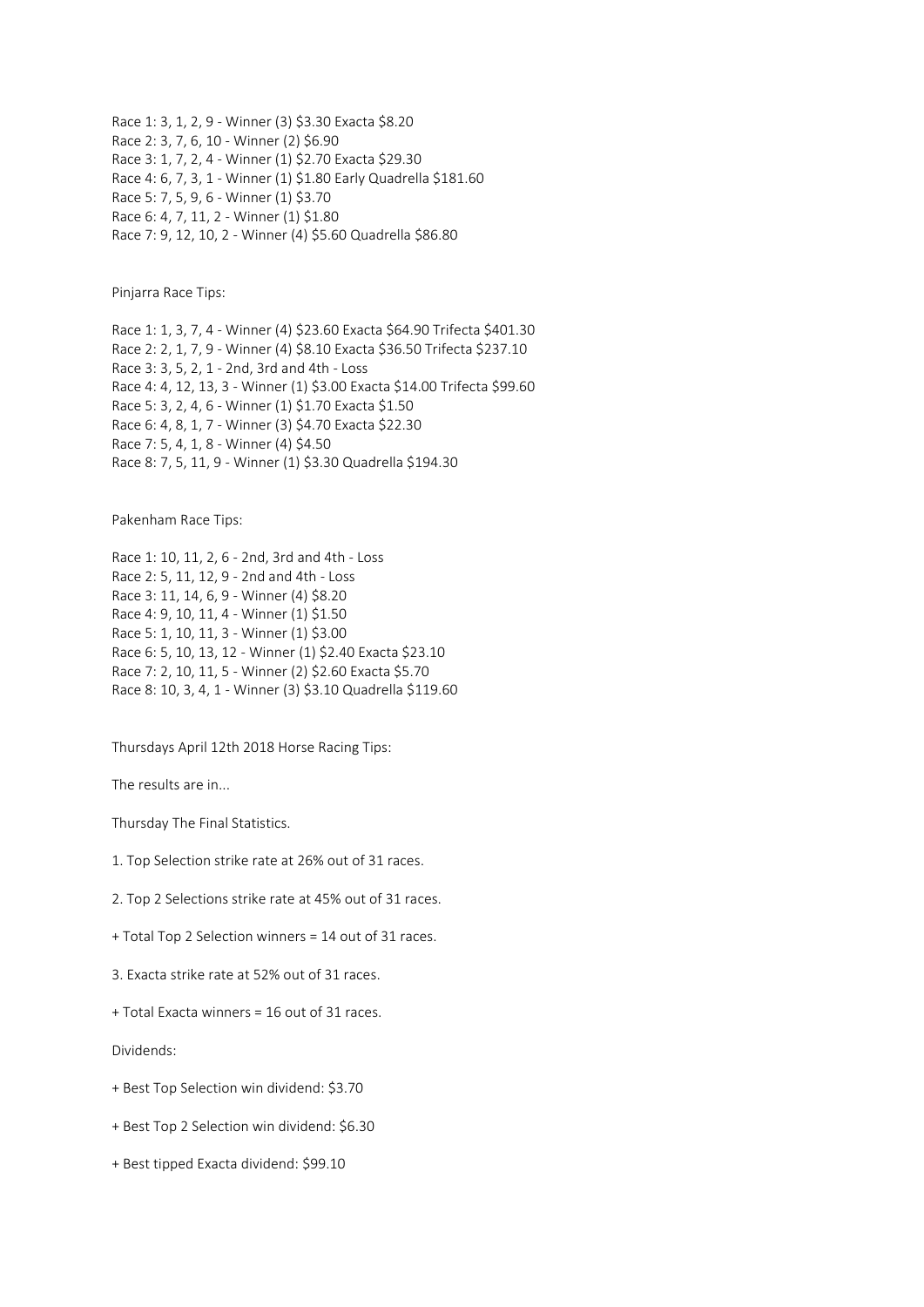Race 1: 3, 1, 2, 9 - Winner (3) $3.30 Exacta $8.20
Race 2: 3, 7, 6, 10 - Winner (2) $6.90
Race 3: 1, 7, 2, 4 - Winner (1) $2.70 Exacta $29.30
Race 4: 6, 7, 3, 1 - Winner (1) $1.80 Early Quadrella $181.60
Race 5: 7, 5, 9, 6 - Winner (1) $3.70
Race 6: 4, 7, 11, 2 - Winner (1) $1.80
Race 7: 9, 12, 10, 2 - Winner (4) $5.60 Quadrella $86.80

Pinjarra Race Tips:

Race 1: 1, 3, 7, 4 - Winner (4) $23.60 Exacta $64.90 Trifecta $401.30
Race 2: 2, 1, 7, 9 - Winner (4) $8.10 Exacta $36.50 Trifecta $237.10
Race 3: 3, 5, 2, 1 - 2nd, 3rd and 4th - Loss
Race 4: 4, 12, 13, 3 - Winner (1) $3.00 Exacta $14.00 Trifecta $99.60
Race 5: 3, 2, 4, 6 - Winner (1) $1.70 Exacta $1.50
Race 6: 4, 8, 1, 7 - Winner (3) $4.70 Exacta $22.30
Race 7: 5, 4, 1, 8 - Winner (4) $4.50
Race 8: 7, 5, 11, 9 - Winner (1) $3.30 Quadrella $194.30

Pakenham Race Tips:

Race 1: 10, 11, 2, 6 - 2nd, 3rd and 4th - Loss
Race 2: 5, 11, 12, 9 - 2nd and 4th - Loss
Race 3: 11, 14, 6, 9 - Winner (4) $8.20
Race 4: 9, 10, 11, 4 - Winner (1) $1.50
Race 5: 1, 10, 11, 3 - Winner (1) $3.00
Race 6: 5, 10, 13, 12 - Winner (1) $2.40 Exacta $23.10
Race 7: 2, 10, 11, 5 - Winner (2) $2.60 Exacta $5.70
Race 8: 10, 3, 4, 1 - Winner (3) $3.10 Quadrella $119.60

Thursdays April 12th 2018 Horse Racing Tips:

The results are in...

Thursday The Final Statistics.

1. Top Selection strike rate at 26% out of 31 races.

2. Top 2 Selections strike rate at 45% out of 31 races.

+ Total Top 2 Selection winners = 14 out of 31 races.

3. Exacta strike rate at 52% out of 31 races.

+ Total Exacta winners = 16 out of 31 races.

Dividends:

+ Best Top Selection win dividend: $3.70

+ Best Top 2 Selection win dividend: $6.30

+ Best tipped Exacta dividend: $99.10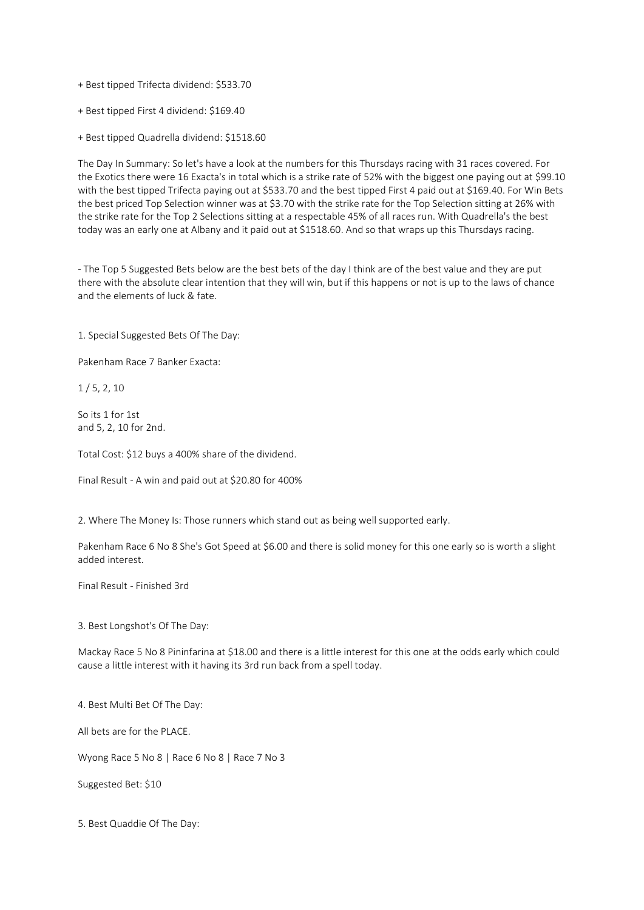+ Best tipped Trifecta dividend: $533.70

+ Best tipped First 4 dividend: $169.40

+ Best tipped Quadrella dividend: $1518.60

The Day In Summary: So let's have a look at the numbers for this Thursdays racing with 31 races covered. For the Exotics there were 16 Exacta's in total which is a strike rate of 52% with the biggest one paying out at $99.10 with the best tipped Trifecta paying out at $533.70 and the best tipped First 4 paid out at $169.40. For Win Bets the best priced Top Selection winner was at $3.70 with the strike rate for the Top Selection sitting at 26% with the strike rate for the Top 2 Selections sitting at a respectable 45% of all races run. With Quadrella's the best today was an early one at Albany and it paid out at $1518.60. And so that wraps up this Thursdays racing.

- The Top 5 Suggested Bets below are the best bets of the day I think are of the best value and they are put there with the absolute clear intention that they will win, but if this happens or not is up to the laws of chance and the elements of luck & fate.

1. Special Suggested Bets Of The Day:

Pakenham Race 7 Banker Exacta:

1 / 5, 2, 10

So its 1 for 1st
and 5, 2, 10 for 2nd.

Total Cost: $12 buys a 400% share of the dividend.

Final Result - A win and paid out at $20.80 for 400%

2. Where The Money Is: Those runners which stand out as being well supported early.

Pakenham Race 6 No 8 She's Got Speed at $6.00 and there is solid money for this one early so is worth a slight added interest.

Final Result - Finished 3rd

3. Best Longshot's Of The Day:

Mackay Race 5 No 8 Pininfarina at $18.00 and there is a little interest for this one at the odds early which could cause a little interest with it having its 3rd run back from a spell today.

4. Best Multi Bet Of The Day:

All bets are for the PLACE.

Wyong Race 5 No 8 | Race 6 No 8 | Race 7 No 3

Suggested Bet: $10

5. Best Quaddie Of The Day: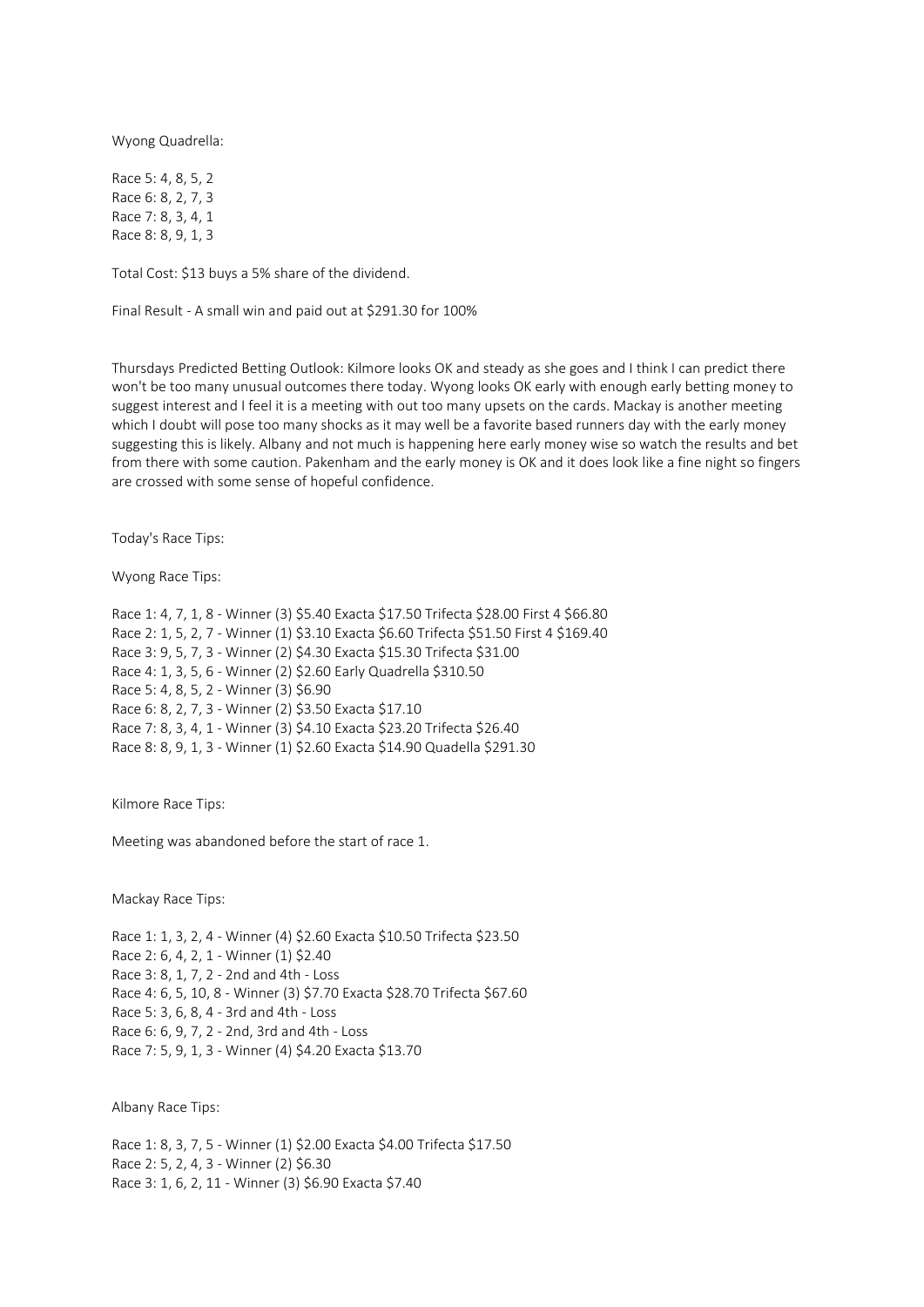Wyong Quadrella:

Race 5: 4, 8, 5, 2
Race 6: 8, 2, 7, 3
Race 7: 8, 3, 4, 1
Race 8: 8, 9, 1, 3

Total Cost: $13 buys a 5% share of the dividend.

Final Result - A small win and paid out at $291.30 for 100%

Thursdays Predicted Betting Outlook: Kilmore looks OK and steady as she goes and I think I can predict there won't be too many unusual outcomes there today. Wyong looks OK early with enough early betting money to suggest interest and I feel it is a meeting with out too many upsets on the cards. Mackay is another meeting which I doubt will pose too many shocks as it may well be a favorite based runners day with the early money suggesting this is likely. Albany and not much is happening here early money wise so watch the results and bet from there with some caution. Pakenham and the early money is OK and it does look like a fine night so fingers are crossed with some sense of hopeful confidence.

Today's Race Tips:

Wyong Race Tips:

Race 1: 4, 7, 1, 8 - Winner (3) $5.40 Exacta $17.50 Trifecta $28.00 First 4 $66.80
Race 2: 1, 5, 2, 7 - Winner (1) $3.10 Exacta $6.60 Trifecta $51.50 First 4 $169.40
Race 3: 9, 5, 7, 3 - Winner (2) $4.30 Exacta $15.30 Trifecta $31.00
Race 4: 1, 3, 5, 6 - Winner (2) $2.60 Early Quadrella $310.50
Race 5: 4, 8, 5, 2 - Winner (3) $6.90
Race 6: 8, 2, 7, 3 - Winner (2) $3.50 Exacta $17.10
Race 7: 8, 3, 4, 1 - Winner (3) $4.10 Exacta $23.20 Trifecta $26.40
Race 8: 8, 9, 1, 3 - Winner (1) $2.60 Exacta $14.90 Quadella $291.30

Kilmore Race Tips:

Meeting was abandoned before the start of race 1.

Mackay Race Tips:

Race 1: 1, 3, 2, 4 - Winner (4) $2.60 Exacta $10.50 Trifecta $23.50
Race 2: 6, 4, 2, 1 - Winner (1) $2.40
Race 3: 8, 1, 7, 2 - 2nd and 4th - Loss
Race 4: 6, 5, 10, 8 - Winner (3) $7.70 Exacta $28.70 Trifecta $67.60
Race 5: 3, 6, 8, 4 - 3rd and 4th - Loss
Race 6: 6, 9, 7, 2 - 2nd, 3rd and 4th - Loss
Race 7: 5, 9, 1, 3 - Winner (4) $4.20 Exacta $13.70

Albany Race Tips:

Race 1: 8, 3, 7, 5 - Winner (1) $2.00 Exacta $4.00 Trifecta $17.50
Race 2: 5, 2, 4, 3 - Winner (2) $6.30
Race 3: 1, 6, 2, 11 - Winner (3) $6.90 Exacta $7.40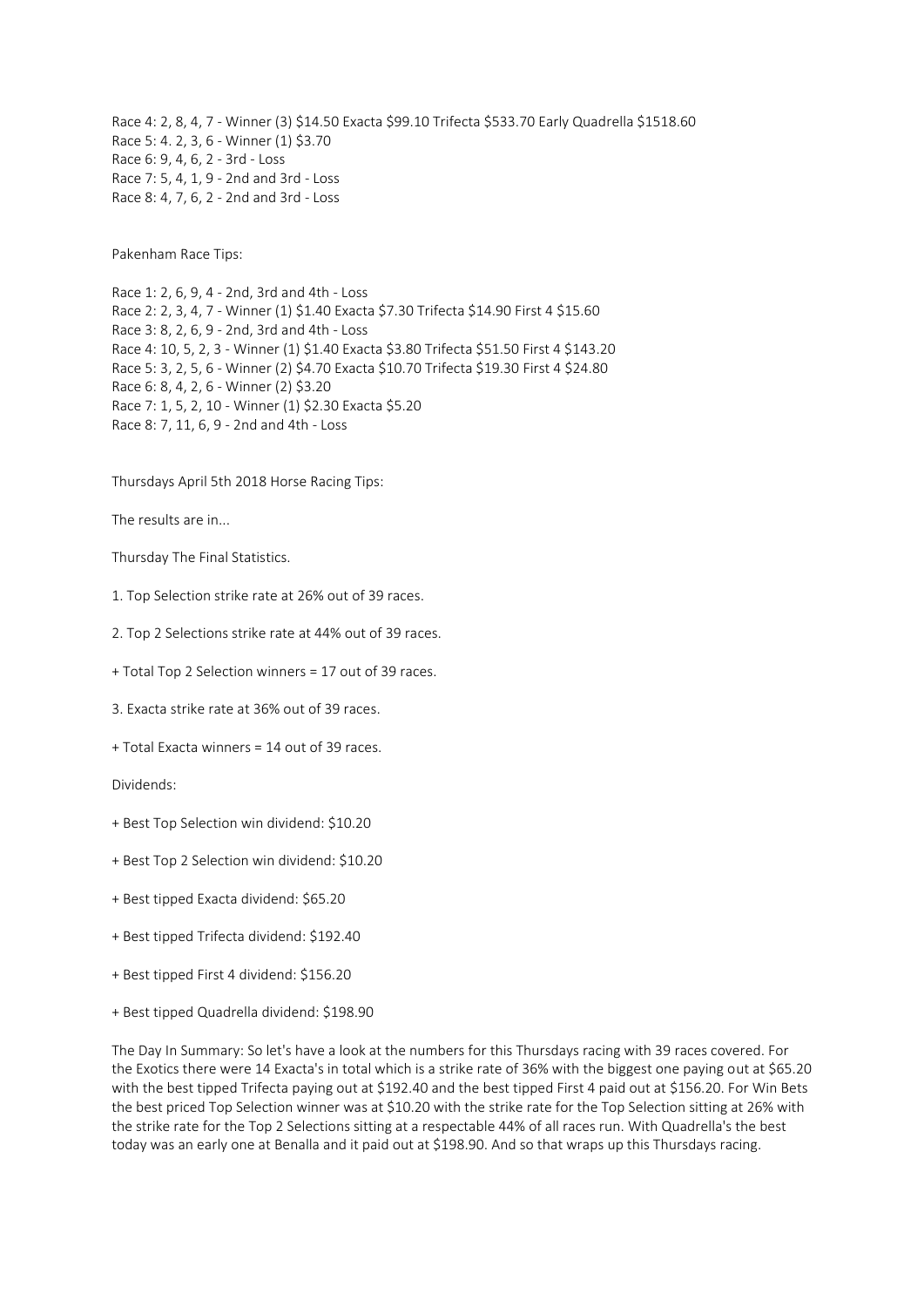Race 4: 2, 8, 4, 7 - Winner (3) $14.50 Exacta $99.10 Trifecta $533.70 Early Quadrella $1518.60
Race 5: 4. 2, 3, 6 - Winner (1) $3.70
Race 6: 9, 4, 6, 2 - 3rd - Loss
Race 7: 5, 4, 1, 9 - 2nd and 3rd - Loss
Race 8: 4, 7, 6, 2 - 2nd and 3rd - Loss

Pakenham Race Tips:

Race 1: 2, 6, 9, 4 - 2nd, 3rd and 4th - Loss
Race 2: 2, 3, 4, 7 - Winner (1) $1.40 Exacta $7.30 Trifecta $14.90 First 4 $15.60
Race 3: 8, 2, 6, 9 - 2nd, 3rd and 4th - Loss
Race 4: 10, 5, 2, 3 - Winner (1) $1.40 Exacta $3.80 Trifecta $51.50 First 4 $143.20
Race 5: 3, 2, 5, 6 - Winner (2) $4.70 Exacta $10.70 Trifecta $19.30 First 4 $24.80
Race 6: 8, 4, 2, 6 - Winner (2) $3.20
Race 7: 1, 5, 2, 10 - Winner (1) $2.30 Exacta $5.20
Race 8: 7, 11, 6, 9 - 2nd and 4th - Loss

Thursdays April 5th 2018 Horse Racing Tips:

The results are in...

Thursday The Final Statistics.

1. Top Selection strike rate at 26% out of 39 races.

2. Top 2 Selections strike rate at 44% out of 39 races.

+ Total Top 2 Selection winners = 17 out of 39 races.

3. Exacta strike rate at 36% out of 39 races.

+ Total Exacta winners = 14 out of 39 races.

Dividends:

+ Best Top Selection win dividend: $10.20

+ Best Top 2 Selection win dividend: $10.20

+ Best tipped Exacta dividend: $65.20

+ Best tipped Trifecta dividend: $192.40

+ Best tipped First 4 dividend: $156.20

+ Best tipped Quadrella dividend: $198.90

The Day In Summary: So let's have a look at the numbers for this Thursdays racing with 39 races covered. For the Exotics there were 14 Exacta's in total which is a strike rate of 36% with the biggest one paying out at $65.20 with the best tipped Trifecta paying out at $192.40 and the best tipped First 4 paid out at $156.20. For Win Bets the best priced Top Selection winner was at $10.20 with the strike rate for the Top Selection sitting at 26% with the strike rate for the Top 2 Selections sitting at a respectable 44% of all races run. With Quadrella's the best today was an early one at Benalla and it paid out at $198.90. And so that wraps up this Thursdays racing.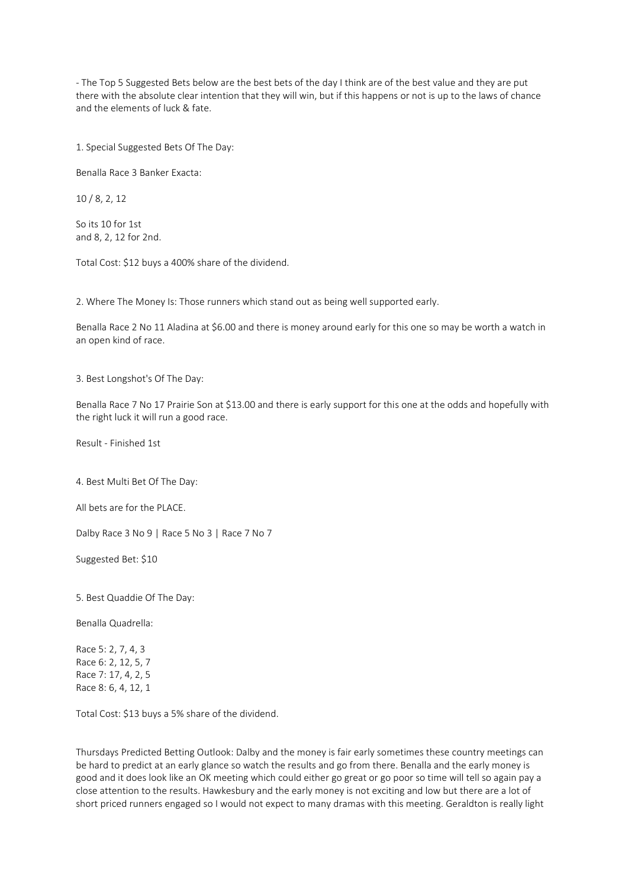- The Top 5 Suggested Bets below are the best bets of the day I think are of the best value and they are put there with the absolute clear intention that they will win, but if this happens or not is up to the laws of chance and the elements of luck & fate.

1. Special Suggested Bets Of The Day:

Benalla Race 3 Banker Exacta:

10 / 8, 2, 12

So its 10 for 1st
and 8, 2, 12 for 2nd.

Total Cost: $12 buys a 400% share of the dividend.

2. Where The Money Is: Those runners which stand out as being well supported early.

Benalla Race 2 No 11 Aladina at $6.00 and there is money around early for this one so may be worth a watch in an open kind of race.

3. Best Longshot's Of The Day:

Benalla Race 7 No 17 Prairie Son at $13.00 and there is early support for this one at the odds and hopefully with the right luck it will run a good race.

Result - Finished 1st

4. Best Multi Bet Of The Day:

All bets are for the PLACE.

Dalby Race 3 No 9 | Race 5 No 3 | Race 7 No 7

Suggested Bet: $10

5. Best Quaddie Of The Day:

Benalla Quadrella:

Race 5: 2, 7, 4, 3
Race 6: 2, 12, 5, 7
Race 7: 17, 4, 2, 5
Race 8: 6, 4, 12, 1

Total Cost: $13 buys a 5% share of the dividend.

Thursdays Predicted Betting Outlook: Dalby and the money is fair early sometimes these country meetings can be hard to predict at an early glance so watch the results and go from there. Benalla and the early money is good and it does look like an OK meeting which could either go great or go poor so time will tell so again pay a close attention to the results. Hawkesbury and the early money is not exciting and low but there are a lot of short priced runners engaged so I would not expect to many dramas with this meeting. Geraldton is really light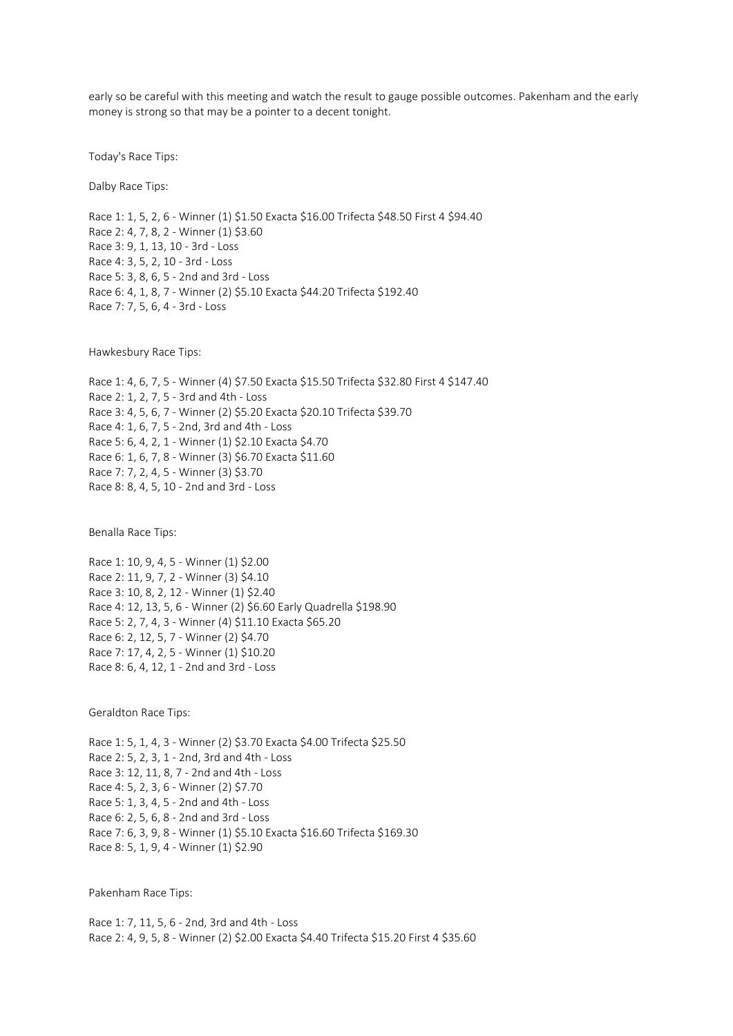early so be careful with this meeting and watch the result to gauge possible outcomes. Pakenham and the early money is strong so that may be a pointer to a decent tonight.

Today's Race Tips:

Dalby Race Tips:

Race 1: 1, 5, 2, 6 - Winner (1) $1.50 Exacta $16.00 Trifecta $48.50 First 4 $94.40
Race 2: 4, 7, 8, 2 - Winner (1) $3.60
Race 3: 9, 1, 13, 10 - 3rd - Loss
Race 4: 3, 5, 2, 10 - 3rd - Loss
Race 5: 3, 8, 6, 5 - 2nd and 3rd - Loss
Race 6: 4, 1, 8, 7 - Winner (2) $5.10 Exacta $44.20 Trifecta $192.40
Race 7: 7, 5, 6, 4 - 3rd - Loss

Hawkesbury Race Tips:

Race 1: 4, 6, 7, 5 - Winner (4) $7.50 Exacta $15.50 Trifecta $32.80 First 4 $147.40
Race 2: 1, 2, 7, 5 - 3rd and 4th - Loss
Race 3: 4, 5, 6, 7 - Winner (2) $5.20 Exacta $20.10 Trifecta $39.70
Race 4: 1, 6, 7, 5 - 2nd, 3rd and 4th - Loss
Race 5: 6, 4, 2, 1 - Winner (1) $2.10 Exacta $4.70
Race 6: 1, 6, 7, 8 - Winner (3) $6.70 Exacta $11.60
Race 7: 7, 2, 4, 5 - Winner (3) $3.70
Race 8: 8, 4, 5, 10 - 2nd and 3rd - Loss

Benalla Race Tips:

Race 1: 10, 9, 4, 5 - Winner (1) $2.00
Race 2: 11, 9, 7, 2 - Winner (3) $4.10
Race 3: 10, 8, 2, 12 - Winner (1) $2.40
Race 4: 12, 13, 5, 6 - Winner (2) $6.60 Early Quadrella $198.90
Race 5: 2, 7, 4, 3 - Winner (4) $11.10 Exacta $65.20
Race 6: 2, 12, 5, 7 - Winner (2) $4.70
Race 7: 17, 4, 2, 5 - Winner (1) $10.20
Race 8: 6, 4, 12, 1 - 2nd and 3rd - Loss

Geraldton Race Tips:

Race 1: 5, 1, 4, 3 - Winner (2) $3.70 Exacta $4.00 Trifecta $25.50
Race 2: 5, 2, 3, 1 - 2nd, 3rd and 4th - Loss
Race 3: 12, 11, 8, 7 - 2nd and 4th - Loss
Race 4: 5, 2, 3, 6 - Winner (2) $7.70
Race 5: 1, 3, 4, 5 - 2nd and 4th - Loss
Race 6: 2, 5, 6, 8 - 2nd and 3rd - Loss
Race 7: 6, 3, 9, 8 - Winner (1) $5.10 Exacta $16.60 Trifecta $169.30
Race 8: 5, 1, 9, 4 - Winner (1) $2.90

Pakenham Race Tips:

Race 1: 7, 11, 5, 6 - 2nd, 3rd and 4th - Loss
Race 2: 4, 9, 5, 8 - Winner (2) $2.00 Exacta $4.40 Trifecta $15.20 First 4 $35.60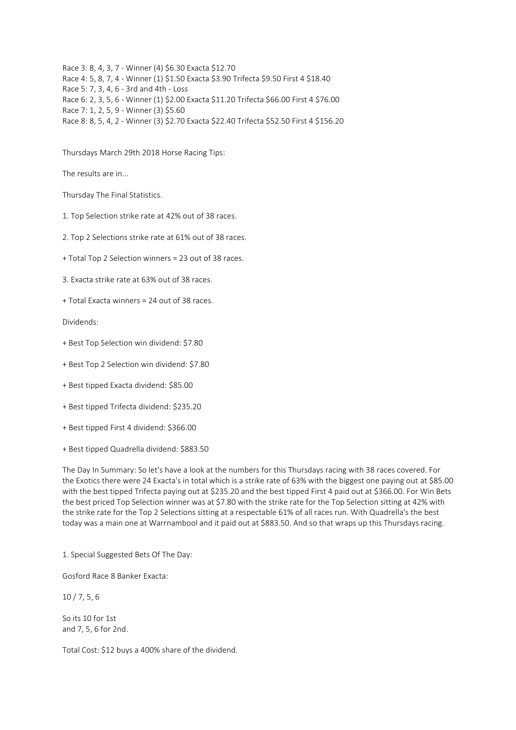Race 3: 8, 4, 3, 7 - Winner (4) $6.30 Exacta $12.70
Race 4: 5, 8, 7, 4 - Winner (1) $1.50 Exacta $3.90 Trifecta $9.50 First 4 $18.40
Race 5: 7, 3, 4, 6 - 3rd and 4th - Loss
Race 6: 2, 3, 5, 6 - Winner (1) $2.00 Exacta $11.20 Trifecta $66.00 First 4 $76.00
Race 7: 1, 2, 5, 9 - Winner (3) $5.60
Race 8: 8, 5, 4, 2 - Winner (3) $2.70 Exacta $22.40 Trifecta $52.50 First 4 $156.20

Thursdays March 29th 2018 Horse Racing Tips:

The results are in...

Thursday The Final Statistics.

1. Top Selection strike rate at 42% out of 38 races.

2. Top 2 Selections strike rate at 61% out of 38 races.

+ Total Top 2 Selection winners = 23 out of 38 races.

3. Exacta strike rate at 63% out of 38 races.

+ Total Exacta winners = 24 out of 38 races.

Dividends:

+ Best Top Selection win dividend: $7.80

+ Best Top 2 Selection win dividend: $7.80

+ Best tipped Exacta dividend: $85.00

+ Best tipped Trifecta dividend: $235.20

+ Best tipped First 4 dividend: $366.00

+ Best tipped Quadrella dividend: $883.50

The Day In Summary: So let's have a look at the numbers for this Thursdays racing with 38 races covered. For the Exotics there were 24 Exacta's in total which is a strike rate of 63% with the biggest one paying out at $85.00 with the best tipped Trifecta paying out at $235.20 and the best tipped First 4 paid out at $366.00. For Win Bets the best priced Top Selection winner was at $7.80 with the strike rate for the Top Selection sitting at 42% with the strike rate for the Top 2 Selections sitting at a respectable 61% of all races run. With Quadrella's the best today was a main one at Warrnambool and it paid out at $883.50. And so that wraps up this Thursdays racing.

1. Special Suggested Bets Of The Day:

Gosford Race 8 Banker Exacta:

10 / 7, 5, 6

So its 10 for 1st
and 7, 5, 6 for 2nd.

Total Cost: $12 buys a 400% share of the dividend.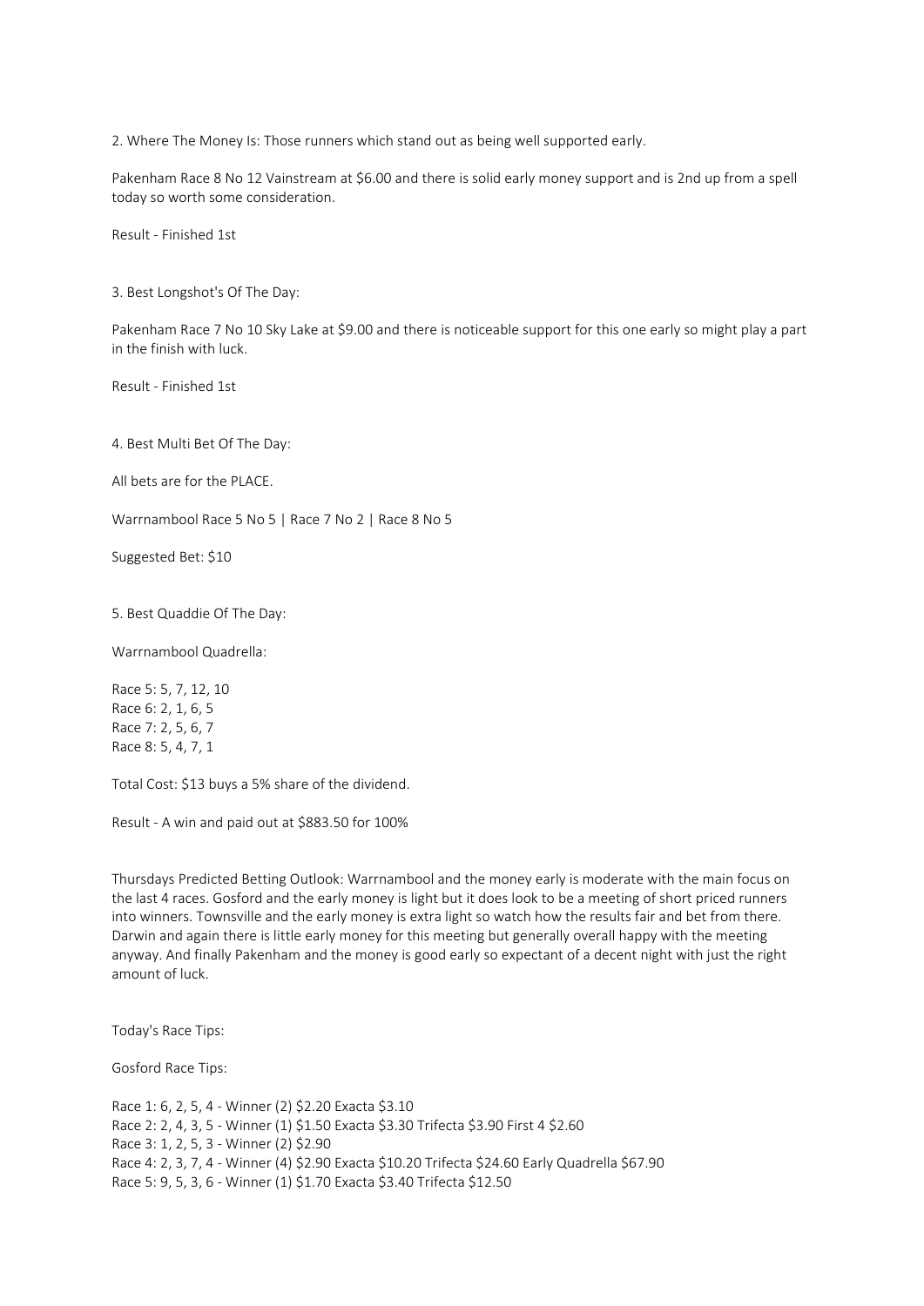2. Where The Money Is: Those runners which stand out as being well supported early.

Pakenham Race 8 No 12 Vainstream at $6.00 and there is solid early money support and is 2nd up from a spell today so worth some consideration.

Result - Finished 1st

3. Best Longshot's Of The Day:

Pakenham Race 7 No 10 Sky Lake at $9.00 and there is noticeable support for this one early so might play a part in the finish with luck.

Result - Finished 1st

4. Best Multi Bet Of The Day:

All bets are for the PLACE.

Warrnambool Race 5 No 5 | Race 7 No 2 | Race 8 No 5

Suggested Bet: $10

5. Best Quaddie Of The Day:

Warrnambool Quadrella:

Race 5: 5, 7, 12, 10
Race 6: 2, 1, 6, 5
Race 7: 2, 5, 6, 7
Race 8: 5, 4, 7, 1

Total Cost: $13 buys a 5% share of the dividend.

Result - A win and paid out at $883.50 for 100%

Thursdays Predicted Betting Outlook: Warrnambool and the money early is moderate with the main focus on the last 4 races. Gosford and the early money is light but it does look to be a meeting of short priced runners into winners. Townsville and the early money is extra light so watch how the results fair and bet from there. Darwin and again there is little early money for this meeting but generally overall happy with the meeting anyway. And finally Pakenham and the money is good early so expectant of a decent night with just the right amount of luck.

Today's Race Tips:

Gosford Race Tips:

Race 1: 6, 2, 5, 4 - Winner (2) $2.20 Exacta $3.10
Race 2: 2, 4, 3, 5 - Winner (1) $1.50 Exacta $3.30 Trifecta $3.90 First 4 $2.60
Race 3: 1, 2, 5, 3 - Winner (2) $2.90
Race 4: 2, 3, 7, 4 - Winner (4) $2.90 Exacta $10.20 Trifecta $24.60 Early Quadrella $67.90
Race 5: 9, 5, 3, 6 - Winner (1) $1.70 Exacta $3.40 Trifecta $12.50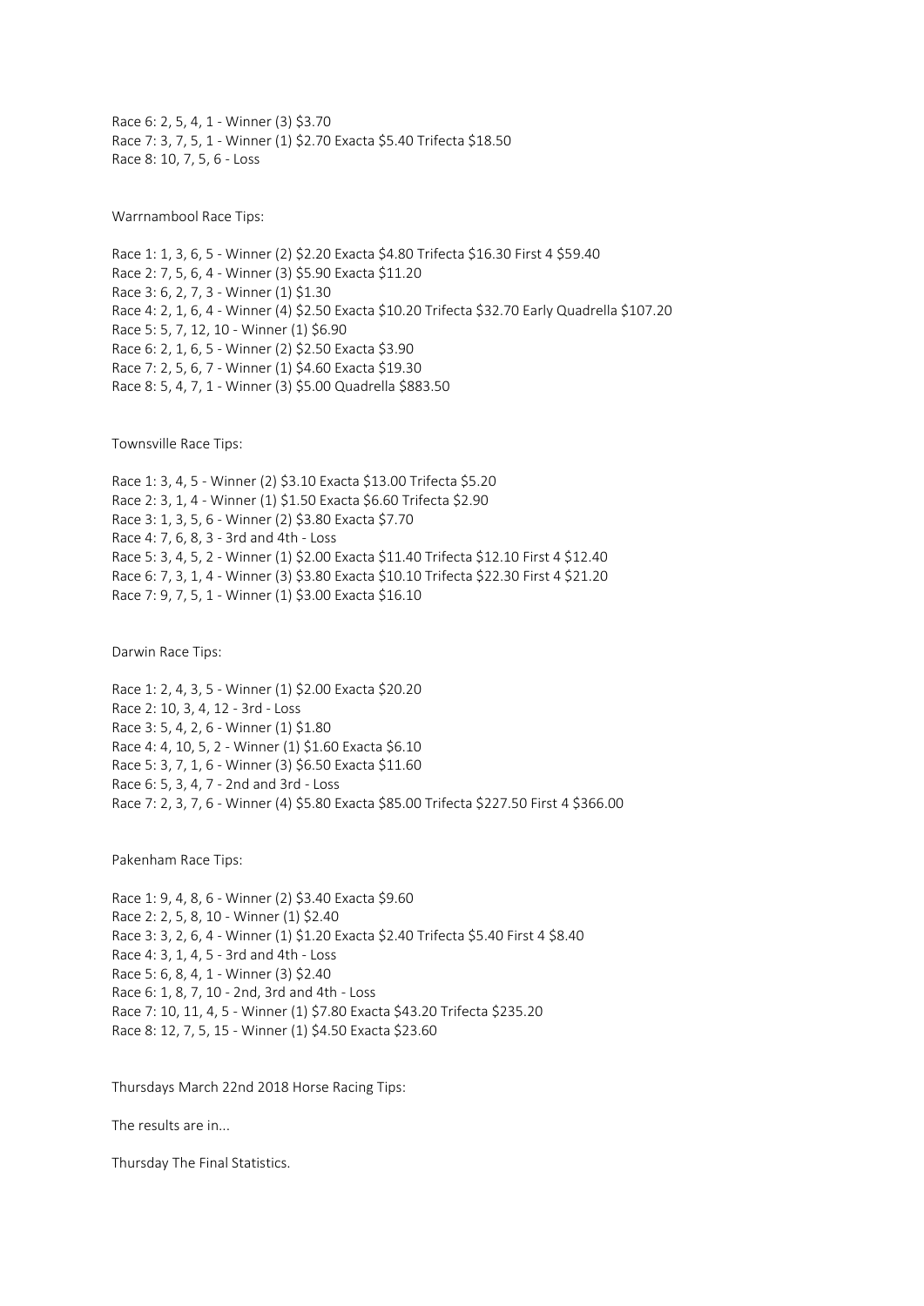Race 6: 2, 5, 4, 1 - Winner (3) $3.70
Race 7: 3, 7, 5, 1 - Winner (1) $2.70 Exacta $5.40 Trifecta $18.50
Race 8: 10, 7, 5, 6 - Loss

Warrnambool Race Tips:

Race 1: 1, 3, 6, 5 - Winner (2) $2.20 Exacta $4.80 Trifecta $16.30 First 4 $59.40
Race 2: 7, 5, 6, 4 - Winner (3) $5.90 Exacta $11.20
Race 3: 6, 2, 7, 3 - Winner (1) $1.30
Race 4: 2, 1, 6, 4 - Winner (4) $2.50 Exacta $10.20 Trifecta $32.70 Early Quadrella $107.20
Race 5: 5, 7, 12, 10 - Winner (1) $6.90
Race 6: 2, 1, 6, 5 - Winner (2) $2.50 Exacta $3.90
Race 7: 2, 5, 6, 7 - Winner (1) $4.60 Exacta $19.30
Race 8: 5, 4, 7, 1 - Winner (3) $5.00 Quadrella $883.50

Townsville Race Tips:

Race 1: 3, 4, 5 - Winner (2) $3.10 Exacta $13.00 Trifecta $5.20
Race 2: 3, 1, 4 - Winner (1) $1.50 Exacta $6.60 Trifecta $2.90
Race 3: 1, 3, 5, 6 - Winner (2) $3.80 Exacta $7.70
Race 4: 7, 6, 8, 3 - 3rd and 4th - Loss
Race 5: 3, 4, 5, 2 - Winner (1) $2.00 Exacta $11.40 Trifecta $12.10 First 4 $12.40
Race 6: 7, 3, 1, 4 - Winner (3) $3.80 Exacta $10.10 Trifecta $22.30 First 4 $21.20
Race 7: 9, 7, 5, 1 - Winner (1) $3.00 Exacta $16.10

Darwin Race Tips:

Race 1: 2, 4, 3, 5 - Winner (1) $2.00 Exacta $20.20
Race 2: 10, 3, 4, 12 - 3rd - Loss
Race 3: 5, 4, 2, 6 - Winner (1) $1.80
Race 4: 4, 10, 5, 2 - Winner (1) $1.60 Exacta $6.10
Race 5: 3, 7, 1, 6 - Winner (3) $6.50 Exacta $11.60
Race 6: 5, 3, 4, 7 - 2nd and 3rd - Loss
Race 7: 2, 3, 7, 6 - Winner (4) $5.80 Exacta $85.00 Trifecta $227.50 First 4 $366.00

Pakenham Race Tips:

Race 1: 9, 4, 8, 6 - Winner (2) $3.40 Exacta $9.60
Race 2: 2, 5, 8, 10 - Winner (1) $2.40
Race 3: 3, 2, 6, 4 - Winner (1) $1.20 Exacta $2.40 Trifecta $5.40 First 4 $8.40
Race 4: 3, 1, 4, 5 - 3rd and 4th - Loss
Race 5: 6, 8, 4, 1 - Winner (3) $2.40
Race 6: 1, 8, 7, 10 - 2nd, 3rd and 4th - Loss
Race 7: 10, 11, 4, 5 - Winner (1) $7.80 Exacta $43.20 Trifecta $235.20
Race 8: 12, 7, 5, 15 - Winner (1) $4.50 Exacta $23.60

Thursdays March 22nd 2018 Horse Racing Tips:

The results are in...

Thursday The Final Statistics.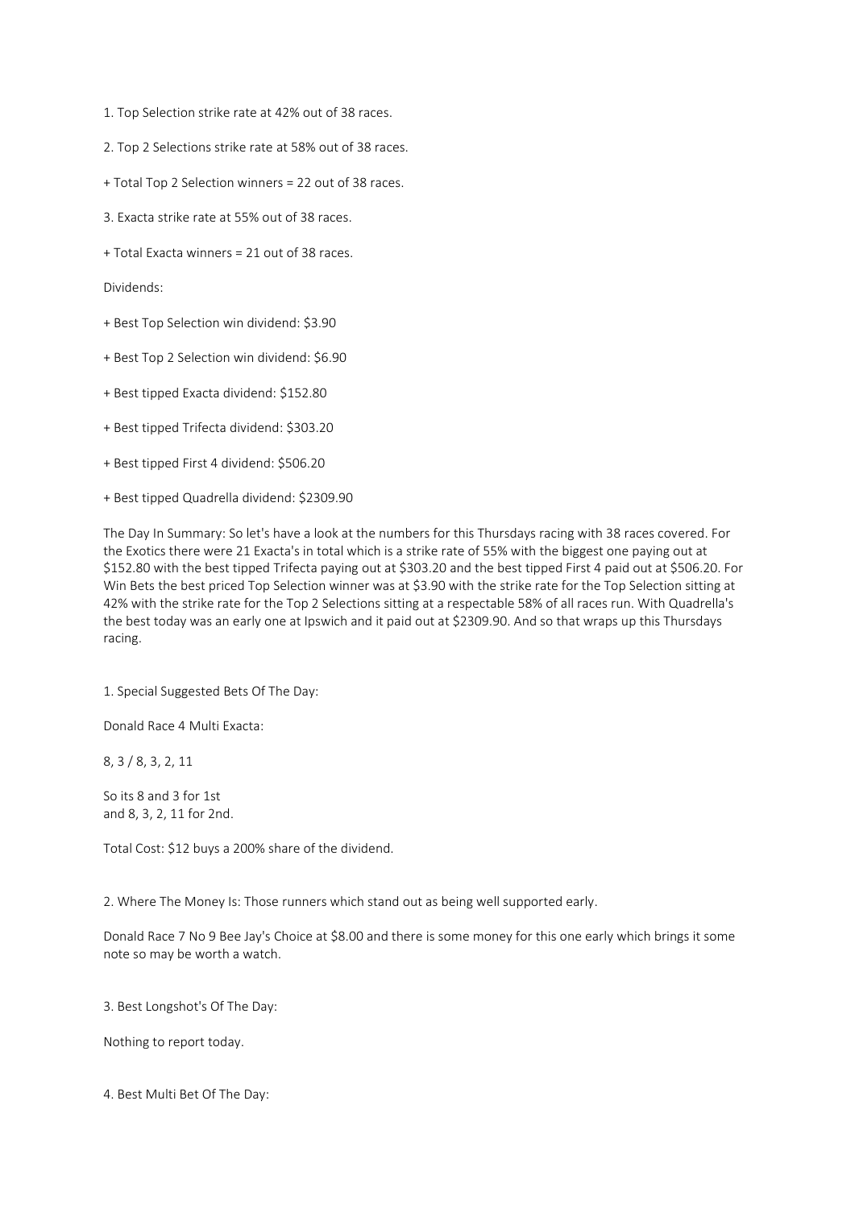1. Top Selection strike rate at 42% out of 38 races.

2. Top 2 Selections strike rate at 58% out of 38 races.

+ Total Top 2 Selection winners = 22 out of 38 races.

3. Exacta strike rate at 55% out of 38 races.

+ Total Exacta winners = 21 out of 38 races.

Dividends:

+ Best Top Selection win dividend: $3.90

+ Best Top 2 Selection win dividend: $6.90

+ Best tipped Exacta dividend: $152.80

+ Best tipped Trifecta dividend: $303.20

+ Best tipped First 4 dividend: $506.20

+ Best tipped Quadrella dividend: $2309.90

The Day In Summary: So let's have a look at the numbers for this Thursdays racing with 38 races covered. For the Exotics there were 21 Exacta's in total which is a strike rate of 55% with the biggest one paying out at $152.80 with the best tipped Trifecta paying out at $303.20 and the best tipped First 4 paid out at $506.20. For Win Bets the best priced Top Selection winner was at $3.90 with the strike rate for the Top Selection sitting at 42% with the strike rate for the Top 2 Selections sitting at a respectable 58% of all races run. With Quadrella's the best today was an early one at Ipswich and it paid out at $2309.90. And so that wraps up this Thursdays racing.

1. Special Suggested Bets Of The Day:

Donald Race 4 Multi Exacta:

8, 3 / 8, 3, 2, 11

So its 8 and 3 for 1st
and 8, 3, 2, 11 for 2nd.

Total Cost: $12 buys a 200% share of the dividend.

2. Where The Money Is: Those runners which stand out as being well supported early.

Donald Race 7 No 9 Bee Jay's Choice at $8.00 and there is some money for this one early which brings it some note so may be worth a watch.

3. Best Longshot's Of The Day:

Nothing to report today.

4. Best Multi Bet Of The Day: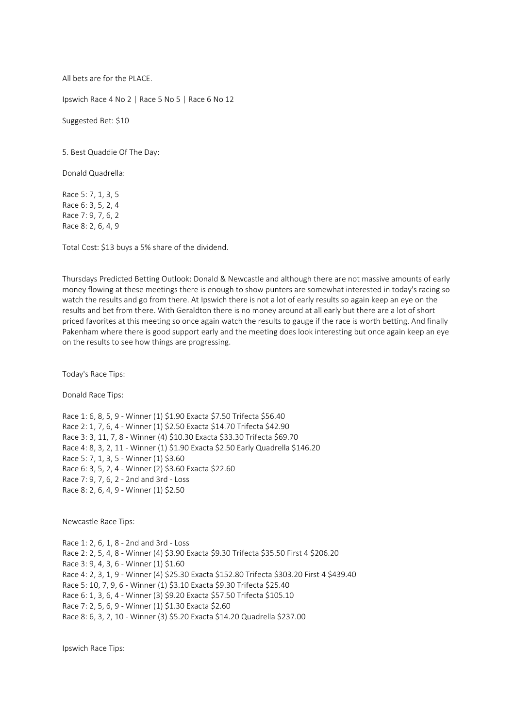All bets are for the PLACE.

Ipswich Race 4 No 2 | Race 5 No 5 | Race 6 No 12

Suggested Bet: $10

5. Best Quaddie Of The Day:

Donald Quadrella:

Race 5: 7, 1, 3, 5
Race 6: 3, 5, 2, 4
Race 7: 9, 7, 6, 2
Race 8: 2, 6, 4, 9

Total Cost: $13 buys a 5% share of the dividend.

Thursdays Predicted Betting Outlook: Donald & Newcastle and although there are not massive amounts of early money flowing at these meetings there is enough to show punters are somewhat interested in today's racing so watch the results and go from there. At Ipswich there is not a lot of early results so again keep an eye on the results and bet from there. With Geraldton there is no money around at all early but there are a lot of short priced favorites at this meeting so once again watch the results to gauge if the race is worth betting. And finally Pakenham where there is good support early and the meeting does look interesting but once again keep an eye on the results to see how things are progressing.

Today's Race Tips:

Donald Race Tips:

Race 1: 6, 8, 5, 9 - Winner (1) $1.90 Exacta $7.50 Trifecta $56.40
Race 2: 1, 7, 6, 4 - Winner (1) $2.50 Exacta $14.70 Trifecta $42.90
Race 3: 3, 11, 7, 8 - Winner (4) $10.30 Exacta $33.30 Trifecta $69.70
Race 4: 8, 3, 2, 11 - Winner (1) $1.90 Exacta $2.50 Early Quadrella $146.20
Race 5: 7, 1, 3, 5 - Winner (1) $3.60
Race 6: 3, 5, 2, 4 - Winner (2) $3.60 Exacta $22.60
Race 7: 9, 7, 6, 2 - 2nd and 3rd - Loss
Race 8: 2, 6, 4, 9 - Winner (1) $2.50

Newcastle Race Tips:

Race 1: 2, 6, 1, 8 - 2nd and 3rd - Loss
Race 2: 2, 5, 4, 8 - Winner (4) $3.90 Exacta $9.30 Trifecta $35.50 First 4 $206.20
Race 3: 9, 4, 3, 6 - Winner (1) $1.60
Race 4: 2, 3, 1, 9 - Winner (4) $25.30 Exacta $152.80 Trifecta $303.20 First 4 $439.40
Race 5: 10, 7, 9, 6 - Winner (1) $3.10 Exacta $9.30 Trifecta $25.40
Race 6: 1, 3, 6, 4 - Winner (3) $9.20 Exacta $57.50 Trifecta $105.10
Race 7: 2, 5, 6, 9 - Winner (1) $1.30 Exacta $2.60
Race 8: 6, 3, 2, 10 - Winner (3) $5.20 Exacta $14.20 Quadrella $237.00

Ipswich Race Tips: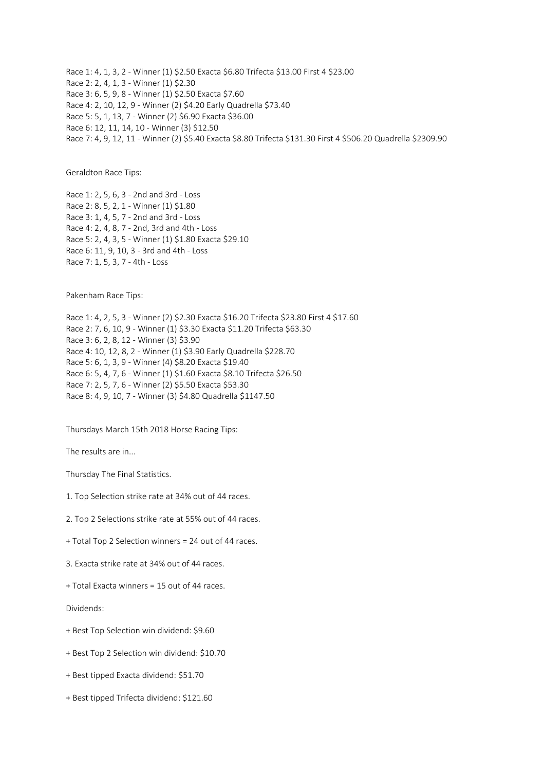Race 1: 4, 1, 3, 2 - Winner (1) $2.50 Exacta $6.80 Trifecta $13.00 First 4 $23.00
Race 2: 2, 4, 1, 3 - Winner (1) $2.30
Race 3: 6, 5, 9, 8 - Winner (1) $2.50 Exacta $7.60
Race 4: 2, 10, 12, 9 - Winner (2) $4.20 Early Quadrella $73.40
Race 5: 5, 1, 13, 7 - Winner (2) $6.90 Exacta $36.00
Race 6: 12, 11, 14, 10 - Winner (3) $12.50
Race 7: 4, 9, 12, 11 - Winner (2) $5.40 Exacta $8.80 Trifecta $131.30 First 4 $506.20 Quadrella $2309.90

Geraldton Race Tips:

Race 1: 2, 5, 6, 3 - 2nd and 3rd - Loss
Race 2: 8, 5, 2, 1 - Winner (1) $1.80
Race 3: 1, 4, 5, 7 - 2nd and 3rd - Loss
Race 4: 2, 4, 8, 7 - 2nd, 3rd and 4th - Loss
Race 5: 2, 4, 3, 5 - Winner (1) $1.80 Exacta $29.10
Race 6: 11, 9, 10, 3 - 3rd and 4th - Loss
Race 7: 1, 5, 3, 7 - 4th - Loss

Pakenham Race Tips:

Race 1: 4, 2, 5, 3 - Winner (2) $2.30 Exacta $16.20 Trifecta $23.80 First 4 $17.60
Race 2: 7, 6, 10, 9 - Winner (1) $3.30 Exacta $11.20 Trifecta $63.30
Race 3: 6, 2, 8, 12 - Winner (3) $3.90
Race 4: 10, 12, 8, 2 - Winner (1) $3.90 Early Quadrella $228.70
Race 5: 6, 1, 3, 9 - Winner (4) $8.20 Exacta $19.40
Race 6: 5, 4, 7, 6 - Winner (1) $1.60 Exacta $8.10 Trifecta $26.50
Race 7: 2, 5, 7, 6 - Winner (2) $5.50 Exacta $53.30
Race 8: 4, 9, 10, 7 - Winner (3) $4.80 Quadrella $1147.50

Thursdays March 15th 2018 Horse Racing Tips:

The results are in...

Thursday The Final Statistics.

1. Top Selection strike rate at 34% out of 44 races.

2. Top 2 Selections strike rate at 55% out of 44 races.

+ Total Top 2 Selection winners = 24 out of 44 races.

3. Exacta strike rate at 34% out of 44 races.

+ Total Exacta winners = 15 out of 44 races.

Dividends:

+ Best Top Selection win dividend: $9.60

+ Best Top 2 Selection win dividend: $10.70

+ Best tipped Exacta dividend: $51.70

+ Best tipped Trifecta dividend: $121.60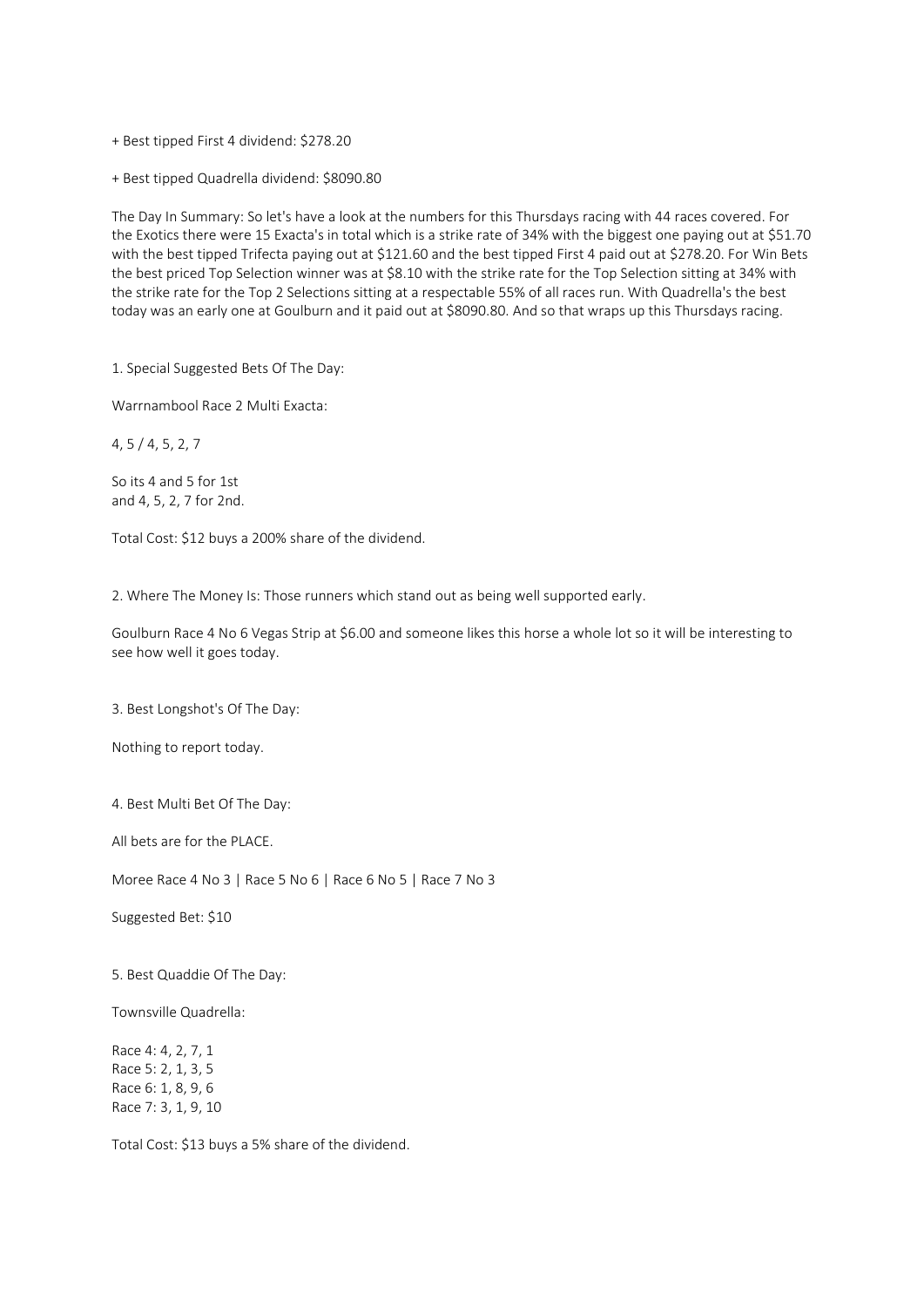+ Best tipped First 4 dividend: $278.20

+ Best tipped Quadrella dividend: $8090.80

The Day In Summary: So let's have a look at the numbers for this Thursdays racing with 44 races covered. For the Exotics there were 15 Exacta's in total which is a strike rate of 34% with the biggest one paying out at $51.70 with the best tipped Trifecta paying out at $121.60 and the best tipped First 4 paid out at $278.20. For Win Bets the best priced Top Selection winner was at $8.10 with the strike rate for the Top Selection sitting at 34% with the strike rate for the Top 2 Selections sitting at a respectable 55% of all races run. With Quadrella's the best today was an early one at Goulburn and it paid out at $8090.80. And so that wraps up this Thursdays racing.

1. Special Suggested Bets Of The Day:

Warrnambool Race 2 Multi Exacta:

4, 5 / 4, 5, 2, 7

So its 4 and 5 for 1st
and 4, 5, 2, 7 for 2nd.

Total Cost: $12 buys a 200% share of the dividend.

2. Where The Money Is: Those runners which stand out as being well supported early.

Goulburn Race 4 No 6 Vegas Strip at $6.00 and someone likes this horse a whole lot so it will be interesting to see how well it goes today.

3. Best Longshot's Of The Day:

Nothing to report today.

4. Best Multi Bet Of The Day:

All bets are for the PLACE.

Moree Race 4 No 3 | Race 5 No 6 | Race 6 No 5 | Race 7 No 3

Suggested Bet: $10

5. Best Quaddie Of The Day:

Townsville Quadrella:

Race 4: 4, 2, 7, 1
Race 5: 2, 1, 3, 5
Race 6: 1, 8, 9, 6
Race 7: 3, 1, 9, 10

Total Cost: $13 buys a 5% share of the dividend.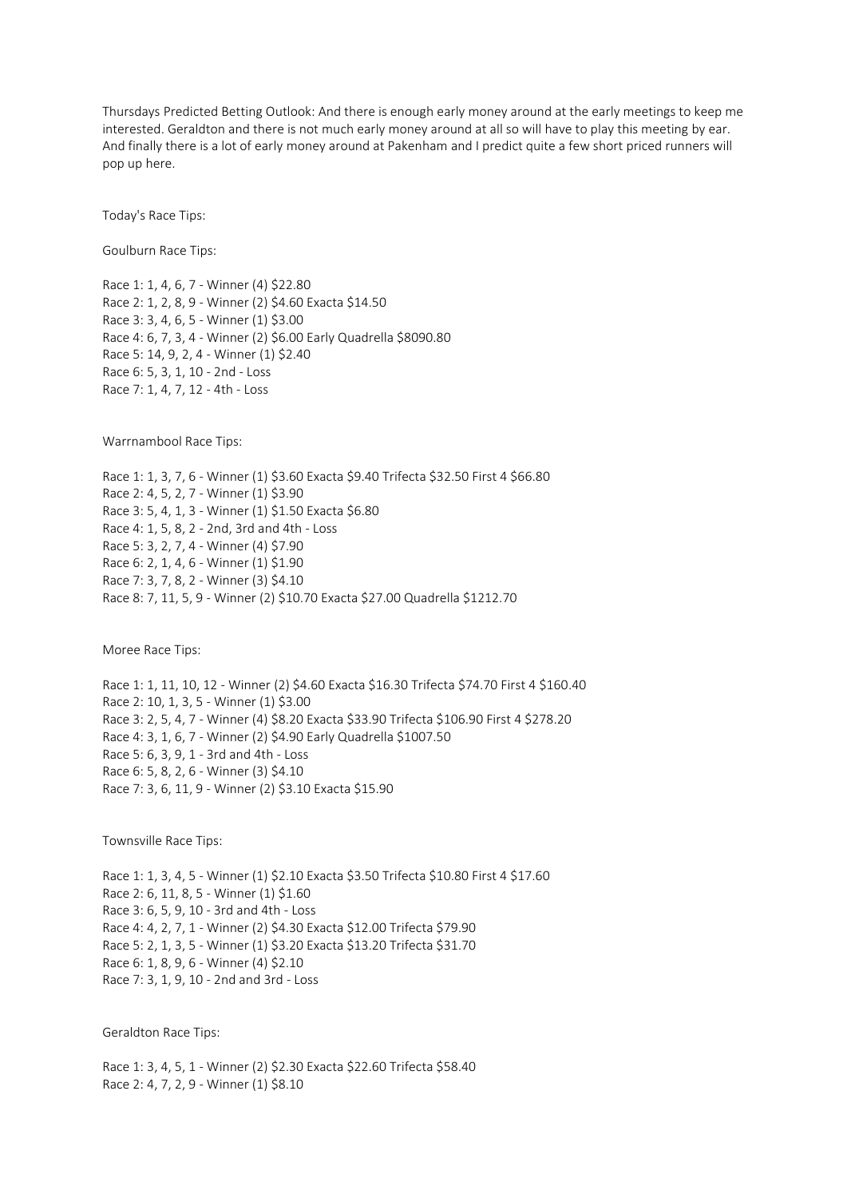Thursdays Predicted Betting Outlook: And there is enough early money around at the early meetings to keep me interested. Geraldton and there is not much early money around at all so will have to play this meeting by ear. And finally there is a lot of early money around at Pakenham and I predict quite a few short priced runners will pop up here.

Today's Race Tips:

Goulburn Race Tips:

Race 1: 1, 4, 6, 7 - Winner (4) $22.80
Race 2: 1, 2, 8, 9 - Winner (2) $4.60 Exacta $14.50
Race 3: 3, 4, 6, 5 - Winner (1) $3.00
Race 4: 6, 7, 3, 4 - Winner (2) $6.00 Early Quadrella $8090.80
Race 5: 14, 9, 2, 4 - Winner (1) $2.40
Race 6: 5, 3, 1, 10 - 2nd - Loss
Race 7: 1, 4, 7, 12 - 4th - Loss

Warrnambool Race Tips:

Race 1: 1, 3, 7, 6 - Winner (1) $3.60 Exacta $9.40 Trifecta $32.50 First 4 $66.80
Race 2: 4, 5, 2, 7 - Winner (1) $3.90
Race 3: 5, 4, 1, 3 - Winner (1) $1.50 Exacta $6.80
Race 4: 1, 5, 8, 2 - 2nd, 3rd and 4th - Loss
Race 5: 3, 2, 7, 4 - Winner (4) $7.90
Race 6: 2, 1, 4, 6 - Winner (1) $1.90
Race 7: 3, 7, 8, 2 - Winner (3) $4.10
Race 8: 7, 11, 5, 9 - Winner (2) $10.70 Exacta $27.00 Quadrella $1212.70

Moree Race Tips:

Race 1: 1, 11, 10, 12 - Winner (2) $4.60 Exacta $16.30 Trifecta $74.70 First 4 $160.40
Race 2: 10, 1, 3, 5 - Winner (1) $3.00
Race 3: 2, 5, 4, 7 - Winner (4) $8.20 Exacta $33.90 Trifecta $106.90 First 4 $278.20
Race 4: 3, 1, 6, 7 - Winner (2) $4.90 Early Quadrella $1007.50
Race 5: 6, 3, 9, 1 - 3rd and 4th - Loss
Race 6: 5, 8, 2, 6 - Winner (3) $4.10
Race 7: 3, 6, 11, 9 - Winner (2) $3.10 Exacta $15.90

Townsville Race Tips:

Race 1: 1, 3, 4, 5 - Winner (1) $2.10 Exacta $3.50 Trifecta $10.80 First 4 $17.60
Race 2: 6, 11, 8, 5 - Winner (1) $1.60
Race 3: 6, 5, 9, 10 - 3rd and 4th - Loss
Race 4: 4, 2, 7, 1 - Winner (2) $4.30 Exacta $12.00 Trifecta $79.90
Race 5: 2, 1, 3, 5 - Winner (1) $3.20 Exacta $13.20 Trifecta $31.70
Race 6: 1, 8, 9, 6 - Winner (4) $2.10
Race 7: 3, 1, 9, 10 - 2nd and 3rd - Loss

Geraldton Race Tips:

Race 1: 3, 4, 5, 1 - Winner (2) $2.30 Exacta $22.60 Trifecta $58.40
Race 2: 4, 7, 2, 9 - Winner (1) $8.10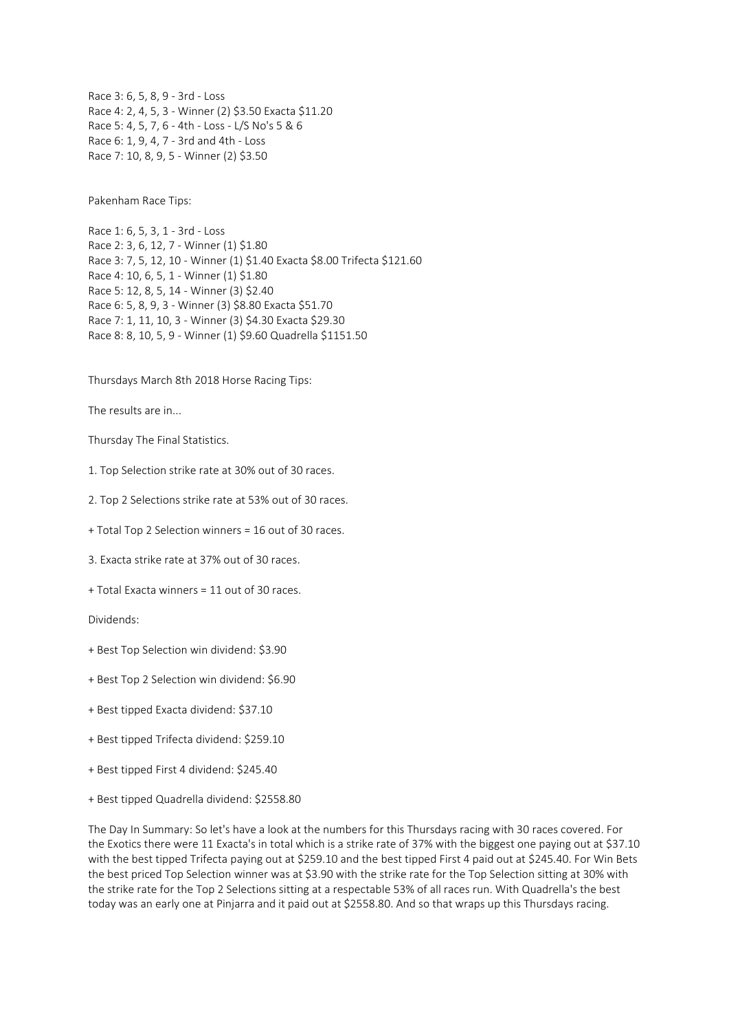Race 3: 6, 5, 8, 9 - 3rd - Loss
Race 4: 2, 4, 5, 3 - Winner (2) $3.50 Exacta $11.20
Race 5: 4, 5, 7, 6 - 4th - Loss - L/S No's 5 & 6
Race 6: 1, 9, 4, 7 - 3rd and 4th - Loss
Race 7: 10, 8, 9, 5 - Winner (2) $3.50

Pakenham Race Tips:

Race 1: 6, 5, 3, 1 - 3rd - Loss
Race 2: 3, 6, 12, 7 - Winner (1) $1.80
Race 3: 7, 5, 12, 10 - Winner (1) $1.40 Exacta $8.00 Trifecta $121.60
Race 4: 10, 6, 5, 1 - Winner (1) $1.80
Race 5: 12, 8, 5, 14 - Winner (3) $2.40
Race 6: 5, 8, 9, 3 - Winner (3) $8.80 Exacta $51.70
Race 7: 1, 11, 10, 3 - Winner (3) $4.30 Exacta $29.30
Race 8: 8, 10, 5, 9 - Winner (1) $9.60 Quadrella $1151.50

Thursdays March 8th 2018 Horse Racing Tips:

The results are in...

Thursday The Final Statistics.

1. Top Selection strike rate at 30% out of 30 races.

2. Top 2 Selections strike rate at 53% out of 30 races.

+ Total Top 2 Selection winners = 16 out of 30 races.

3. Exacta strike rate at 37% out of 30 races.

+ Total Exacta winners = 11 out of 30 races.

Dividends:

+ Best Top Selection win dividend: $3.90

+ Best Top 2 Selection win dividend: $6.90

+ Best tipped Exacta dividend: $37.10

+ Best tipped Trifecta dividend: $259.10

+ Best tipped First 4 dividend: $245.40

+ Best tipped Quadrella dividend: $2558.80

The Day In Summary: So let's have a look at the numbers for this Thursdays racing with 30 races covered. For the Exotics there were 11 Exacta's in total which is a strike rate of 37% with the biggest one paying out at $37.10 with the best tipped Trifecta paying out at $259.10 and the best tipped First 4 paid out at $245.40. For Win Bets the best priced Top Selection winner was at $3.90 with the strike rate for the Top Selection sitting at 30% with the strike rate for the Top 2 Selections sitting at a respectable 53% of all races run. With Quadrella's the best today was an early one at Pinjarra and it paid out at $2558.80. And so that wraps up this Thursdays racing.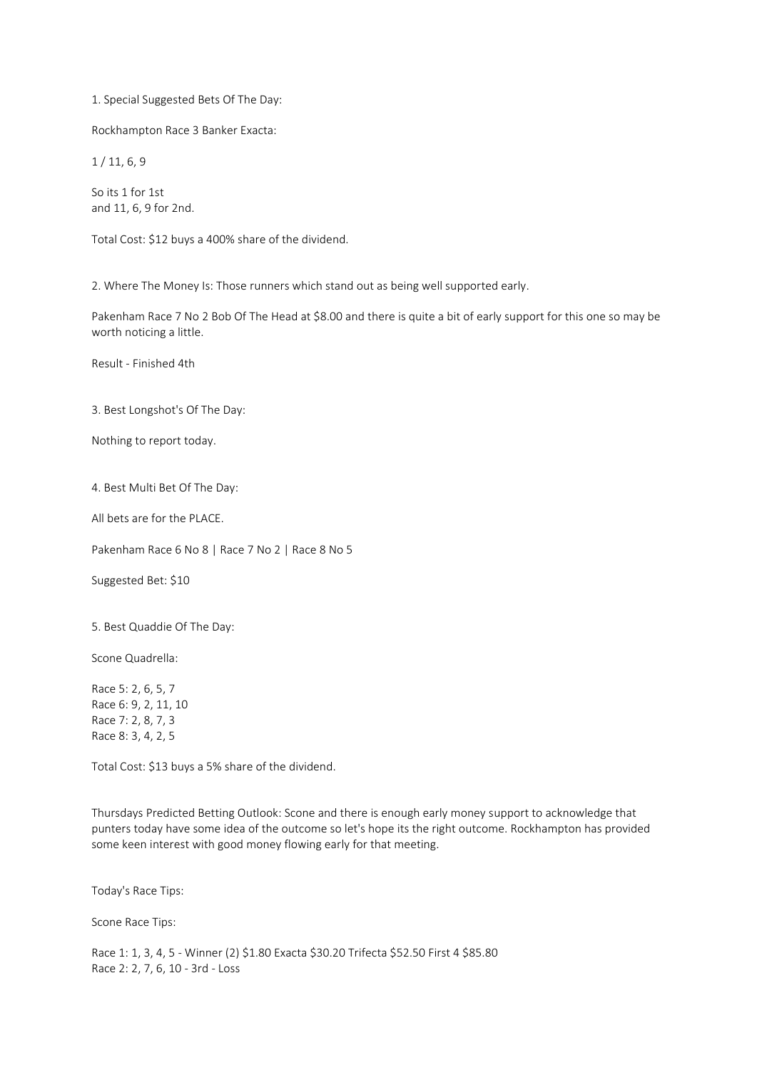1. Special Suggested Bets Of The Day:

Rockhampton Race 3 Banker Exacta:

1 / 11, 6, 9

So its 1 for 1st
and 11, 6, 9 for 2nd.

Total Cost: $12 buys a 400% share of the dividend.

2. Where The Money Is: Those runners which stand out as being well supported early.

Pakenham Race 7 No 2 Bob Of The Head at $8.00 and there is quite a bit of early support for this one so may be worth noticing a little.

Result - Finished 4th

3. Best Longshot's Of The Day:

Nothing to report today.

4. Best Multi Bet Of The Day:

All bets are for the PLACE.

Pakenham Race 6 No 8 | Race 7 No 2 | Race 8 No 5

Suggested Bet: $10

5. Best Quaddie Of The Day:

Scone Quadrella:

Race 5: 2, 6, 5, 7
Race 6: 9, 2, 11, 10
Race 7: 2, 8, 7, 3
Race 8: 3, 4, 2, 5

Total Cost: $13 buys a 5% share of the dividend.

Thursdays Predicted Betting Outlook: Scone and there is enough early money support to acknowledge that punters today have some idea of the outcome so let's hope its the right outcome. Rockhampton has provided some keen interest with good money flowing early for that meeting.

Today's Race Tips:

Scone Race Tips:

Race 1: 1, 3, 4, 5 - Winner (2) $1.80 Exacta $30.20 Trifecta $52.50 First 4 $85.80
Race 2: 2, 7, 6, 10 - 3rd - Loss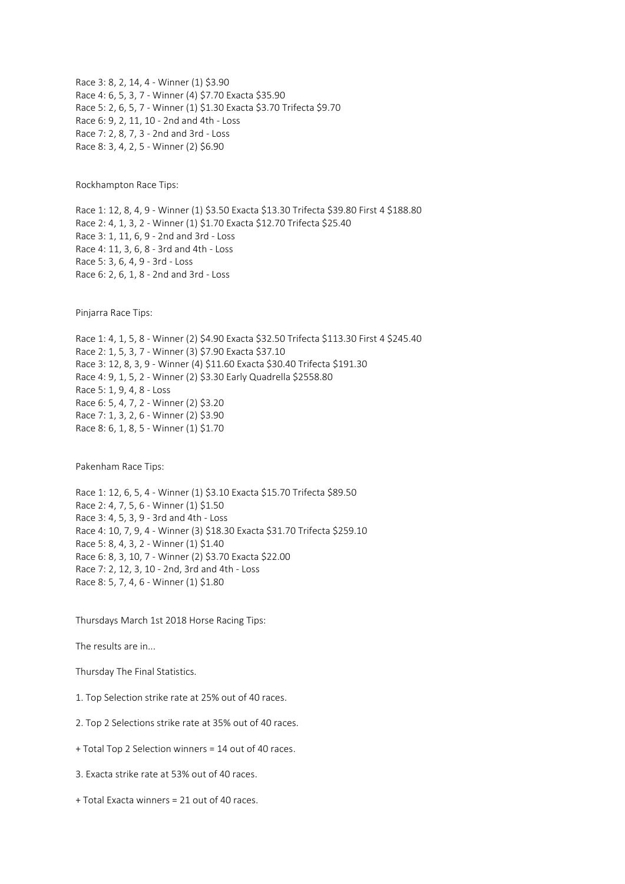Race 3: 8, 2, 14, 4 - Winner (1) $3.90
Race 4: 6, 5, 3, 7 - Winner (4) $7.70 Exacta $35.90
Race 5: 2, 6, 5, 7 - Winner (1) $1.30 Exacta $3.70 Trifecta $9.70
Race 6: 9, 2, 11, 10 - 2nd and 4th - Loss
Race 7: 2, 8, 7, 3 - 2nd and 3rd - Loss
Race 8: 3, 4, 2, 5 - Winner (2) $6.90

Rockhampton Race Tips:

Race 1: 12, 8, 4, 9 - Winner (1) $3.50 Exacta $13.30 Trifecta $39.80 First 4 $188.80
Race 2: 4, 1, 3, 2 - Winner (1) $1.70 Exacta $12.70 Trifecta $25.40
Race 3: 1, 11, 6, 9 - 2nd and 3rd - Loss
Race 4: 11, 3, 6, 8 - 3rd and 4th - Loss
Race 5: 3, 6, 4, 9 - 3rd - Loss
Race 6: 2, 6, 1, 8 - 2nd and 3rd - Loss

Pinjarra Race Tips:

Race 1: 4, 1, 5, 8 - Winner (2) $4.90 Exacta $32.50 Trifecta $113.30 First 4 $245.40
Race 2: 1, 5, 3, 7 - Winner (3) $7.90 Exacta $37.10
Race 3: 12, 8, 3, 9 - Winner (4) $11.60 Exacta $30.40 Trifecta $191.30
Race 4: 9, 1, 5, 2 - Winner (2) $3.30 Early Quadrella $2558.80
Race 5: 1, 9, 4, 8 - Loss
Race 6: 5, 4, 7, 2 - Winner (2) $3.20
Race 7: 1, 3, 2, 6 - Winner (2) $3.90
Race 8: 6, 1, 8, 5 - Winner (1) $1.70

Pakenham Race Tips:

Race 1: 12, 6, 5, 4 - Winner (1) $3.10 Exacta $15.70 Trifecta $89.50
Race 2: 4, 7, 5, 6 - Winner (1) $1.50
Race 3: 4, 5, 3, 9 - 3rd and 4th - Loss
Race 4: 10, 7, 9, 4 - Winner (3) $18.30 Exacta $31.70 Trifecta $259.10
Race 5: 8, 4, 3, 2 - Winner (1) $1.40
Race 6: 8, 3, 10, 7 - Winner (2) $3.70 Exacta $22.00
Race 7: 2, 12, 3, 10 - 2nd, 3rd and 4th - Loss
Race 8: 5, 7, 4, 6 - Winner (1) $1.80

Thursdays March 1st 2018 Horse Racing Tips:

The results are in...

Thursday The Final Statistics.

1. Top Selection strike rate at 25% out of 40 races.

2. Top 2 Selections strike rate at 35% out of 40 races.

+ Total Top 2 Selection winners = 14 out of 40 races.

3. Exacta strike rate at 53% out of 40 races.

+ Total Exacta winners = 21 out of 40 races.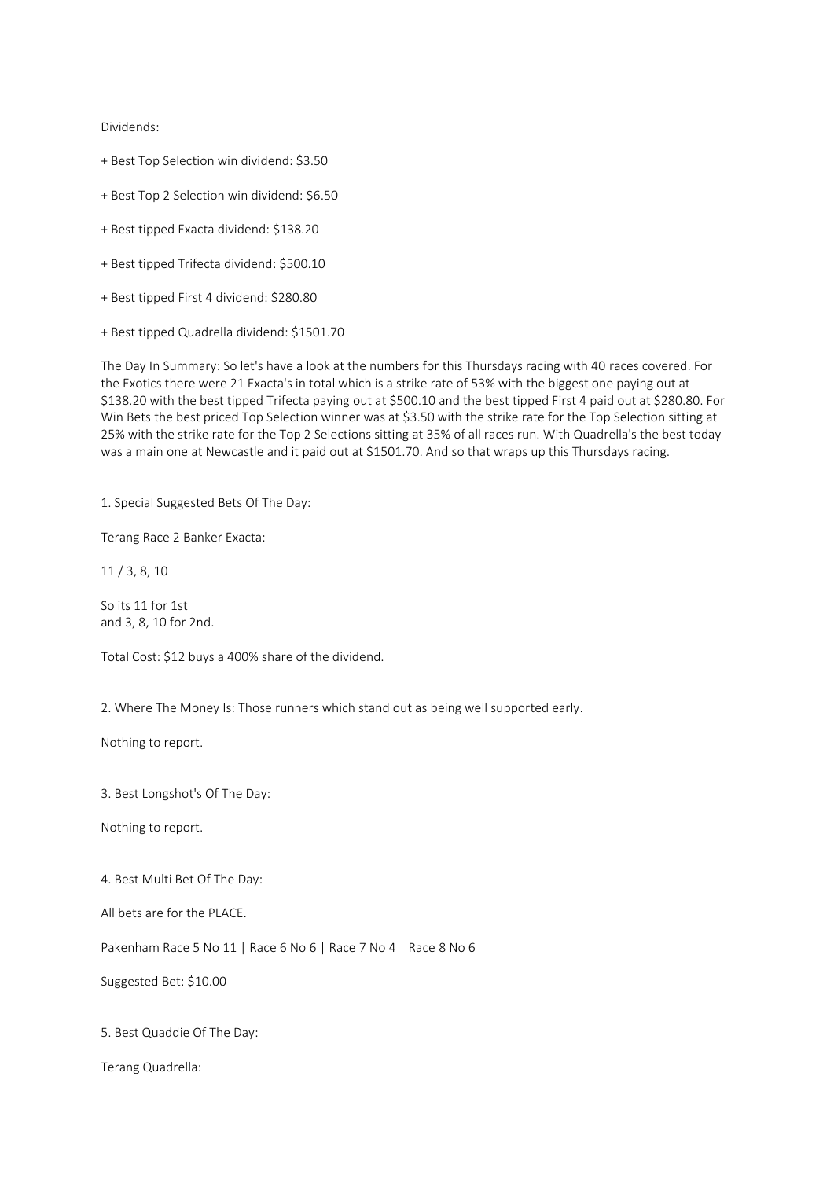Dividends:

+ Best Top Selection win dividend: $3.50

+ Best Top 2 Selection win dividend: $6.50

+ Best tipped Exacta dividend: $138.20

+ Best tipped Trifecta dividend: $500.10

+ Best tipped First 4 dividend: $280.80

+ Best tipped Quadrella dividend: $1501.70

The Day In Summary: So let's have a look at the numbers for this Thursdays racing with 40 races covered. For the Exotics there were 21 Exacta's in total which is a strike rate of 53% with the biggest one paying out at $138.20 with the best tipped Trifecta paying out at $500.10 and the best tipped First 4 paid out at $280.80. For Win Bets the best priced Top Selection winner was at $3.50 with the strike rate for the Top Selection sitting at 25% with the strike rate for the Top 2 Selections sitting at 35% of all races run. With Quadrella's the best today was a main one at Newcastle and it paid out at $1501.70. And so that wraps up this Thursdays racing.

1. Special Suggested Bets Of The Day:

Terang Race 2 Banker Exacta:

11 / 3, 8, 10

So its 11 for 1st
and 3, 8, 10 for 2nd.

Total Cost: $12 buys a 400% share of the dividend.

2. Where The Money Is: Those runners which stand out as being well supported early.

Nothing to report.

3. Best Longshot's Of The Day:

Nothing to report.

4. Best Multi Bet Of The Day:

All bets are for the PLACE.

Pakenham Race 5 No 11 | Race 6 No 6 | Race 7 No 4 | Race 8 No 6

Suggested Bet: $10.00

5. Best Quaddie Of The Day:

Terang Quadrella: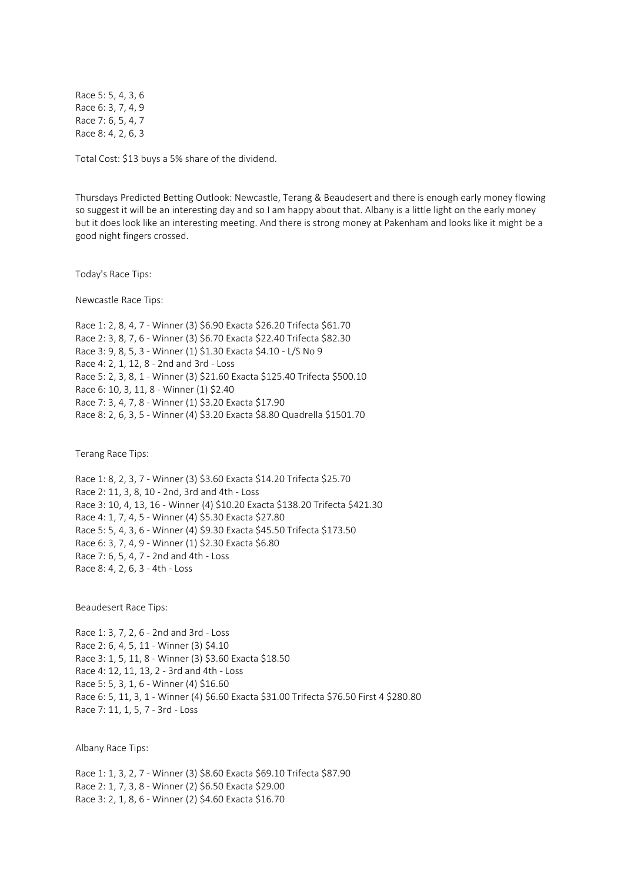Race 5: 5, 4, 3, 6
Race 6: 3, 7, 4, 9
Race 7: 6, 5, 4, 7
Race 8: 4, 2, 6, 3

Total Cost: $13 buys a 5% share of the dividend.

Thursdays Predicted Betting Outlook: Newcastle, Terang & Beaudesert and there is enough early money flowing so suggest it will be an interesting day and so I am happy about that. Albany is a little light on the early money but it does look like an interesting meeting. And there is strong money at Pakenham and looks like it might be a good night fingers crossed.

Today's Race Tips:

Newcastle Race Tips:

Race 1: 2, 8, 4, 7 - Winner (3) $6.90 Exacta $26.20 Trifecta $61.70
Race 2: 3, 8, 7, 6 - Winner (3) $6.70 Exacta $22.40 Trifecta $82.30
Race 3: 9, 8, 5, 3 - Winner (1) $1.30 Exacta $4.10 - L/S No 9
Race 4: 2, 1, 12, 8 - 2nd and 3rd - Loss
Race 5: 2, 3, 8, 1 - Winner (3) $21.60 Exacta $125.40 Trifecta $500.10
Race 6: 10, 3, 11, 8 - Winner (1) $2.40
Race 7: 3, 4, 7, 8 - Winner (1) $3.20 Exacta $17.90
Race 8: 2, 6, 3, 5 - Winner (4) $3.20 Exacta $8.80 Quadrella $1501.70

Terang Race Tips:

Race 1: 8, 2, 3, 7 - Winner (3) $3.60 Exacta $14.20 Trifecta $25.70
Race 2: 11, 3, 8, 10 - 2nd, 3rd and 4th - Loss
Race 3: 10, 4, 13, 16 - Winner (4) $10.20 Exacta $138.20 Trifecta $421.30
Race 4: 1, 7, 4, 5 - Winner (4) $5.30 Exacta $27.80
Race 5: 5, 4, 3, 6 - Winner (4) $9.30 Exacta $45.50 Trifecta $173.50
Race 6: 3, 7, 4, 9 - Winner (1) $2.30 Exacta $6.80
Race 7: 6, 5, 4, 7 - 2nd and 4th - Loss
Race 8: 4, 2, 6, 3 - 4th - Loss

Beaudesert Race Tips:

Race 1: 3, 7, 2, 6 - 2nd and 3rd - Loss
Race 2: 6, 4, 5, 11 - Winner (3) $4.10
Race 3: 1, 5, 11, 8 - Winner (3) $3.60 Exacta $18.50
Race 4: 12, 11, 13, 2 - 3rd and 4th - Loss
Race 5: 5, 3, 1, 6 - Winner (4) $16.60
Race 6: 5, 11, 3, 1 - Winner (4) $6.60 Exacta $31.00 Trifecta $76.50 First 4 $280.80
Race 7: 11, 1, 5, 7 - 3rd - Loss

Albany Race Tips:

Race 1: 1, 3, 2, 7 - Winner (3) $8.60 Exacta $69.10 Trifecta $87.90
Race 2: 1, 7, 3, 8 - Winner (2) $6.50 Exacta $29.00
Race 3: 2, 1, 8, 6 - Winner (2) $4.60 Exacta $16.70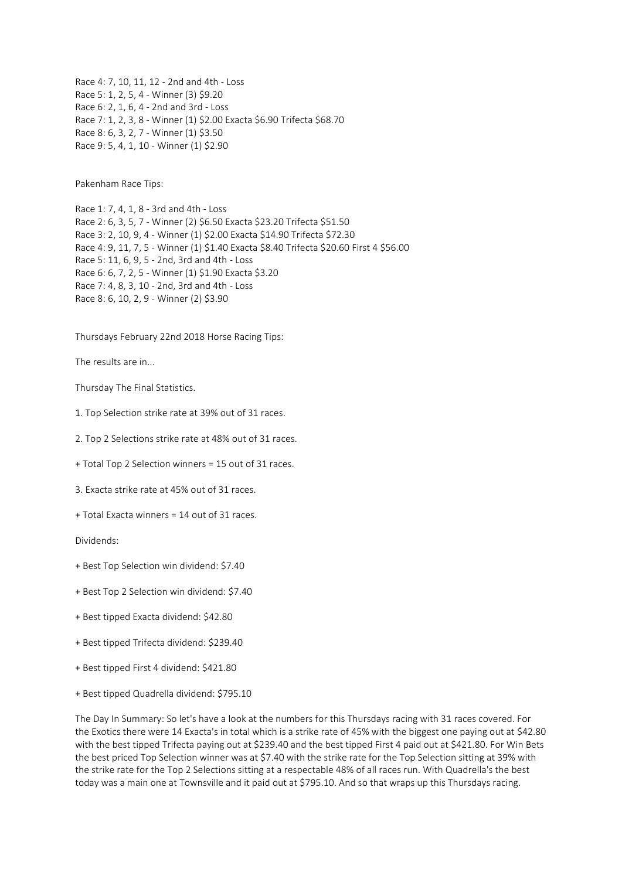Race 4: 7, 10, 11, 12 - 2nd and 4th - Loss
Race 5: 1, 2, 5, 4 - Winner (3) $9.20
Race 6: 2, 1, 6, 4 - 2nd and 3rd - Loss
Race 7: 1, 2, 3, 8 - Winner (1) $2.00 Exacta $6.90 Trifecta $68.70
Race 8: 6, 3, 2, 7 - Winner (1) $3.50
Race 9: 5, 4, 1, 10 - Winner (1) $2.90

Pakenham Race Tips:

Race 1: 7, 4, 1, 8 - 3rd and 4th - Loss
Race 2: 6, 3, 5, 7 - Winner (2) $6.50 Exacta $23.20 Trifecta $51.50
Race 3: 2, 10, 9, 4 - Winner (1) $2.00 Exacta $14.90 Trifecta $72.30
Race 4: 9, 11, 7, 5 - Winner (1) $1.40 Exacta $8.40 Trifecta $20.60 First 4 $56.00
Race 5: 11, 6, 9, 5 - 2nd, 3rd and 4th - Loss
Race 6: 6, 7, 2, 5 - Winner (1) $1.90 Exacta $3.20
Race 7: 4, 8, 3, 10 - 2nd, 3rd and 4th - Loss
Race 8: 6, 10, 2, 9 - Winner (2) $3.90

Thursdays February 22nd 2018 Horse Racing Tips:

The results are in...

Thursday The Final Statistics.

1. Top Selection strike rate at 39% out of 31 races.

2. Top 2 Selections strike rate at 48% out of 31 races.

+ Total Top 2 Selection winners = 15 out of 31 races.

3. Exacta strike rate at 45% out of 31 races.

+ Total Exacta winners = 14 out of 31 races.

Dividends:

+ Best Top Selection win dividend: $7.40

+ Best Top 2 Selection win dividend: $7.40

+ Best tipped Exacta dividend: $42.80

+ Best tipped Trifecta dividend: $239.40

+ Best tipped First 4 dividend: $421.80

+ Best tipped Quadrella dividend: $795.10

The Day In Summary: So let's have a look at the numbers for this Thursdays racing with 31 races covered. For the Exotics there were 14 Exacta's in total which is a strike rate of 45% with the biggest one paying out at $42.80 with the best tipped Trifecta paying out at $239.40 and the best tipped First 4 paid out at $421.80. For Win Bets the best priced Top Selection winner was at $7.40 with the strike rate for the Top Selection sitting at 39% with the strike rate for the Top 2 Selections sitting at a respectable 48% of all races run. With Quadrella's the best today was a main one at Townsville and it paid out at $795.10. And so that wraps up this Thursdays racing.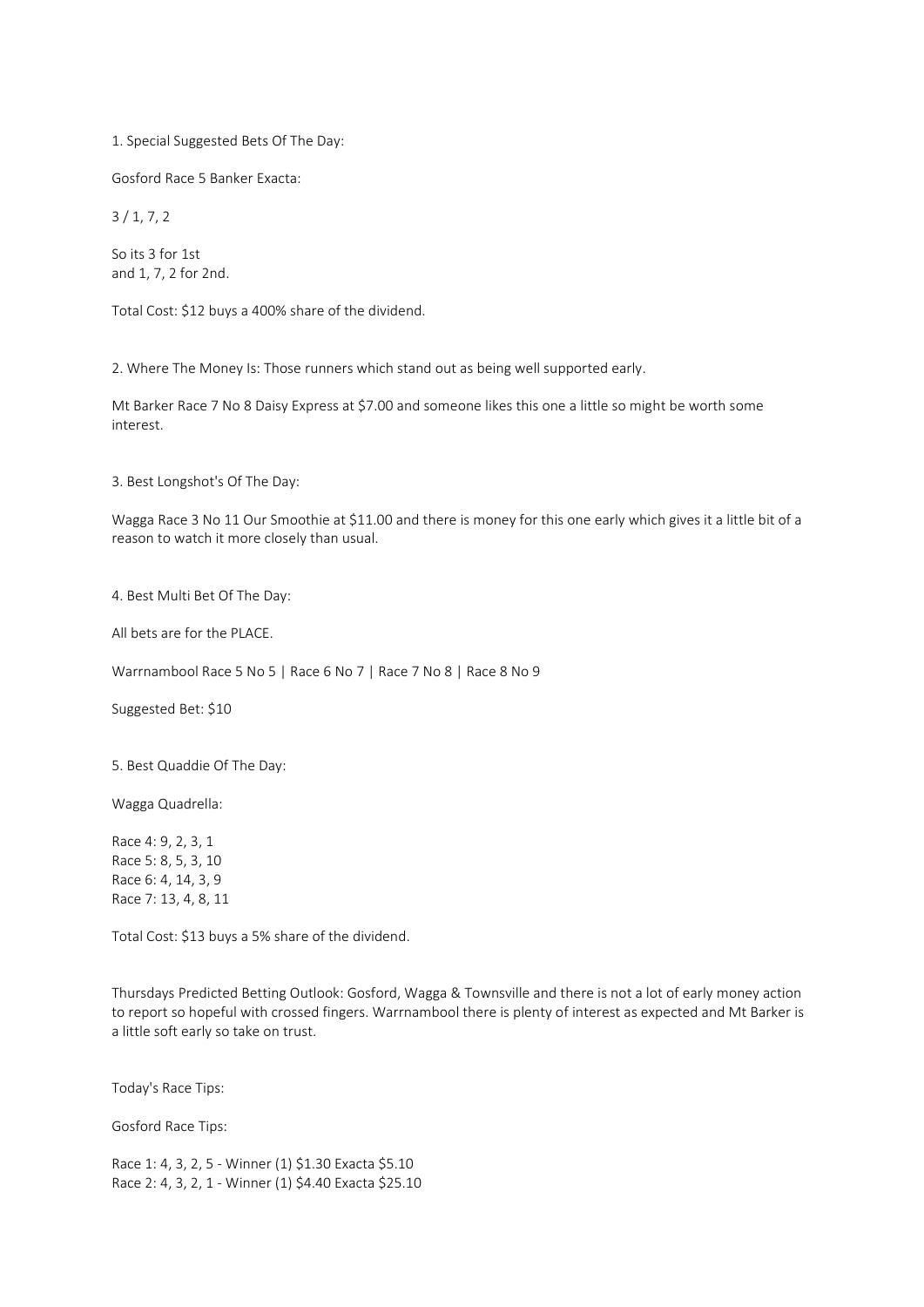1. Special Suggested Bets Of The Day:

Gosford Race 5 Banker Exacta:

3 / 1, 7, 2

So its 3 for 1st
and 1, 7, 2 for 2nd.

Total Cost: $12 buys a 400% share of the dividend.

2. Where The Money Is: Those runners which stand out as being well supported early.

Mt Barker Race 7 No 8 Daisy Express at $7.00 and someone likes this one a little so might be worth some interest.

3. Best Longshot's Of The Day:

Wagga Race 3 No 11 Our Smoothie at $11.00 and there is money for this one early which gives it a little bit of a reason to watch it more closely than usual.

4. Best Multi Bet Of The Day:

All bets are for the PLACE.

Warrnambool Race 5 No 5 | Race 6 No 7 | Race 7 No 8 | Race 8 No 9

Suggested Bet: $10

5. Best Quaddie Of The Day:

Wagga Quadrella:

Race 4: 9, 2, 3, 1
Race 5: 8, 5, 3, 10
Race 6: 4, 14, 3, 9
Race 7: 13, 4, 8, 11

Total Cost: $13 buys a 5% share of the dividend.

Thursdays Predicted Betting Outlook: Gosford, Wagga & Townsville and there is not a lot of early money action to report so hopeful with crossed fingers. Warrnambool there is plenty of interest as expected and Mt Barker is a little soft early so take on trust.

Today's Race Tips:

Gosford Race Tips:

Race 1: 4, 3, 2, 5 - Winner (1) $1.30 Exacta $5.10
Race 2: 4, 3, 2, 1 - Winner (1) $4.40 Exacta $25.10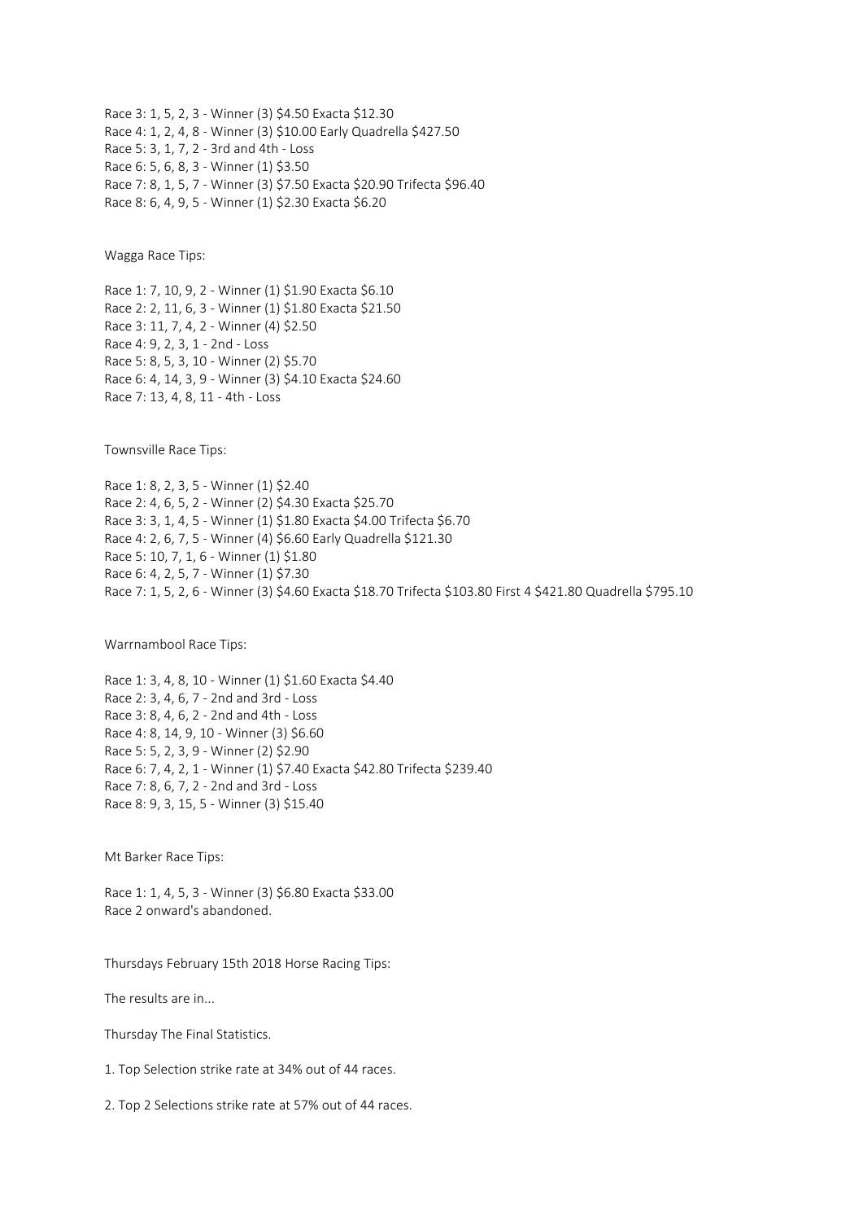Race 3: 1, 5, 2, 3 - Winner (3) $4.50 Exacta $12.30
Race 4: 1, 2, 4, 8 - Winner (3) $10.00 Early Quadrella $427.50
Race 5: 3, 1, 7, 2 - 3rd and 4th - Loss
Race 6: 5, 6, 8, 3 - Winner (1) $3.50
Race 7: 8, 1, 5, 7 - Winner (3) $7.50 Exacta $20.90 Trifecta $96.40
Race 8: 6, 4, 9, 5 - Winner (1) $2.30 Exacta $6.20

Wagga Race Tips:

Race 1: 7, 10, 9, 2 - Winner (1) $1.90 Exacta $6.10
Race 2: 2, 11, 6, 3 - Winner (1) $1.80 Exacta $21.50
Race 3: 11, 7, 4, 2 - Winner (4) $2.50
Race 4: 9, 2, 3, 1 - 2nd - Loss
Race 5: 8, 5, 3, 10 - Winner (2) $5.70
Race 6: 4, 14, 3, 9 - Winner (3) $4.10 Exacta $24.60
Race 7: 13, 4, 8, 11 - 4th - Loss

Townsville Race Tips:

Race 1: 8, 2, 3, 5 - Winner (1) $2.40
Race 2: 4, 6, 5, 2 - Winner (2) $4.30 Exacta $25.70
Race 3: 3, 1, 4, 5 - Winner (1) $1.80 Exacta $4.00 Trifecta $6.70
Race 4: 2, 6, 7, 5 - Winner (4) $6.60 Early Quadrella $121.30
Race 5: 10, 7, 1, 6 - Winner (1) $1.80
Race 6: 4, 2, 5, 7 - Winner (1) $7.30
Race 7: 1, 5, 2, 6 - Winner (3) $4.60 Exacta $18.70 Trifecta $103.80 First 4 $421.80 Quadrella $795.10

Warrnambool Race Tips:

Race 1: 3, 4, 8, 10 - Winner (1) $1.60 Exacta $4.40
Race 2: 3, 4, 6, 7 - 2nd and 3rd - Loss
Race 3: 8, 4, 6, 2 - 2nd and 4th - Loss
Race 4: 8, 14, 9, 10 - Winner (3) $6.60
Race 5: 5, 2, 3, 9 - Winner (2) $2.90
Race 6: 7, 4, 2, 1 - Winner (1) $7.40 Exacta $42.80 Trifecta $239.40
Race 7: 8, 6, 7, 2 - 2nd and 3rd - Loss
Race 8: 9, 3, 15, 5 - Winner (3) $15.40

Mt Barker Race Tips:

Race 1: 1, 4, 5, 3 - Winner (3) $6.80 Exacta $33.00
Race 2 onward's abandoned.

Thursdays February 15th 2018 Horse Racing Tips:

The results are in...

Thursday The Final Statistics.

1. Top Selection strike rate at 34% out of 44 races.

2. Top 2 Selections strike rate at 57% out of 44 races.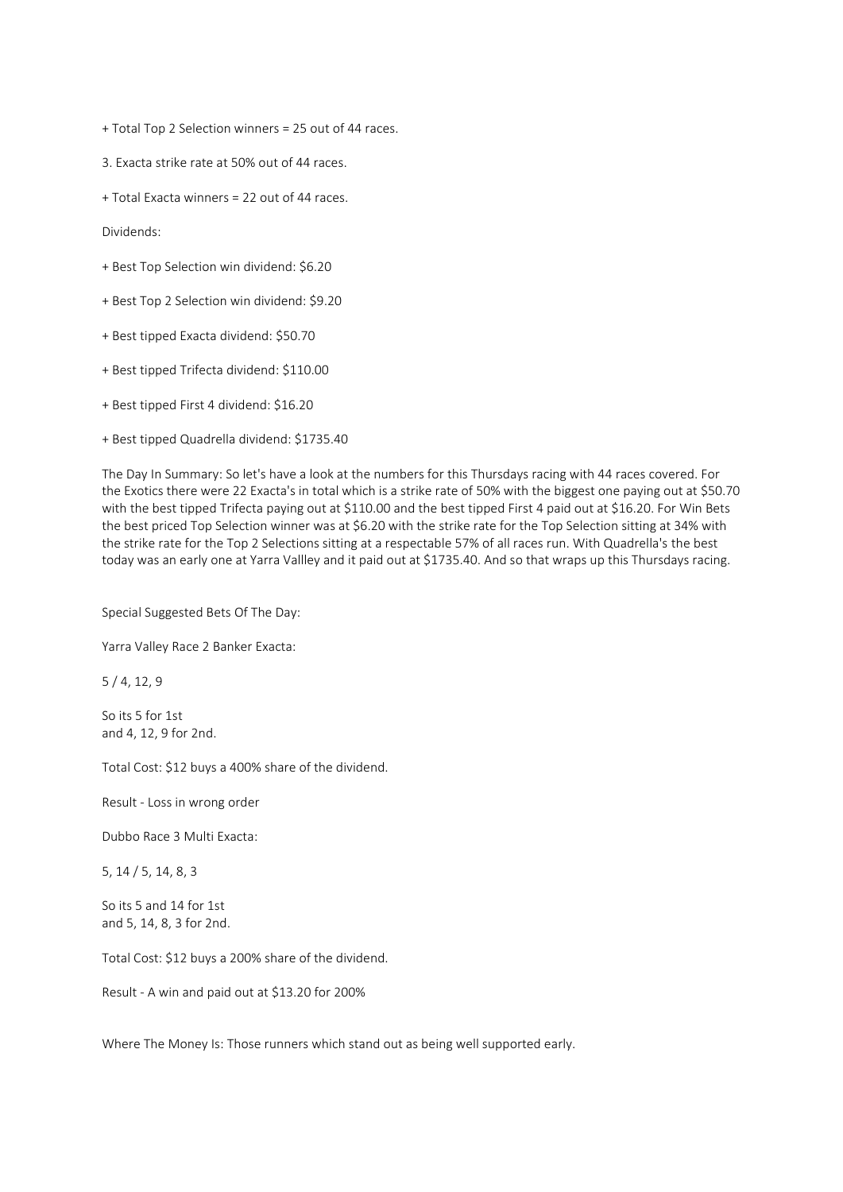+ Total Top 2 Selection winners = 25 out of 44 races.

3. Exacta strike rate at 50% out of 44 races.

+ Total Exacta winners = 22 out of 44 races.

Dividends:

+ Best Top Selection win dividend: $6.20

+ Best Top 2 Selection win dividend: $9.20

+ Best tipped Exacta dividend: $50.70

+ Best tipped Trifecta dividend: $110.00

+ Best tipped First 4 dividend: $16.20

+ Best tipped Quadrella dividend: $1735.40

The Day In Summary: So let's have a look at the numbers for this Thursdays racing with 44 races covered. For the Exotics there were 22 Exacta's in total which is a strike rate of 50% with the biggest one paying out at $50.70 with the best tipped Trifecta paying out at $110.00 and the best tipped First 4 paid out at $16.20. For Win Bets the best priced Top Selection winner was at $6.20 with the strike rate for the Top Selection sitting at 34% with the strike rate for the Top 2 Selections sitting at a respectable 57% of all races run. With Quadrella's the best today was an early one at Yarra Vallley and it paid out at $1735.40. And so that wraps up this Thursdays racing.

Special Suggested Bets Of The Day:

Yarra Valley Race 2 Banker Exacta:

5 / 4, 12, 9

So its 5 for 1st
and 4, 12, 9 for 2nd.

Total Cost: $12 buys a 400% share of the dividend.

Result - Loss in wrong order

Dubbo Race 3 Multi Exacta:

5, 14 / 5, 14, 8, 3

So its 5 and 14 for 1st
and 5, 14, 8, 3 for 2nd.

Total Cost: $12 buys a 200% share of the dividend.

Result - A win and paid out at $13.20 for 200%

Where The Money Is: Those runners which stand out as being well supported early.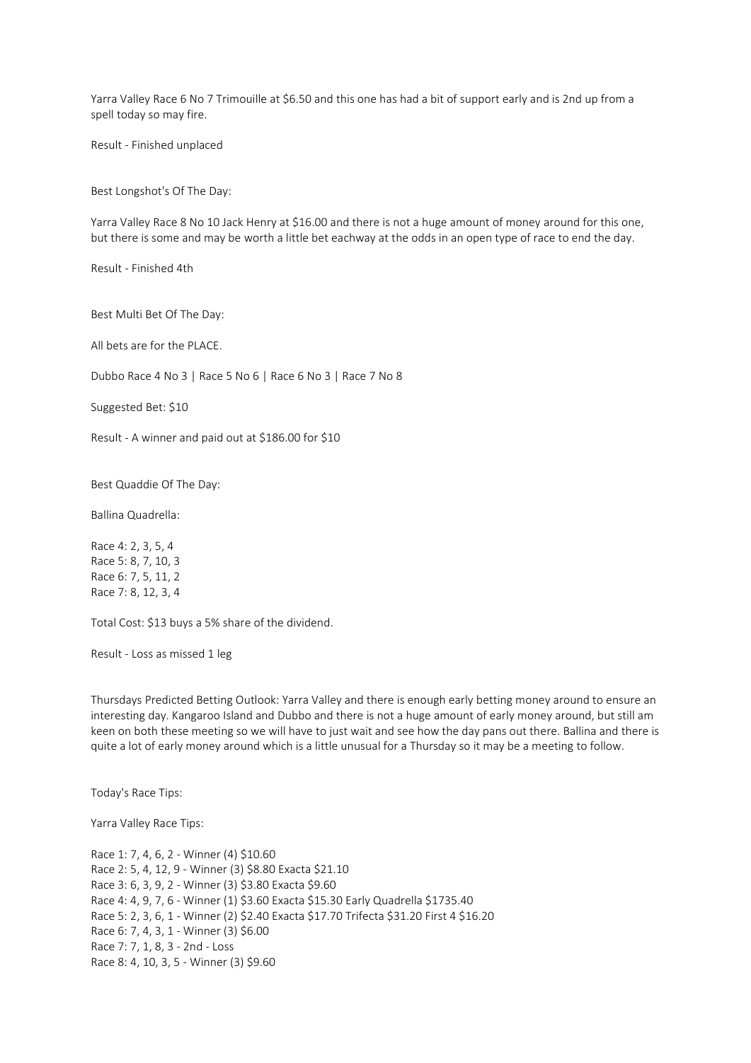Yarra Valley Race 6 No 7 Trimouille at $6.50 and this one has had a bit of support early and is 2nd up from a spell today so may fire.

Result - Finished unplaced

Best Longshot's Of The Day:

Yarra Valley Race 8 No 10 Jack Henry at $16.00 and there is not a huge amount of money around for this one, but there is some and may be worth a little bet eachway at the odds in an open type of race to end the day.

Result - Finished 4th

Best Multi Bet Of The Day:

All bets are for the PLACE.

Dubbo Race 4 No 3 | Race 5 No 6 | Race 6 No 3 | Race 7 No 8

Suggested Bet: $10

Result - A winner and paid out at $186.00 for $10

Best Quaddie Of The Day:

Ballina Quadrella:

Race 4: 2, 3, 5, 4
Race 5: 8, 7, 10, 3
Race 6: 7, 5, 11, 2
Race 7: 8, 12, 3, 4

Total Cost: $13 buys a 5% share of the dividend.

Result - Loss as missed 1 leg

Thursdays Predicted Betting Outlook: Yarra Valley and there is enough early betting money around to ensure an interesting day. Kangaroo Island and Dubbo and there is not a huge amount of early money around, but still am keen on both these meeting so we will have to just wait and see how the day pans out there. Ballina and there is quite a lot of early money around which is a little unusual for a Thursday so it may be a meeting to follow.

Today's Race Tips:

Yarra Valley Race Tips:

Race 1: 7, 4, 6, 2 - Winner (4) $10.60
Race 2: 5, 4, 12, 9 - Winner (3) $8.80 Exacta $21.10
Race 3: 6, 3, 9, 2 - Winner (3) $3.80 Exacta $9.60
Race 4: 4, 9, 7, 6 - Winner (1) $3.60 Exacta $15.30 Early Quadrella $1735.40
Race 5: 2, 3, 6, 1 - Winner (2) $2.40 Exacta $17.70 Trifecta $31.20 First 4 $16.20
Race 6: 7, 4, 3, 1 - Winner (3) $6.00
Race 7: 7, 1, 8, 3 - 2nd - Loss
Race 8: 4, 10, 3, 5 - Winner (3) $9.60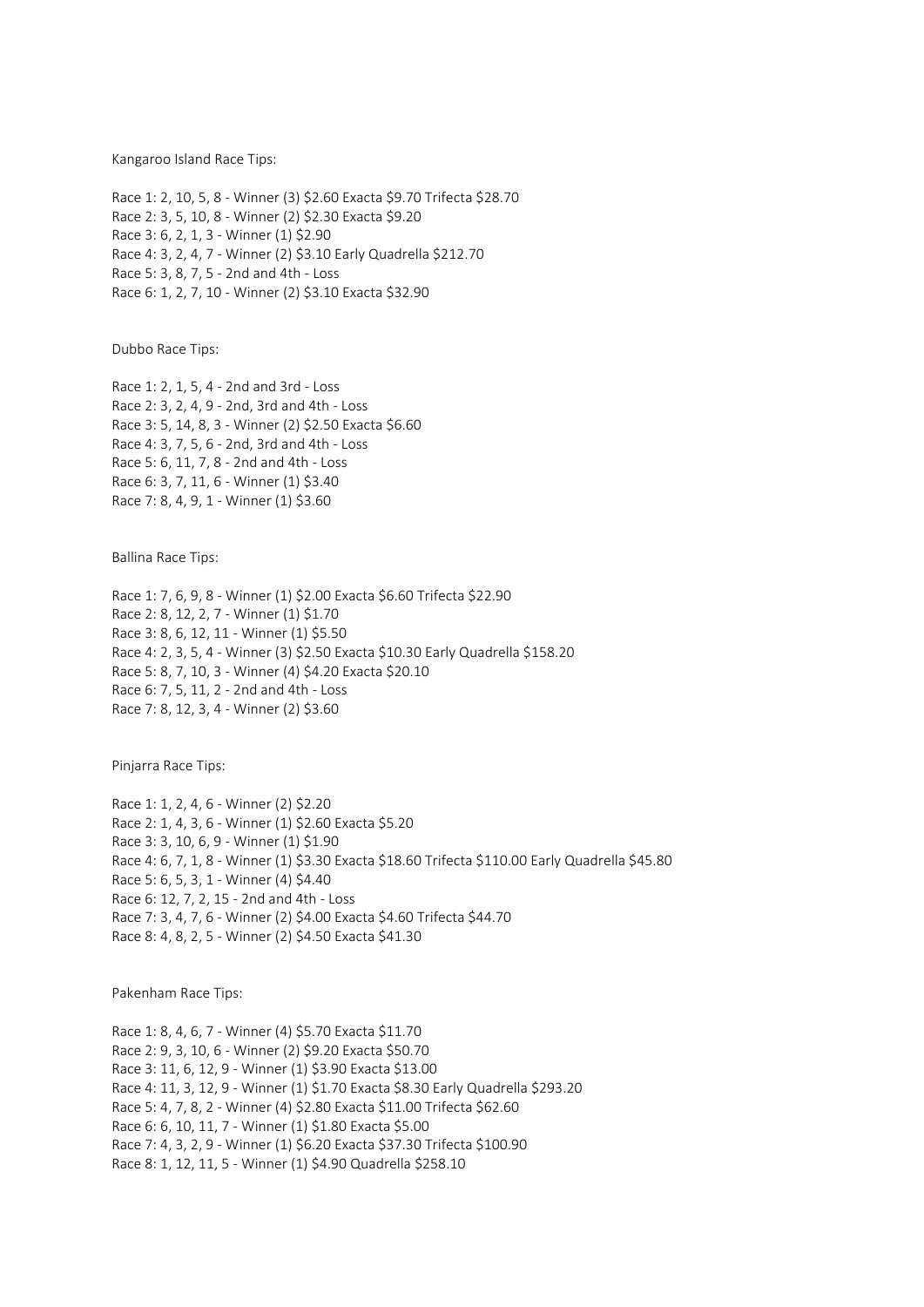Kangaroo Island Race Tips:

Race 1: 2, 10, 5, 8 - Winner (3) $2.60 Exacta $9.70 Trifecta $28.70
Race 2: 3, 5, 10, 8 - Winner (2) $2.30 Exacta $9.20
Race 3: 6, 2, 1, 3 - Winner (1) $2.90
Race 4: 3, 2, 4, 7 - Winner (2) $3.10 Early Quadrella $212.70
Race 5: 3, 8, 7, 5 - 2nd and 4th - Loss
Race 6: 1, 2, 7, 10 - Winner (2) $3.10 Exacta $32.90

Dubbo Race Tips:

Race 1: 2, 1, 5, 4 - 2nd and 3rd - Loss
Race 2: 3, 2, 4, 9 - 2nd, 3rd and 4th - Loss
Race 3: 5, 14, 8, 3 - Winner (2) $2.50 Exacta $6.60
Race 4: 3, 7, 5, 6 - 2nd, 3rd and 4th - Loss
Race 5: 6, 11, 7, 8 - 2nd and 4th - Loss
Race 6: 3, 7, 11, 6 - Winner (1) $3.40
Race 7: 8, 4, 9, 1 - Winner (1) $3.60

Ballina Race Tips:

Race 1: 7, 6, 9, 8 - Winner (1) $2.00 Exacta $6.60 Trifecta $22.90
Race 2: 8, 12, 2, 7 - Winner (1) $1.70
Race 3: 8, 6, 12, 11 - Winner (1) $5.50
Race 4: 2, 3, 5, 4 - Winner (3) $2.50 Exacta $10.30 Early Quadrella $158.20
Race 5: 8, 7, 10, 3 - Winner (4) $4.20 Exacta $20.10
Race 6: 7, 5, 11, 2 - 2nd and 4th - Loss
Race 7: 8, 12, 3, 4 - Winner (2) $3.60

Pinjarra Race Tips:

Race 1: 1, 2, 4, 6 - Winner (2) $2.20
Race 2: 1, 4, 3, 6 - Winner (1) $2.60 Exacta $5.20
Race 3: 3, 10, 6, 9 - Winner (1) $1.90
Race 4: 6, 7, 1, 8 - Winner (1) $3.30 Exacta $18.60 Trifecta $110.00 Early Quadrella $45.80
Race 5: 6, 5, 3, 1 - Winner (4) $4.40
Race 6: 12, 7, 2, 15 - 2nd and 4th - Loss
Race 7: 3, 4, 7, 6 - Winner (2) $4.00 Exacta $4.60 Trifecta $44.70
Race 8: 4, 8, 2, 5 - Winner (2) $4.50 Exacta $41.30

Pakenham Race Tips:

Race 1: 8, 4, 6, 7 - Winner (4) $5.70 Exacta $11.70
Race 2: 9, 3, 10, 6 - Winner (2) $9.20 Exacta $50.70
Race 3: 11, 6, 12, 9 - Winner (1) $3.90 Exacta $13.00
Race 4: 11, 3, 12, 9 - Winner (1) $1.70 Exacta $8.30 Early Quadrella $293.20
Race 5: 4, 7, 8, 2 - Winner (4) $2.80 Exacta $11.00 Trifecta $62.60
Race 6: 6, 10, 11, 7 - Winner (1) $1.80 Exacta $5.00
Race 7: 4, 3, 2, 9 - Winner (1) $6.20 Exacta $37.30 Trifecta $100.90
Race 8: 1, 12, 11, 5 - Winner (1) $4.90 Quadrella $258.10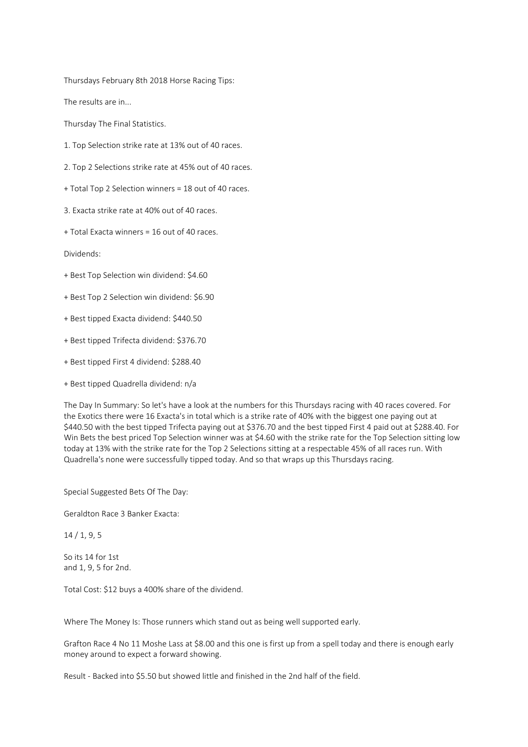Thursdays February 8th 2018 Horse Racing Tips:

The results are in...

Thursday The Final Statistics.

1. Top Selection strike rate at 13% out of 40 races.

2. Top 2 Selections strike rate at 45% out of 40 races.

+ Total Top 2 Selection winners = 18 out of 40 races.

3. Exacta strike rate at 40% out of 40 races.

+ Total Exacta winners = 16 out of 40 races.

Dividends:

+ Best Top Selection win dividend: $4.60

+ Best Top 2 Selection win dividend: $6.90

+ Best tipped Exacta dividend: $440.50

+ Best tipped Trifecta dividend: $376.70

+ Best tipped First 4 dividend: $288.40

+ Best tipped Quadrella dividend: n/a

The Day In Summary: So let's have a look at the numbers for this Thursdays racing with 40 races covered. For the Exotics there were 16 Exacta's in total which is a strike rate of 40% with the biggest one paying out at $440.50 with the best tipped Trifecta paying out at $376.70 and the best tipped First 4 paid out at $288.40. For Win Bets the best priced Top Selection winner was at $4.60 with the strike rate for the Top Selection sitting low today at 13% with the strike rate for the Top 2 Selections sitting at a respectable 45% of all races run. With Quadrella's none were successfully tipped today. And so that wraps up this Thursdays racing.

Special Suggested Bets Of The Day:

Geraldton Race 3 Banker Exacta:

14 / 1, 9, 5

So its 14 for 1st
and 1, 9, 5 for 2nd.

Total Cost: $12 buys a 400% share of the dividend.

Where The Money Is: Those runners which stand out as being well supported early.

Grafton Race 4 No 11 Moshe Lass at $8.00 and this one is first up from a spell today and there is enough early money around to expect a forward showing.

Result - Backed into $5.50 but showed little and finished in the 2nd half of the field.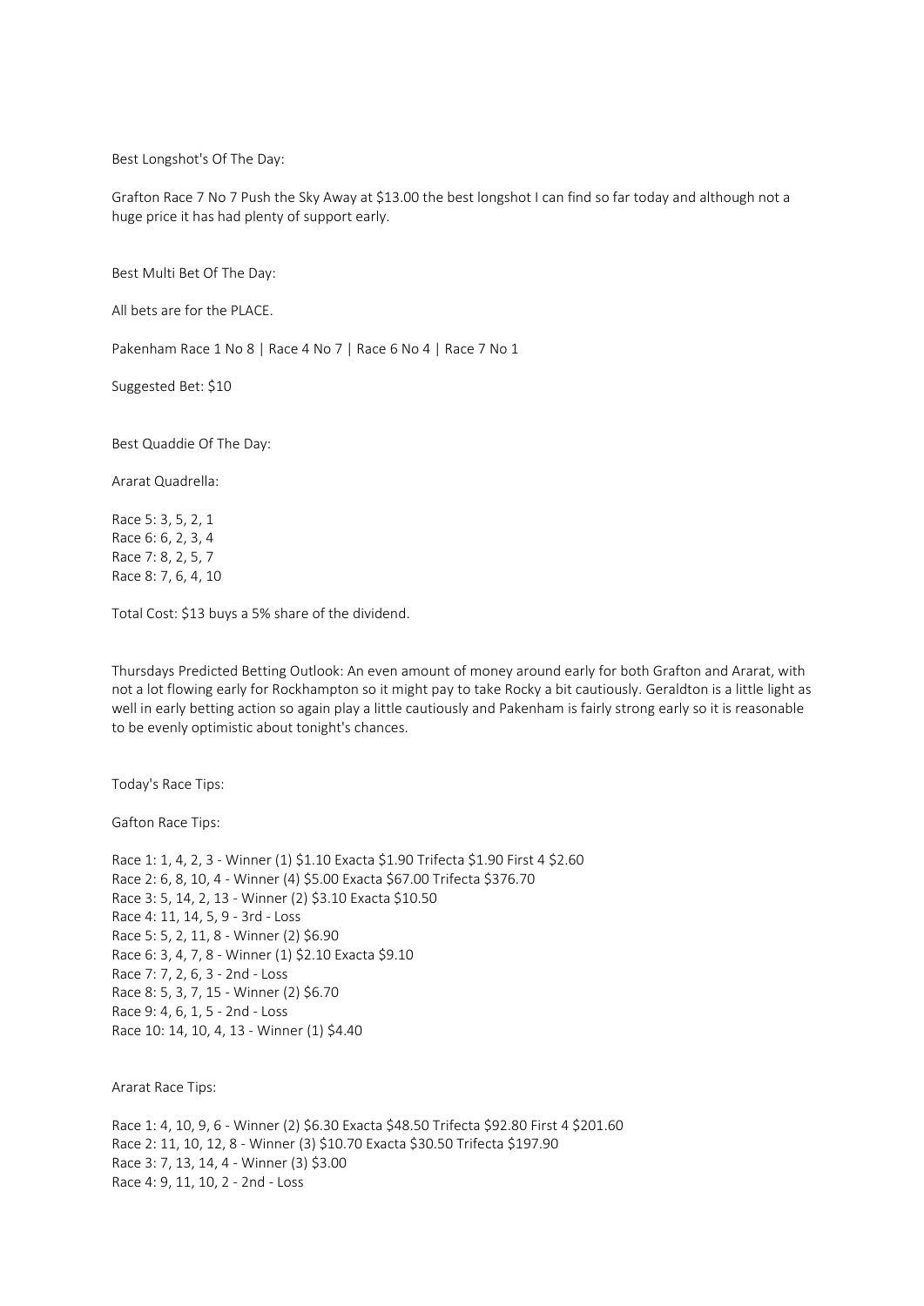Best Longshot's Of The Day:

Grafton Race 7 No 7 Push the Sky Away at $13.00 the best longshot I can find so far today and although not a huge price it has had plenty of support early.

Best Multi Bet Of The Day:

All bets are for the PLACE.

Pakenham Race 1 No 8 | Race 4 No 7 | Race 6 No 4 | Race 7 No 1

Suggested Bet: $10

Best Quaddie Of The Day:

Ararat Quadrella:

Race 5: 3, 5, 2, 1
Race 6: 6, 2, 3, 4
Race 7: 8, 2, 5, 7
Race 8: 7, 6, 4, 10

Total Cost: $13 buys a 5% share of the dividend.

Thursdays Predicted Betting Outlook: An even amount of money around early for both Grafton and Ararat, with not a lot flowing early for Rockhampton so it might pay to take Rocky a bit cautiously. Geraldton is a little light as well in early betting action so again play a little cautiously and Pakenham is fairly strong early so it is reasonable to be evenly optimistic about tonight's chances.

Today's Race Tips:

Gafton Race Tips:

Race 1: 1, 4, 2, 3 - Winner (1) $1.10 Exacta $1.90 Trifecta $1.90 First 4 $2.60
Race 2: 6, 8, 10, 4 - Winner (4) $5.00 Exacta $67.00 Trifecta $376.70
Race 3: 5, 14, 2, 13 - Winner (2) $3.10 Exacta $10.50
Race 4: 11, 14, 5, 9 - 3rd - Loss
Race 5: 5, 2, 11, 8 - Winner (2) $6.90
Race 6: 3, 4, 7, 8 - Winner (1) $2.10 Exacta $9.10
Race 7: 7, 2, 6, 3 - 2nd - Loss
Race 8: 5, 3, 7, 15 - Winner (2) $6.70
Race 9: 4, 6, 1, 5 - 2nd - Loss
Race 10: 14, 10, 4, 13 - Winner (1) $4.40

Ararat Race Tips:

Race 1: 4, 10, 9, 6 - Winner (2) $6.30 Exacta $48.50 Trifecta $92.80 First 4 $201.60
Race 2: 11, 10, 12, 8 - Winner (3) $10.70 Exacta $30.50 Trifecta $197.90
Race 3: 7, 13, 14, 4 - Winner (3) $3.00
Race 4: 9, 11, 10, 2 - 2nd - Loss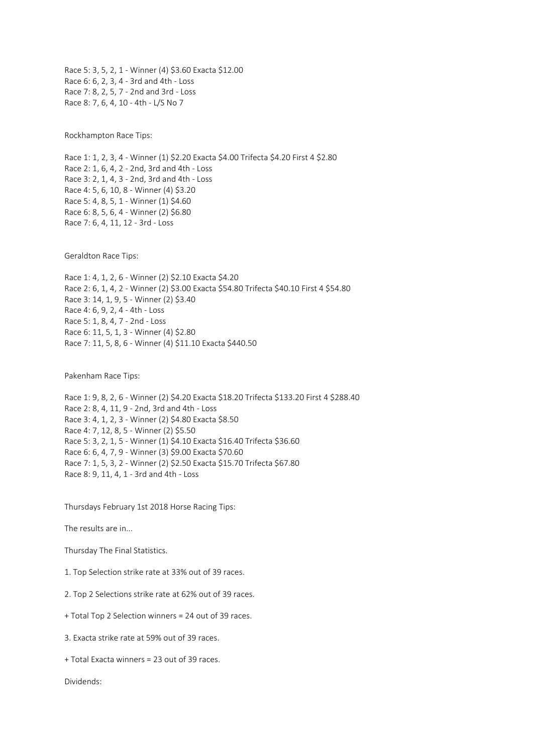Race 5: 3, 5, 2, 1 - Winner (4) $3.60 Exacta $12.00
Race 6: 6, 2, 3, 4 - 3rd and 4th - Loss
Race 7: 8, 2, 5, 7 - 2nd and 3rd - Loss
Race 8: 7, 6, 4, 10 - 4th - L/S No 7

Rockhampton Race Tips:

Race 1: 1, 2, 3, 4 - Winner (1) $2.20 Exacta $4.00 Trifecta $4.20 First 4 $2.80
Race 2: 1, 6, 4, 2 - 2nd, 3rd and 4th - Loss
Race 3: 2, 1, 4, 3 - 2nd, 3rd and 4th - Loss
Race 4: 5, 6, 10, 8 - Winner (4) $3.20
Race 5: 4, 8, 5, 1 - Winner (1) $4.60
Race 6: 8, 5, 6, 4 - Winner (2) $6.80
Race 7: 6, 4, 11, 12 - 3rd - Loss

Geraldton Race Tips:

Race 1: 4, 1, 2, 6 - Winner (2) $2.10 Exacta $4.20
Race 2: 6, 1, 4, 2 - Winner (2) $3.00 Exacta $54.80 Trifecta $40.10 First 4 $54.80
Race 3: 14, 1, 9, 5 - Winner (2) $3.40
Race 4: 6, 9, 2, 4 - 4th - Loss
Race 5: 1, 8, 4, 7 - 2nd - Loss
Race 6: 11, 5, 1, 3 - Winner (4) $2.80
Race 7: 11, 5, 8, 6 - Winner (4) $11.10 Exacta $440.50

Pakenham Race Tips:

Race 1: 9, 8, 2, 6 - Winner (2) $4.20 Exacta $18.20 Trifecta $133.20 First 4 $288.40
Race 2: 8, 4, 11, 9 - 2nd, 3rd and 4th - Loss
Race 3: 4, 1, 2, 3 - Winner (2) $4.80 Exacta $8.50
Race 4: 7, 12, 8, 5 - Winner (2) $5.50
Race 5: 3, 2, 1, 5 - Winner (1) $4.10 Exacta $16.40 Trifecta $36.60
Race 6: 6, 4, 7, 9 - Winner (3) $9.00 Exacta $70.60
Race 7: 1, 5, 3, 2 - Winner (2) $2.50 Exacta $15.70 Trifecta $67.80
Race 8: 9, 11, 4, 1 - 3rd and 4th - Loss

Thursdays February 1st 2018 Horse Racing Tips:

The results are in...

Thursday The Final Statistics.

1. Top Selection strike rate at 33% out of 39 races.

2. Top 2 Selections strike rate at 62% out of 39 races.

+ Total Top 2 Selection winners = 24 out of 39 races.

3. Exacta strike rate at 59% out of 39 races.

+ Total Exacta winners = 23 out of 39 races.

Dividends: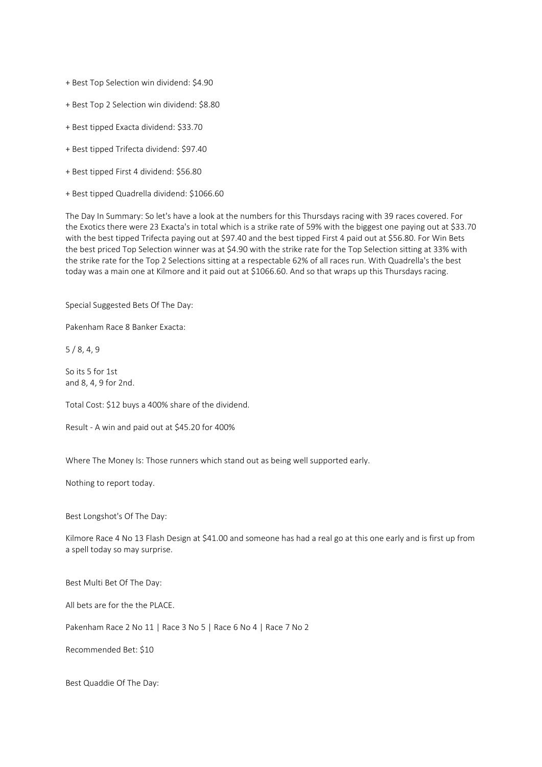+ Best Top Selection win dividend: $4.90

+ Best Top 2 Selection win dividend: $8.80

+ Best tipped Exacta dividend: $33.70

+ Best tipped Trifecta dividend: $97.40

+ Best tipped First 4 dividend: $56.80

+ Best tipped Quadrella dividend: $1066.60

The Day In Summary: So let's have a look at the numbers for this Thursdays racing with 39 races covered. For the Exotics there were 23 Exacta's in total which is a strike rate of 59% with the biggest one paying out at $33.70 with the best tipped Trifecta paying out at $97.40 and the best tipped First 4 paid out at $56.80. For Win Bets the best priced Top Selection winner was at $4.90 with the strike rate for the Top Selection sitting at 33% with the strike rate for the Top 2 Selections sitting at a respectable 62% of all races run. With Quadrella's the best today was a main one at Kilmore and it paid out at $1066.60. And so that wraps up this Thursdays racing.

Special Suggested Bets Of The Day:

Pakenham Race 8 Banker Exacta:

5 / 8, 4, 9

So its 5 for 1st
and 8, 4, 9 for 2nd.

Total Cost: $12 buys a 400% share of the dividend.

Result - A win and paid out at $45.20 for 400%

Where The Money Is: Those runners which stand out as being well supported early.

Nothing to report today.

Best Longshot's Of The Day:

Kilmore Race 4 No 13 Flash Design at $41.00 and someone has had a real go at this one early and is first up from a spell today so may surprise.

Best Multi Bet Of The Day:

All bets are for the the PLACE.

Pakenham Race 2 No 11 | Race 3 No 5 | Race 6 No 4 | Race 7 No 2

Recommended Bet: $10

Best Quaddie Of The Day: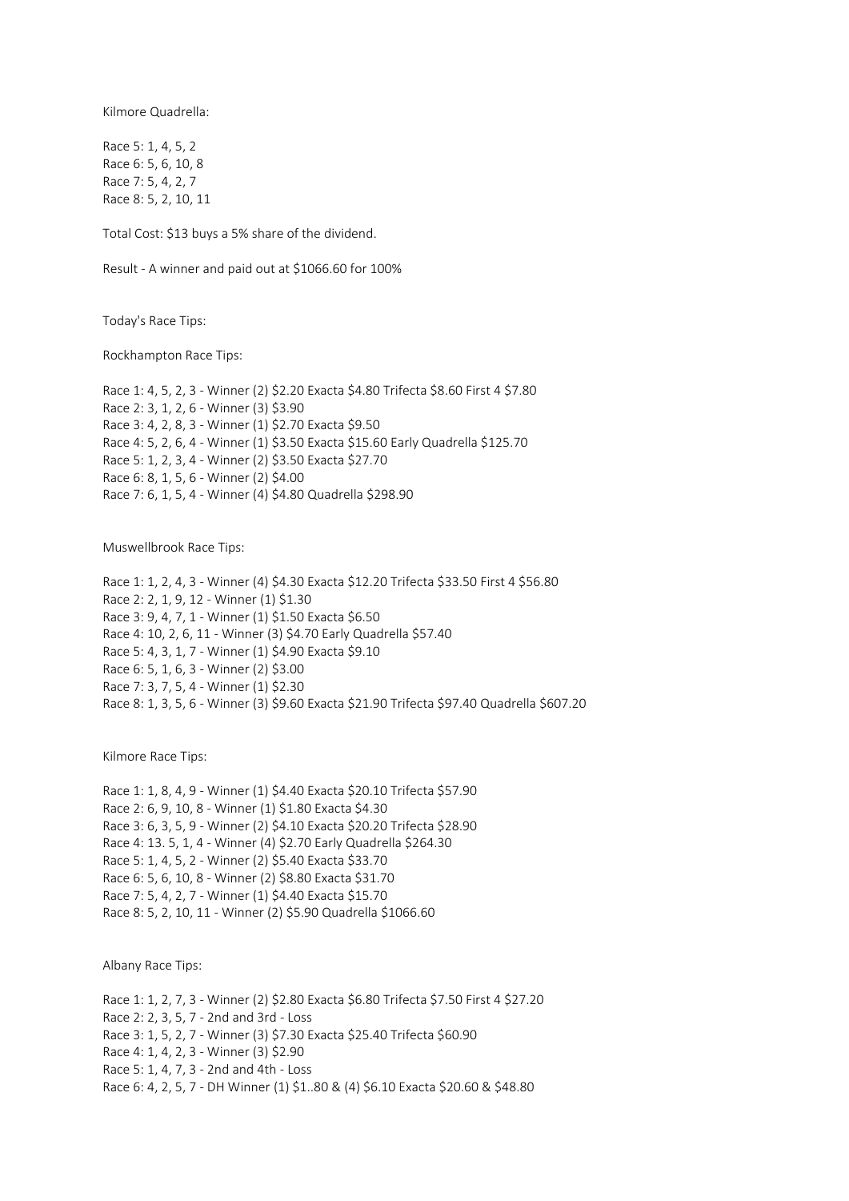Kilmore Quadrella:

Race 5: 1, 4, 5, 2
Race 6: 5, 6, 10, 8
Race 7: 5, 4, 2, 7
Race 8: 5, 2, 10, 11

Total Cost: $13 buys a 5% share of the dividend.

Result - A winner and paid out at $1066.60 for 100%

Today's Race Tips:

Rockhampton Race Tips:

Race 1: 4, 5, 2, 3 - Winner (2) $2.20 Exacta $4.80 Trifecta $8.60 First 4 $7.80
Race 2: 3, 1, 2, 6 - Winner (3) $3.90
Race 3: 4, 2, 8, 3 - Winner (1) $2.70 Exacta $9.50
Race 4: 5, 2, 6, 4 - Winner (1) $3.50 Exacta $15.60 Early Quadrella $125.70
Race 5: 1, 2, 3, 4 - Winner (2) $3.50 Exacta $27.70
Race 6: 8, 1, 5, 6 - Winner (2) $4.00
Race 7: 6, 1, 5, 4 - Winner (4) $4.80 Quadrella $298.90

Muswellbrook Race Tips:

Race 1: 1, 2, 4, 3 - Winner (4) $4.30 Exacta $12.20 Trifecta $33.50 First 4 $56.80
Race 2: 2, 1, 9, 12 - Winner (1) $1.30
Race 3: 9, 4, 7, 1 - Winner (1) $1.50 Exacta $6.50
Race 4: 10, 2, 6, 11 - Winner (3) $4.70 Early Quadrella $57.40
Race 5: 4, 3, 1, 7 - Winner (1) $4.90 Exacta $9.10
Race 6: 5, 1, 6, 3 - Winner (2) $3.00
Race 7: 3, 7, 5, 4 - Winner (1) $2.30
Race 8: 1, 3, 5, 6 - Winner (3) $9.60 Exacta $21.90 Trifecta $97.40 Quadrella $607.20

Kilmore Race Tips:

Race 1: 1, 8, 4, 9 - Winner (1) $4.40 Exacta $20.10 Trifecta $57.90
Race 2: 6, 9, 10, 8 - Winner (1) $1.80 Exacta $4.30
Race 3: 6, 3, 5, 9 - Winner (2) $4.10 Exacta $20.20 Trifecta $28.90
Race 4: 13. 5, 1, 4 - Winner (4) $2.70 Early Quadrella $264.30
Race 5: 1, 4, 5, 2 - Winner (2) $5.40 Exacta $33.70
Race 6: 5, 6, 10, 8 - Winner (2) $8.80 Exacta $31.70
Race 7: 5, 4, 2, 7 - Winner (1) $4.40 Exacta $15.70
Race 8: 5, 2, 10, 11 - Winner (2) $5.90 Quadrella $1066.60

Albany Race Tips:

Race 1: 1, 2, 7, 3 - Winner (2) $2.80 Exacta $6.80 Trifecta $7.50 First 4 $27.20
Race 2: 2, 3, 5, 7 - 2nd and 3rd - Loss
Race 3: 1, 5, 2, 7 - Winner (3) $7.30 Exacta $25.40 Trifecta $60.90
Race 4: 1, 4, 2, 3 - Winner (3) $2.90
Race 5: 1, 4, 7, 3 - 2nd and 4th - Loss
Race 6: 4, 2, 5, 7 - DH Winner (1) $1..80 & (4) $6.10 Exacta $20.60 & $48.80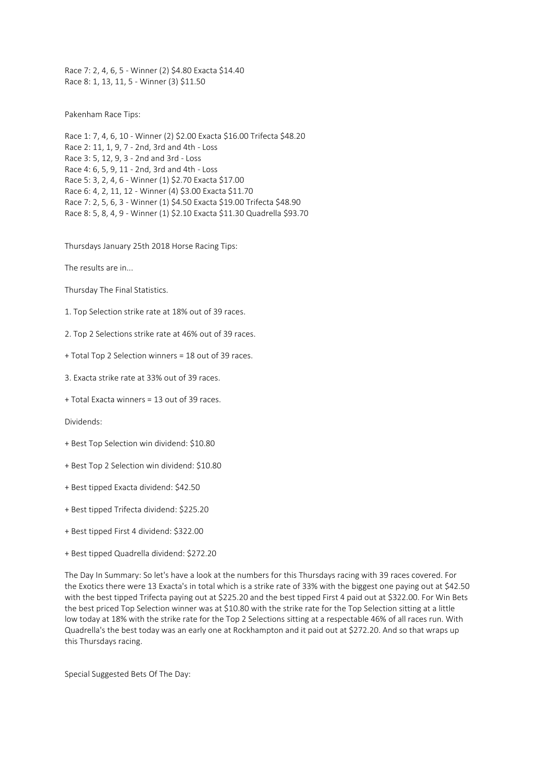Race 7: 2, 4, 6, 5 - Winner (2) $4.80 Exacta $14.40
Race 8: 1, 13, 11, 5 - Winner (3) $11.50

Pakenham Race Tips:

Race 1: 7, 4, 6, 10 - Winner (2) $2.00 Exacta $16.00 Trifecta $48.20
Race 2: 11, 1, 9, 7 - 2nd, 3rd and 4th - Loss
Race 3: 5, 12, 9, 3 - 2nd and 3rd - Loss
Race 4: 6, 5, 9, 11 - 2nd, 3rd and 4th - Loss
Race 5: 3, 2, 4, 6 - Winner (1) $2.70 Exacta $17.00
Race 6: 4, 2, 11, 12 - Winner (4) $3.00 Exacta $11.70
Race 7: 2, 5, 6, 3 - Winner (1) $4.50 Exacta $19.00 Trifecta $48.90
Race 8: 5, 8, 4, 9 - Winner (1) $2.10 Exacta $11.30 Quadrella $93.70

Thursdays January 25th 2018 Horse Racing Tips:

The results are in...

Thursday The Final Statistics.

1. Top Selection strike rate at 18% out of 39 races.

2. Top 2 Selections strike rate at 46% out of 39 races.

+ Total Top 2 Selection winners = 18 out of 39 races.

3. Exacta strike rate at 33% out of 39 races.

+ Total Exacta winners = 13 out of 39 races.

Dividends:

+ Best Top Selection win dividend: $10.80

+ Best Top 2 Selection win dividend: $10.80

+ Best tipped Exacta dividend: $42.50

+ Best tipped Trifecta dividend: $225.20

+ Best tipped First 4 dividend: $322.00

+ Best tipped Quadrella dividend: $272.20

The Day In Summary: So let's have a look at the numbers for this Thursdays racing with 39 races covered. For the Exotics there were 13 Exacta's in total which is a strike rate of 33% with the biggest one paying out at $42.50 with the best tipped Trifecta paying out at $225.20 and the best tipped First 4 paid out at $322.00. For Win Bets the best priced Top Selection winner was at $10.80 with the strike rate for the Top Selection sitting at a little low today at 18% with the strike rate for the Top 2 Selections sitting at a respectable 46% of all races run. With Quadrella's the best today was an early one at Rockhampton and it paid out at $272.20. And so that wraps up this Thursdays racing.

Special Suggested Bets Of The Day: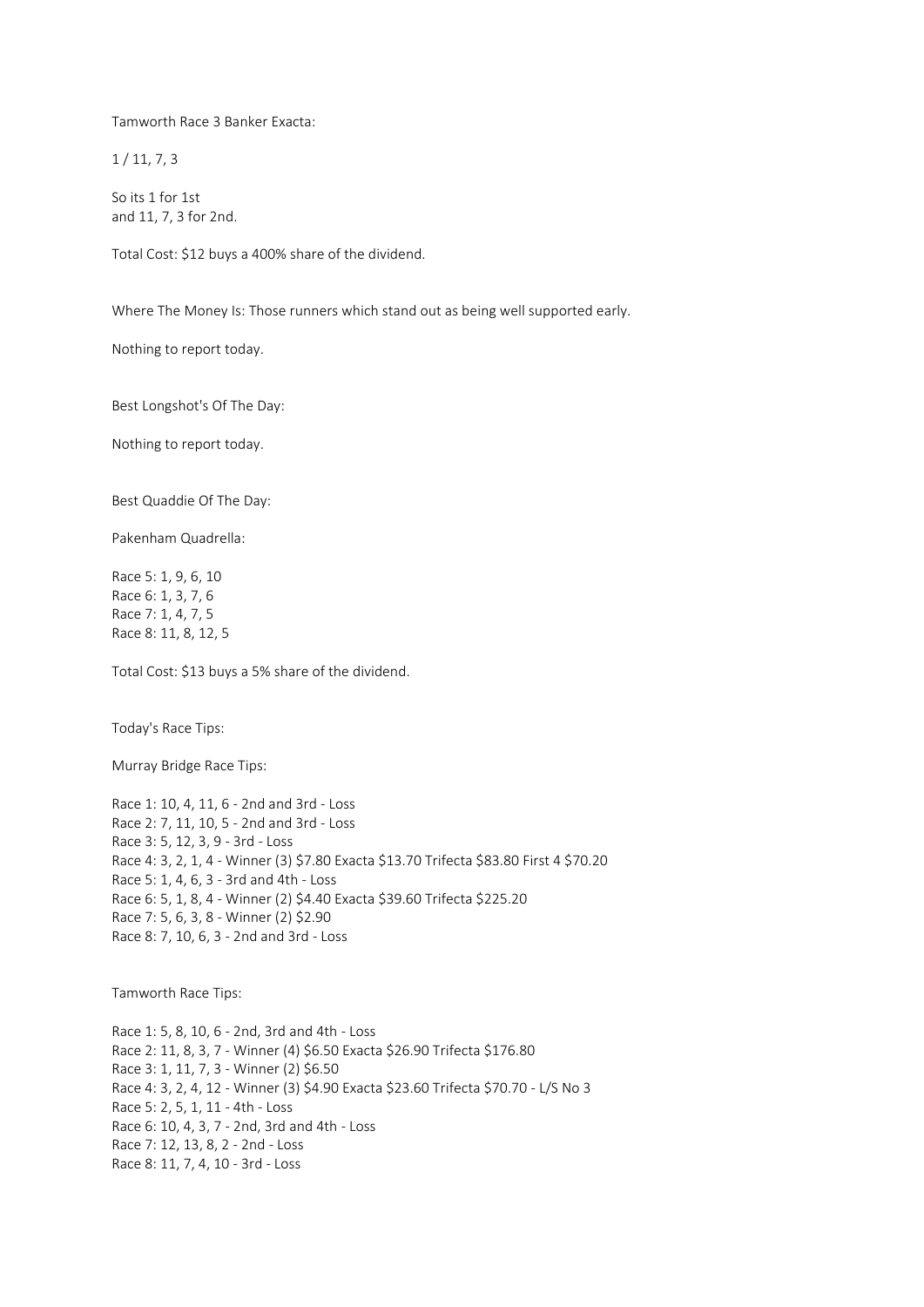Tamworth Race 3 Banker Exacta:

1 / 11, 7, 3

So its 1 for 1st
and 11, 7, 3 for 2nd.

Total Cost: $12 buys a 400% share of the dividend.

Where The Money Is: Those runners which stand out as being well supported early.

Nothing to report today.

Best Longshot's Of The Day:

Nothing to report today.

Best Quaddie Of The Day:

Pakenham Quadrella:

Race 5: 1, 9, 6, 10
Race 6: 1, 3, 7, 6
Race 7: 1, 4, 7, 5
Race 8: 11, 8, 12, 5

Total Cost: $13 buys a 5% share of the dividend.

Today's Race Tips:

Murray Bridge Race Tips:

Race 1: 10, 4, 11, 6 - 2nd and 3rd - Loss
Race 2: 7, 11, 10, 5 - 2nd and 3rd - Loss
Race 3: 5, 12, 3, 9 - 3rd - Loss
Race 4: 3, 2, 1, 4 - Winner (3) $7.80 Exacta $13.70 Trifecta $83.80 First 4 $70.20
Race 5: 1, 4, 6, 3 - 3rd and 4th - Loss
Race 6: 5, 1, 8, 4 - Winner (2) $4.40 Exacta $39.60 Trifecta $225.20
Race 7: 5, 6, 3, 8 - Winner (2) $2.90
Race 8: 7, 10, 6, 3 - 2nd and 3rd - Loss

Tamworth Race Tips:

Race 1: 5, 8, 10, 6 - 2nd, 3rd and 4th - Loss
Race 2: 11, 8, 3, 7 - Winner (4) $6.50 Exacta $26.90 Trifecta $176.80
Race 3: 1, 11, 7, 3 - Winner (2) $6.50
Race 4: 3, 2, 4, 12 - Winner (3) $4.90 Exacta $23.60 Trifecta $70.70 - L/S No 3
Race 5: 2, 5, 1, 11 - 4th - Loss
Race 6: 10, 4, 3, 7 - 2nd, 3rd and 4th - Loss
Race 7: 12, 13, 8, 2 - 2nd - Loss
Race 8: 11, 7, 4, 10 - 3rd - Loss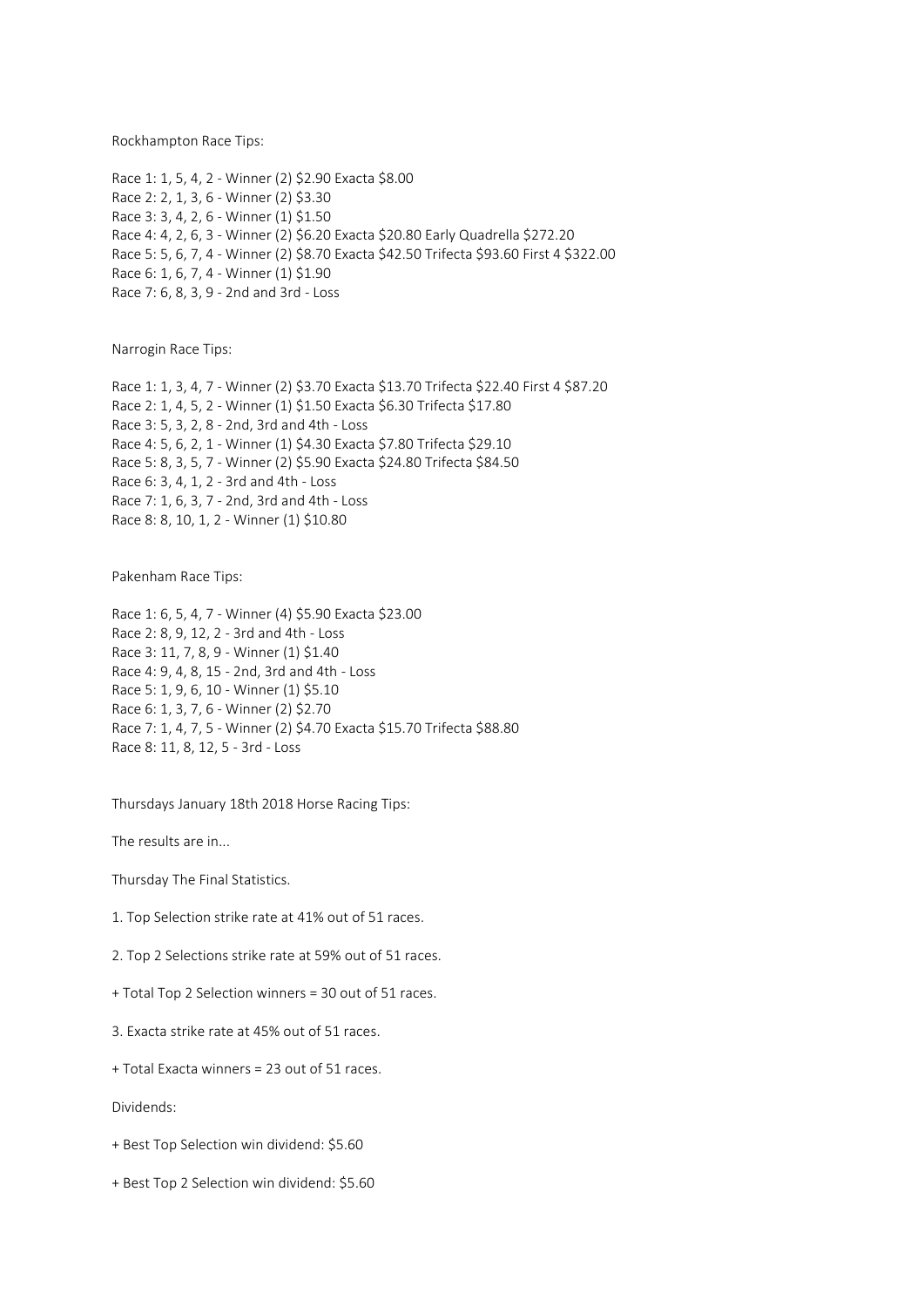Rockhampton Race Tips:

Race 1: 1, 5, 4, 2 - Winner (2) $2.90 Exacta $8.00
Race 2: 2, 1, 3, 6 - Winner (2) $3.30
Race 3: 3, 4, 2, 6 - Winner (1) $1.50
Race 4: 4, 2, 6, 3 - Winner (2) $6.20 Exacta $20.80 Early Quadrella $272.20
Race 5: 5, 6, 7, 4 - Winner (2) $8.70 Exacta $42.50 Trifecta $93.60 First 4 $322.00
Race 6: 1, 6, 7, 4 - Winner (1) $1.90
Race 7: 6, 8, 3, 9 - 2nd and 3rd - Loss

Narrogin Race Tips:

Race 1: 1, 3, 4, 7 - Winner (2) $3.70 Exacta $13.70 Trifecta $22.40 First 4 $87.20
Race 2: 1, 4, 5, 2 - Winner (1) $1.50 Exacta $6.30 Trifecta $17.80
Race 3: 5, 3, 2, 8 - 2nd, 3rd and 4th - Loss
Race 4: 5, 6, 2, 1 - Winner (1) $4.30 Exacta $7.80 Trifecta $29.10
Race 5: 8, 3, 5, 7 - Winner (2) $5.90 Exacta $24.80 Trifecta $84.50
Race 6: 3, 4, 1, 2 - 3rd and 4th - Loss
Race 7: 1, 6, 3, 7 - 2nd, 3rd and 4th - Loss
Race 8: 8, 10, 1, 2 - Winner (1) $10.80

Pakenham Race Tips:

Race 1: 6, 5, 4, 7 - Winner (4) $5.90 Exacta $23.00
Race 2: 8, 9, 12, 2 - 3rd and 4th - Loss
Race 3: 11, 7, 8, 9 - Winner (1) $1.40
Race 4: 9, 4, 8, 15 - 2nd, 3rd and 4th - Loss
Race 5: 1, 9, 6, 10 - Winner (1) $5.10
Race 6: 1, 3, 7, 6 - Winner (2) $2.70
Race 7: 1, 4, 7, 5 - Winner (2) $4.70 Exacta $15.70 Trifecta $88.80
Race 8: 11, 8, 12, 5 - 3rd - Loss

Thursdays January 18th 2018 Horse Racing Tips:

The results are in...

Thursday The Final Statistics.

1. Top Selection strike rate at 41% out of 51 races.

2. Top 2 Selections strike rate at 59% out of 51 races.

+ Total Top 2 Selection winners = 30 out of 51 races.

3. Exacta strike rate at 45% out of 51 races.

+ Total Exacta winners = 23 out of 51 races.

Dividends:

+ Best Top Selection win dividend: $5.60

+ Best Top 2 Selection win dividend: $5.60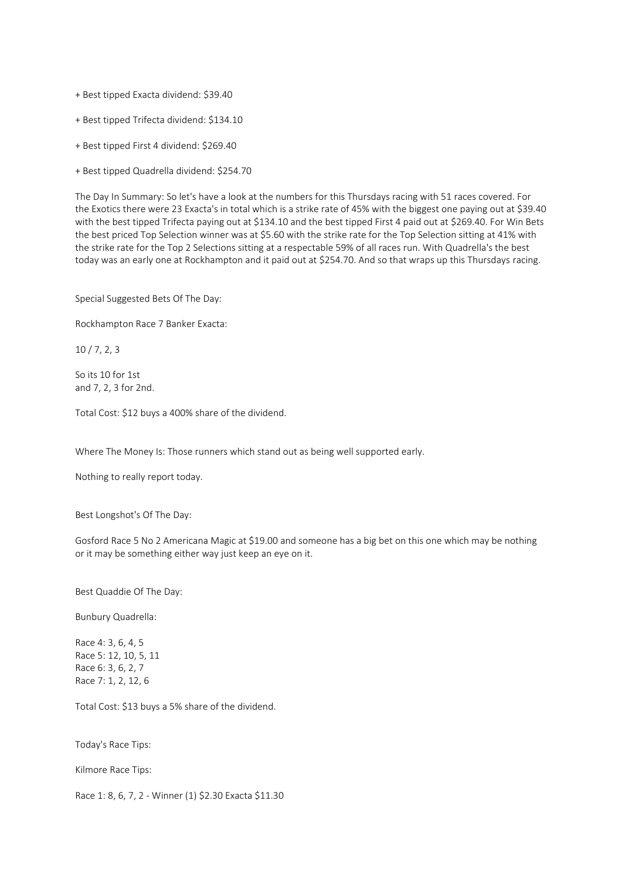+ Best tipped Exacta dividend: $39.40

+ Best tipped Trifecta dividend: $134.10

+ Best tipped First 4 dividend: $269.40

+ Best tipped Quadrella dividend: $254.70

The Day In Summary: So let's have a look at the numbers for this Thursdays racing with 51 races covered. For the Exotics there were 23 Exacta's in total which is a strike rate of 45% with the biggest one paying out at $39.40 with the best tipped Trifecta paying out at $134.10 and the best tipped First 4 paid out at $269.40. For Win Bets the best priced Top Selection winner was at $5.60 with the strike rate for the Top Selection sitting at 41% with the strike rate for the Top 2 Selections sitting at a respectable 59% of all races run. With Quadrella's the best today was an early one at Rockhampton and it paid out at $254.70. And so that wraps up this Thursdays racing.

Special Suggested Bets Of The Day:

Rockhampton Race 7 Banker Exacta:

10 / 7, 2, 3

So its 10 for 1st
and 7, 2, 3 for 2nd.

Total Cost: $12 buys a 400% share of the dividend.

Where The Money Is: Those runners which stand out as being well supported early.

Nothing to really report today.

Best Longshot's Of The Day:

Gosford Race 5 No 2 Americana Magic at $19.00 and someone has a big bet on this one which may be nothing or it may be something either way just keep an eye on it.

Best Quaddie Of The Day:

Bunbury Quadrella:

Race 4: 3, 6, 4, 5
Race 5: 12, 10, 5, 11
Race 6: 3, 6, 2, 7
Race 7: 1, 2, 12, 6

Total Cost: $13 buys a 5% share of the dividend.

Today's Race Tips:

Kilmore Race Tips:

Race 1: 8, 6, 7, 2 - Winner (1) $2.30 Exacta $11.30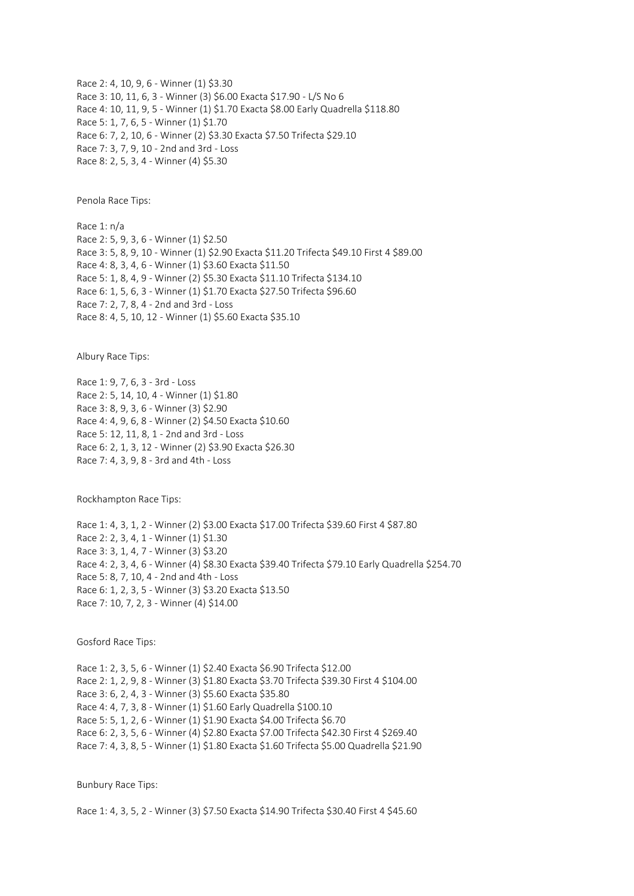Race 2: 4, 10, 9, 6 - Winner (1) $3.30
Race 3: 10, 11, 6, 3 - Winner (3) $6.00 Exacta $17.90 - L/S No 6
Race 4: 10, 11, 9, 5 - Winner (1) $1.70 Exacta $8.00 Early Quadrella $118.80
Race 5: 1, 7, 6, 5 - Winner (1) $1.70
Race 6: 7, 2, 10, 6 - Winner (2) $3.30 Exacta $7.50 Trifecta $29.10
Race 7: 3, 7, 9, 10 - 2nd and 3rd - Loss
Race 8: 2, 5, 3, 4 - Winner (4) $5.30

Penola Race Tips:

Race 1: n/a
Race 2: 5, 9, 3, 6 - Winner (1) $2.50
Race 3: 5, 8, 9, 10 - Winner (1) $2.90 Exacta $11.20 Trifecta $49.10 First 4 $89.00
Race 4: 8, 3, 4, 6 - Winner (1) $3.60 Exacta $11.50
Race 5: 1, 8, 4, 9 - Winner (2) $5.30 Exacta $11.10 Trifecta $134.10
Race 6: 1, 5, 6, 3 - Winner (1) $1.70 Exacta $27.50 Trifecta $96.60
Race 7: 2, 7, 8, 4 - 2nd and 3rd - Loss
Race 8: 4, 5, 10, 12 - Winner (1) $5.60 Exacta $35.10

Albury Race Tips:

Race 1: 9, 7, 6, 3 - 3rd - Loss
Race 2: 5, 14, 10, 4 - Winner (1) $1.80
Race 3: 8, 9, 3, 6 - Winner (3) $2.90
Race 4: 4, 9, 6, 8 - Winner (2) $4.50 Exacta $10.60
Race 5: 12, 11, 8, 1 - 2nd and 3rd - Loss
Race 6: 2, 1, 3, 12 - Winner (2) $3.90 Exacta $26.30
Race 7: 4, 3, 9, 8 - 3rd and 4th - Loss

Rockhampton Race Tips:

Race 1: 4, 3, 1, 2 - Winner (2) $3.00 Exacta $17.00 Trifecta $39.60 First 4 $87.80
Race 2: 2, 3, 4, 1 - Winner (1) $1.30
Race 3: 3, 1, 4, 7 - Winner (3) $3.20
Race 4: 2, 3, 4, 6 - Winner (4) $8.30 Exacta $39.40 Trifecta $79.10 Early Quadrella $254.70
Race 5: 8, 7, 10, 4 - 2nd and 4th - Loss
Race 6: 1, 2, 3, 5 - Winner (3) $3.20 Exacta $13.50
Race 7: 10, 7, 2, 3 - Winner (4) $14.00

Gosford Race Tips:

Race 1: 2, 3, 5, 6 - Winner (1) $2.40 Exacta $6.90 Trifecta $12.00
Race 2: 1, 2, 9, 8 - Winner (3) $1.80 Exacta $3.70 Trifecta $39.30 First 4 $104.00
Race 3: 6, 2, 4, 3 - Winner (3) $5.60 Exacta $35.80
Race 4: 4, 7, 3, 8 - Winner (1) $1.60 Early Quadrella $100.10
Race 5: 5, 1, 2, 6 - Winner (1) $1.90 Exacta $4.00 Trifecta $6.70
Race 6: 2, 3, 5, 6 - Winner (4) $2.80 Exacta $7.00 Trifecta $42.30 First 4 $269.40
Race 7: 4, 3, 8, 5 - Winner (1) $1.80 Exacta $1.60 Trifecta $5.00 Quadrella $21.90

Bunbury Race Tips:

Race 1: 4, 3, 5, 2 - Winner (3) $7.50 Exacta $14.90 Trifecta $30.40 First 4 $45.60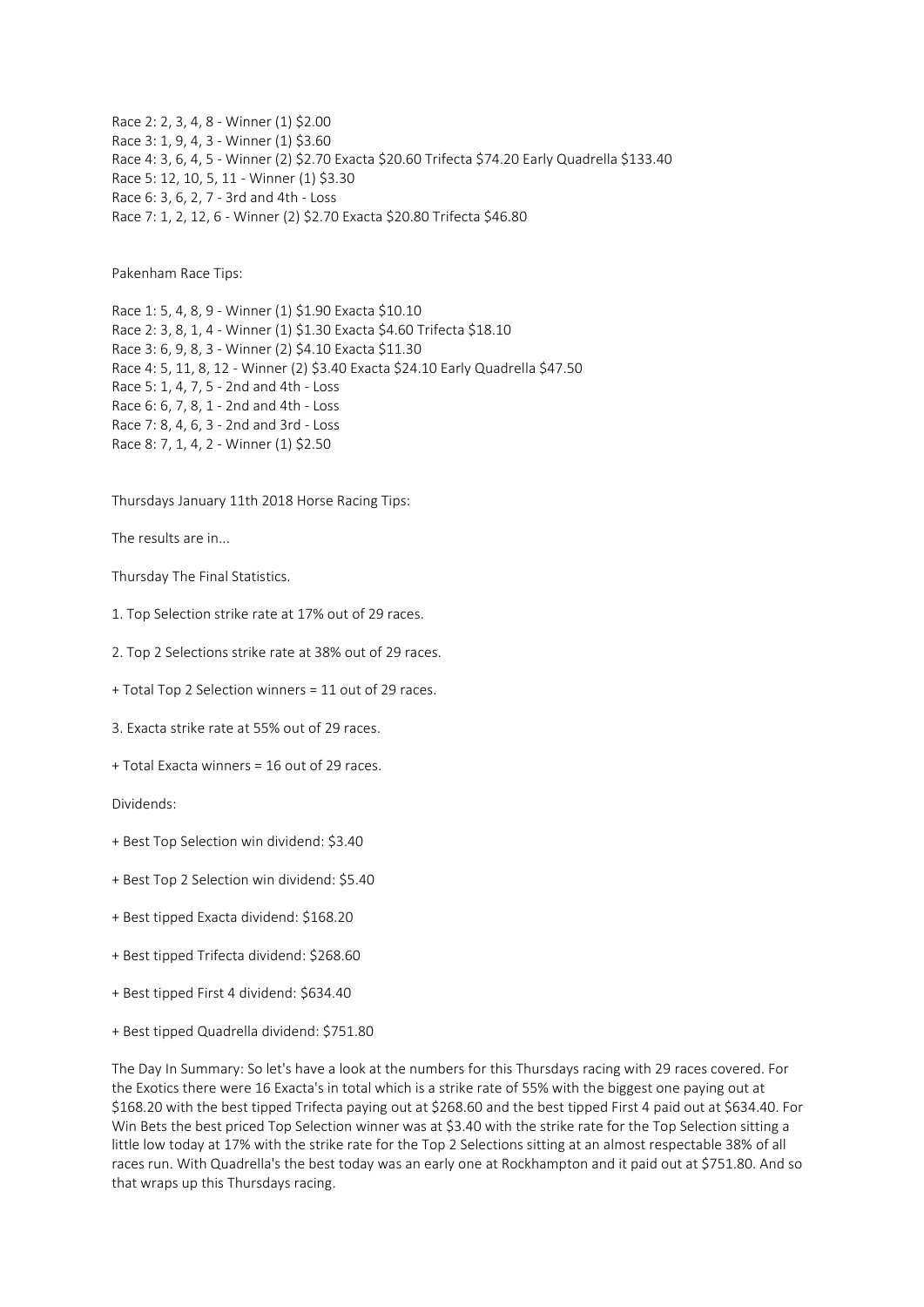Race 2: 2, 3, 4, 8 - Winner (1) $2.00
Race 3: 1, 9, 4, 3 - Winner (1) $3.60
Race 4: 3, 6, 4, 5 - Winner (2) $2.70 Exacta $20.60 Trifecta $74.20 Early Quadrella $133.40
Race 5: 12, 10, 5, 11 - Winner (1) $3.30
Race 6: 3, 6, 2, 7 - 3rd and 4th - Loss
Race 7: 1, 2, 12, 6 - Winner (2) $2.70 Exacta $20.80 Trifecta $46.80

Pakenham Race Tips:

Race 1: 5, 4, 8, 9 - Winner (1) $1.90 Exacta $10.10
Race 2: 3, 8, 1, 4 - Winner (1) $1.30 Exacta $4.60 Trifecta $18.10
Race 3: 6, 9, 8, 3 - Winner (2) $4.10 Exacta $11.30
Race 4: 5, 11, 8, 12 - Winner (2) $3.40 Exacta $24.10 Early Quadrella $47.50
Race 5: 1, 4, 7, 5 - 2nd and 4th - Loss
Race 6: 6, 7, 8, 1 - 2nd and 4th - Loss
Race 7: 8, 4, 6, 3 - 2nd and 3rd - Loss
Race 8: 7, 1, 4, 2 - Winner (1) $2.50

Thursdays January 11th 2018 Horse Racing Tips:

The results are in...

Thursday The Final Statistics.

1. Top Selection strike rate at 17% out of 29 races.

2. Top 2 Selections strike rate at 38% out of 29 races.

+ Total Top 2 Selection winners = 11 out of 29 races.

3. Exacta strike rate at 55% out of 29 races.

+ Total Exacta winners = 16 out of 29 races.

Dividends:

+ Best Top Selection win dividend: $3.40

+ Best Top 2 Selection win dividend: $5.40

+ Best tipped Exacta dividend: $168.20

+ Best tipped Trifecta dividend: $268.60

+ Best tipped First 4 dividend: $634.40

+ Best tipped Quadrella dividend: $751.80

The Day In Summary: So let's have a look at the numbers for this Thursdays racing with 29 races covered. For the Exotics there were 16 Exacta's in total which is a strike rate of 55% with the biggest one paying out at $168.20 with the best tipped Trifecta paying out at $268.60 and the best tipped First 4 paid out at $634.40. For Win Bets the best priced Top Selection winner was at $3.40 with the strike rate for the Top Selection sitting a little low today at 17% with the strike rate for the Top 2 Selections sitting at an almost respectable 38% of all races run. With Quadrella's the best today was an early one at Rockhampton and it paid out at $751.80. And so that wraps up this Thursdays racing.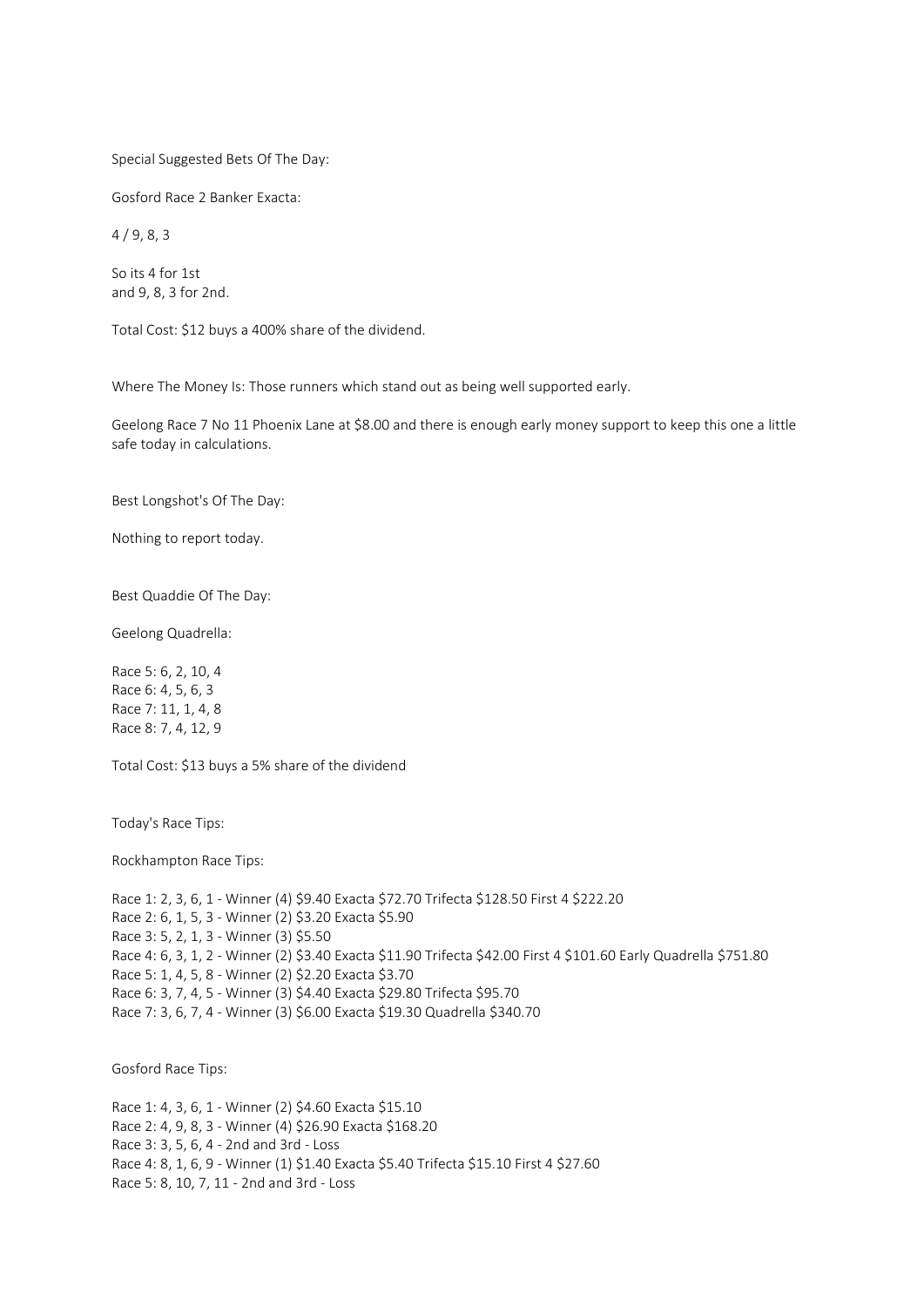Special Suggested Bets Of The Day:

Gosford Race 2 Banker Exacta:

4 / 9, 8, 3

So its 4 for 1st
and 9, 8, 3 for 2nd.

Total Cost: $12 buys a 400% share of the dividend.

Where The Money Is: Those runners which stand out as being well supported early.

Geelong Race 7 No 11 Phoenix Lane at $8.00 and there is enough early money support to keep this one a little safe today in calculations.

Best Longshot's Of The Day:

Nothing to report today.

Best Quaddie Of The Day:

Geelong Quadrella:

Race 5: 6, 2, 10, 4
Race 6: 4, 5, 6, 3
Race 7: 11, 1, 4, 8
Race 8: 7, 4, 12, 9

Total Cost: $13 buys a 5% share of the dividend

Today's Race Tips:

Rockhampton Race Tips:

Race 1: 2, 3, 6, 1 - Winner (4) $9.40 Exacta $72.70 Trifecta $128.50 First 4 $222.20
Race 2: 6, 1, 5, 3 - Winner (2) $3.20 Exacta $5.90
Race 3: 5, 2, 1, 3 - Winner (3) $5.50
Race 4: 6, 3, 1, 2 - Winner (2) $3.40 Exacta $11.90 Trifecta $42.00 First 4 $101.60 Early Quadrella $751.80
Race 5: 1, 4, 5, 8 - Winner (2) $2.20 Exacta $3.70
Race 6: 3, 7, 4, 5 - Winner (3) $4.40 Exacta $29.80 Trifecta $95.70
Race 7: 3, 6, 7, 4 - Winner (3) $6.00 Exacta $19.30 Quadrella $340.70

Gosford Race Tips:

Race 1: 4, 3, 6, 1 - Winner (2) $4.60 Exacta $15.10
Race 2: 4, 9, 8, 3 - Winner (4) $26.90 Exacta $168.20
Race 3: 3, 5, 6, 4 - 2nd and 3rd - Loss
Race 4: 8, 1, 6, 9 - Winner (1) $1.40 Exacta $5.40 Trifecta $15.10 First 4 $27.60
Race 5: 8, 10, 7, 11 - 2nd and 3rd - Loss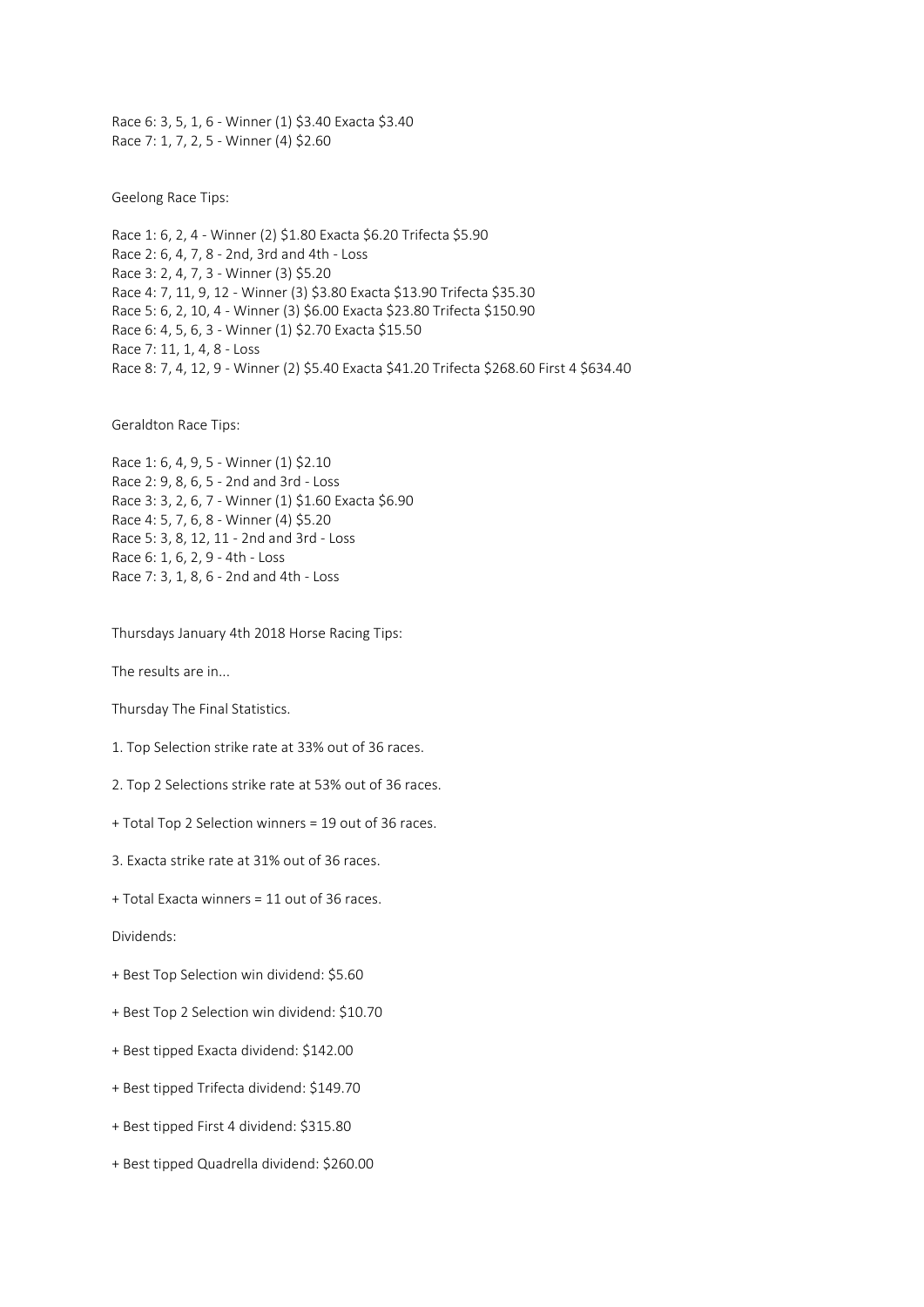Race 6: 3, 5, 1, 6 - Winner (1) $3.40 Exacta $3.40
Race 7: 1, 7, 2, 5 - Winner (4) $2.60

Geelong Race Tips:

Race 1: 6, 2, 4 - Winner (2) $1.80 Exacta $6.20 Trifecta $5.90
Race 2: 6, 4, 7, 8 - 2nd, 3rd and 4th - Loss
Race 3: 2, 4, 7, 3 - Winner (3) $5.20
Race 4: 7, 11, 9, 12 - Winner (3) $3.80 Exacta $13.90 Trifecta $35.30
Race 5: 6, 2, 10, 4 - Winner (3) $6.00 Exacta $23.80 Trifecta $150.90
Race 6: 4, 5, 6, 3 - Winner (1) $2.70 Exacta $15.50
Race 7: 11, 1, 4, 8 - Loss
Race 8: 7, 4, 12, 9 - Winner (2) $5.40 Exacta $41.20 Trifecta $268.60 First 4 $634.40

Geraldton Race Tips:

Race 1: 6, 4, 9, 5 - Winner (1) $2.10
Race 2: 9, 8, 6, 5 - 2nd and 3rd - Loss
Race 3: 3, 2, 6, 7 - Winner (1) $1.60 Exacta $6.90
Race 4: 5, 7, 6, 8 - Winner (4) $5.20
Race 5: 3, 8, 12, 11 - 2nd and 3rd - Loss
Race 6: 1, 6, 2, 9 - 4th - Loss
Race 7: 3, 1, 8, 6 - 2nd and 4th - Loss

Thursdays January 4th 2018 Horse Racing Tips:

The results are in...

Thursday The Final Statistics.

1. Top Selection strike rate at 33% out of 36 races.

2. Top 2 Selections strike rate at 53% out of 36 races.

+ Total Top 2 Selection winners = 19 out of 36 races.

3. Exacta strike rate at 31% out of 36 races.

+ Total Exacta winners = 11 out of 36 races.

Dividends:

+ Best Top Selection win dividend: $5.60

+ Best Top 2 Selection win dividend: $10.70

+ Best tipped Exacta dividend: $142.00

+ Best tipped Trifecta dividend: $149.70

+ Best tipped First 4 dividend: $315.80

+ Best tipped Quadrella dividend: $260.00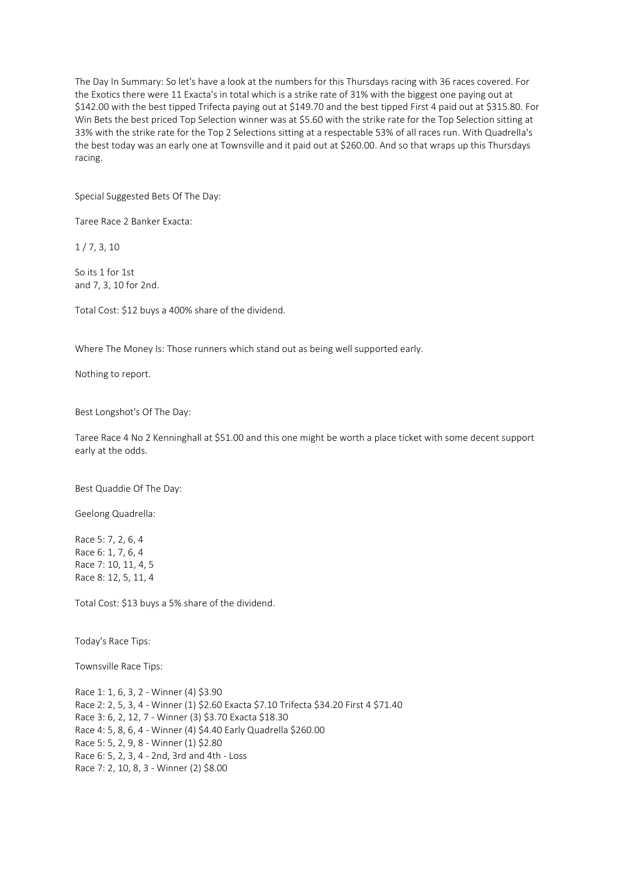The Day In Summary: So let's have a look at the numbers for this Thursdays racing with 36 races covered. For the Exotics there were 11 Exacta's in total which is a strike rate of 31% with the biggest one paying out at $142.00 with the best tipped Trifecta paying out at $149.70 and the best tipped First 4 paid out at $315.80. For Win Bets the best priced Top Selection winner was at $5.60 with the strike rate for the Top Selection sitting at 33% with the strike rate for the Top 2 Selections sitting at a respectable 53% of all races run. With Quadrella's the best today was an early one at Townsville and it paid out at $260.00. And so that wraps up this Thursdays racing.

Special Suggested Bets Of The Day:

Taree Race 2 Banker Exacta:

1 / 7, 3, 10

So its 1 for 1st
and 7, 3, 10 for 2nd.

Total Cost: $12 buys a 400% share of the dividend.

Where The Money Is: Those runners which stand out as being well supported early.

Nothing to report.

Best Longshot's Of The Day:

Taree Race 4 No 2 Kenninghall at $51.00 and this one might be worth a place ticket with some decent support early at the odds.

Best Quaddie Of The Day:

Geelong Quadrella:

Race 5: 7, 2, 6, 4
Race 6: 1, 7, 6, 4
Race 7: 10, 11, 4, 5
Race 8: 12, 5, 11, 4

Total Cost: $13 buys a 5% share of the dividend.

Today's Race Tips:

Townsville Race Tips:

Race 1: 1, 6, 3, 2 - Winner (4) $3.90
Race 2: 2, 5, 3, 4 - Winner (1) $2.60 Exacta $7.10 Trifecta $34.20 First 4 $71.40
Race 3: 6, 2, 12, 7 - Winner (3) $3.70 Exacta $18.30
Race 4: 5, 8, 6, 4 - Winner (4) $4.40 Early Quadrella $260.00
Race 5: 5, 2, 9, 8 - Winner (1) $2.80
Race 6: 5, 2, 3, 4 - 2nd, 3rd and 4th - Loss
Race 7: 2, 10, 8, 3 - Winner (2) $8.00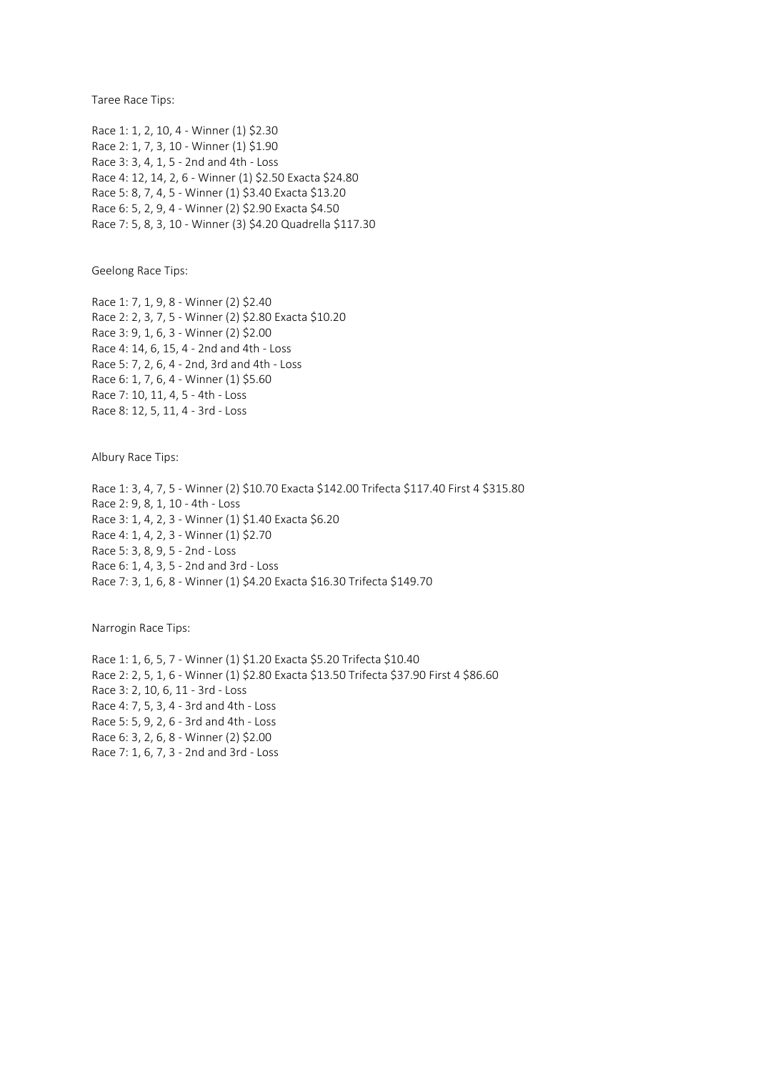Taree Race Tips:

Race 1: 1, 2, 10, 4 - Winner (1) $2.30
Race 2: 1, 7, 3, 10 - Winner (1) $1.90
Race 3: 3, 4, 1, 5 - 2nd and 4th - Loss
Race 4: 12, 14, 2, 6 - Winner (1) $2.50 Exacta $24.80
Race 5: 8, 7, 4, 5 - Winner (1) $3.40 Exacta $13.20
Race 6: 5, 2, 9, 4 - Winner (2) $2.90 Exacta $4.50
Race 7: 5, 8, 3, 10 - Winner (3) $4.20 Quadrella $117.30

Geelong Race Tips:

Race 1: 7, 1, 9, 8 - Winner (2) $2.40
Race 2: 2, 3, 7, 5 - Winner (2) $2.80 Exacta $10.20
Race 3: 9, 1, 6, 3 - Winner (2) $2.00
Race 4: 14, 6, 15, 4 - 2nd and 4th - Loss
Race 5: 7, 2, 6, 4 - 2nd, 3rd and 4th - Loss
Race 6: 1, 7, 6, 4 - Winner (1) $5.60
Race 7: 10, 11, 4, 5 - 4th - Loss
Race 8: 12, 5, 11, 4 - 3rd - Loss

Albury Race Tips:

Race 1: 3, 4, 7, 5 - Winner (2) $10.70 Exacta $142.00 Trifecta $117.40 First 4 $315.80
Race 2: 9, 8, 1, 10 - 4th - Loss
Race 3: 1, 4, 2, 3 - Winner (1) $1.40 Exacta $6.20
Race 4: 1, 4, 2, 3 - Winner (1) $2.70
Race 5: 3, 8, 9, 5 - 2nd - Loss
Race 6: 1, 4, 3, 5 - 2nd and 3rd - Loss
Race 7: 3, 1, 6, 8 - Winner (1) $4.20 Exacta $16.30 Trifecta $149.70

Narrogin Race Tips:

Race 1: 1, 6, 5, 7 - Winner (1) $1.20 Exacta $5.20 Trifecta $10.40
Race 2: 2, 5, 1, 6 - Winner (1) $2.80 Exacta $13.50 Trifecta $37.90 First 4 $86.60
Race 3: 2, 10, 6, 11 - 3rd - Loss
Race 4: 7, 5, 3, 4 - 3rd and 4th - Loss
Race 5: 5, 9, 2, 6 - 3rd and 4th - Loss
Race 6: 3, 2, 6, 8 - Winner (2) $2.00
Race 7: 1, 6, 7, 3 - 2nd and 3rd - Loss